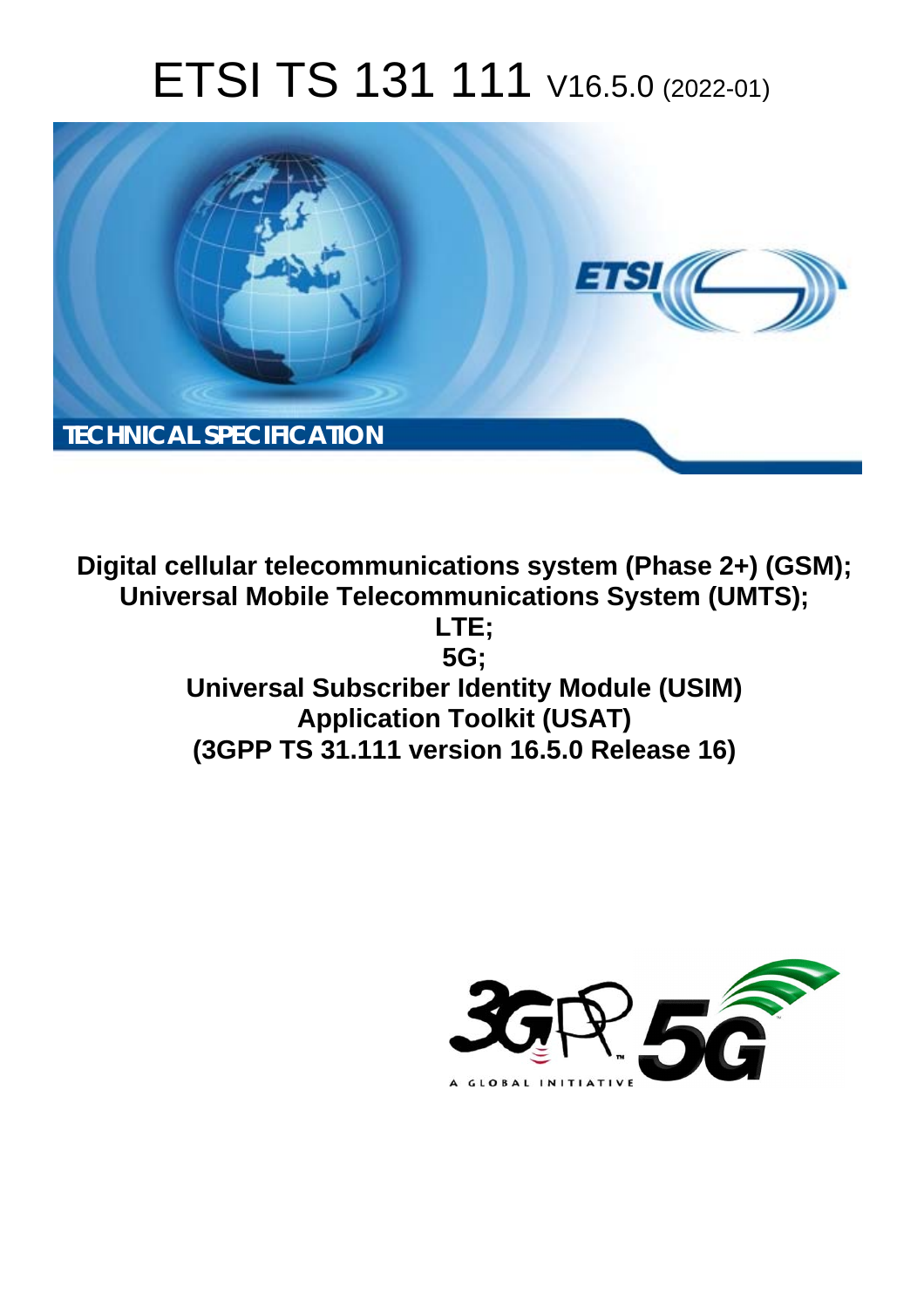# ETSI TS 131 111 V16.5.0 (2022-01)

TECHNICAL SPECIFICATION

**Digital cellular telecommunications system (Phase 2+) (GSM);**
**Universal Mobile Telecommunications System (UMTS);**
**LTE;**
**5G;**
**Universal Subscriber Identity Module (USIM)**
**Application Toolkit (USAT)**
**(3GPP TS 31.111 version 16.5.0 Release 16)**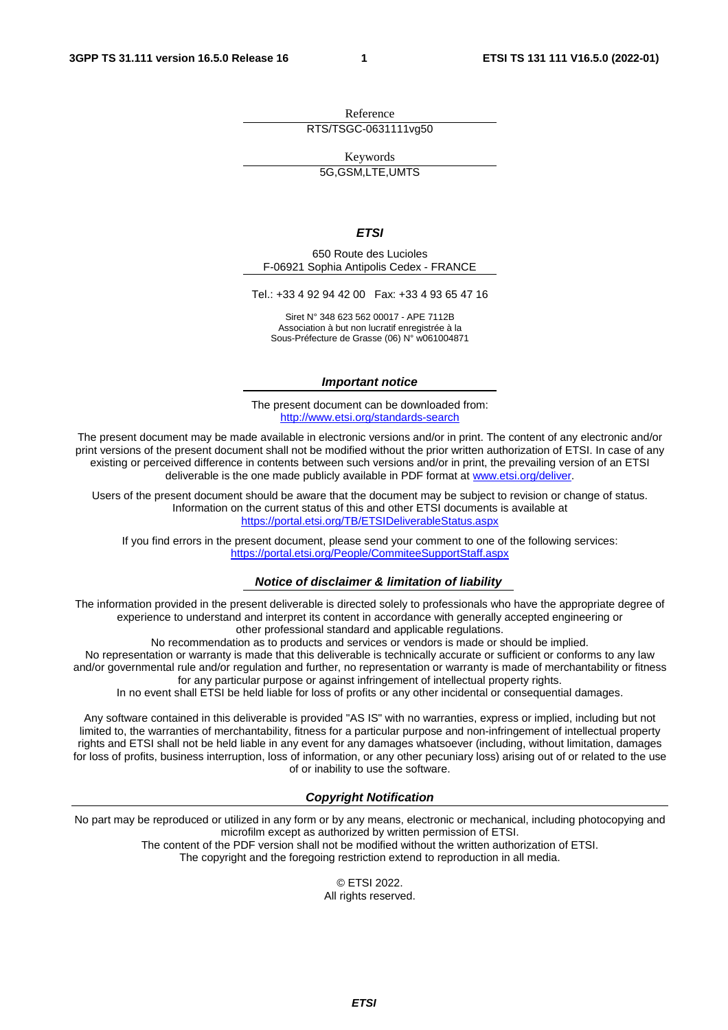Reference

RTS/TSGC-0631111vg50

Keywords

5G,GSM,LTE,UMTS

***ETSI***

650 Route des Lucioles
F-06921 Sophia Antipolis Cedex - FRANCE

Tel.: +33 4 92 94 42 00   Fax: +33 4 93 65 47 16

Siret N° 348 623 562 00017 - APE 7112B
Association à but non lucratif enregistrée à la
Sous-Préfecture de Grasse (06) N° w061004871

***Important notice***

The present document can be downloaded from:
http://www.etsi.org/standards-search

The present document may be made available in electronic versions and/or in print. The content of any electronic and/or print versions of the present document shall not be modified without the prior written authorization of ETSI. In case of any existing or perceived difference in contents between such versions and/or in print, the prevailing version of an ETSI deliverable is the one made publicly available in PDF format at www.etsi.org/deliver.

Users of the present document should be aware that the document may be subject to revision or change of status. Information on the current status of this and other ETSI documents is available at https://portal.etsi.org/TB/ETSIDeliverableStatus.aspx

If you find errors in the present document, please send your comment to one of the following services:
https://portal.etsi.org/People/CommiteeSupportStaff.aspx

***Notice of disclaimer & limitation of liability***

The information provided in the present deliverable is directed solely to professionals who have the appropriate degree of experience to understand and interpret its content in accordance with generally accepted engineering or other professional standard and applicable regulations.
No recommendation as to products and services or vendors is made or should be implied.
No representation or warranty is made that this deliverable is technically accurate or sufficient or conforms to any law and/or governmental rule and/or regulation and further, no representation or warranty is made of merchantability or fitness for any particular purpose or against infringement of intellectual property rights.
In no event shall ETSI be held liable for loss of profits or any other incidental or consequential damages.

Any software contained in this deliverable is provided "AS IS" with no warranties, express or implied, including but not limited to, the warranties of merchantability, fitness for a particular purpose and non-infringement of intellectual property rights and ETSI shall not be held liable in any event for any damages whatsoever (including, without limitation, damages for loss of profits, business interruption, loss of information, or any other pecuniary loss) arising out of or related to the use of or inability to use the software.

***Copyright Notification***

No part may be reproduced or utilized in any form or by any means, electronic or mechanical, including photocopying and microfilm except as authorized by written permission of ETSI.
The content of the PDF version shall not be modified without the written authorization of ETSI.
The copyright and the foregoing restriction extend to reproduction in all media.

© ETSI 2022.
All rights reserved.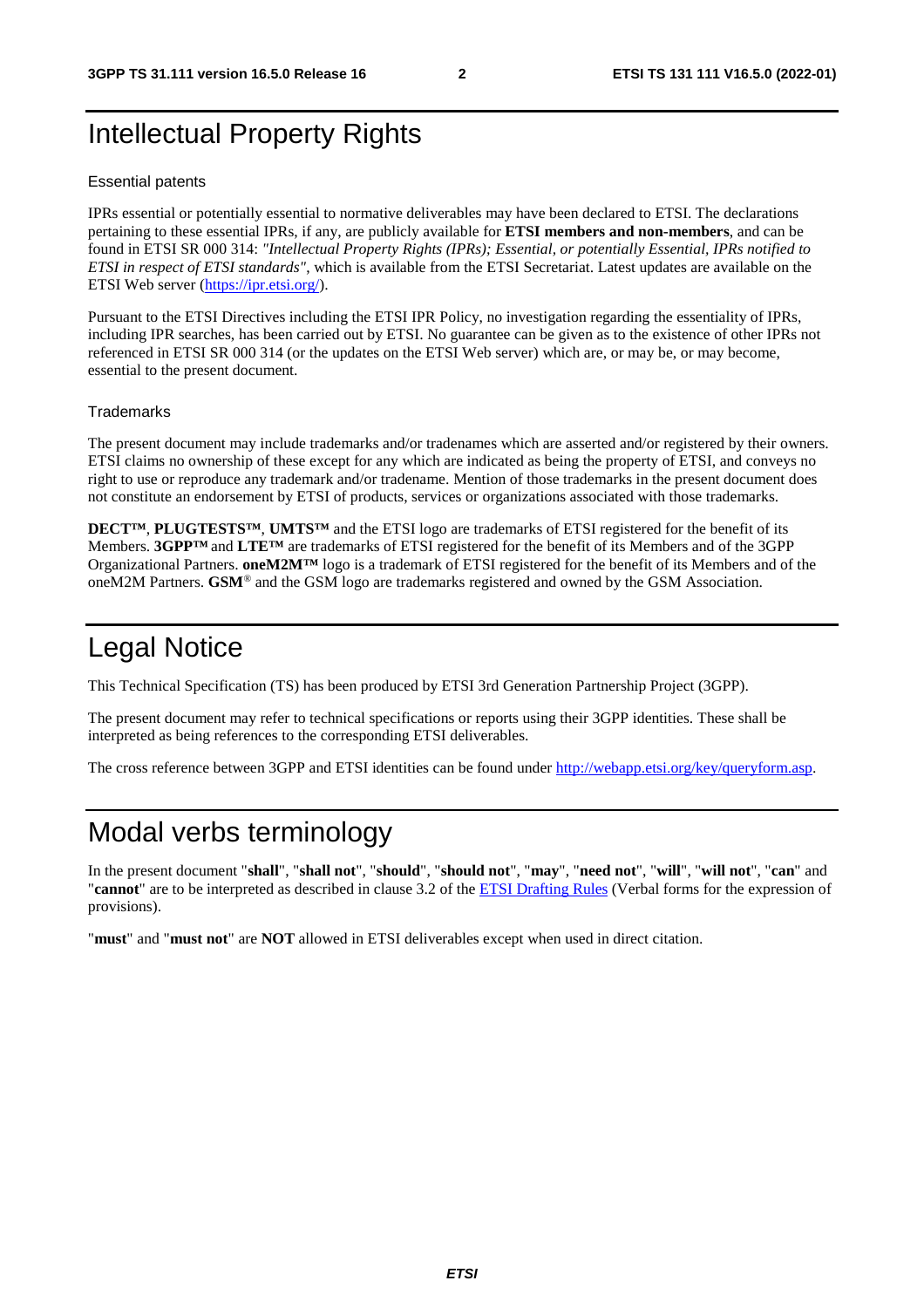# Intellectual Property Rights

## Essential patents

IPRs essential or potentially essential to normative deliverables may have been declared to ETSI. The declarations pertaining to these essential IPRs, if any, are publicly available for **ETSI members and non-members**, and can be found in ETSI SR 000 314: *"Intellectual Property Rights (IPRs); Essential, or potentially Essential, IPRs notified to ETSI in respect of ETSI standards"*, which is available from the ETSI Secretariat. Latest updates are available on the ETSI Web server (https://ipr.etsi.org/).

Pursuant to the ETSI Directives including the ETSI IPR Policy, no investigation regarding the essentiality of IPRs, including IPR searches, has been carried out by ETSI. No guarantee can be given as to the existence of other IPRs not referenced in ETSI SR 000 314 (or the updates on the ETSI Web server) which are, or may be, or may become, essential to the present document.

## Trademarks

The present document may include trademarks and/or tradenames which are asserted and/or registered by their owners. ETSI claims no ownership of these except for any which are indicated as being the property of ETSI, and conveys no right to use or reproduce any trademark and/or tradename. Mention of those trademarks in the present document does not constitute an endorsement by ETSI of products, services or organizations associated with those trademarks.

**DECT™**, **PLUGTESTS™**, **UMTS™** and the ETSI logo are trademarks of ETSI registered for the benefit of its Members. **3GPP™** and **LTE™** are trademarks of ETSI registered for the benefit of its Members and of the 3GPP Organizational Partners. **oneM2M™** logo is a trademark of ETSI registered for the benefit of its Members and of the oneM2M Partners. **GSM**® and the GSM logo are trademarks registered and owned by the GSM Association.

# Legal Notice

This Technical Specification (TS) has been produced by ETSI 3rd Generation Partnership Project (3GPP).

The present document may refer to technical specifications or reports using their 3GPP identities. These shall be interpreted as being references to the corresponding ETSI deliverables.

The cross reference between 3GPP and ETSI identities can be found under http://webapp.etsi.org/key/queryform.asp.

# Modal verbs terminology

In the present document "**shall**", "**shall not**", "**should**", "**should not**", "**may**", "**need not**", "**will**", "**will not**", "**can**" and "**cannot**" are to be interpreted as described in clause 3.2 of the ETSI Drafting Rules (Verbal forms for the expression of provisions).

"**must**" and "**must not**" are **NOT** allowed in ETSI deliverables except when used in direct citation.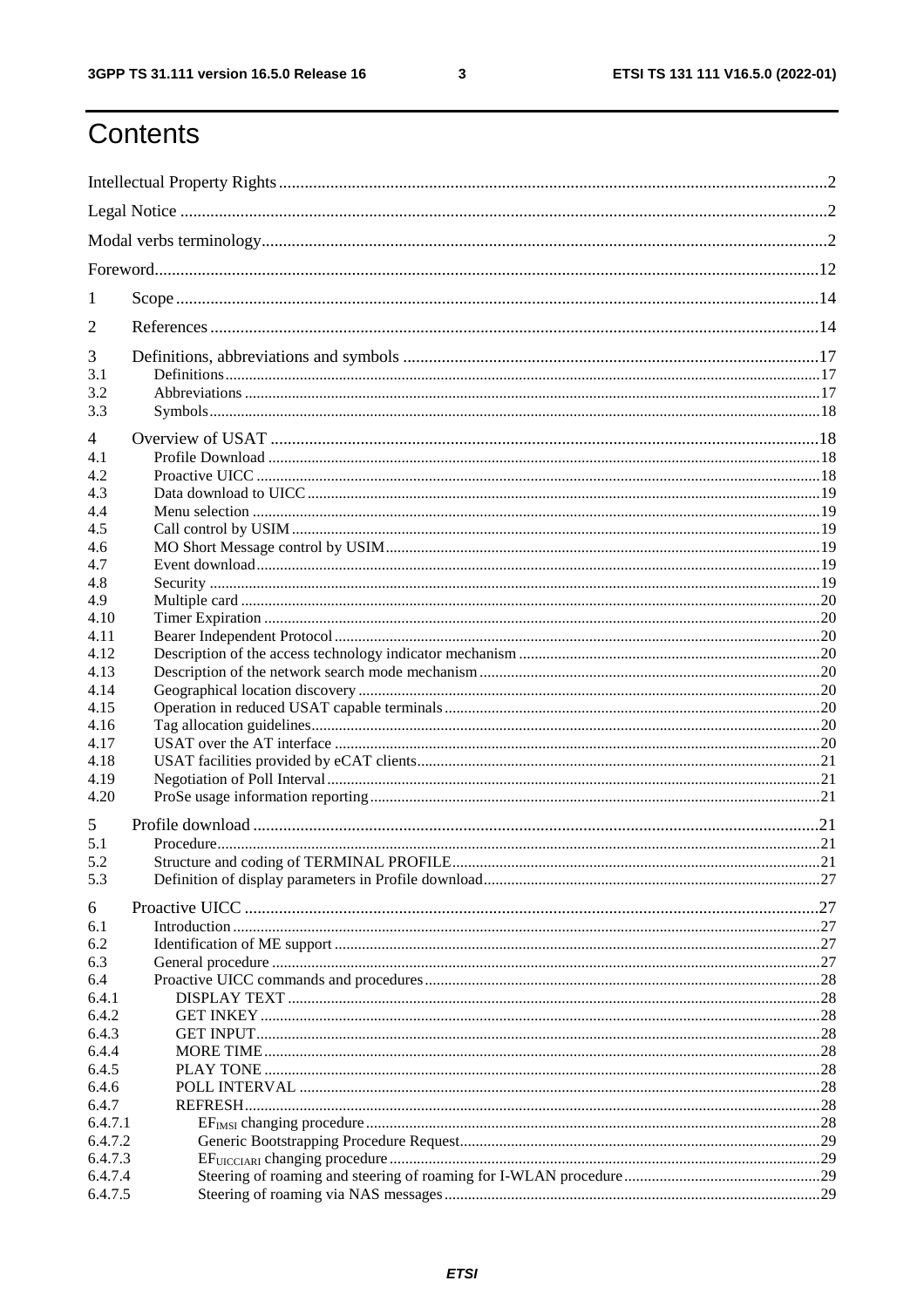# Contents

Intellectual Property Rights ..... 2

Legal Notice ..... 2

Modal verbs terminology ..... 2

Foreword ..... 12

1 Scope ..... 14

2 References ..... 14

3 Definitions, abbreviations and symbols ..... 17
- 3.1 Definitions ..... 17
- 3.2 Abbreviations ..... 17
- 3.3 Symbols ..... 18

4 Overview of USAT ..... 18
- 4.1 Profile Download ..... 18
- 4.2 Proactive UICC ..... 18
- 4.3 Data download to UICC ..... 19
- 4.4 Menu selection ..... 19
- 4.5 Call control by USIM ..... 19
- 4.6 MO Short Message control by USIM ..... 19
- 4.7 Event download ..... 19
- 4.8 Security ..... 19
- 4.9 Multiple card ..... 20
- 4.10 Timer Expiration ..... 20
- 4.11 Bearer Independent Protocol ..... 20
- 4.12 Description of the access technology indicator mechanism ..... 20
- 4.13 Description of the network search mode mechanism ..... 20
- 4.14 Geographical location discovery ..... 20
- 4.15 Operation in reduced USAT capable terminals ..... 20
- 4.16 Tag allocation guidelines ..... 20
- 4.17 USAT over the AT interface ..... 20
- 4.18 USAT facilities provided by eCAT clients ..... 21
- 4.19 Negotiation of Poll Interval ..... 21
- 4.20 ProSe usage information reporting ..... 21

5 Profile download ..... 21
- 5.1 Procedure ..... 21
- 5.2 Structure and coding of TERMINAL PROFILE ..... 21
- 5.3 Definition of display parameters in Profile download ..... 27

6 Proactive UICC ..... 27
- 6.1 Introduction ..... 27
- 6.2 Identification of ME support ..... 27
- 6.3 General procedure ..... 27
- 6.4 Proactive UICC commands and procedures ..... 28
  - 6.4.1 DISPLAY TEXT ..... 28
  - 6.4.2 GET INKEY ..... 28
  - 6.4.3 GET INPUT ..... 28
  - 6.4.4 MORE TIME ..... 28
  - 6.4.5 PLAY TONE ..... 28
  - 6.4.6 POLL INTERVAL ..... 28
  - 6.4.7 REFRESH ..... 28
    - 6.4.7.1 $EF_{IMSI}$ changing procedure ..... 28
    - 6.4.7.2 Generic Bootstrapping Procedure Request ..... 29
    - 6.4.7.3 $EF_{UICCIARI}$ changing procedure ..... 29
    - 6.4.7.4 Steering of roaming and steering of roaming for I-WLAN procedure ..... 29
    - 6.4.7.5 Steering of roaming via NAS messages ..... 29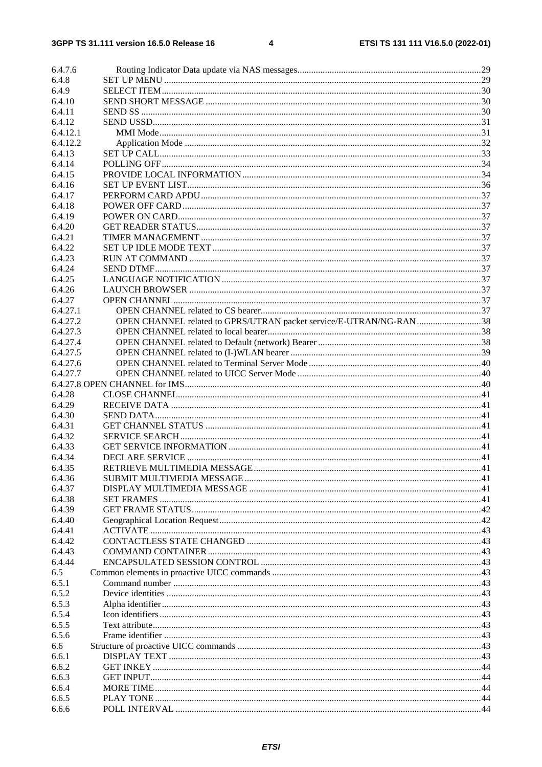6.4.7.6 Routing Indicator Data update via NAS messages....29
6.4.8 SET UP MENU....29
6.4.9 SELECT ITEM....30
6.4.10 SEND SHORT MESSAGE....30
6.4.11 SEND SS....30
6.4.12 SEND USSD....31
6.4.12.1 MMI Mode....31
6.4.12.2 Application Mode....32
6.4.13 SET UP CALL....33
6.4.14 POLLING OFF....34
6.4.15 PROVIDE LOCAL INFORMATION....34
6.4.16 SET UP EVENT LIST....36
6.4.17 PERFORM CARD APDU....37
6.4.18 POWER OFF CARD....37
6.4.19 POWER ON CARD....37
6.4.20 GET READER STATUS....37
6.4.21 TIMER MANAGEMENT....37
6.4.22 SET UP IDLE MODE TEXT....37
6.4.23 RUN AT COMMAND....37
6.4.24 SEND DTMF....37
6.4.25 LANGUAGE NOTIFICATION....37
6.4.26 LAUNCH BROWSER....37
6.4.27 OPEN CHANNEL....37
6.4.27.1 OPEN CHANNEL related to CS bearer....37
6.4.27.2 OPEN CHANNEL related to GPRS/UTRAN packet service/E-UTRAN/NG-RAN....38
6.4.27.3 OPEN CHANNEL related to local bearer....38
6.4.27.4 OPEN CHANNEL related to Default (network) Bearer....38
6.4.27.5 OPEN CHANNEL related to (I-)WLAN bearer....39
6.4.27.6 OPEN CHANNEL related to Terminal Server Mode....40
6.4.27.7 OPEN CHANNEL related to UICC Server Mode....40
6.4.27.8 OPEN CHANNEL for IMS....40
6.4.28 CLOSE CHANNEL....41
6.4.29 RECEIVE DATA....41
6.4.30 SEND DATA....41
6.4.31 GET CHANNEL STATUS....41
6.4.32 SERVICE SEARCH....41
6.4.33 GET SERVICE INFORMATION....41
6.4.34 DECLARE SERVICE....41
6.4.35 RETRIEVE MULTIMEDIA MESSAGE....41
6.4.36 SUBMIT MULTIMEDIA MESSAGE....41
6.4.37 DISPLAY MULTIMEDIA MESSAGE....41
6.4.38 SET FRAMES....41
6.4.39 GET FRAME STATUS....42
6.4.40 Geographical Location Request....42
6.4.41 ACTIVATE....43
6.4.42 CONTACTLESS STATE CHANGED....43
6.4.43 COMMAND CONTAINER....43
6.4.44 ENCAPSULATED SESSION CONTROL....43
6.5 Common elements in proactive UICC commands....43
6.5.1 Command number....43
6.5.2 Device identities....43
6.5.3 Alpha identifier....43
6.5.4 Icon identifiers....43
6.5.5 Text attribute....43
6.5.6 Frame identifier....43
6.6 Structure of proactive UICC commands....43
6.6.1 DISPLAY TEXT....43
6.6.2 GET INKEY....44
6.6.3 GET INPUT....44
6.6.4 MORE TIME....44
6.6.5 PLAY TONE....44
6.6.6 POLL INTERVAL....44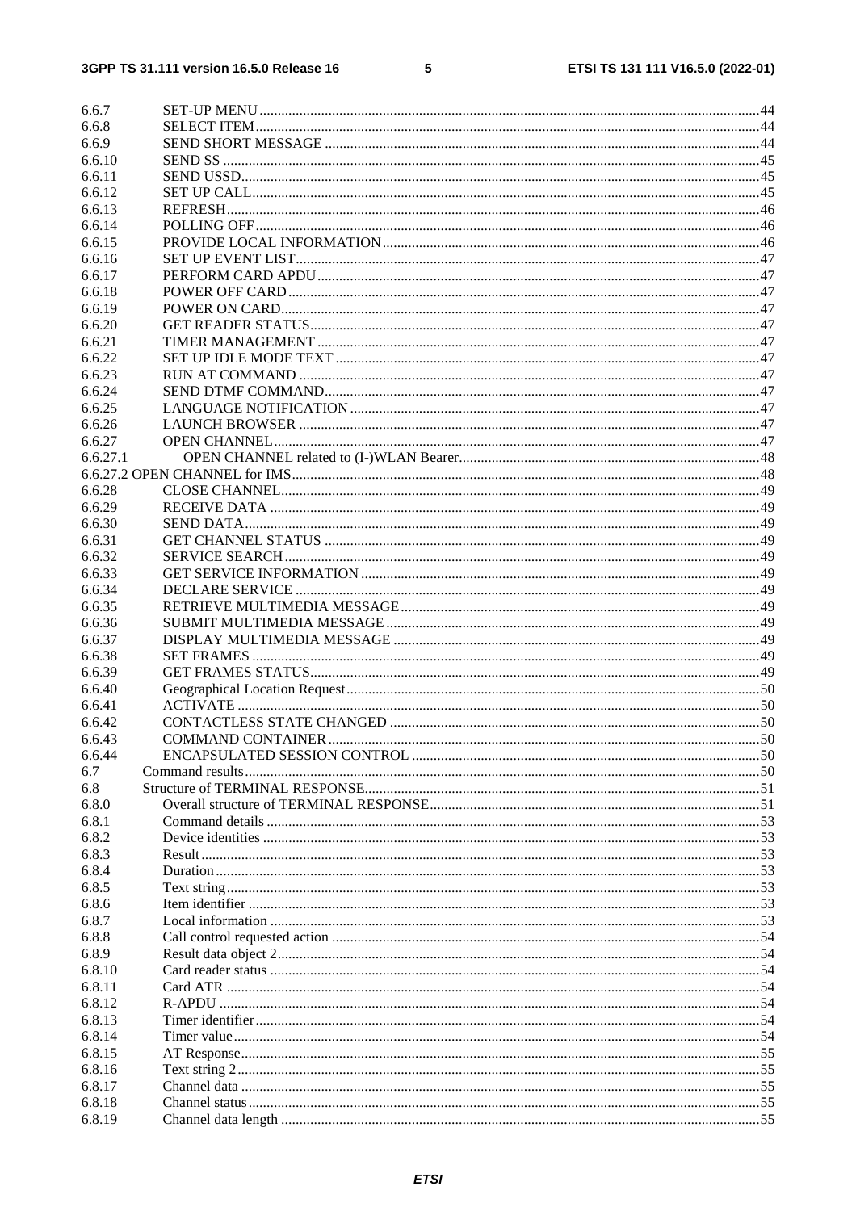6.6.7 SET-UP MENU ........................................................................................................................................44
6.6.8 SELECT ITEM.......................................................................................................................................44
6.6.9 SEND SHORT MESSAGE .....................................................................................................................44
6.6.10 SEND SS ...............................................................................................................................................45
6.6.11 SEND USSD..........................................................................................................................................45
6.6.12 SET UP CALL.......................................................................................................................................45
6.6.13 REFRESH..............................................................................................................................................46
6.6.14 POLLING OFF ......................................................................................................................................46
6.6.15 PROVIDE LOCAL INFORMATION.....................................................................................................46
6.6.16 SET UP EVENT LIST............................................................................................................................47
6.6.17 PERFORM CARD APDU......................................................................................................................47
6.6.18 POWER OFF CARD..............................................................................................................................47
6.6.19 POWER ON CARD................................................................................................................................47
6.6.20 GET READER STATUS........................................................................................................................47
6.6.21 TIMER MANAGEMENT ......................................................................................................................47
6.6.22 SET UP IDLE MODE TEXT ..................................................................................................................47
6.6.23 RUN AT COMMAND ...........................................................................................................................47
6.6.24 SEND DTMF COMMAND.....................................................................................................................47
6.6.25 LANGUAGE NOTIFICATION ..............................................................................................................47
6.6.26 LAUNCH BROWSER ...........................................................................................................................47
6.6.27 OPEN CHANNEL..................................................................................................................................47
6.6.27.1 OPEN CHANNEL related to (I-)WLAN Bearer..................................................................................48
6.6.27.2 OPEN CHANNEL for IMS.............................................................................................................................48
6.6.28 CLOSE CHANNEL................................................................................................................................49
6.6.29 RECEIVE DATA ...................................................................................................................................49
6.6.30 SEND DATA..........................................................................................................................................49
6.6.31 GET CHANNEL STATUS .....................................................................................................................49
6.6.32 SERVICE SEARCH...............................................................................................................................49
6.6.33 GET SERVICE INFORMATION ...........................................................................................................49
6.6.34 DECLARE SERVICE ............................................................................................................................49
6.6.35 RETRIEVE MULTIMEDIA MESSAGE.................................................................................................49
6.6.36 SUBMIT MULTIMEDIA MESSAGE.....................................................................................................49
6.6.37 DISPLAY MULTIMEDIA MESSAGE ...................................................................................................49
6.6.38 SET FRAMES .......................................................................................................................................49
6.6.39 GET FRAMES STATUS.........................................................................................................................49
6.6.40 Geographical Location Request..............................................................................................................50
6.6.41 ACTIVATE ............................................................................................................................................50
6.6.42 CONTACTLESS STATE CHANGED ....................................................................................................50
6.6.43 COMMAND CONTAINER....................................................................................................................50
6.6.44 ENCAPSULATED SESSION CONTROL ..............................................................................................50
6.7 Command results...........................................................................................................................................50
6.8 Structure of TERMINAL RESPONSE..........................................................................................................51
6.8.0 Overall structure of TERMINAL RESPONSE.........................................................................................51
6.8.1 Command details ....................................................................................................................................53
6.8.2 Device identities .....................................................................................................................................53
6.8.3 Result......................................................................................................................................................53
6.8.4 Duration..................................................................................................................................................53
6.8.5 Text string...............................................................................................................................................53
6.8.6 Item identifier .........................................................................................................................................53
6.8.7 Local information ...................................................................................................................................53
6.8.8 Call control requested action ..................................................................................................................54
6.8.9 Result data object 2.................................................................................................................................54
6.8.10 Card reader status ...................................................................................................................................54
6.8.11 Card ATR ...............................................................................................................................................54
6.8.12 R-APDU .................................................................................................................................................54
6.8.13 Timer identifier.......................................................................................................................................54
6.8.14 Timer value.............................................................................................................................................54
6.8.15 AT Response...........................................................................................................................................55
6.8.16 Text string 2............................................................................................................................................55
6.8.17 Channel data ...........................................................................................................................................55
6.8.18 Channel status.........................................................................................................................................55
6.8.19 Channel data length ................................................................................................................................55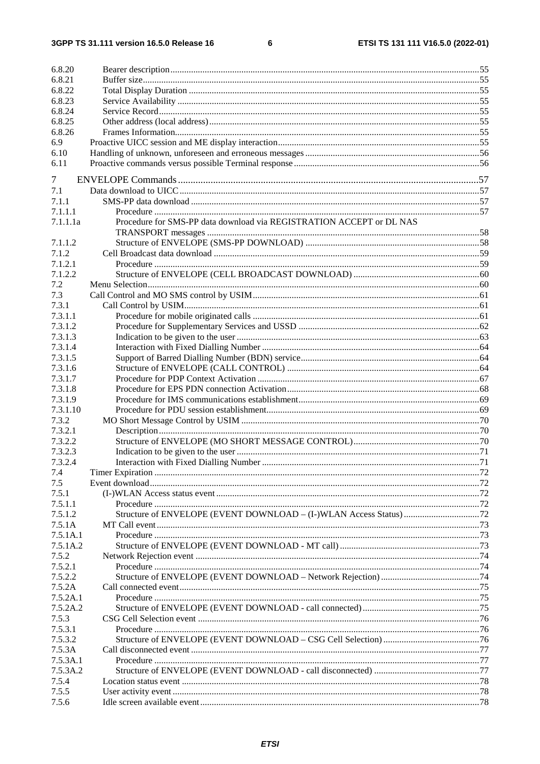| | | |
|---|---|---|
| 6.8.20 | Bearer description | 55 |
| 6.8.21 | Buffer size | 55 |
| 6.8.22 | Total Display Duration | 55 |
| 6.8.23 | Service Availability | 55 |
| 6.8.24 | Service Record | 55 |
| 6.8.25 | Other address (local address) | 55 |
| 6.8.26 | Frames Information | 55 |
| 6.9 | Proactive UICC session and ME display interaction | 55 |
| 6.10 | Handling of unknown, unforeseen and erroneous messages | 56 |
| 6.11 | Proactive commands versus possible Terminal response | 56 |
| 7 | ENVELOPE Commands | 57 |
| 7.1 | Data download to UICC | 57 |
| 7.1.1 | SMS-PP data download | 57 |
| 7.1.1.1 | Procedure | 57 |
| 7.1.1.1a | Procedure for SMS-PP data download via REGISTRATION ACCEPT or DL NAS TRANSPORT messages | 58 |
| 7.1.1.2 | Structure of ENVELOPE (SMS-PP DOWNLOAD) | 58 |
| 7.1.2 | Cell Broadcast data download | 59 |
| 7.1.2.1 | Procedure | 59 |
| 7.1.2.2 | Structure of ENVELOPE (CELL BROADCAST DOWNLOAD) | 60 |
| 7.2 | Menu Selection | 60 |
| 7.3 | Call Control and MO SMS control by USIM | 61 |
| 7.3.1 | Call Control by USIM | 61 |
| 7.3.1.1 | Procedure for mobile originated calls | 61 |
| 7.3.1.2 | Procedure for Supplementary Services and USSD | 62 |
| 7.3.1.3 | Indication to be given to the user | 63 |
| 7.3.1.4 | Interaction with Fixed Dialling Number | 64 |
| 7.3.1.5 | Support of Barred Dialling Number (BDN) service | 64 |
| 7.3.1.6 | Structure of ENVELOPE (CALL CONTROL) | 64 |
| 7.3.1.7 | Procedure for PDP Context Activation | 67 |
| 7.3.1.8 | Procedure for EPS PDN connection Activation | 68 |
| 7.3.1.9 | Procedure for IMS communications establishment | 69 |
| 7.3.1.10 | Procedure for PDU session establishment | 69 |
| 7.3.2 | MO Short Message Control by USIM | 70 |
| 7.3.2.1 | Description | 70 |
| 7.3.2.2 | Structure of ENVELOPE (MO SHORT MESSAGE CONTROL) | 70 |
| 7.3.2.3 | Indication to be given to the user | 71 |
| 7.3.2.4 | Interaction with Fixed Dialling Number | 71 |
| 7.4 | Timer Expiration | 72 |
| 7.5 | Event download | 72 |
| 7.5.1 | (I-)WLAN Access status event | 72 |
| 7.5.1.1 | Procedure | 72 |
| 7.5.1.2 | Structure of ENVELOPE (EVENT DOWNLOAD – (I-)WLAN Access Status) | 72 |
| 7.5.1A | MT Call event | 73 |
| 7.5.1A.1 | Procedure | 73 |
| 7.5.1A.2 | Structure of ENVELOPE (EVENT DOWNLOAD - MT call) | 73 |
| 7.5.2 | Network Rejection event | 74 |
| 7.5.2.1 | Procedure | 74 |
| 7.5.2.2 | Structure of ENVELOPE (EVENT DOWNLOAD – Network Rejection) | 74 |
| 7.5.2A | Call connected event | 75 |
| 7.5.2A.1 | Procedure | 75 |
| 7.5.2A.2 | Structure of ENVELOPE (EVENT DOWNLOAD - call connected) | 75 |
| 7.5.3 | CSG Cell Selection event | 76 |
| 7.5.3.1 | Procedure | 76 |
| 7.5.3.2 | Structure of ENVELOPE (EVENT DOWNLOAD – CSG Cell Selection) | 76 |
| 7.5.3A | Call disconnected event | 77 |
| 7.5.3A.1 | Procedure | 77 |
| 7.5.3A.2 | Structure of ENVELOPE (EVENT DOWNLOAD - call disconnected) | 77 |
| 7.5.4 | Location status event | 78 |
| 7.5.5 | User activity event | 78 |
| 7.5.6 | Idle screen available event | 78 |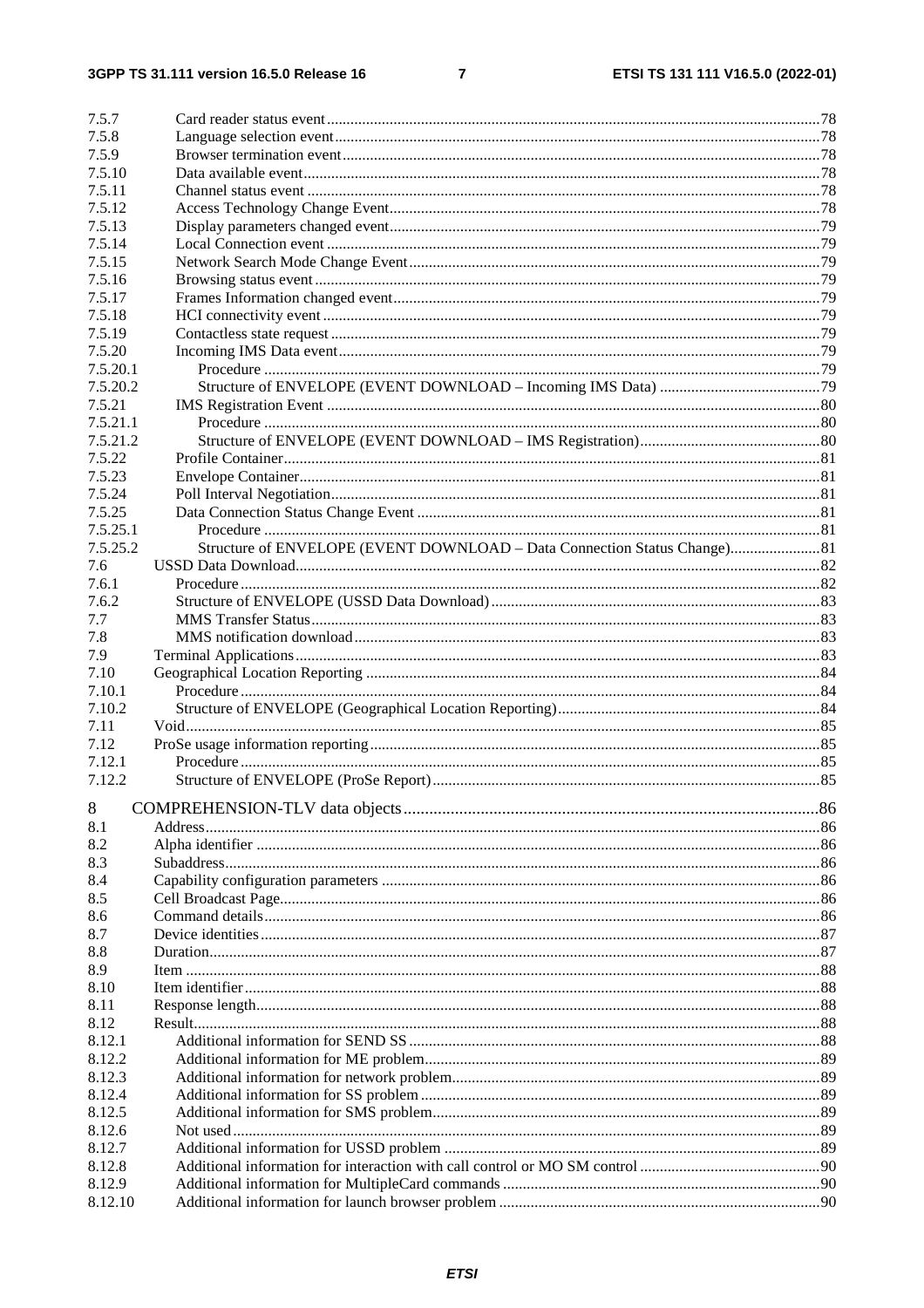7.5.7 Card reader status event ....... 78
7.5.8 Language selection event ....... 78
7.5.9 Browser termination event ....... 78
7.5.10 Data available event ....... 78
7.5.11 Channel status event ....... 78
7.5.12 Access Technology Change Event ....... 78
7.5.13 Display parameters changed event ....... 79
7.5.14 Local Connection event ....... 79
7.5.15 Network Search Mode Change Event ....... 79
7.5.16 Browsing status event ....... 79
7.5.17 Frames Information changed event ....... 79
7.5.18 HCI connectivity event ....... 79
7.5.19 Contactless state request ....... 79
7.5.20 Incoming IMS Data event ....... 79
7.5.20.1 Procedure ....... 79
7.5.20.2 Structure of ENVELOPE (EVENT DOWNLOAD – Incoming IMS Data) ....... 79
7.5.21 IMS Registration Event ....... 80
7.5.21.1 Procedure ....... 80
7.5.21.2 Structure of ENVELOPE (EVENT DOWNLOAD – IMS Registration) ....... 80
7.5.22 Profile Container ....... 81
7.5.23 Envelope Container ....... 81
7.5.24 Poll Interval Negotiation ....... 81
7.5.25 Data Connection Status Change Event ....... 81
7.5.25.1 Procedure ....... 81
7.5.25.2 Structure of ENVELOPE (EVENT DOWNLOAD – Data Connection Status Change) ....... 81
7.6 USSD Data Download ....... 82
7.6.1 Procedure ....... 82
7.6.2 Structure of ENVELOPE (USSD Data Download) ....... 83
7.7 MMS Transfer Status ....... 83
7.8 MMS notification download ....... 83
7.9 Terminal Applications ....... 83
7.10 Geographical Location Reporting ....... 84
7.10.1 Procedure ....... 84
7.10.2 Structure of ENVELOPE (Geographical Location Reporting) ....... 84
7.11 Void ....... 85
7.12 ProSe usage information reporting ....... 85
7.12.1 Procedure ....... 85
7.12.2 Structure of ENVELOPE (ProSe Report) ....... 85

8 COMPREHENSION-TLV data objects ....... 86
8.1 Address ....... 86
8.2 Alpha identifier ....... 86
8.3 Subaddress ....... 86
8.4 Capability configuration parameters ....... 86
8.5 Cell Broadcast Page ....... 86
8.6 Command details ....... 86
8.7 Device identities ....... 87
8.8 Duration ....... 87
8.9 Item ....... 88
8.10 Item identifier ....... 88
8.11 Response length ....... 88
8.12 Result ....... 88
8.12.1 Additional information for SEND SS ....... 88
8.12.2 Additional information for ME problem ....... 89
8.12.3 Additional information for network problem ....... 89
8.12.4 Additional information for SS problem ....... 89
8.12.5 Additional information for SMS problem ....... 89
8.12.6 Not used ....... 89
8.12.7 Additional information for USSD problem ....... 89
8.12.8 Additional information for interaction with call control or MO SM control ....... 90
8.12.9 Additional information for MultipleCard commands ....... 90
8.12.10 Additional information for launch browser problem ....... 90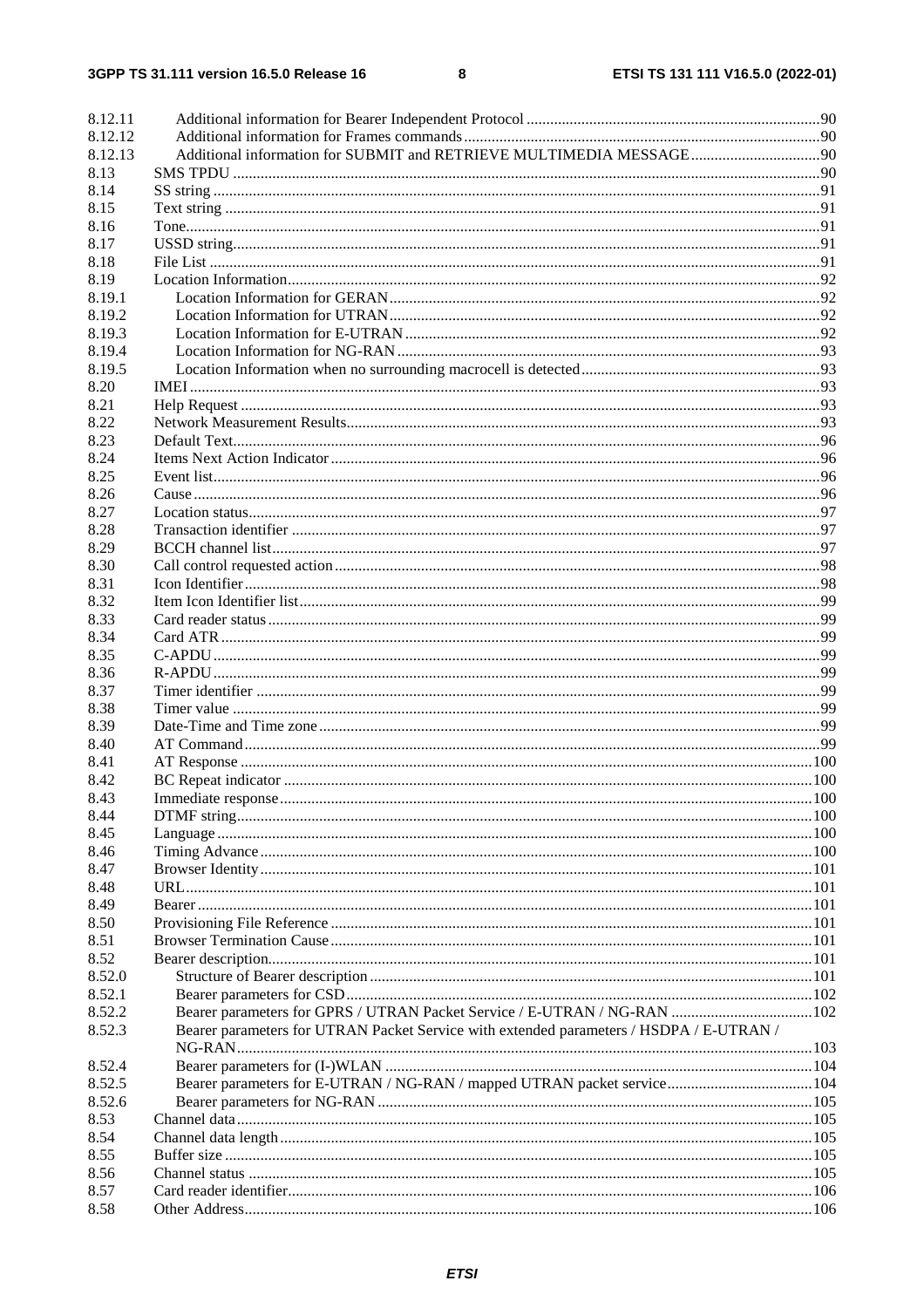| | | |
|---|---|---|
| 8.12.11 | Additional information for Bearer Independent Protocol | 90 |
| 8.12.12 | Additional information for Frames commands | 90 |
| 8.12.13 | Additional information for SUBMIT and RETRIEVE MULTIMEDIA MESSAGE | 90 |
| 8.13 | SMS TPDU | 90 |
| 8.14 | SS string | 91 |
| 8.15 | Text string | 91 |
| 8.16 | Tone | 91 |
| 8.17 | USSD string | 91 |
| 8.18 | File List | 91 |
| 8.19 | Location Information | 92 |
| 8.19.1 | Location Information for GERAN | 92 |
| 8.19.2 | Location Information for UTRAN | 92 |
| 8.19.3 | Location Information for E-UTRAN | 92 |
| 8.19.4 | Location Information for NG-RAN | 93 |
| 8.19.5 | Location Information when no surrounding macrocell is detected | 93 |
| 8.20 | IMEI | 93 |
| 8.21 | Help Request | 93 |
| 8.22 | Network Measurement Results | 93 |
| 8.23 | Default Text | 96 |
| 8.24 | Items Next Action Indicator | 96 |
| 8.25 | Event list | 96 |
| 8.26 | Cause | 96 |
| 8.27 | Location status | 97 |
| 8.28 | Transaction identifier | 97 |
| 8.29 | BCCH channel list | 97 |
| 8.30 | Call control requested action | 98 |
| 8.31 | Icon Identifier | 98 |
| 8.32 | Item Icon Identifier list | 99 |
| 8.33 | Card reader status | 99 |
| 8.34 | Card ATR | 99 |
| 8.35 | C-APDU | 99 |
| 8.36 | R-APDU | 99 |
| 8.37 | Timer identifier | 99 |
| 8.38 | Timer value | 99 |
| 8.39 | Date-Time and Time zone | 99 |
| 8.40 | AT Command | 99 |
| 8.41 | AT Response | 100 |
| 8.42 | BC Repeat indicator | 100 |
| 8.43 | Immediate response | 100 |
| 8.44 | DTMF string | 100 |
| 8.45 | Language | 100 |
| 8.46 | Timing Advance | 100 |
| 8.47 | Browser Identity | 101 |
| 8.48 | URL | 101 |
| 8.49 | Bearer | 101 |
| 8.50 | Provisioning File Reference | 101 |
| 8.51 | Browser Termination Cause | 101 |
| 8.52 | Bearer description | 101 |
| 8.52.0 | Structure of Bearer description | 101 |
| 8.52.1 | Bearer parameters for CSD | 102 |
| 8.52.2 | Bearer parameters for GPRS / UTRAN Packet Service / E-UTRAN / NG-RAN | 102 |
| 8.52.3 | Bearer parameters for UTRAN Packet Service with extended parameters / HSDPA / E-UTRAN / NG-RAN | 103 |
| 8.52.4 | Bearer parameters for (I-)WLAN | 104 |
| 8.52.5 | Bearer parameters for E-UTRAN / NG-RAN / mapped UTRAN packet service | 104 |
| 8.52.6 | Bearer parameters for NG-RAN | 105 |
| 8.53 | Channel data | 105 |
| 8.54 | Channel data length | 105 |
| 8.55 | Buffer size | 105 |
| 8.56 | Channel status | 105 |
| 8.57 | Card reader identifier | 106 |
| 8.58 | Other Address | 106 |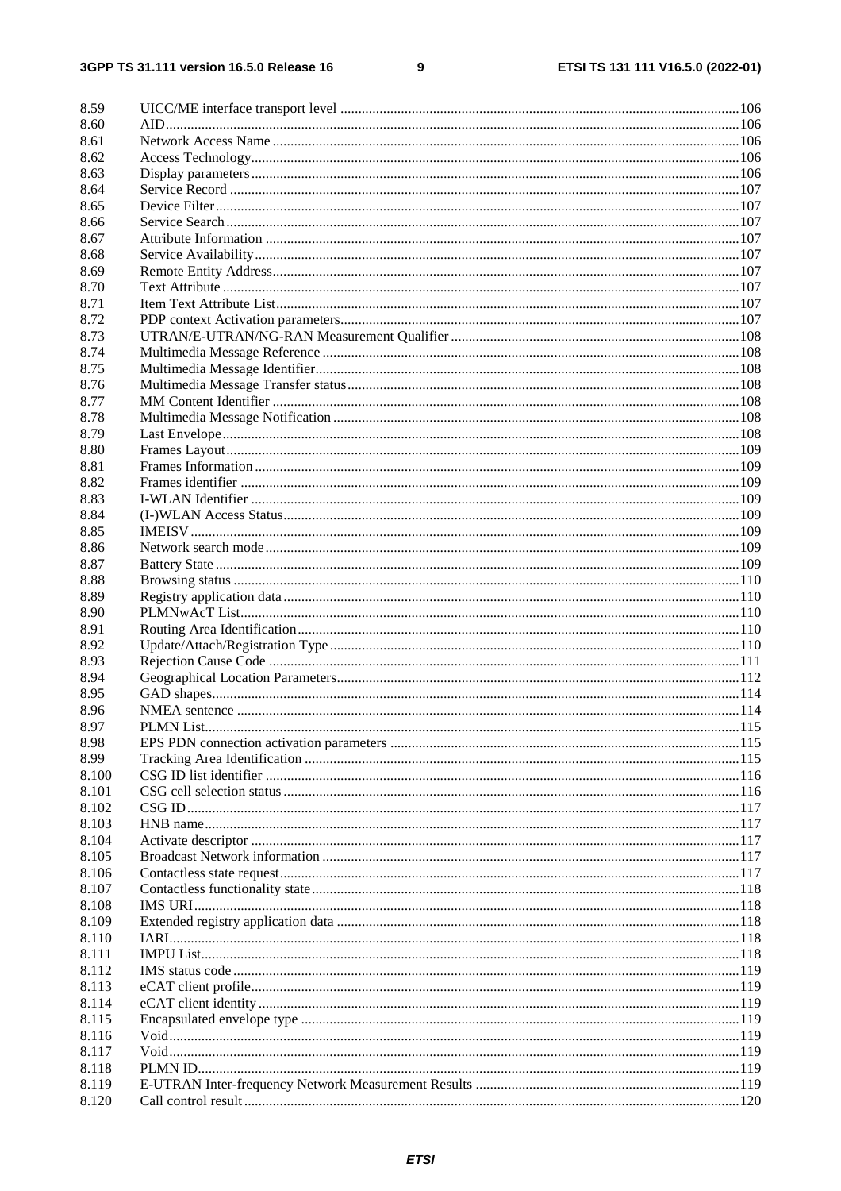8.59 UICC/ME interface transport level ..... 106
8.60 AID ..... 106
8.61 Network Access Name ..... 106
8.62 Access Technology ..... 106
8.63 Display parameters ..... 106
8.64 Service Record ..... 107
8.65 Device Filter ..... 107
8.66 Service Search ..... 107
8.67 Attribute Information ..... 107
8.68 Service Availability ..... 107
8.69 Remote Entity Address ..... 107
8.70 Text Attribute ..... 107
8.71 Item Text Attribute List ..... 107
8.72 PDP context Activation parameters ..... 107
8.73 UTRAN/E-UTRAN/NG-RAN Measurement Qualifier ..... 108
8.74 Multimedia Message Reference ..... 108
8.75 Multimedia Message Identifier ..... 108
8.76 Multimedia Message Transfer status ..... 108
8.77 MM Content Identifier ..... 108
8.78 Multimedia Message Notification ..... 108
8.79 Last Envelope ..... 108
8.80 Frames Layout ..... 109
8.81 Frames Information ..... 109
8.82 Frames identifier ..... 109
8.83 I-WLAN Identifier ..... 109
8.84 (I-)WLAN Access Status ..... 109
8.85 IMEISV ..... 109
8.86 Network search mode ..... 109
8.87 Battery State ..... 109
8.88 Browsing status ..... 110
8.89 Registry application data ..... 110
8.90 PLMNwAcT List ..... 110
8.91 Routing Area Identification ..... 110
8.92 Update/Attach/Registration Type ..... 110
8.93 Rejection Cause Code ..... 111
8.94 Geographical Location Parameters ..... 112
8.95 GAD shapes ..... 114
8.96 NMEA sentence ..... 114
8.97 PLMN List ..... 115
8.98 EPS PDN connection activation parameters ..... 115
8.99 Tracking Area Identification ..... 115
8.100 CSG ID list identifier ..... 116
8.101 CSG cell selection status ..... 116
8.102 CSG ID ..... 117
8.103 HNB name ..... 117
8.104 Activate descriptor ..... 117
8.105 Broadcast Network information ..... 117
8.106 Contactless state request ..... 117
8.107 Contactless functionality state ..... 118
8.108 IMS URI ..... 118
8.109 Extended registry application data ..... 118
8.110 IARI ..... 118
8.111 IMPU List ..... 118
8.112 IMS status code ..... 119
8.113 eCAT client profile ..... 119
8.114 eCAT client identity ..... 119
8.115 Encapsulated envelope type ..... 119
8.116 Void ..... 119
8.117 Void ..... 119
8.118 PLMN ID ..... 119
8.119 E-UTRAN Inter-frequency Network Measurement Results ..... 119
8.120 Call control result ..... 120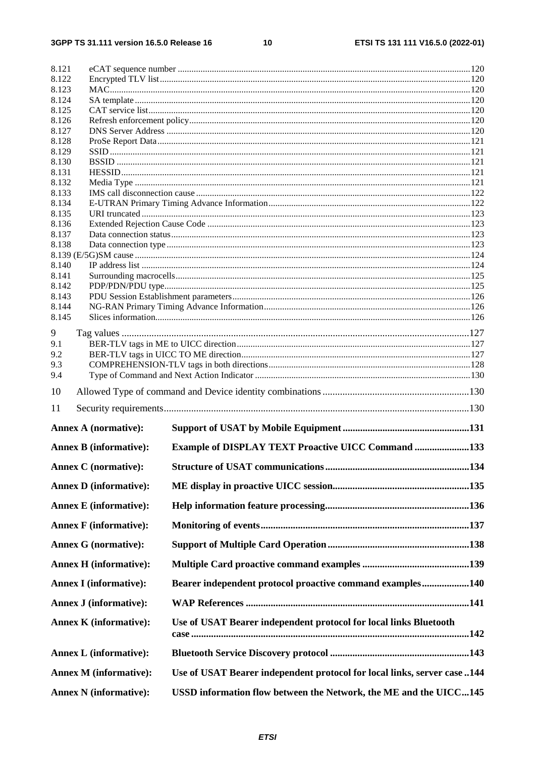8.121 eCAT sequence number ....................................................................................................................................120
8.122 Encrypted TLV list............................................................................................................................................120
8.123 MAC..................................................................................................................................................................120
8.124 SA template.......................................................................................................................................................120
8.125 CAT service list.................................................................................................................................................120
8.126 Refresh enforcement policy...............................................................................................................................120
8.127 DNS Server Address .........................................................................................................................................120
8.128 ProSe Report Data.............................................................................................................................................121
8.129 SSID ..................................................................................................................................................................121
8.130 BSSID ...............................................................................................................................................................121
8.131 HESSID.............................................................................................................................................................121
8.132 Media Type .......................................................................................................................................................121
8.133 IMS call disconnection cause ............................................................................................................................122
8.134 E-UTRAN Primary Timing Advance Information............................................................................................122
8.135 URI truncated ....................................................................................................................................................123
8.136 Extended Rejection Cause Code .......................................................................................................................123
8.137 Data connection status.......................................................................................................................................123
8.138 Data connection type .........................................................................................................................................123
8.139 (E/5G)SM cause ................................................................................................................................................124
8.140 IP address list ....................................................................................................................................................124
8.141 Surrounding macrocells.....................................................................................................................................125
8.142 PDP/PDN/PDU type..........................................................................................................................................125
8.143 PDU Session Establishment parameters............................................................................................................126
8.144 NG-RAN Primary Timing Advance Information..............................................................................................126
8.145 Slices information..............................................................................................................................................126

9 Tag values ..............................................................................................................................................127
9.1 BER-TLV tags in ME to UICC direction..........................................................................................................127
9.2 BER-TLV tags in UICC TO ME direction........................................................................................................127
9.3 COMPREHENSION-TLV tags in both directions............................................................................................128
9.4 Type of Command and Next Action Indicator ..................................................................................................130

10 Allowed Type of command and Device identity combinations ............................................................130

11 Security requirements.............................................................................................................................130

**Annex A (normative): Support of USAT by Mobile Equipment....................................................131**

**Annex B (informative): Example of DISPLAY TEXT Proactive UICC Command ......................133**

**Annex C (normative): Structure of USAT communications...........................................................134**

**Annex D (informative): ME display in proactive UICC session.......................................................135**

**Annex E (informative): Help information feature processing..........................................................136**

**Annex F (informative): Monitoring of events....................................................................................137**

**Annex G (normative): Support of Multiple Card Operation.........................................................138**

**Annex H (informative): Multiple Card proactive command examples ...........................................139**

**Annex I (informative): Bearer independent protocol proactive command examples...................140**

**Annex J (informative): WAP References ..........................................................................................141**

**Annex K (informative): Use of USAT Bearer independent protocol for local links Bluetooth case ..............................................................................................................................142**

**Annex L (informative): Bluetooth Service Discovery protocol ........................................................143**

**Annex M (informative): Use of USAT Bearer independent protocol for local links, server case ..144**

**Annex N (informative): USSD information flow between the Network, the ME and the UICC...145**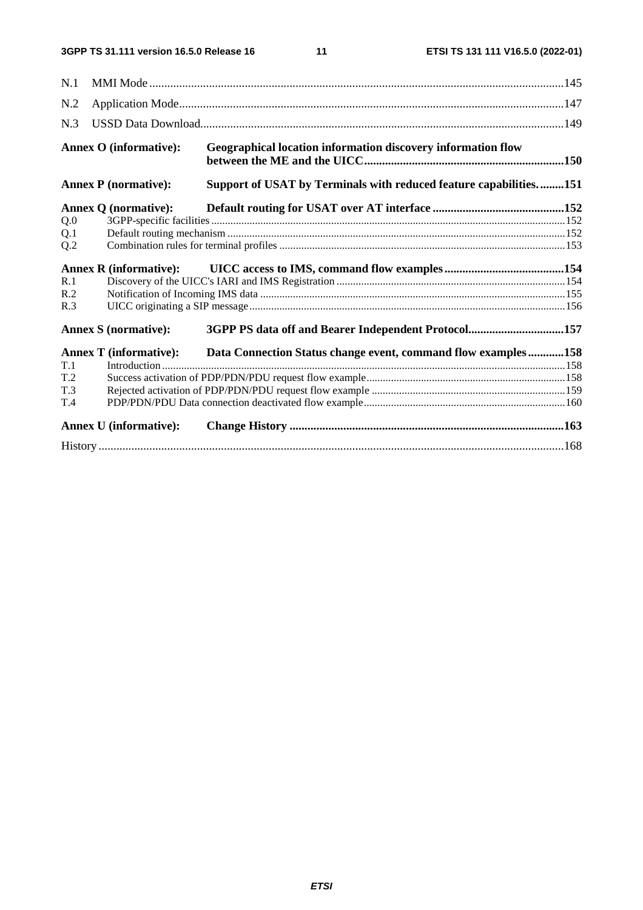N.1 MMI Mode .......................................................................................................................................145

N.2 Application Mode................................................................................................................................147

N.3 USSD Data Download.........................................................................................................................149

**Annex O (informative): Geographical location information discovery information flow between the ME and the UICC...................................................................150**

**Annex P (normative): Support of USAT by Terminals with reduced feature capabilities.........151**

**Annex Q (normative): Default routing for USAT over AT interface ............................................152**

Q.0 3GPP-specific facilities ................................................................................................................................152

Q.1 Default routing mechanism ..........................................................................................................................152

Q.2 Combination rules for terminal profiles .......................................................................................................153

**Annex R (informative): UICC access to IMS, command flow examples........................................154**

R.1 Discovery of the UICC's IARI and IMS Registration ..................................................................................154

R.2 Notification of Incoming IMS data ..............................................................................................................155

R.3 UICC originating a SIP message...................................................................................................................156

**Annex S (normative): 3GPP PS data off and Bearer Independent Protocol................................157**

**Annex T (informative): Data Connection Status change event, command flow examples............158**

T.1 Introduction ..................................................................................................................................................158

T.2 Success activation of PDP/PDN/PDU request flow example........................................................................158

T.3 Rejected activation of PDP/PDN/PDU request flow example ......................................................................159

T.4 PDP/PDN/PDU Data connection deactivated flow example.........................................................................160

**Annex U (informative): Change History ...........................................................................................163**

History ............................................................................................................................................................168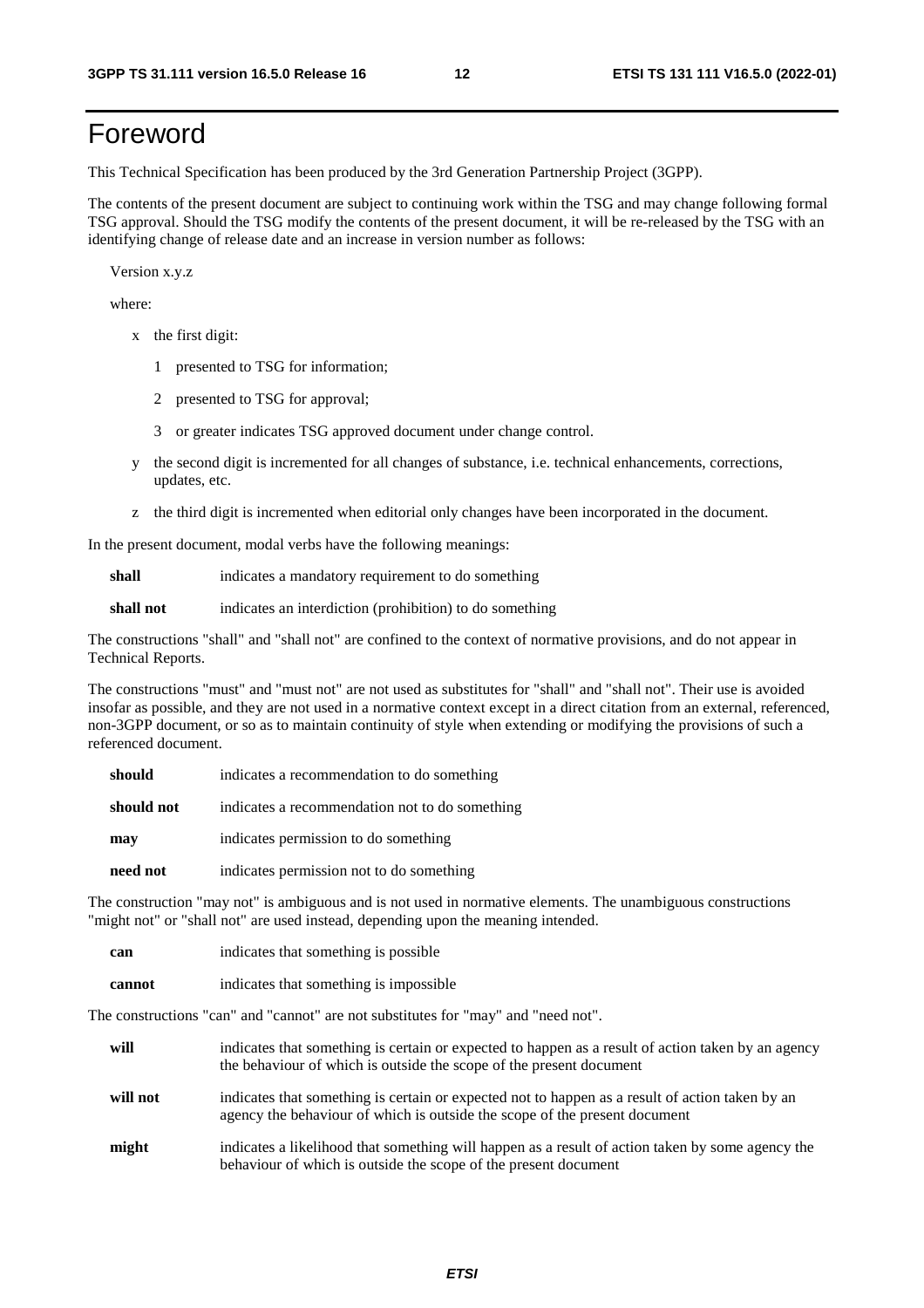# Foreword

This Technical Specification has been produced by the 3rd Generation Partnership Project (3GPP).

The contents of the present document are subject to continuing work within the TSG and may change following formal TSG approval. Should the TSG modify the contents of the present document, it will be re-released by the TSG with an identifying change of release date and an increase in version number as follows:

Version x.y.z

where:

- x the first digit:
  - 1 presented to TSG for information;
  - 2 presented to TSG for approval;
  - 3 or greater indicates TSG approved document under change control.
- y the second digit is incremented for all changes of substance, i.e. technical enhancements, corrections, updates, etc.
- z the third digit is incremented when editorial only changes have been incorporated in the document.

In the present document, modal verbs have the following meanings:

**shall** indicates a mandatory requirement to do something

**shall not** indicates an interdiction (prohibition) to do something

The constructions "shall" and "shall not" are confined to the context of normative provisions, and do not appear in Technical Reports.

The constructions "must" and "must not" are not used as substitutes for "shall" and "shall not". Their use is avoided insofar as possible, and they are not used in a normative context except in a direct citation from an external, referenced, non-3GPP document, or so as to maintain continuity of style when extending or modifying the provisions of such a referenced document.

**should** indicates a recommendation to do something

**should not** indicates a recommendation not to do something

**may** indicates permission to do something

**need not** indicates permission not to do something

The construction "may not" is ambiguous and is not used in normative elements. The unambiguous constructions "might not" or "shall not" are used instead, depending upon the meaning intended.

**can** indicates that something is possible

**cannot** indicates that something is impossible

The constructions "can" and "cannot" are not substitutes for "may" and "need not".

**will** indicates that something is certain or expected to happen as a result of action taken by an agency the behaviour of which is outside the scope of the present document

**will not** indicates that something is certain or expected not to happen as a result of action taken by an agency the behaviour of which is outside the scope of the present document

**might** indicates a likelihood that something will happen as a result of action taken by some agency the behaviour of which is outside the scope of the present document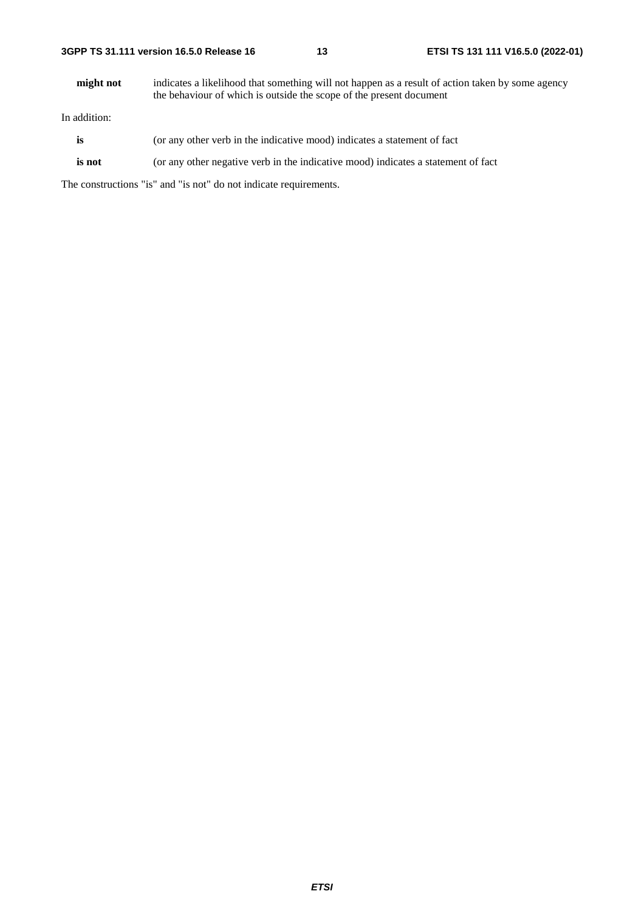**might not** indicates a likelihood that something will not happen as a result of action taken by some agency the behaviour of which is outside the scope of the present document

In addition:

**is** (or any other verb in the indicative mood) indicates a statement of fact

**is not** (or any other negative verb in the indicative mood) indicates a statement of fact

The constructions "is" and "is not" do not indicate requirements.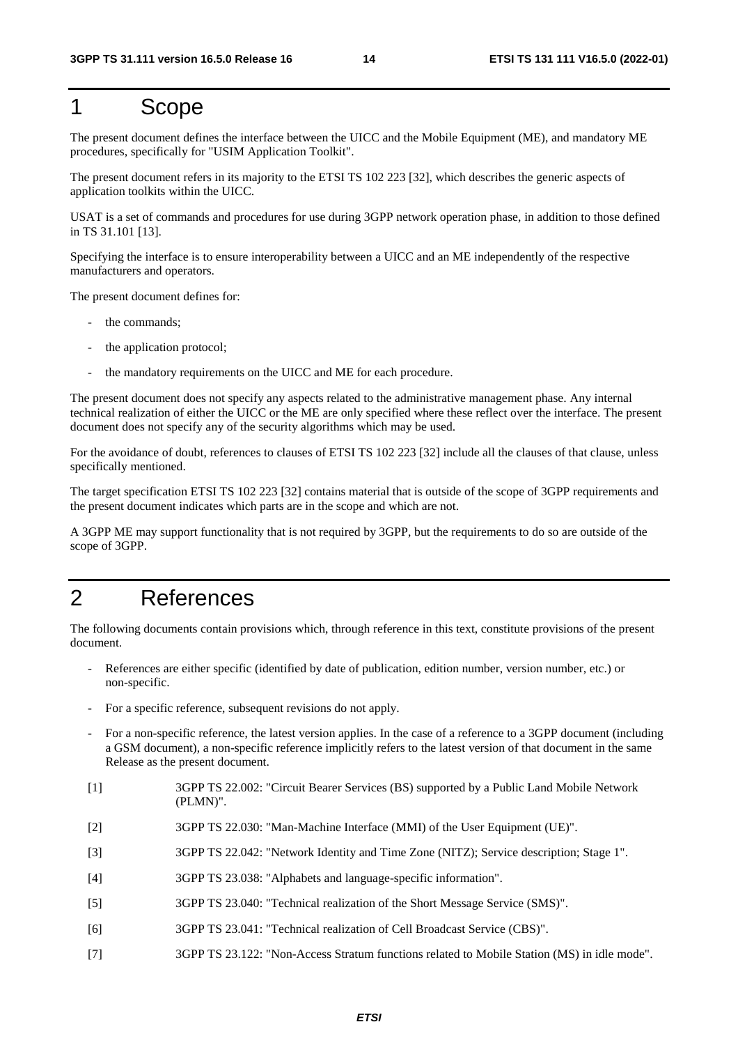# 1 Scope

The present document defines the interface between the UICC and the Mobile Equipment (ME), and mandatory ME procedures, specifically for "USIM Application Toolkit".

The present document refers in its majority to the ETSI TS 102 223 [32], which describes the generic aspects of application toolkits within the UICC.

USAT is a set of commands and procedures for use during 3GPP network operation phase, in addition to those defined in TS 31.101 [13].

Specifying the interface is to ensure interoperability between a UICC and an ME independently of the respective manufacturers and operators.

The present document defines for:

- the commands;
- the application protocol;
- the mandatory requirements on the UICC and ME for each procedure.

The present document does not specify any aspects related to the administrative management phase. Any internal technical realization of either the UICC or the ME are only specified where these reflect over the interface. The present document does not specify any of the security algorithms which may be used.

For the avoidance of doubt, references to clauses of ETSI TS 102 223 [32] include all the clauses of that clause, unless specifically mentioned.

The target specification ETSI TS 102 223 [32] contains material that is outside of the scope of 3GPP requirements and the present document indicates which parts are in the scope and which are not.

A 3GPP ME may support functionality that is not required by 3GPP, but the requirements to do so are outside of the scope of 3GPP.

# 2 References

The following documents contain provisions which, through reference in this text, constitute provisions of the present document.

- References are either specific (identified by date of publication, edition number, version number, etc.) or non-specific.
- For a specific reference, subsequent revisions do not apply.
- For a non-specific reference, the latest version applies. In the case of a reference to a 3GPP document (including a GSM document), a non-specific reference implicitly refers to the latest version of that document in the same Release as the present document.

[1] 3GPP TS 22.002: "Circuit Bearer Services (BS) supported by a Public Land Mobile Network (PLMN)".

[2] 3GPP TS 22.030: "Man-Machine Interface (MMI) of the User Equipment (UE)".

[3] 3GPP TS 22.042: "Network Identity and Time Zone (NITZ); Service description; Stage 1".

[4] 3GPP TS 23.038: "Alphabets and language-specific information".

[5] 3GPP TS 23.040: "Technical realization of the Short Message Service (SMS)".

[6] 3GPP TS 23.041: "Technical realization of Cell Broadcast Service (CBS)".

[7] 3GPP TS 23.122: "Non-Access Stratum functions related to Mobile Station (MS) in idle mode".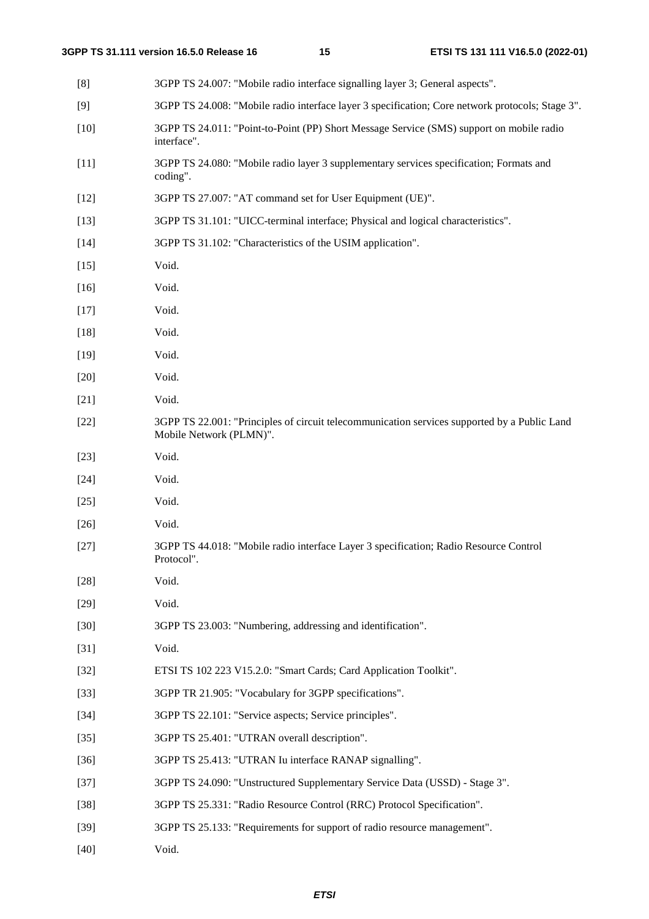[8] 3GPP TS 24.007: "Mobile radio interface signalling layer 3; General aspects".

[9] 3GPP TS 24.008: "Mobile radio interface layer 3 specification; Core network protocols; Stage 3".

[10] 3GPP TS 24.011: "Point-to-Point (PP) Short Message Service (SMS) support on mobile radio interface".

[11] 3GPP TS 24.080: "Mobile radio layer 3 supplementary services specification; Formats and coding".

[12] 3GPP TS 27.007: "AT command set for User Equipment (UE)".

[13] 3GPP TS 31.101: "UICC-terminal interface; Physical and logical characteristics".

[14] 3GPP TS 31.102: "Characteristics of the USIM application".

[15] Void.

[16] Void.

[17] Void.

[18] Void.

[19] Void.

[20] Void.

[21] Void.

[22] 3GPP TS 22.001: "Principles of circuit telecommunication services supported by a Public Land Mobile Network (PLMN)".

[23] Void.

[24] Void.

[25] Void.

[26] Void.

[27] 3GPP TS 44.018: "Mobile radio interface Layer 3 specification; Radio Resource Control Protocol".

[28] Void.

[29] Void.

[30] 3GPP TS 23.003: "Numbering, addressing and identification".

[31] Void.

[32] ETSI TS 102 223 V15.2.0: "Smart Cards; Card Application Toolkit".

[33] 3GPP TR 21.905: "Vocabulary for 3GPP specifications".

[34] 3GPP TS 22.101: "Service aspects; Service principles".

[35] 3GPP TS 25.401: "UTRAN overall description".

[36] 3GPP TS 25.413: "UTRAN Iu interface RANAP signalling".

[37] 3GPP TS 24.090: "Unstructured Supplementary Service Data (USSD) - Stage 3".

[38] 3GPP TS 25.331: "Radio Resource Control (RRC) Protocol Specification".

[39] 3GPP TS 25.133: "Requirements for support of radio resource management".

[40] Void.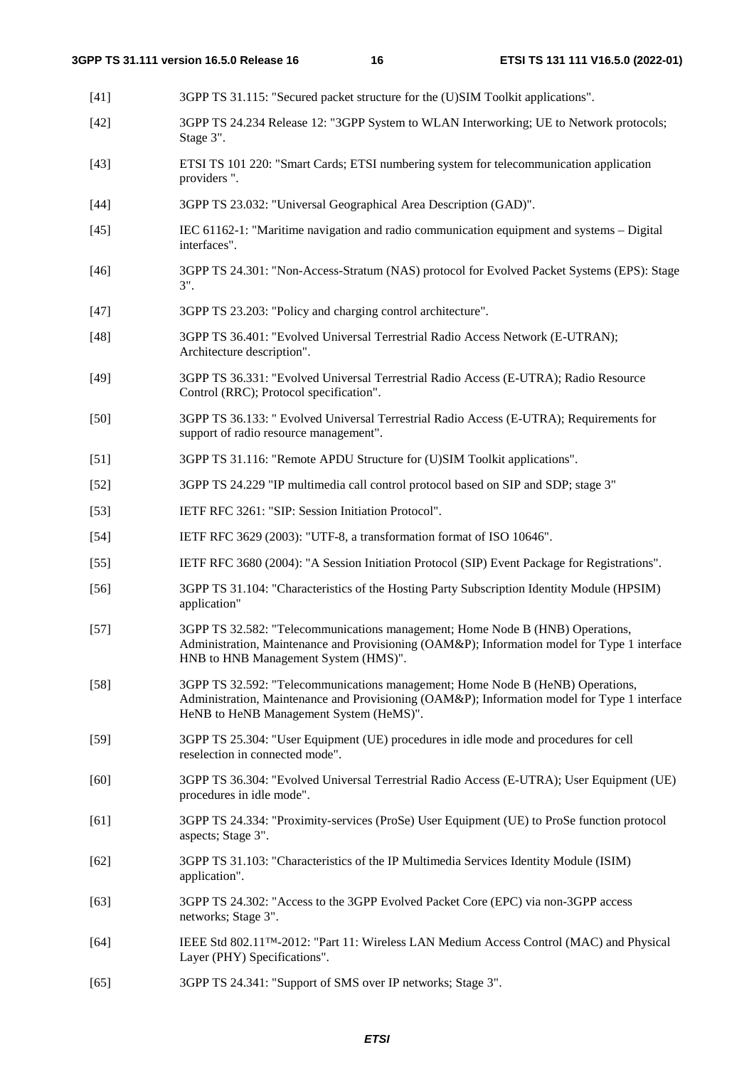[41] 3GPP TS 31.115: "Secured packet structure for the (U)SIM Toolkit applications".

[42] 3GPP TS 24.234 Release 12: "3GPP System to WLAN Interworking; UE to Network protocols; Stage 3".

[43] ETSI TS 101 220: "Smart Cards; ETSI numbering system for telecommunication application providers ".

[44] 3GPP TS 23.032: "Universal Geographical Area Description (GAD)".

[45] IEC 61162-1: "Maritime navigation and radio communication equipment and systems – Digital interfaces".

[46] 3GPP TS 24.301: "Non-Access-Stratum (NAS) protocol for Evolved Packet Systems (EPS): Stage 3".

[47] 3GPP TS 23.203: "Policy and charging control architecture".

[48] 3GPP TS 36.401: "Evolved Universal Terrestrial Radio Access Network (E-UTRAN); Architecture description".

[49] 3GPP TS 36.331: "Evolved Universal Terrestrial Radio Access (E-UTRA); Radio Resource Control (RRC); Protocol specification".

[50] 3GPP TS 36.133: " Evolved Universal Terrestrial Radio Access (E-UTRA); Requirements for support of radio resource management".

[51] 3GPP TS 31.116: "Remote APDU Structure for (U)SIM Toolkit applications".

[52] 3GPP TS 24.229 "IP multimedia call control protocol based on SIP and SDP; stage 3"

[53] IETF RFC 3261: "SIP: Session Initiation Protocol".

[54] IETF RFC 3629 (2003): "UTF-8, a transformation format of ISO 10646".

[55] IETF RFC 3680 (2004): "A Session Initiation Protocol (SIP) Event Package for Registrations".

[56] 3GPP TS 31.104: "Characteristics of the Hosting Party Subscription Identity Module (HPSIM) application"

[57] 3GPP TS 32.582: "Telecommunications management; Home Node B (HNB) Operations, Administration, Maintenance and Provisioning (OAM&P); Information model for Type 1 interface HNB to HNB Management System (HMS)".

[58] 3GPP TS 32.592: "Telecommunications management; Home Node B (HeNB) Operations, Administration, Maintenance and Provisioning (OAM&P); Information model for Type 1 interface HeNB to HeNB Management System (HeMS)".

[59] 3GPP TS 25.304: "User Equipment (UE) procedures in idle mode and procedures for cell reselection in connected mode".

[60] 3GPP TS 36.304: "Evolved Universal Terrestrial Radio Access (E-UTRA); User Equipment (UE) procedures in idle mode".

[61] 3GPP TS 24.334: "Proximity-services (ProSe) User Equipment (UE) to ProSe function protocol aspects; Stage 3".

[62] 3GPP TS 31.103: "Characteristics of the IP Multimedia Services Identity Module (ISIM) application".

[63] 3GPP TS 24.302: "Access to the 3GPP Evolved Packet Core (EPC) via non-3GPP access networks; Stage 3".

[64] IEEE Std 802.11™-2012: "Part 11: Wireless LAN Medium Access Control (MAC) and Physical Layer (PHY) Specifications".

[65] 3GPP TS 24.341: "Support of SMS over IP networks; Stage 3".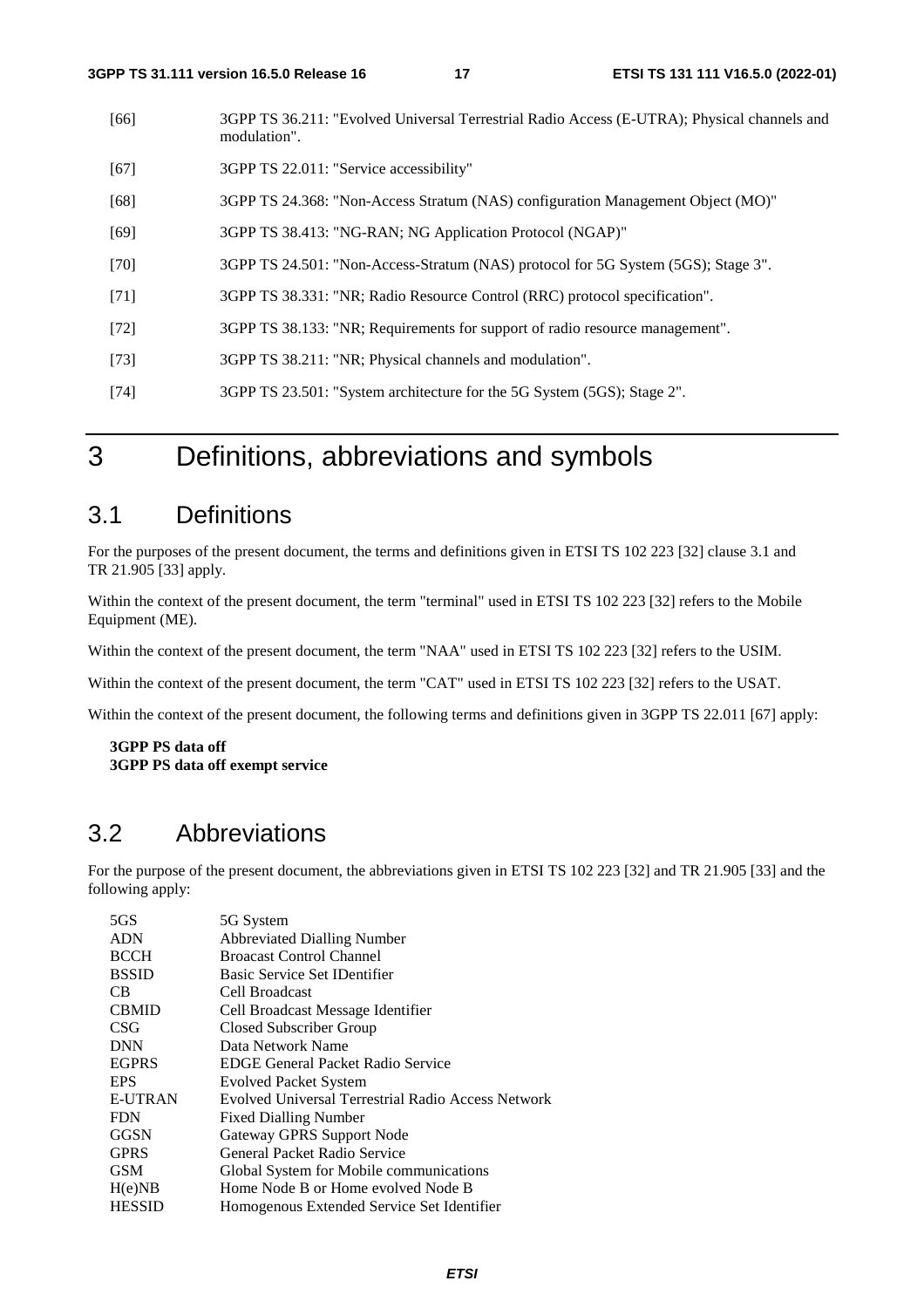[66] 3GPP TS 36.211: "Evolved Universal Terrestrial Radio Access (E-UTRA); Physical channels and modulation".

[67] 3GPP TS 22.011: "Service accessibility"

[68] 3GPP TS 24.368: "Non-Access Stratum (NAS) configuration Management Object (MO)"

[69] 3GPP TS 38.413: "NG-RAN; NG Application Protocol (NGAP)"

[70] 3GPP TS 24.501: "Non-Access-Stratum (NAS) protocol for 5G System (5GS); Stage 3".

[71] 3GPP TS 38.331: "NR; Radio Resource Control (RRC) protocol specification".

[72] 3GPP TS 38.133: "NR; Requirements for support of radio resource management".

[73] 3GPP TS 38.211: "NR; Physical channels and modulation".

[74] 3GPP TS 23.501: "System architecture for the 5G System (5GS); Stage 2".

# 3 Definitions, abbreviations and symbols

## 3.1 Definitions

For the purposes of the present document, the terms and definitions given in ETSI TS 102 223 [32] clause 3.1 and TR 21.905 [33] apply.

Within the context of the present document, the term "terminal" used in ETSI TS 102 223 [32] refers to the Mobile Equipment (ME).

Within the context of the present document, the term "NAA" used in ETSI TS 102 223 [32] refers to the USIM.

Within the context of the present document, the term "CAT" used in ETSI TS 102 223 [32] refers to the USAT.

Within the context of the present document, the following terms and definitions given in 3GPP TS 22.011 [67] apply:

**3GPP PS data off**
**3GPP PS data off exempt service**

## 3.2 Abbreviations

For the purpose of the present document, the abbreviations given in ETSI TS 102 223 [32] and TR 21.905 [33] and the following apply:

| | |
|---|---|
| 5GS | 5G System |
| ADN | Abbreviated Dialling Number |
| BCCH | Broacast Control Channel |
| BSSID | Basic Service Set IDentifier |
| CB | Cell Broadcast |
| CBMID | Cell Broadcast Message Identifier |
| CSG | Closed Subscriber Group |
| DNN | Data Network Name |
| EGPRS | EDGE General Packet Radio Service |
| EPS | Evolved Packet System |
| E-UTRAN | Evolved Universal Terrestrial Radio Access Network |
| FDN | Fixed Dialling Number |
| GGSN | Gateway GPRS Support Node |
| GPRS | General Packet Radio Service |
| GSM | Global System for Mobile communications |
| H(e)NB | Home Node B or Home evolved Node B |
| HESSID | Homogenous Extended Service Set Identifier |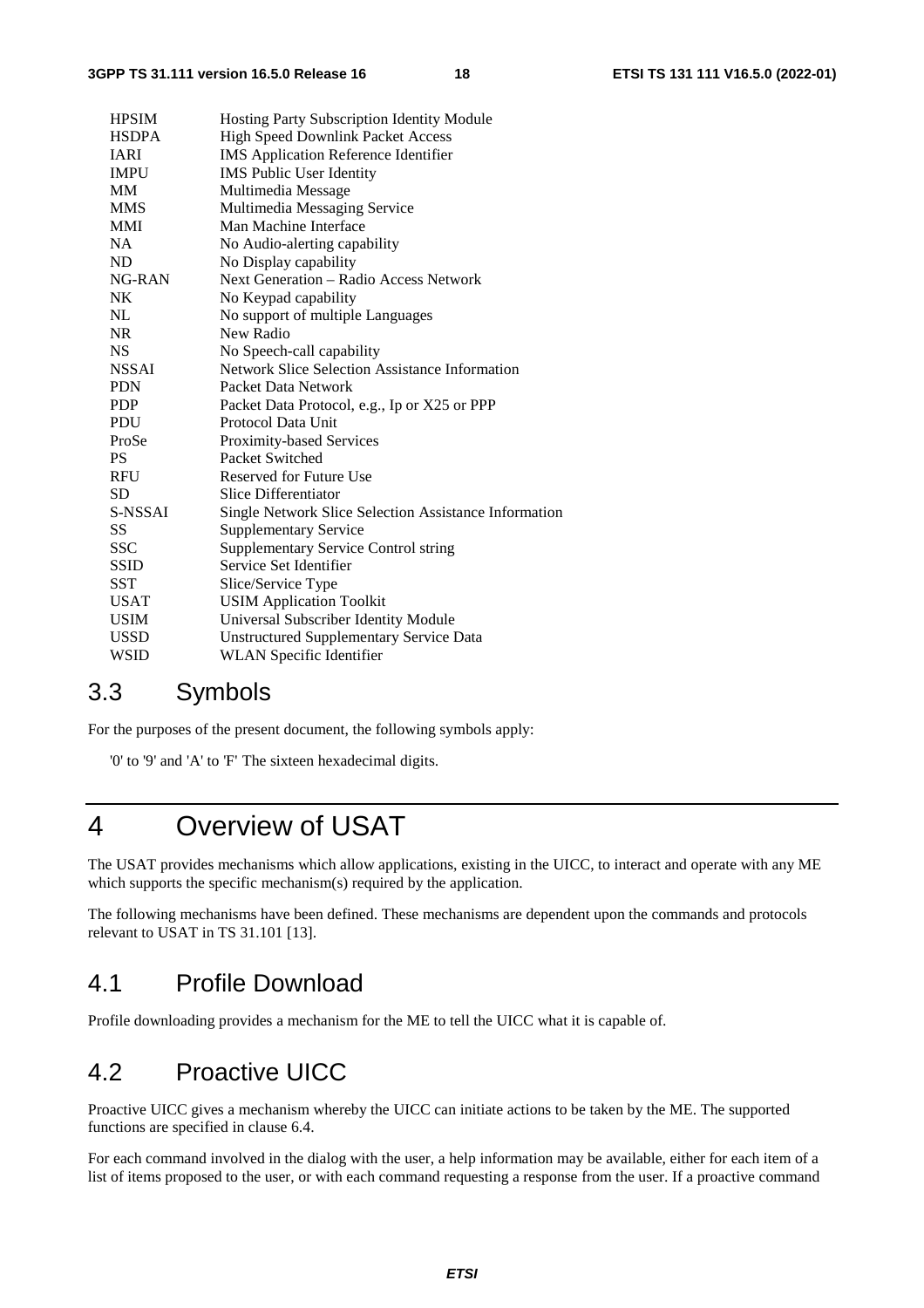| | |
|---|---|
| HPSIM | Hosting Party Subscription Identity Module |
| HSDPA | High Speed Downlink Packet Access |
| IARI | IMS Application Reference Identifier |
| IMPU | IMS Public User Identity |
| MM | Multimedia Message |
| MMS | Multimedia Messaging Service |
| MMI | Man Machine Interface |
| NA | No Audio-alerting capability |
| ND | No Display capability |
| NG-RAN | Next Generation – Radio Access Network |
| NK | No Keypad capability |
| NL | No support of multiple Languages |
| NR | New Radio |
| NS | No Speech-call capability |
| NSSAI | Network Slice Selection Assistance Information |
| PDN | Packet Data Network |
| PDP | Packet Data Protocol, e.g., Ip or X25 or PPP |
| PDU | Protocol Data Unit |
| ProSe | Proximity-based Services |
| PS | Packet Switched |
| RFU | Reserved for Future Use |
| SD | Slice Differentiator |
| S-NSSAI | Single Network Slice Selection Assistance Information |
| SS | Supplementary Service |
| SSC | Supplementary Service Control string |
| SSID | Service Set Identifier |
| SST | Slice/Service Type |
| USAT | USIM Application Toolkit |
| USIM | Universal Subscriber Identity Module |
| USSD | Unstructured Supplementary Service Data |
| WSID | WLAN Specific Identifier |

## 3.3 Symbols

For the purposes of the present document, the following symbols apply:

'0' to '9' and 'A' to 'F' The sixteen hexadecimal digits.

# 4 Overview of USAT

The USAT provides mechanisms which allow applications, existing in the UICC, to interact and operate with any ME which supports the specific mechanism(s) required by the application.

The following mechanisms have been defined. These mechanisms are dependent upon the commands and protocols relevant to USAT in TS 31.101 [13].

## 4.1 Profile Download

Profile downloading provides a mechanism for the ME to tell the UICC what it is capable of.

## 4.2 Proactive UICC

Proactive UICC gives a mechanism whereby the UICC can initiate actions to be taken by the ME. The supported functions are specified in clause 6.4.

For each command involved in the dialog with the user, a help information may be available, either for each item of a list of items proposed to the user, or with each command requesting a response from the user. If a proactive command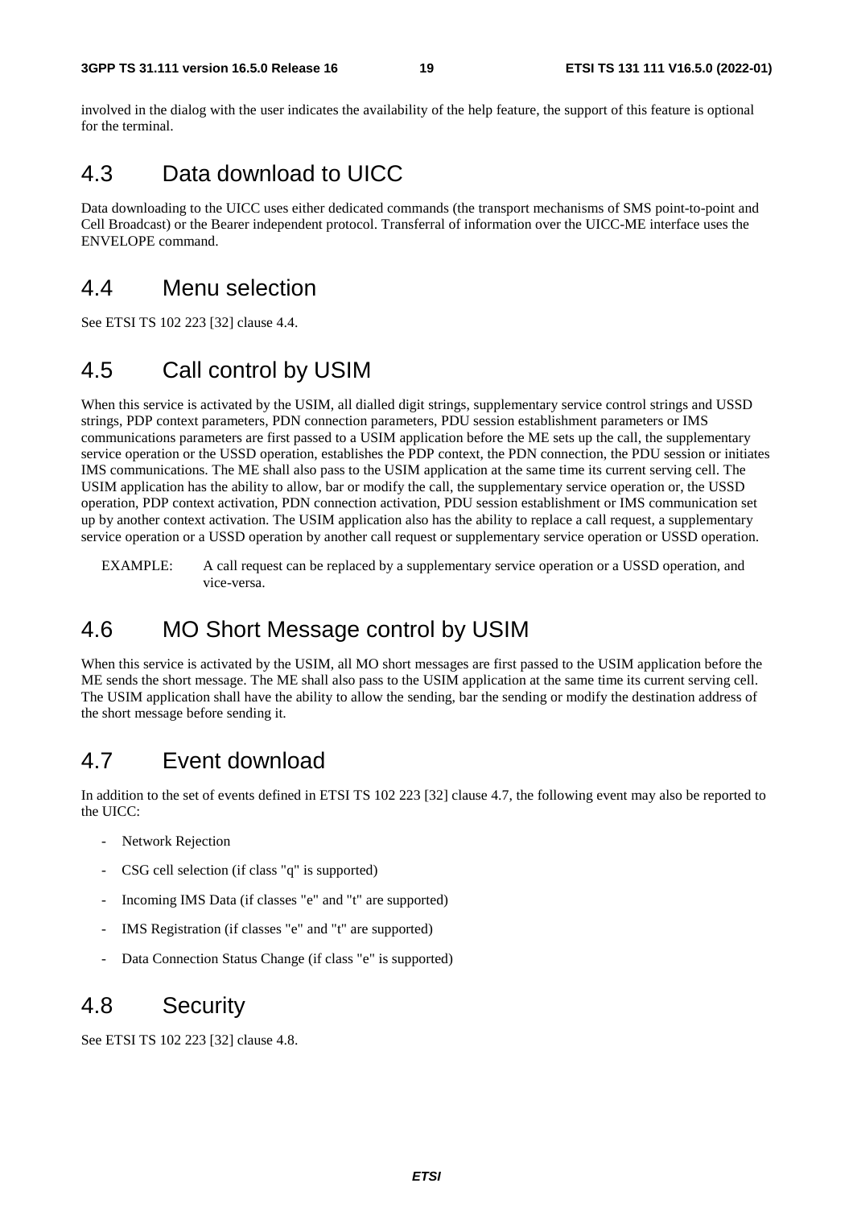involved in the dialog with the user indicates the availability of the help feature, the support of this feature is optional for the terminal.

## 4.3 Data download to UICC

Data downloading to the UICC uses either dedicated commands (the transport mechanisms of SMS point-to-point and Cell Broadcast) or the Bearer independent protocol. Transferral of information over the UICC-ME interface uses the ENVELOPE command.

## 4.4 Menu selection

See ETSI TS 102 223 [32] clause 4.4.

## 4.5 Call control by USIM

When this service is activated by the USIM, all dialled digit strings, supplementary service control strings and USSD strings, PDP context parameters, PDN connection parameters, PDU session establishment parameters or IMS communications parameters are first passed to a USIM application before the ME sets up the call, the supplementary service operation or the USSD operation, establishes the PDP context, the PDN connection, the PDU session or initiates IMS communications. The ME shall also pass to the USIM application at the same time its current serving cell. The USIM application has the ability to allow, bar or modify the call, the supplementary service operation or, the USSD operation, PDP context activation, PDN connection activation, PDU session establishment or IMS communication set up by another context activation. The USIM application also has the ability to replace a call request, a supplementary service operation or a USSD operation by another call request or supplementary service operation or USSD operation.

EXAMPLE: A call request can be replaced by a supplementary service operation or a USSD operation, and vice-versa.

## 4.6 MO Short Message control by USIM

When this service is activated by the USIM, all MO short messages are first passed to the USIM application before the ME sends the short message. The ME shall also pass to the USIM application at the same time its current serving cell. The USIM application shall have the ability to allow the sending, bar the sending or modify the destination address of the short message before sending it.

## 4.7 Event download

In addition to the set of events defined in ETSI TS 102 223 [32] clause 4.7, the following event may also be reported to the UICC:

- Network Rejection
- CSG cell selection (if class "q" is supported)
- Incoming IMS Data (if classes "e" and "t" are supported)
- IMS Registration (if classes "e" and "t" are supported)
- Data Connection Status Change (if class "e" is supported)

## 4.8 Security

See ETSI TS 102 223 [32] clause 4.8.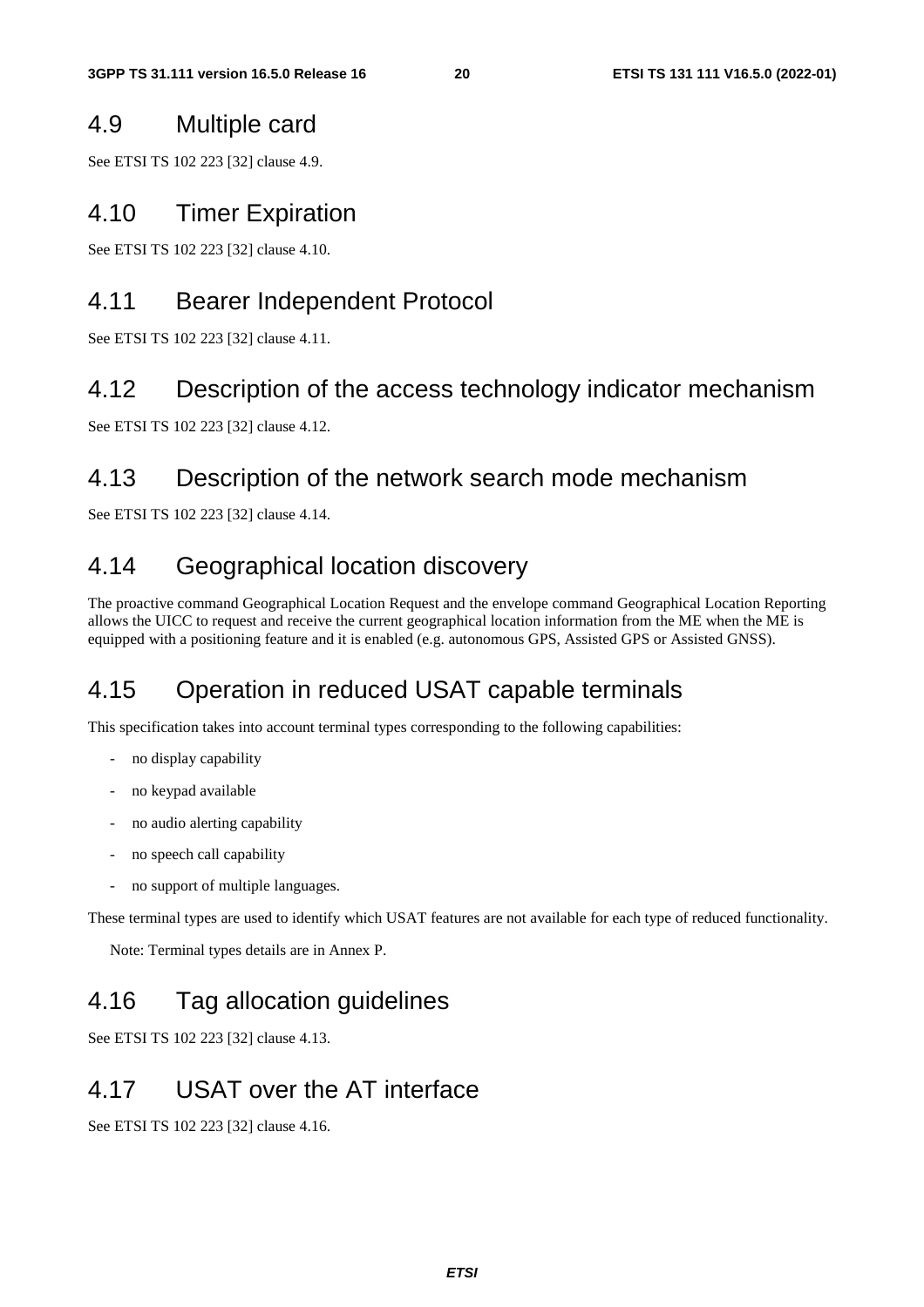## 4.9 Multiple card

See ETSI TS 102 223 [32] clause 4.9.

## 4.10 Timer Expiration

See ETSI TS 102 223 [32] clause 4.10.

## 4.11 Bearer Independent Protocol

See ETSI TS 102 223 [32] clause 4.11.

## 4.12 Description of the access technology indicator mechanism

See ETSI TS 102 223 [32] clause 4.12.

## 4.13 Description of the network search mode mechanism

See ETSI TS 102 223 [32] clause 4.14.

## 4.14 Geographical location discovery

The proactive command Geographical Location Request and the envelope command Geographical Location Reporting allows the UICC to request and receive the current geographical location information from the ME when the ME is equipped with a positioning feature and it is enabled (e.g. autonomous GPS, Assisted GPS or Assisted GNSS).

## 4.15 Operation in reduced USAT capable terminals

This specification takes into account terminal types corresponding to the following capabilities:

- no display capability
- no keypad available
- no audio alerting capability
- no speech call capability
- no support of multiple languages.

These terminal types are used to identify which USAT features are not available for each type of reduced functionality.

Note: Terminal types details are in Annex P.

## 4.16 Tag allocation guidelines

See ETSI TS 102 223 [32] clause 4.13.

## 4.17 USAT over the AT interface

See ETSI TS 102 223 [32] clause 4.16.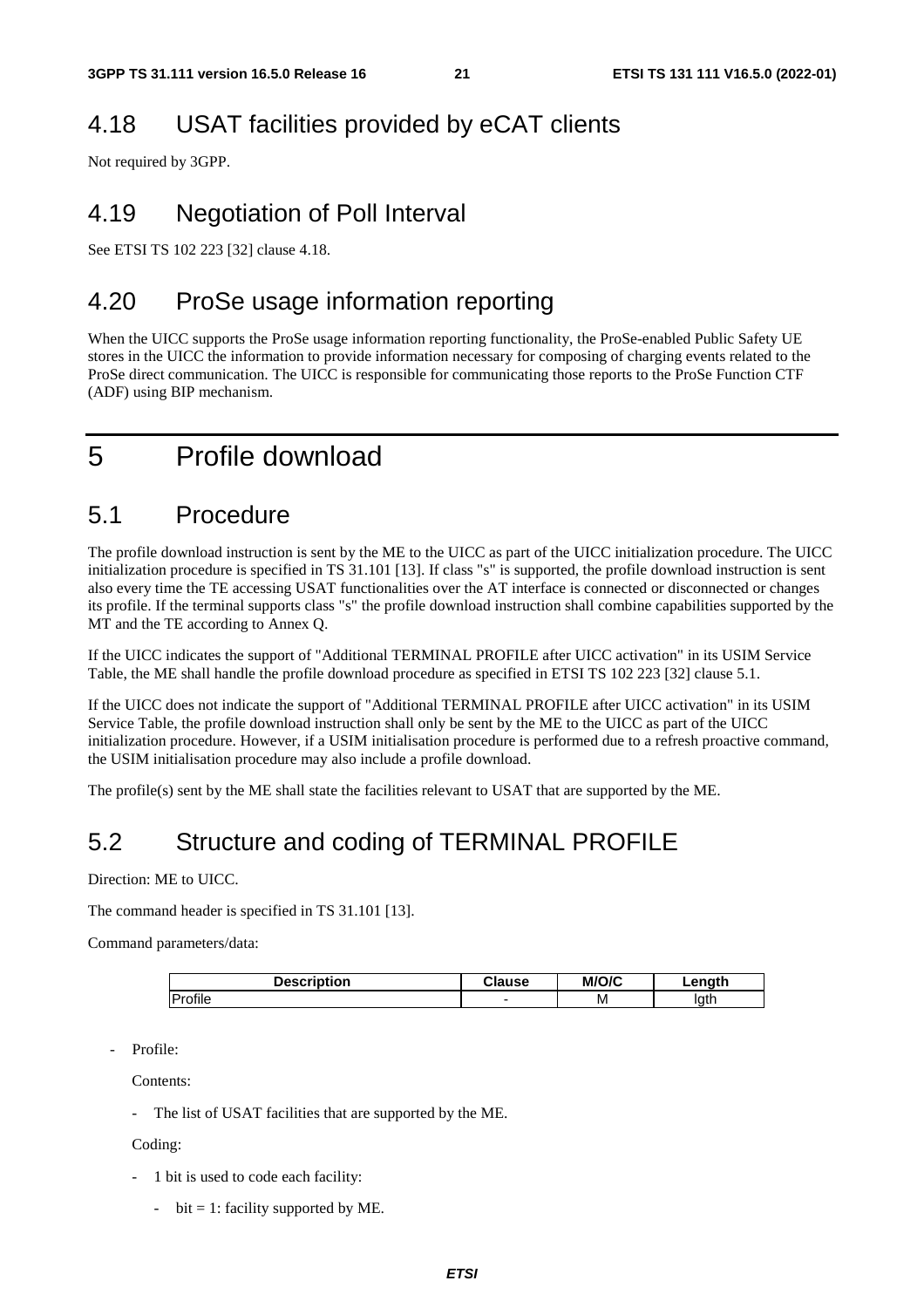## 4.18 USAT facilities provided by eCAT clients

Not required by 3GPP.

## 4.19 Negotiation of Poll Interval

See ETSI TS 102 223 [32] clause 4.18.

## 4.20 ProSe usage information reporting

When the UICC supports the ProSe usage information reporting functionality, the ProSe-enabled Public Safety UE stores in the UICC the information to provide information necessary for composing of charging events related to the ProSe direct communication. The UICC is responsible for communicating those reports to the ProSe Function CTF (ADF) using BIP mechanism.

# 5 Profile download

## 5.1 Procedure

The profile download instruction is sent by the ME to the UICC as part of the UICC initialization procedure. The UICC initialization procedure is specified in TS 31.101 [13]. If class "s" is supported, the profile download instruction is sent also every time the TE accessing USAT functionalities over the AT interface is connected or disconnected or changes its profile. If the terminal supports class "s" the profile download instruction shall combine capabilities supported by the MT and the TE according to Annex Q.

If the UICC indicates the support of "Additional TERMINAL PROFILE after UICC activation" in its USIM Service Table, the ME shall handle the profile download procedure as specified in ETSI TS 102 223 [32] clause 5.1.

If the UICC does not indicate the support of "Additional TERMINAL PROFILE after UICC activation" in its USIM Service Table, the profile download instruction shall only be sent by the ME to the UICC as part of the UICC initialization procedure. However, if a USIM initialisation procedure is performed due to a refresh proactive command, the USIM initialisation procedure may also include a profile download.

The profile(s) sent by the ME shall state the facilities relevant to USAT that are supported by the ME.

## 5.2 Structure and coding of TERMINAL PROFILE

Direction: ME to UICC.

The command header is specified in TS 31.101 [13].

Command parameters/data:

| Description | Clause | M/O/C | Length |
|---|---|---|---|
| Profile | - | M | lgth |

- Profile:

  Contents:

  - The list of USAT facilities that are supported by the ME.

  Coding:

  - 1 bit is used to code each facility:

    - bit = 1: facility supported by ME.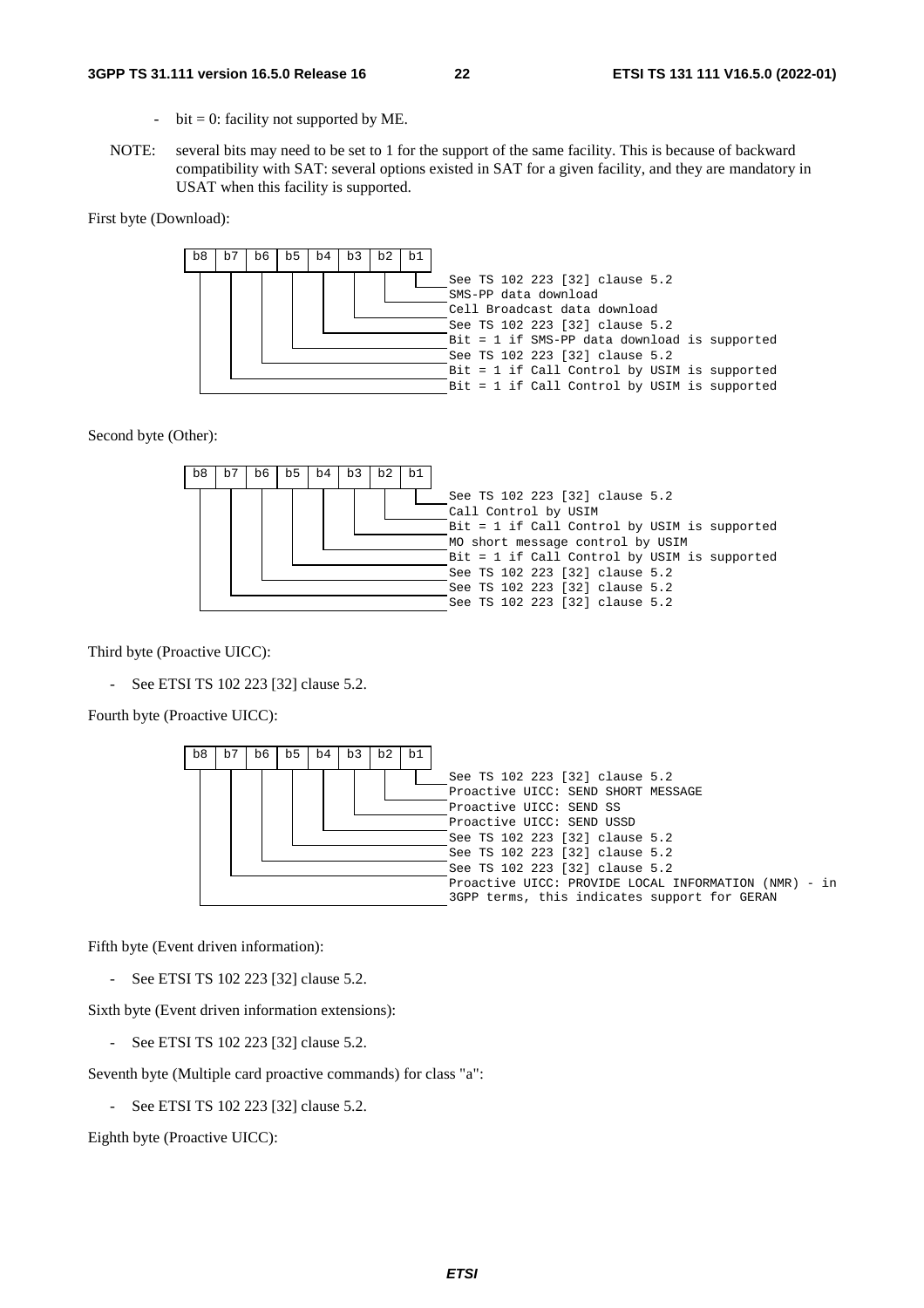- bit = 0: facility not supported by ME.

NOTE: several bits may need to be set to 1 for the support of the same facility. This is because of backward compatibility with SAT: several options existed in SAT for a given facility, and they are mandatory in USAT when this facility is supported.

First byte (Download):

```
b8   b7   b6   b5   b4   b3   b2   b1
                                     See TS 102 223 [32] clause 5.2
                                     SMS-PP data download
                                     Cell Broadcast data download
                                     See TS 102 223 [32] clause 5.2
                                     Bit = 1 if SMS-PP data download is supported
                                     See TS 102 223 [32] clause 5.2
                                     Bit = 1 if Call Control by USIM is supported
                                     Bit = 1 if Call Control by USIM is supported
```

Second byte (Other):

```
b8   b7   b6   b5   b4   b3   b2   b1
                                     See TS 102 223 [32] clause 5.2
                                     Call Control by USIM
                                     Bit = 1 if Call Control by USIM is supported
                                     MO short message control by USIM
                                     Bit = 1 if Call Control by USIM is supported
                                     See TS 102 223 [32] clause 5.2
                                     See TS 102 223 [32] clause 5.2
                                     See TS 102 223 [32] clause 5.2
```

Third byte (Proactive UICC):

- See ETSI TS 102 223 [32] clause 5.2.

Fourth byte (Proactive UICC):

```
b8   b7   b6   b5   b4   b3   b2   b1
                                     See TS 102 223 [32] clause 5.2
                                     Proactive UICC: SEND SHORT MESSAGE
                                     Proactive UICC: SEND SS
                                     Proactive UICC: SEND USSD
                                     See TS 102 223 [32] clause 5.2
                                     See TS 102 223 [32] clause 5.2
                                     See TS 102 223 [32] clause 5.2
                                     Proactive UICC: PROVIDE LOCAL INFORMATION (NMR) - in
                                     3GPP terms, this indicates support for GERAN
```

Fifth byte (Event driven information):

- See ETSI TS 102 223 [32] clause 5.2.

Sixth byte (Event driven information extensions):

- See ETSI TS 102 223 [32] clause 5.2.

Seventh byte (Multiple card proactive commands) for class "a":

- See ETSI TS 102 223 [32] clause 5.2.

Eighth byte (Proactive UICC):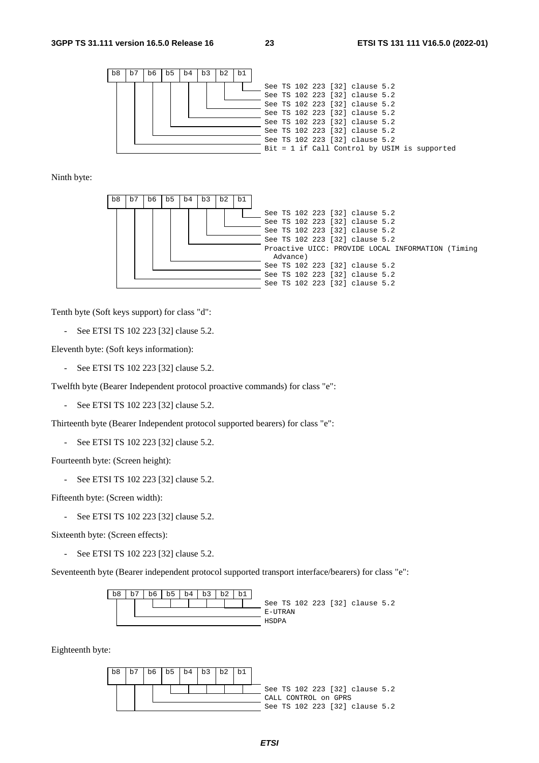```
b8  b7  b6  b5  b4  b3  b2  b1
                                 See TS 102 223 [32] clause 5.2
                                 See TS 102 223 [32] clause 5.2
                                 See TS 102 223 [32] clause 5.2
                                 See TS 102 223 [32] clause 5.2
                                 See TS 102 223 [32] clause 5.2
                                 See TS 102 223 [32] clause 5.2
                                 See TS 102 223 [32] clause 5.2
                                 Bit = 1 if Call Control by USIM is supported
```

Ninth byte:

```
b8  b7  b6  b5  b4  b3  b2  b1
                                 See TS 102 223 [32] clause 5.2
                                 See TS 102 223 [32] clause 5.2
                                 See TS 102 223 [32] clause 5.2
                                 See TS 102 223 [32] clause 5.2
                                 Proactive UICC: PROVIDE LOCAL INFORMATION (Timing
                                   Advance)
                                 See TS 102 223 [32] clause 5.2
                                 See TS 102 223 [32] clause 5.2
                                 See TS 102 223 [32] clause 5.2
```

Tenth byte (Soft keys support) for class "d":

- See ETSI TS 102 223 [32] clause 5.2.

Eleventh byte: (Soft keys information):

- See ETSI TS 102 223 [32] clause 5.2.

Twelfth byte (Bearer Independent protocol proactive commands) for class "e":

- See ETSI TS 102 223 [32] clause 5.2.

Thirteenth byte (Bearer Independent protocol supported bearers) for class "e":

- See ETSI TS 102 223 [32] clause 5.2.

Fourteenth byte: (Screen height):

- See ETSI TS 102 223 [32] clause 5.2.

Fifteenth byte: (Screen width):

- See ETSI TS 102 223 [32] clause 5.2.

Sixteenth byte: (Screen effects):

- See ETSI TS 102 223 [32] clause 5.2.

Seventeenth byte (Bearer independent protocol supported transport interface/bearers) for class "e":

```
b8  b7  b6  b5  b4  b3  b2  b1
                                 See TS 102 223 [32] clause 5.2
                                 E-UTRAN
                                 HSDPA
```

Eighteenth byte:

```
b8  b7  b6  b5  b4  b3  b2  b1
                                 See TS 102 223 [32] clause 5.2
                                 CALL CONTROL on GPRS
                                 See TS 102 223 [32] clause 5.2
```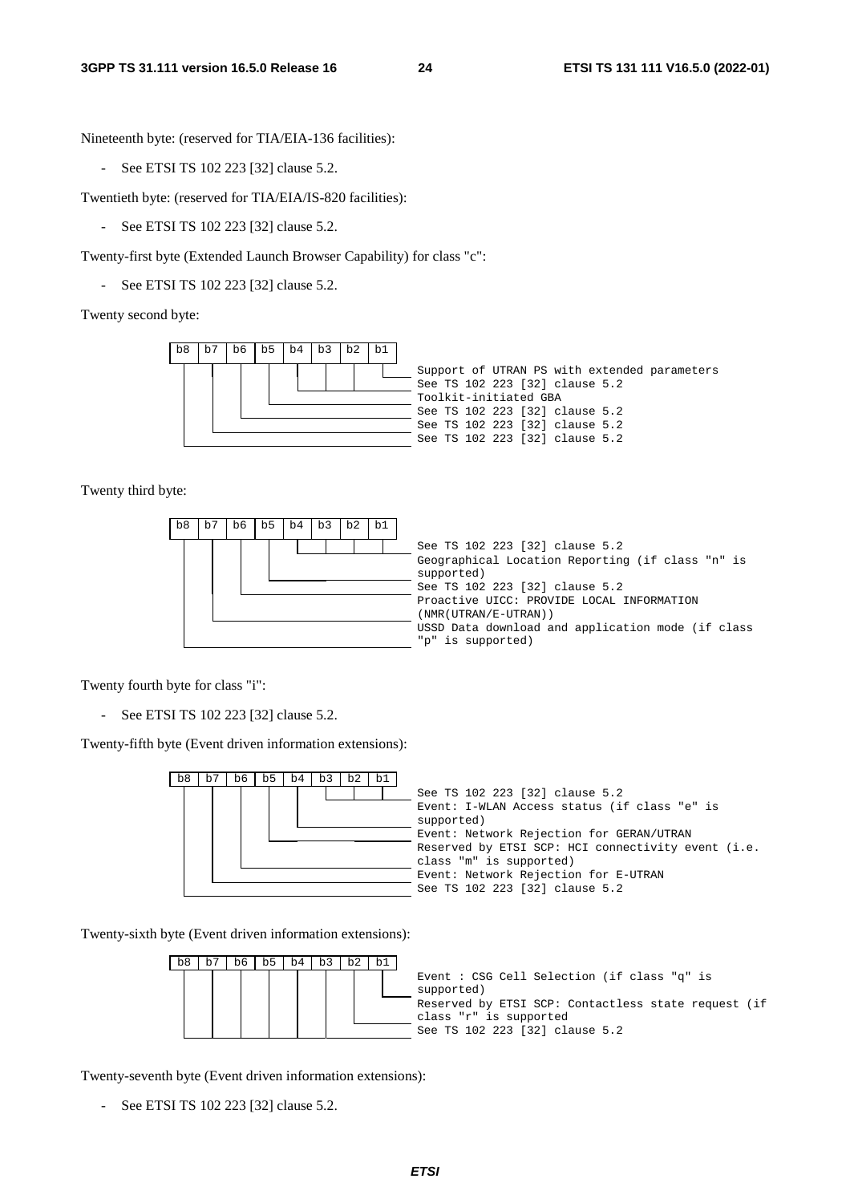Nineteenth byte: (reserved for TIA/EIA-136 facilities):

- See ETSI TS 102 223 [32] clause 5.2.

Twentieth byte: (reserved for TIA/EIA/IS-820 facilities):

- See ETSI TS 102 223 [32] clause 5.2.

Twenty-first byte (Extended Launch Browser Capability) for class "c":

- See ETSI TS 102 223 [32] clause 5.2.

Twenty second byte:

```
b8 | b7 | b6 | b5 | b4 | b3 | b2 | b1
                                      Support of UTRAN PS with extended parameters
                                      See TS 102 223 [32] clause 5.2
                                      Toolkit-initiated GBA
                                      See TS 102 223 [32] clause 5.2
                                      See TS 102 223 [32] clause 5.2
                                      See TS 102 223 [32] clause 5.2
```

Twenty third byte:

```
b8 | b7 | b6 | b5 | b4 | b3 | b2 | b1
                                      See TS 102 223 [32] clause 5.2
                                      Geographical Location Reporting (if class "n" is
                                      supported)
                                      See TS 102 223 [32] clause 5.2
                                      Proactive UICC: PROVIDE LOCAL INFORMATION
                                      (NMR(UTRAN/E-UTRAN))
                                      USSD Data download and application mode (if class
                                      "p" is supported)
```

Twenty fourth byte for class "i":

- See ETSI TS 102 223 [32] clause 5.2.

Twenty-fifth byte (Event driven information extensions):

```
b8 | b7 | b6 | b5 | b4 | b3 | b2 | b1
                                      See TS 102 223 [32] clause 5.2
                                      Event: I-WLAN Access status (if class "e" is
                                      supported)
                                      Event: Network Rejection for GERAN/UTRAN
                                      Reserved by ETSI SCP: HCI connectivity event (i.e.
                                      class "m" is supported)
                                      Event: Network Rejection for E-UTRAN
                                      See TS 102 223 [32] clause 5.2
```

Twenty-sixth byte (Event driven information extensions):

```
b8 | b7 | b6 | b5 | b4 | b3 | b2 | b1
                                      Event : CSG Cell Selection (if class "q" is
                                      supported)
                                      Reserved by ETSI SCP: Contactless state request (if
                                      class "r" is supported
                                      See TS 102 223 [32] clause 5.2
```

Twenty-seventh byte (Event driven information extensions):

- See ETSI TS 102 223 [32] clause 5.2.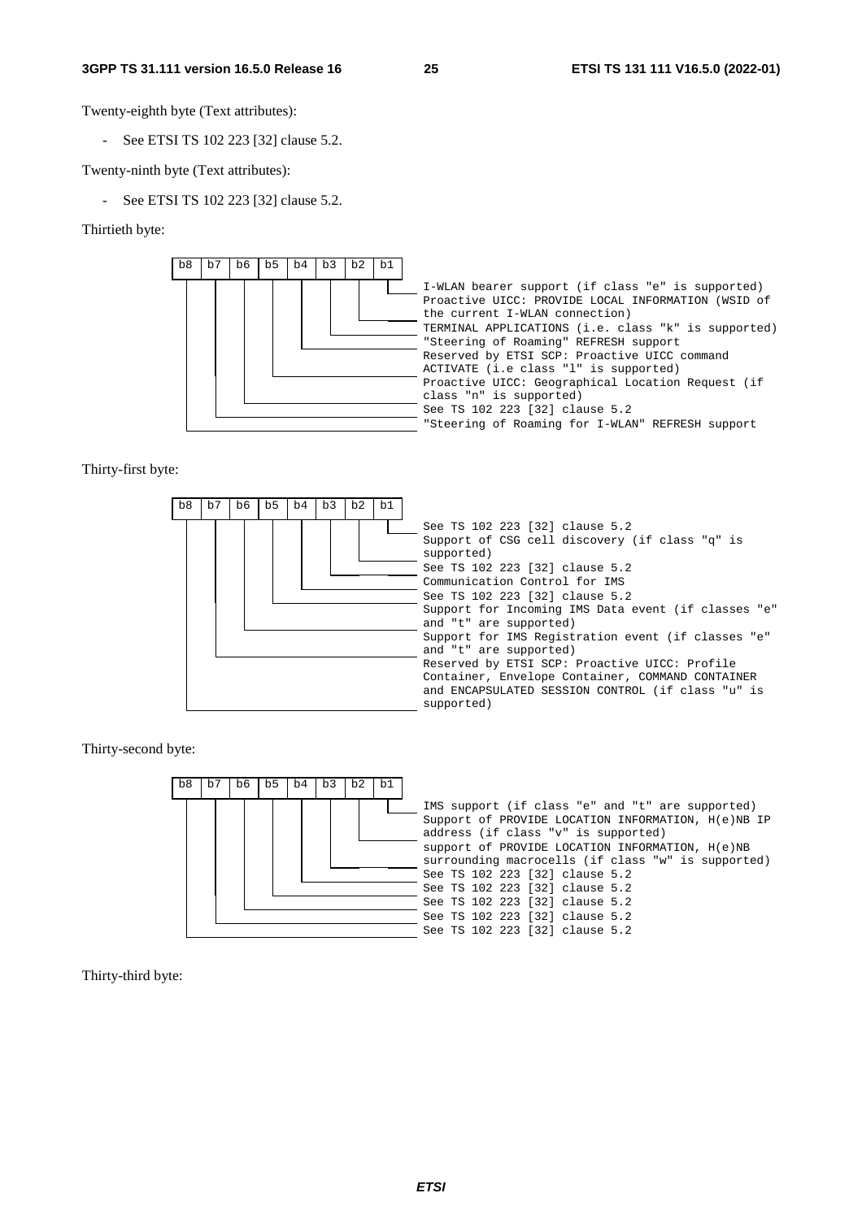Twenty-eighth byte (Text attributes):

- See ETSI TS 102 223 [32] clause 5.2.

Twenty-ninth byte (Text attributes):

- See ETSI TS 102 223 [32] clause 5.2.

Thirtieth byte:

| Bit | Description |
|---|---|
| b1 | I-WLAN bearer support (if class "e" is supported) |
| b2 | Proactive UICC: PROVIDE LOCAL INFORMATION (WSID of the current I-WLAN connection) |
| b3 | TERMINAL APPLICATIONS (i.e. class "k" is supported) |
| b4 | "Steering of Roaming" REFRESH support |
| b5 | Reserved by ETSI SCP: Proactive UICC command ACTIVATE (i.e class "l" is supported) |
| b6 | Proactive UICC: Geographical Location Request (if class "n" is supported) |
| b7 | See TS 102 223 [32] clause 5.2 |
| b8 | "Steering of Roaming for I-WLAN" REFRESH support |

Thirty-first byte:

| Bit | Description |
|---|---|
| b1 | See TS 102 223 [32] clause 5.2 |
| b2 | Support of CSG cell discovery (if class "q" is supported) |
| b3 | See TS 102 223 [32] clause 5.2 |
| b4 | Communication Control for IMS |
| b5 | See TS 102 223 [32] clause 5.2 |
| b6 | Support for Incoming IMS Data event (if classes "e" and "t" are supported) |
| b7 | Support for IMS Registration event (if classes "e" and "t" are supported) |
| b8 | Reserved by ETSI SCP: Proactive UICC: Profile Container, Envelope Container, COMMAND CONTAINER and ENCAPSULATED SESSION CONTROL (if class "u" is supported) |

Thirty-second byte:

| Bit | Description |
|---|---|
| b1 | IMS support (if class "e" and "t" are supported) |
| b2 | Support of PROVIDE LOCATION INFORMATION, H(e)NB IP address (if class "v" is supported) |
| b3 | support of PROVIDE LOCATION INFORMATION, H(e)NB surrounding macrocells (if class "w" is supported) |
| b4 | See TS 102 223 [32] clause 5.2 |
| b5 | See TS 102 223 [32] clause 5.2 |
| b6 | See TS 102 223 [32] clause 5.2 |
| b7 | See TS 102 223 [32] clause 5.2 |
| b8 | See TS 102 223 [32] clause 5.2 |

Thirty-third byte: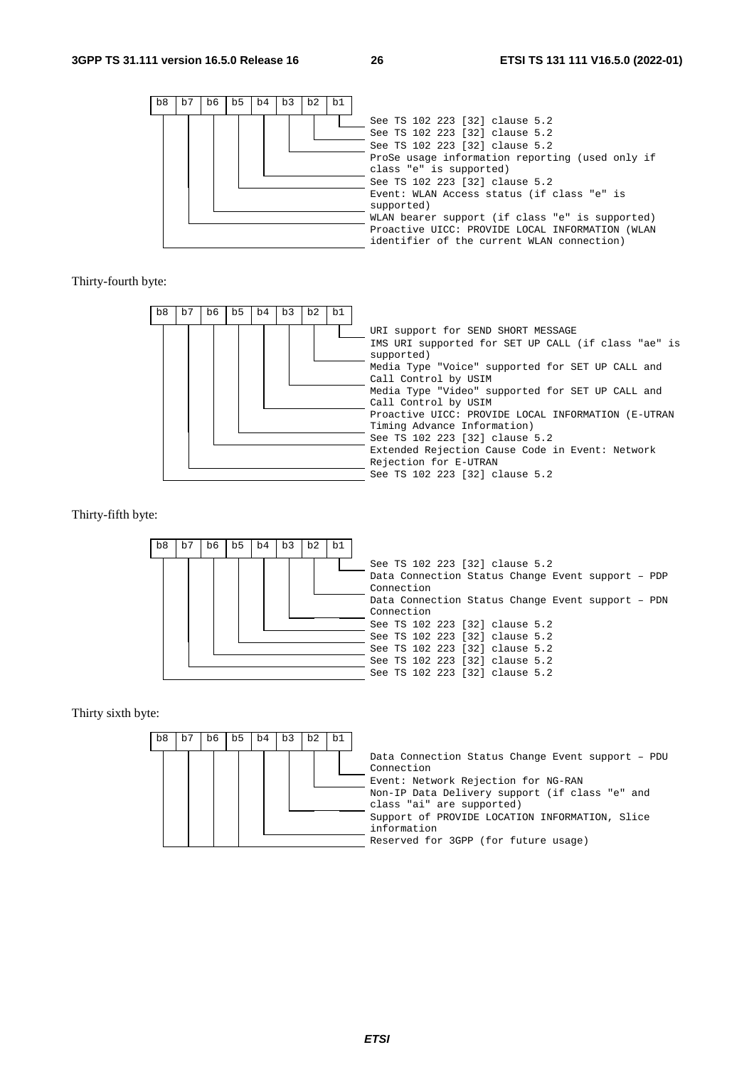| b8 | b7 | b6 | b5 | b4 | b3 | b2 | b1 | |
|---|---|---|---|---|---|---|---|---|
| | | | | | | | X | See TS 102 223 [32] clause 5.2 |
| | | | | | | X | | See TS 102 223 [32] clause 5.2 |
| | | | | | X | | | See TS 102 223 [32] clause 5.2 |
| | | | | X | | | | ProSe usage information reporting (used only if class "e" is supported) |
| | | | X | | | | | See TS 102 223 [32] clause 5.2 |
| | | X | | | | | | Event: WLAN Access status (if class "e" is supported) |
| | X | | | | | | | WLAN bearer support (if class "e" is supported) |
| X | | | | | | | | Proactive UICC: PROVIDE LOCAL INFORMATION (WLAN identifier of the current WLAN connection) |

Thirty-fourth byte:

| b8 | b7 | b6 | b5 | b4 | b3 | b2 | b1 | |
|---|---|---|---|---|---|---|---|---|
| | | | | | | | X | URI support for SEND SHORT MESSAGE |
| | | | | | | X | | IMS URI supported for SET UP CALL (if class "ae" is supported) |
| | | | | | X | | | Media Type "Voice" supported for SET UP CALL and Call Control by USIM |
| | | | | X | | | | Media Type "Video" supported for SET UP CALL and Call Control by USIM |
| | | | X | | | | | Proactive UICC: PROVIDE LOCAL INFORMATION (E-UTRAN Timing Advance Information) |
| | | X | | | | | | See TS 102 223 [32] clause 5.2 |
| | X | | | | | | | Extended Rejection Cause Code in Event: Network Rejection for E-UTRAN |
| X | | | | | | | | See TS 102 223 [32] clause 5.2 |

Thirty-fifth byte:

| b8 | b7 | b6 | b5 | b4 | b3 | b2 | b1 | |
|---|---|---|---|---|---|---|---|---|
| | | | | | | | X | See TS 102 223 [32] clause 5.2 |
| | | | | | | X | | Data Connection Status Change Event support – PDP Connection |
| | | | | | X | | | Data Connection Status Change Event support – PDN Connection |
| | | | | X | | | | See TS 102 223 [32] clause 5.2 |
| | | | X | | | | | See TS 102 223 [32] clause 5.2 |
| | | X | | | | | | See TS 102 223 [32] clause 5.2 |
| | X | | | | | | | See TS 102 223 [32] clause 5.2 |
| X | | | | | | | | See TS 102 223 [32] clause 5.2 |

Thirty sixth byte:

| b8 | b7 | b6 | b5 | b4 | b3 | b2 | b1 | |
|---|---|---|---|---|---|---|---|---|
| | | | | | | | X | Data Connection Status Change Event support – PDU Connection |
| | | | | | | X | | Event: Network Rejection for NG-RAN |
| | | | | | X | | | Non-IP Data Delivery support (if class "e" and class "ai" are supported) |
| | | | | X | | | | Support of PROVIDE LOCATION INFORMATION, Slice information |
| X | X | X | X | | | | | Reserved for 3GPP (for future usage) |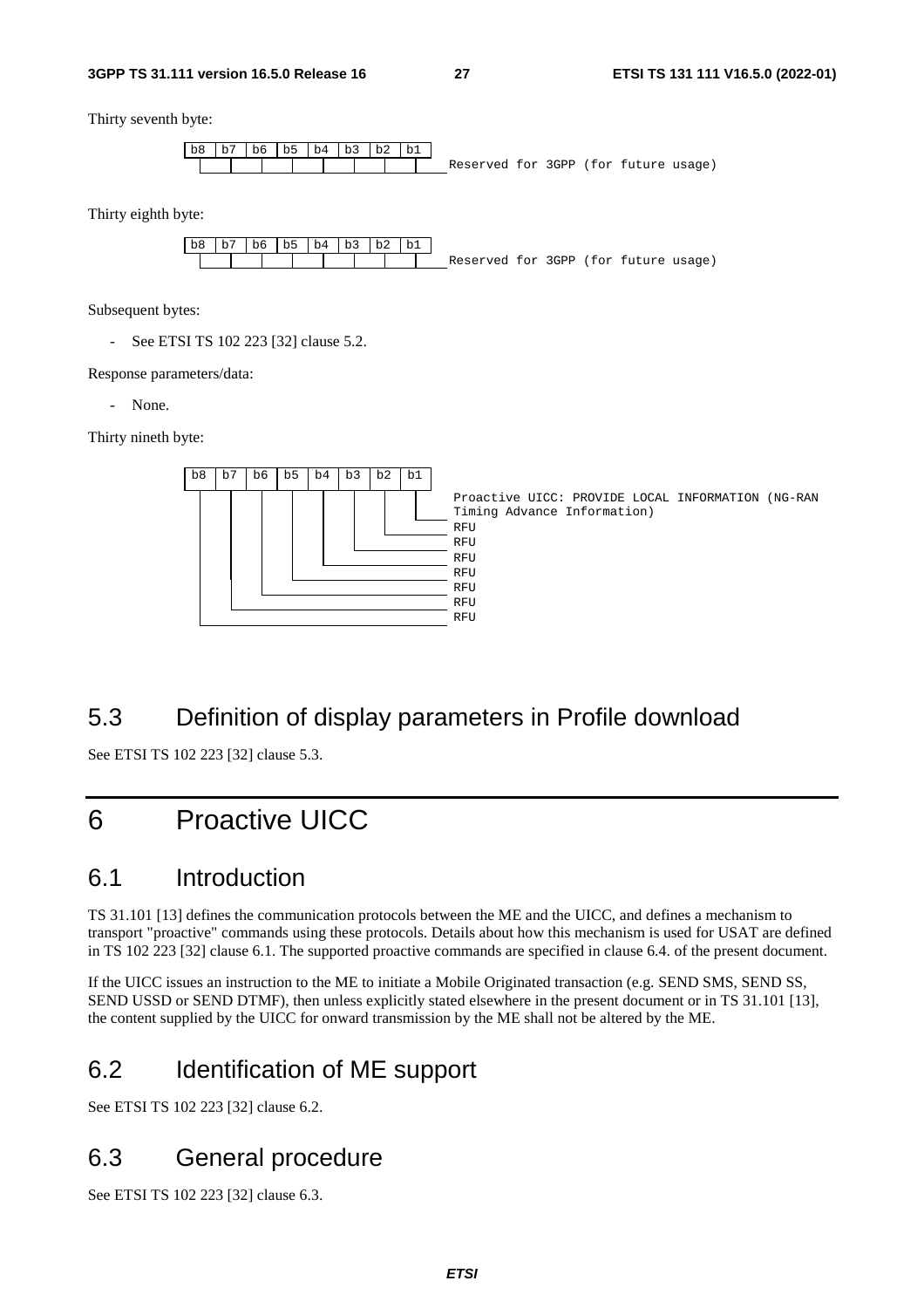Thirty seventh byte:

```
b8 | b7 | b6 | b5 | b4 | b3 | b2 | b1
                                      Reserved for 3GPP (for future usage)
```

Thirty eighth byte:

```
b8 | b7 | b6 | b5 | b4 | b3 | b2 | b1
                                      Reserved for 3GPP (for future usage)
```

Subsequent bytes:

- See ETSI TS 102 223 [32] clause 5.2.

Response parameters/data:

- None.

Thirty nineth byte:

```
b8 | b7 | b6 | b5 | b4 | b3 | b2 | b1
                                      Proactive UICC: PROVIDE LOCAL INFORMATION (NG-RAN
                                      Timing Advance Information)
                                      RFU
                                      RFU
                                      RFU
                                      RFU
                                      RFU
                                      RFU
                                      RFU
```

## 5.3 Definition of display parameters in Profile download

See ETSI TS 102 223 [32] clause 5.3.

# 6 Proactive UICC

## 6.1 Introduction

TS 31.101 [13] defines the communication protocols between the ME and the UICC, and defines a mechanism to transport "proactive" commands using these protocols. Details about how this mechanism is used for USAT are defined in TS 102 223 [32] clause 6.1. The supported proactive commands are specified in clause 6.4. of the present document.

If the UICC issues an instruction to the ME to initiate a Mobile Originated transaction (e.g. SEND SMS, SEND SS, SEND USSD or SEND DTMF), then unless explicitly stated elsewhere in the present document or in TS 31.101 [13], the content supplied by the UICC for onward transmission by the ME shall not be altered by the ME.

## 6.2 Identification of ME support

See ETSI TS 102 223 [32] clause 6.2.

## 6.3 General procedure

See ETSI TS 102 223 [32] clause 6.3.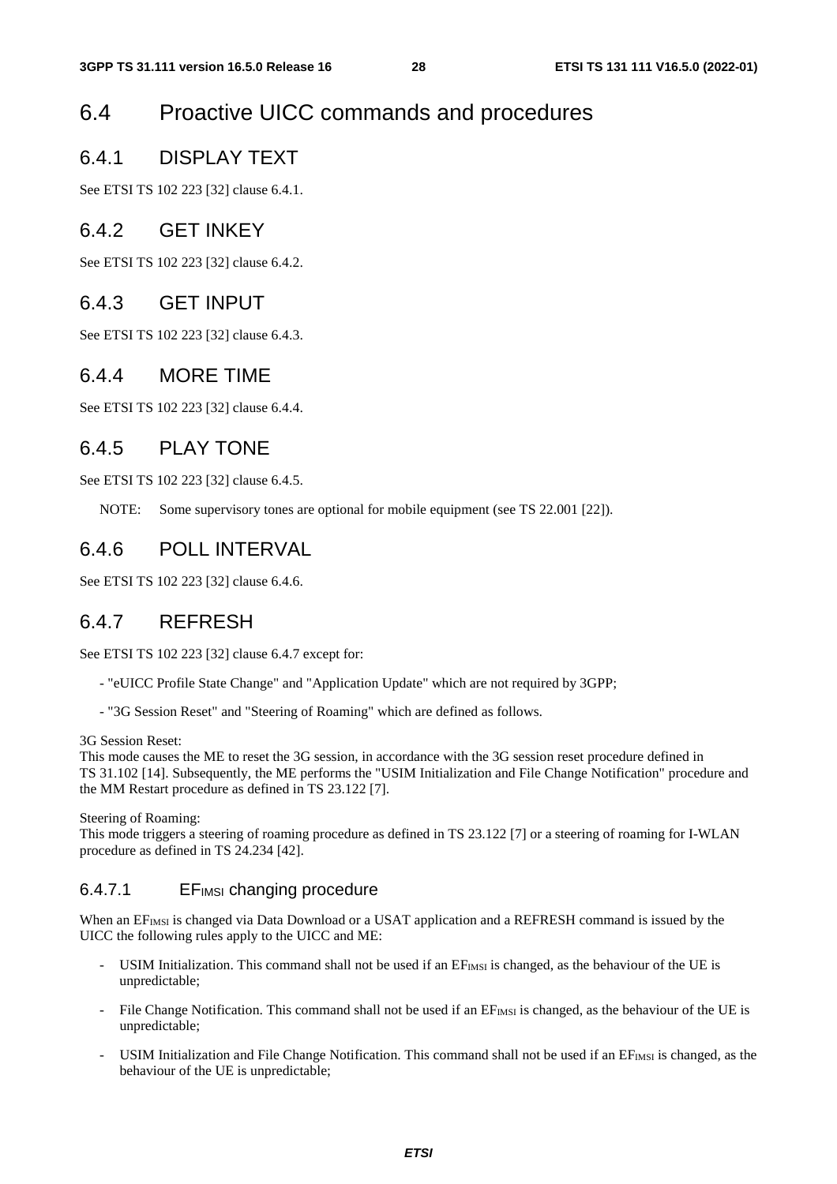# 6.4 Proactive UICC commands and procedures

## 6.4.1 DISPLAY TEXT

See ETSI TS 102 223 [32] clause 6.4.1.

## 6.4.2 GET INKEY

See ETSI TS 102 223 [32] clause 6.4.2.

## 6.4.3 GET INPUT

See ETSI TS 102 223 [32] clause 6.4.3.

## 6.4.4 MORE TIME

See ETSI TS 102 223 [32] clause 6.4.4.

## 6.4.5 PLAY TONE

See ETSI TS 102 223 [32] clause 6.4.5.

NOTE: Some supervisory tones are optional for mobile equipment (see TS 22.001 [22]).

## 6.4.6 POLL INTERVAL

See ETSI TS 102 223 [32] clause 6.4.6.

## 6.4.7 REFRESH

See ETSI TS 102 223 [32] clause 6.4.7 except for:

- "eUICC Profile State Change" and "Application Update" which are not required by 3GPP;
- "3G Session Reset" and "Steering of Roaming" which are defined as follows.

3G Session Reset:
This mode causes the ME to reset the 3G session, in accordance with the 3G session reset procedure defined in TS 31.102 [14]. Subsequently, the ME performs the "USIM Initialization and File Change Notification" procedure and the MM Restart procedure as defined in TS 23.122 [7].

Steering of Roaming:
This mode triggers a steering of roaming procedure as defined in TS 23.122 [7] or a steering of roaming for I-WLAN procedure as defined in TS 24.234 [42].

### 6.4.7.1 $EF_{IMSI}$ changing procedure

When an $EF_{IMSI}$ is changed via Data Download or a USAT application and a REFRESH command is issued by the UICC the following rules apply to the UICC and ME:

- USIM Initialization. This command shall not be used if an $EF_{IMSI}$ is changed, as the behaviour of the UE is unpredictable;
- File Change Notification. This command shall not be used if an $EF_{IMSI}$ is changed, as the behaviour of the UE is unpredictable;
- USIM Initialization and File Change Notification. This command shall not be used if an $EF_{IMSI}$ is changed, as the behaviour of the UE is unpredictable;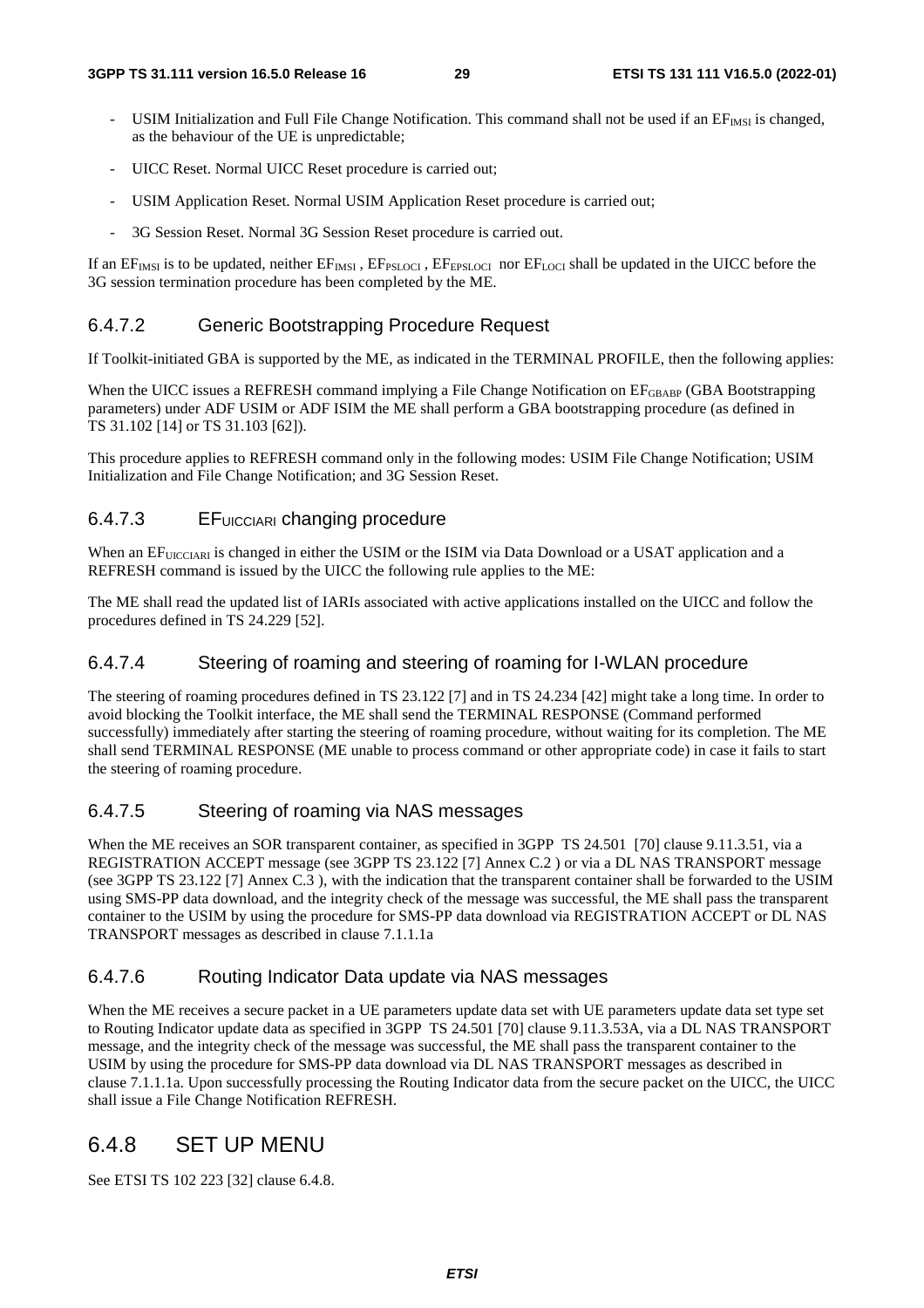- USIM Initialization and Full File Change Notification. This command shall not be used if an $EF_{IMSI}$ is changed, as the behaviour of the UE is unpredictable;

- UICC Reset. Normal UICC Reset procedure is carried out;

- USIM Application Reset. Normal USIM Application Reset procedure is carried out;

- 3G Session Reset. Normal 3G Session Reset procedure is carried out.

If an $EF_{IMSI}$ is to be updated, neither $EF_{IMSI}$ , $EF_{PSLOCI}$ , $EF_{EPSLOCI}$ nor $EF_{LOCI}$ shall be updated in the UICC before the 3G session termination procedure has been completed by the ME.

### 6.4.7.2 Generic Bootstrapping Procedure Request

If Toolkit-initiated GBA is supported by the ME, as indicated in the TERMINAL PROFILE, then the following applies:

When the UICC issues a REFRESH command implying a File Change Notification on $EF_{GBABP}$ (GBA Bootstrapping parameters) under ADF USIM or ADF ISIM the ME shall perform a GBA bootstrapping procedure (as defined in TS 31.102 [14] or TS 31.103 [62]).

This procedure applies to REFRESH command only in the following modes: USIM File Change Notification; USIM Initialization and File Change Notification; and 3G Session Reset.

### 6.4.7.3 $EF_{UICCIARI}$ changing procedure

When an $EF_{UICCIARI}$ is changed in either the USIM or the ISIM via Data Download or a USAT application and a REFRESH command is issued by the UICC the following rule applies to the ME:

The ME shall read the updated list of IARIs associated with active applications installed on the UICC and follow the procedures defined in TS 24.229 [52].

### 6.4.7.4 Steering of roaming and steering of roaming for I-WLAN procedure

The steering of roaming procedures defined in TS 23.122 [7] and in TS 24.234 [42] might take a long time. In order to avoid blocking the Toolkit interface, the ME shall send the TERMINAL RESPONSE (Command performed successfully) immediately after starting the steering of roaming procedure, without waiting for its completion. The ME shall send TERMINAL RESPONSE (ME unable to process command or other appropriate code) in case it fails to start the steering of roaming procedure.

### 6.4.7.5 Steering of roaming via NAS messages

When the ME receives an SOR transparent container, as specified in 3GPP TS 24.501 [70] clause 9.11.3.51, via a REGISTRATION ACCEPT message (see 3GPP TS 23.122 [7] Annex C.2 ) or via a DL NAS TRANSPORT message (see 3GPP TS 23.122 [7] Annex C.3 ), with the indication that the transparent container shall be forwarded to the USIM using SMS-PP data download, and the integrity check of the message was successful, the ME shall pass the transparent container to the USIM by using the procedure for SMS-PP data download via REGISTRATION ACCEPT or DL NAS TRANSPORT messages as described in clause 7.1.1.1a

### 6.4.7.6 Routing Indicator Data update via NAS messages

When the ME receives a secure packet in a UE parameters update data set with UE parameters update data set type set to Routing Indicator update data as specified in 3GPP TS 24.501 [70] clause 9.11.3.53A, via a DL NAS TRANSPORT message, and the integrity check of the message was successful, the ME shall pass the transparent container to the USIM by using the procedure for SMS-PP data download via DL NAS TRANSPORT messages as described in clause 7.1.1.1a. Upon successfully processing the Routing Indicator data from the secure packet on the UICC, the UICC shall issue a File Change Notification REFRESH.

## 6.4.8 SET UP MENU

See ETSI TS 102 223 [32] clause 6.4.8.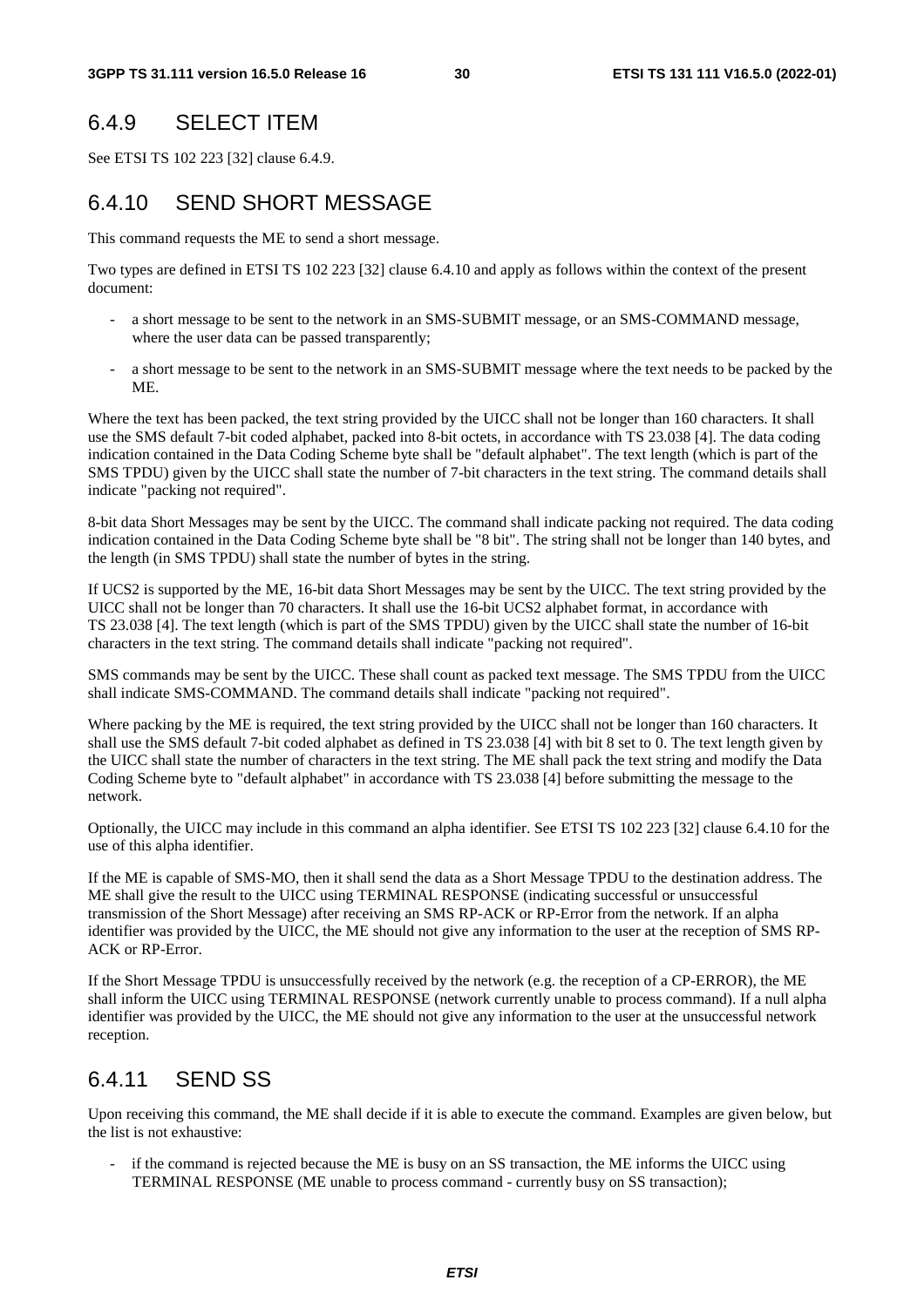## 6.4.9 SELECT ITEM

See ETSI TS 102 223 [32] clause 6.4.9.

## 6.4.10 SEND SHORT MESSAGE

This command requests the ME to send a short message.

Two types are defined in ETSI TS 102 223 [32] clause 6.4.10 and apply as follows within the context of the present document:

- a short message to be sent to the network in an SMS-SUBMIT message, or an SMS-COMMAND message, where the user data can be passed transparently;
- a short message to be sent to the network in an SMS-SUBMIT message where the text needs to be packed by the ME.

Where the text has been packed, the text string provided by the UICC shall not be longer than 160 characters. It shall use the SMS default 7-bit coded alphabet, packed into 8-bit octets, in accordance with TS 23.038 [4]. The data coding indication contained in the Data Coding Scheme byte shall be "default alphabet". The text length (which is part of the SMS TPDU) given by the UICC shall state the number of 7-bit characters in the text string. The command details shall indicate "packing not required".

8-bit data Short Messages may be sent by the UICC. The command shall indicate packing not required. The data coding indication contained in the Data Coding Scheme byte shall be "8 bit". The string shall not be longer than 140 bytes, and the length (in SMS TPDU) shall state the number of bytes in the string.

If UCS2 is supported by the ME, 16-bit data Short Messages may be sent by the UICC. The text string provided by the UICC shall not be longer than 70 characters. It shall use the 16-bit UCS2 alphabet format, in accordance with TS 23.038 [4]. The text length (which is part of the SMS TPDU) given by the UICC shall state the number of 16-bit characters in the text string. The command details shall indicate "packing not required".

SMS commands may be sent by the UICC. These shall count as packed text message. The SMS TPDU from the UICC shall indicate SMS-COMMAND. The command details shall indicate "packing not required".

Where packing by the ME is required, the text string provided by the UICC shall not be longer than 160 characters. It shall use the SMS default 7-bit coded alphabet as defined in TS 23.038 [4] with bit 8 set to 0. The text length given by the UICC shall state the number of characters in the text string. The ME shall pack the text string and modify the Data Coding Scheme byte to "default alphabet" in accordance with TS 23.038 [4] before submitting the message to the network.

Optionally, the UICC may include in this command an alpha identifier. See ETSI TS 102 223 [32] clause 6.4.10 for the use of this alpha identifier.

If the ME is capable of SMS-MO, then it shall send the data as a Short Message TPDU to the destination address. The ME shall give the result to the UICC using TERMINAL RESPONSE (indicating successful or unsuccessful transmission of the Short Message) after receiving an SMS RP-ACK or RP-Error from the network. If an alpha identifier was provided by the UICC, the ME should not give any information to the user at the reception of SMS RP-ACK or RP-Error.

If the Short Message TPDU is unsuccessfully received by the network (e.g. the reception of a CP-ERROR), the ME shall inform the UICC using TERMINAL RESPONSE (network currently unable to process command). If a null alpha identifier was provided by the UICC, the ME should not give any information to the user at the unsuccessful network reception.

## 6.4.11 SEND SS

Upon receiving this command, the ME shall decide if it is able to execute the command. Examples are given below, but the list is not exhaustive:

- if the command is rejected because the ME is busy on an SS transaction, the ME informs the UICC using TERMINAL RESPONSE (ME unable to process command - currently busy on SS transaction);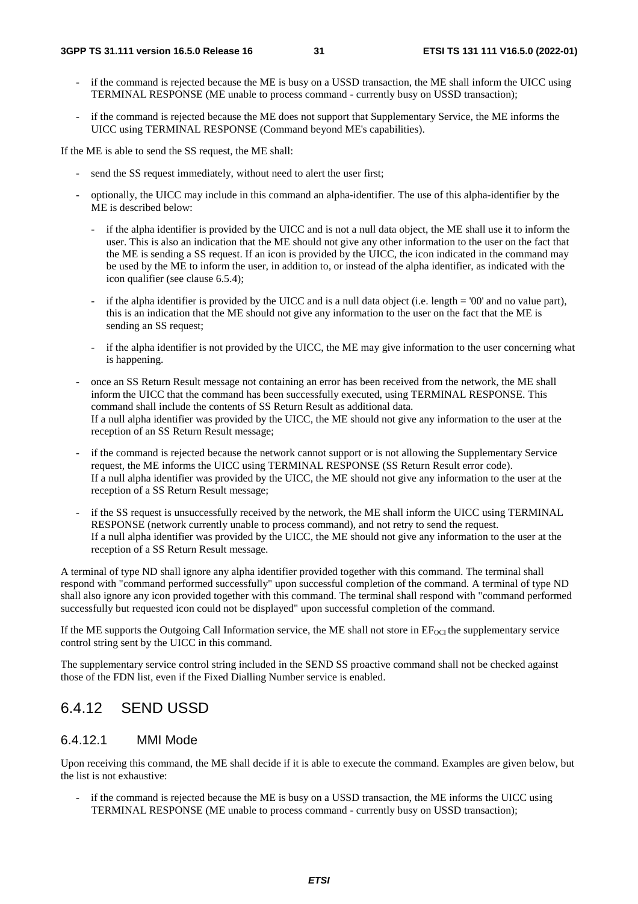- if the command is rejected because the ME is busy on a USSD transaction, the ME shall inform the UICC using TERMINAL RESPONSE (ME unable to process command - currently busy on USSD transaction);
- if the command is rejected because the ME does not support that Supplementary Service, the ME informs the UICC using TERMINAL RESPONSE (Command beyond ME's capabilities).

If the ME is able to send the SS request, the ME shall:

- send the SS request immediately, without need to alert the user first;
- optionally, the UICC may include in this command an alpha-identifier. The use of this alpha-identifier by the ME is described below:
    - if the alpha identifier is provided by the UICC and is not a null data object, the ME shall use it to inform the user. This is also an indication that the ME should not give any other information to the user on the fact that the ME is sending a SS request. If an icon is provided by the UICC, the icon indicated in the command may be used by the ME to inform the user, in addition to, or instead of the alpha identifier, as indicated with the icon qualifier (see clause 6.5.4);
    - if the alpha identifier is provided by the UICC and is a null data object (i.e. length = '00' and no value part), this is an indication that the ME should not give any information to the user on the fact that the ME is sending an SS request;
    - if the alpha identifier is not provided by the UICC, the ME may give information to the user concerning what is happening.
- once an SS Return Result message not containing an error has been received from the network, the ME shall inform the UICC that the command has been successfully executed, using TERMINAL RESPONSE. This command shall include the contents of SS Return Result as additional data.
  If a null alpha identifier was provided by the UICC, the ME should not give any information to the user at the reception of an SS Return Result message;
- if the command is rejected because the network cannot support or is not allowing the Supplementary Service request, the ME informs the UICC using TERMINAL RESPONSE (SS Return Result error code).
  If a null alpha identifier was provided by the UICC, the ME should not give any information to the user at the reception of a SS Return Result message;
- if the SS request is unsuccessfully received by the network, the ME shall inform the UICC using TERMINAL RESPONSE (network currently unable to process command), and not retry to send the request.
  If a null alpha identifier was provided by the UICC, the ME should not give any information to the user at the reception of a SS Return Result message.

A terminal of type ND shall ignore any alpha identifier provided together with this command. The terminal shall respond with "command performed successfully" upon successful completion of the command. A terminal of type ND shall also ignore any icon provided together with this command. The terminal shall respond with "command performed successfully but requested icon could not be displayed" upon successful completion of the command.

If the ME supports the Outgoing Call Information service, the ME shall not store in $EF_{OCI}$ the supplementary service control string sent by the UICC in this command.

The supplementary service control string included in the SEND SS proactive command shall not be checked against those of the FDN list, even if the Fixed Dialling Number service is enabled.

## 6.4.12 SEND USSD

### 6.4.12.1 MMI Mode

Upon receiving this command, the ME shall decide if it is able to execute the command. Examples are given below, but the list is not exhaustive:

- if the command is rejected because the ME is busy on a USSD transaction, the ME informs the UICC using TERMINAL RESPONSE (ME unable to process command - currently busy on USSD transaction);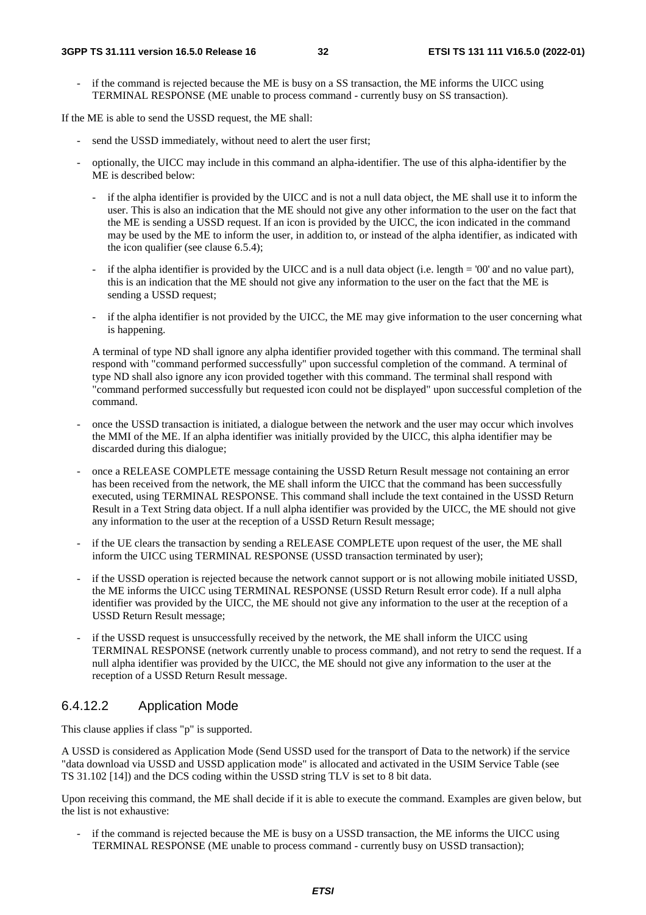- if the command is rejected because the ME is busy on a SS transaction, the ME informs the UICC using TERMINAL RESPONSE (ME unable to process command - currently busy on SS transaction).

If the ME is able to send the USSD request, the ME shall:

- send the USSD immediately, without need to alert the user first;
- optionally, the UICC may include in this command an alpha-identifier. The use of this alpha-identifier by the ME is described below:
    - if the alpha identifier is provided by the UICC and is not a null data object, the ME shall use it to inform the user. This is also an indication that the ME should not give any other information to the user on the fact that the ME is sending a USSD request. If an icon is provided by the UICC, the icon indicated in the command may be used by the ME to inform the user, in addition to, or instead of the alpha identifier, as indicated with the icon qualifier (see clause 6.5.4);
    - if the alpha identifier is provided by the UICC and is a null data object (i.e. length = '00' and no value part), this is an indication that the ME should not give any information to the user on the fact that the ME is sending a USSD request;
    - if the alpha identifier is not provided by the UICC, the ME may give information to the user concerning what is happening.

  A terminal of type ND shall ignore any alpha identifier provided together with this command. The terminal shall respond with "command performed successfully" upon successful completion of the command. A terminal of type ND shall also ignore any icon provided together with this command. The terminal shall respond with "command performed successfully but requested icon could not be displayed" upon successful completion of the command.

- once the USSD transaction is initiated, a dialogue between the network and the user may occur which involves the MMI of the ME. If an alpha identifier was initially provided by the UICC, this alpha identifier may be discarded during this dialogue;
- once a RELEASE COMPLETE message containing the USSD Return Result message not containing an error has been received from the network, the ME shall inform the UICC that the command has been successfully executed, using TERMINAL RESPONSE. This command shall include the text contained in the USSD Return Result in a Text String data object. If a null alpha identifier was provided by the UICC, the ME should not give any information to the user at the reception of a USSD Return Result message;
- if the UE clears the transaction by sending a RELEASE COMPLETE upon request of the user, the ME shall inform the UICC using TERMINAL RESPONSE (USSD transaction terminated by user);
- if the USSD operation is rejected because the network cannot support or is not allowing mobile initiated USSD, the ME informs the UICC using TERMINAL RESPONSE (USSD Return Result error code). If a null alpha identifier was provided by the UICC, the ME should not give any information to the user at the reception of a USSD Return Result message;
- if the USSD request is unsuccessfully received by the network, the ME shall inform the UICC using TERMINAL RESPONSE (network currently unable to process command), and not retry to send the request. If a null alpha identifier was provided by the UICC, the ME should not give any information to the user at the reception of a USSD Return Result message.

### 6.4.12.2 Application Mode

This clause applies if class "p" is supported.

A USSD is considered as Application Mode (Send USSD used for the transport of Data to the network) if the service "data download via USSD and USSD application mode" is allocated and activated in the USIM Service Table (see TS 31.102 [14]) and the DCS coding within the USSD string TLV is set to 8 bit data.

Upon receiving this command, the ME shall decide if it is able to execute the command. Examples are given below, but the list is not exhaustive:

- if the command is rejected because the ME is busy on a USSD transaction, the ME informs the UICC using TERMINAL RESPONSE (ME unable to process command - currently busy on USSD transaction);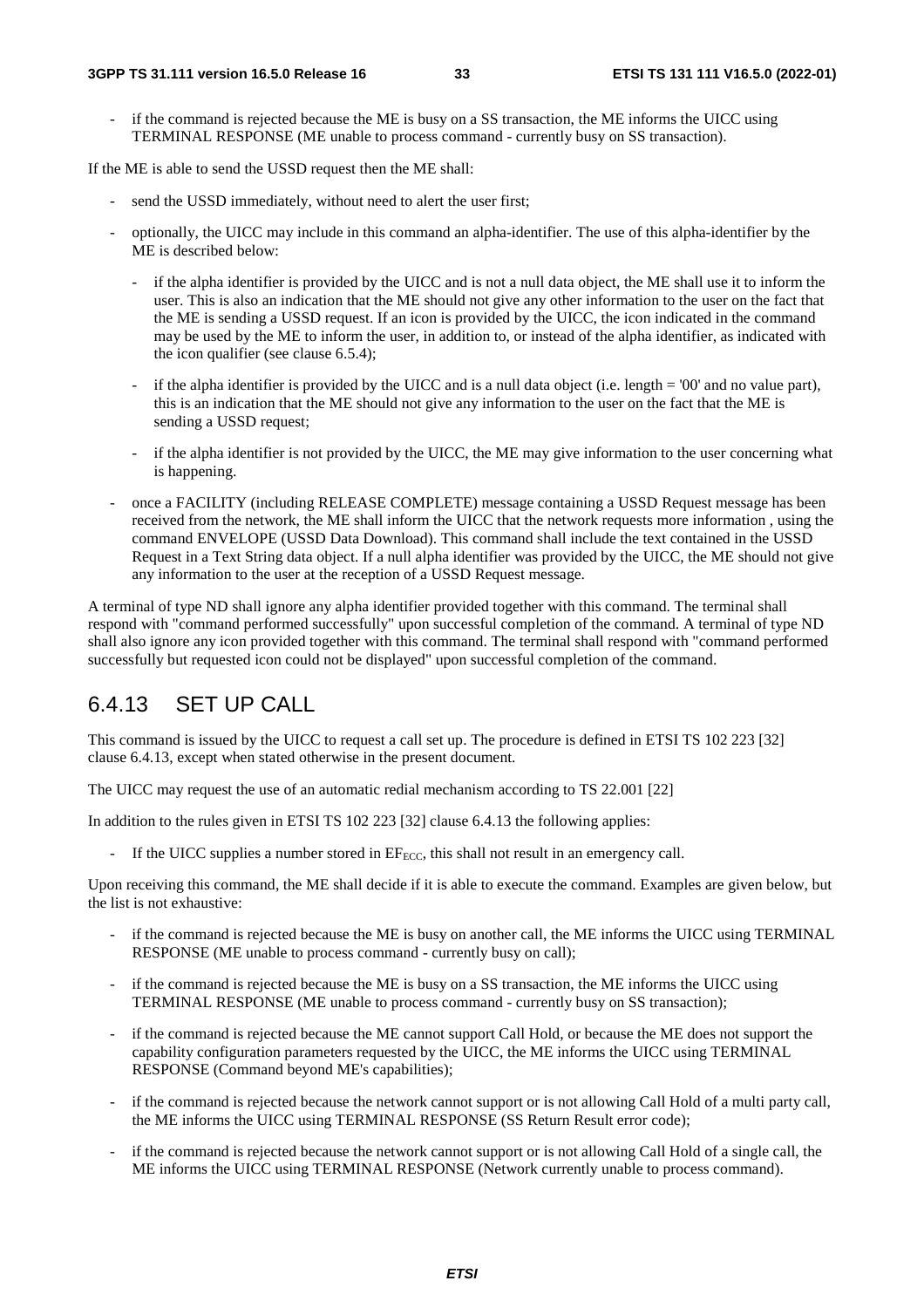- if the command is rejected because the ME is busy on a SS transaction, the ME informs the UICC using TERMINAL RESPONSE (ME unable to process command - currently busy on SS transaction).

If the ME is able to send the USSD request then the ME shall:

- send the USSD immediately, without need to alert the user first;
- optionally, the UICC may include in this command an alpha-identifier. The use of this alpha-identifier by the ME is described below:
    - if the alpha identifier is provided by the UICC and is not a null data object, the ME shall use it to inform the user. This is also an indication that the ME should not give any other information to the user on the fact that the ME is sending a USSD request. If an icon is provided by the UICC, the icon indicated in the command may be used by the ME to inform the user, in addition to, or instead of the alpha identifier, as indicated with the icon qualifier (see clause 6.5.4);
    - if the alpha identifier is provided by the UICC and is a null data object (i.e. length = '00' and no value part), this is an indication that the ME should not give any information to the user on the fact that the ME is sending a USSD request;
    - if the alpha identifier is not provided by the UICC, the ME may give information to the user concerning what is happening.
- once a FACILITY (including RELEASE COMPLETE) message containing a USSD Request message has been received from the network, the ME shall inform the UICC that the network requests more information , using the command ENVELOPE (USSD Data Download). This command shall include the text contained in the USSD Request in a Text String data object. If a null alpha identifier was provided by the UICC, the ME should not give any information to the user at the reception of a USSD Request message.

A terminal of type ND shall ignore any alpha identifier provided together with this command. The terminal shall respond with "command performed successfully" upon successful completion of the command. A terminal of type ND shall also ignore any icon provided together with this command. The terminal shall respond with "command performed successfully but requested icon could not be displayed" upon successful completion of the command.

## 6.4.13 SET UP CALL

This command is issued by the UICC to request a call set up. The procedure is defined in ETSI TS 102 223 [32] clause 6.4.13, except when stated otherwise in the present document.

The UICC may request the use of an automatic redial mechanism according to TS 22.001 [22]

In addition to the rules given in ETSI TS 102 223 [32] clause 6.4.13 the following applies:

- If the UICC supplies a number stored in $EF_{ECC}$, this shall not result in an emergency call.

Upon receiving this command, the ME shall decide if it is able to execute the command. Examples are given below, but the list is not exhaustive:

- if the command is rejected because the ME is busy on another call, the ME informs the UICC using TERMINAL RESPONSE (ME unable to process command - currently busy on call);
- if the command is rejected because the ME is busy on a SS transaction, the ME informs the UICC using TERMINAL RESPONSE (ME unable to process command - currently busy on SS transaction);
- if the command is rejected because the ME cannot support Call Hold, or because the ME does not support the capability configuration parameters requested by the UICC, the ME informs the UICC using TERMINAL RESPONSE (Command beyond ME's capabilities);
- if the command is rejected because the network cannot support or is not allowing Call Hold of a multi party call, the ME informs the UICC using TERMINAL RESPONSE (SS Return Result error code);
- if the command is rejected because the network cannot support or is not allowing Call Hold of a single call, the ME informs the UICC using TERMINAL RESPONSE (Network currently unable to process command).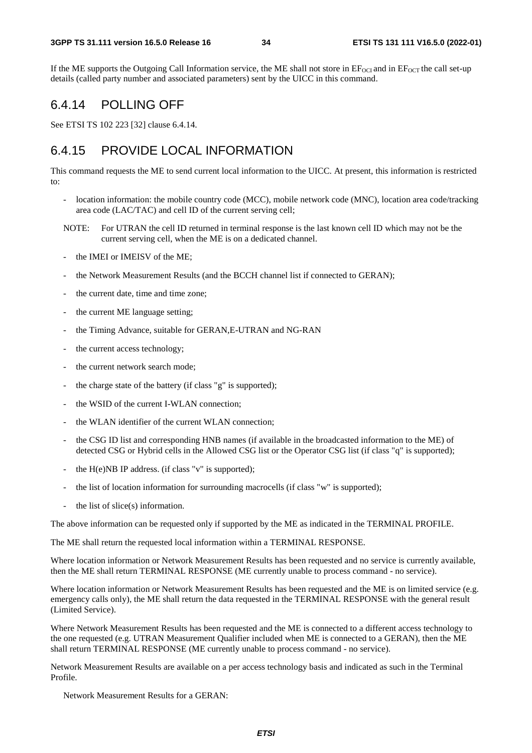If the ME supports the Outgoing Call Information service, the ME shall not store in $EF_{OCI}$ and in $EF_{OCT}$ the call set-up details (called party number and associated parameters) sent by the UICC in this command.

## 6.4.14 POLLING OFF

See ETSI TS 102 223 [32] clause 6.4.14.

## 6.4.15 PROVIDE LOCAL INFORMATION

This command requests the ME to send current local information to the UICC. At present, this information is restricted to:

- location information: the mobile country code (MCC), mobile network code (MNC), location area code/tracking area code (LAC/TAC) and cell ID of the current serving cell;

NOTE: For UTRAN the cell ID returned in terminal response is the last known cell ID which may not be the current serving cell, when the ME is on a dedicated channel.

- the IMEI or IMEISV of the ME;
- the Network Measurement Results (and the BCCH channel list if connected to GERAN);
- the current date, time and time zone;
- the current ME language setting;
- the Timing Advance, suitable for GERAN,E-UTRAN and NG-RAN
- the current access technology;
- the current network search mode;
- the charge state of the battery (if class "g" is supported);
- the WSID of the current I-WLAN connection;
- the WLAN identifier of the current WLAN connection;
- the CSG ID list and corresponding HNB names (if available in the broadcasted information to the ME) of detected CSG or Hybrid cells in the Allowed CSG list or the Operator CSG list (if class "q" is supported);
- the H(e)NB IP address. (if class "v" is supported);
- the list of location information for surrounding macrocells (if class "w" is supported);
- the list of slice(s) information.

The above information can be requested only if supported by the ME as indicated in the TERMINAL PROFILE.

The ME shall return the requested local information within a TERMINAL RESPONSE.

Where location information or Network Measurement Results has been requested and no service is currently available, then the ME shall return TERMINAL RESPONSE (ME currently unable to process command - no service).

Where location information or Network Measurement Results has been requested and the ME is on limited service (e.g. emergency calls only), the ME shall return the data requested in the TERMINAL RESPONSE with the general result (Limited Service).

Where Network Measurement Results has been requested and the ME is connected to a different access technology to the one requested (e.g. UTRAN Measurement Qualifier included when ME is connected to a GERAN), then the ME shall return TERMINAL RESPONSE (ME currently unable to process command - no service).

Network Measurement Results are available on a per access technology basis and indicated as such in the Terminal Profile.

Network Measurement Results for a GERAN: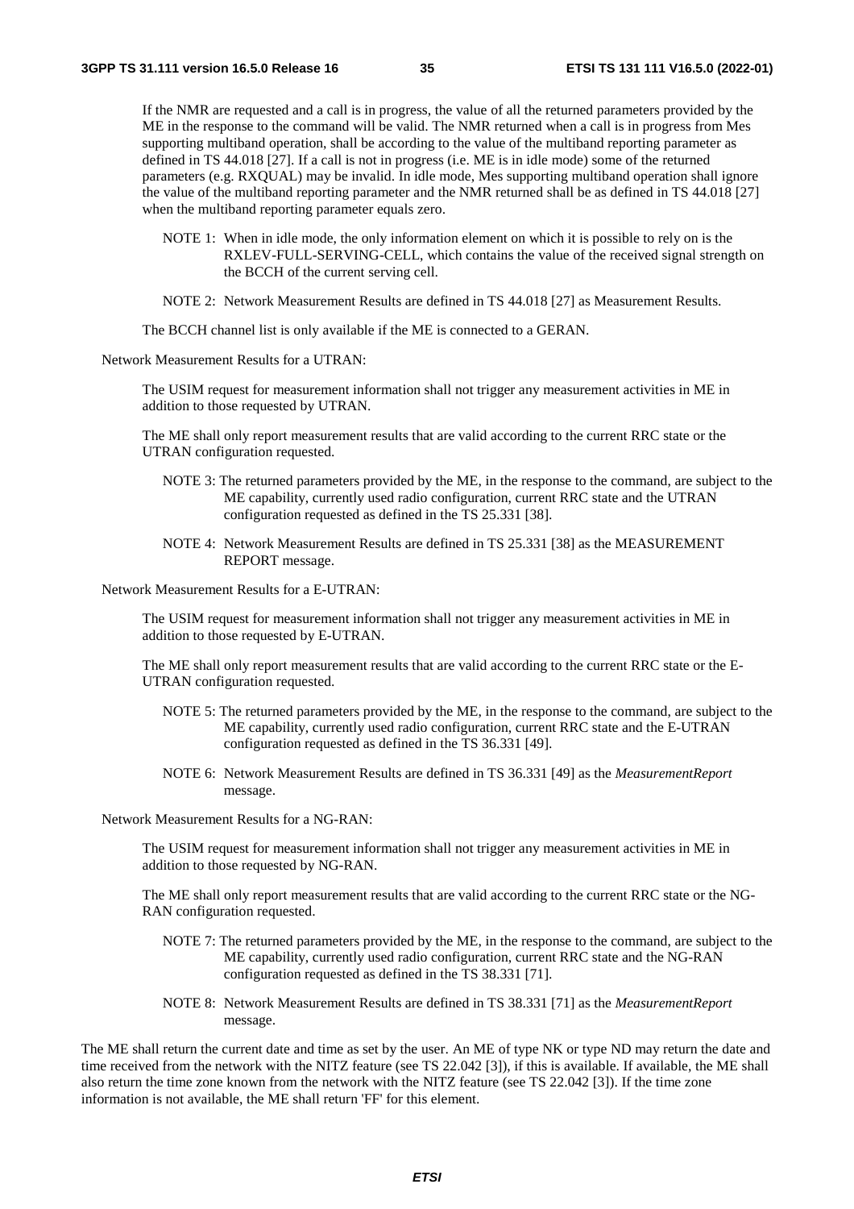If the NMR are requested and a call is in progress, the value of all the returned parameters provided by the ME in the response to the command will be valid. The NMR returned when a call is in progress from Mes supporting multiband operation, shall be according to the value of the multiband reporting parameter as defined in TS 44.018 [27]. If a call is not in progress (i.e. ME is in idle mode) some of the returned parameters (e.g. RXQUAL) may be invalid. In idle mode, Mes supporting multiband operation shall ignore the value of the multiband reporting parameter and the NMR returned shall be as defined in TS 44.018 [27] when the multiband reporting parameter equals zero.

NOTE 1: When in idle mode, the only information element on which it is possible to rely on is the RXLEV-FULL-SERVING-CELL, which contains the value of the received signal strength on the BCCH of the current serving cell.

NOTE 2: Network Measurement Results are defined in TS 44.018 [27] as Measurement Results.

The BCCH channel list is only available if the ME is connected to a GERAN.

Network Measurement Results for a UTRAN:

The USIM request for measurement information shall not trigger any measurement activities in ME in addition to those requested by UTRAN.

The ME shall only report measurement results that are valid according to the current RRC state or the UTRAN configuration requested.

NOTE 3: The returned parameters provided by the ME, in the response to the command, are subject to the ME capability, currently used radio configuration, current RRC state and the UTRAN configuration requested as defined in the TS 25.331 [38].

NOTE 4: Network Measurement Results are defined in TS 25.331 [38] as the MEASUREMENT REPORT message.

Network Measurement Results for a E-UTRAN:

The USIM request for measurement information shall not trigger any measurement activities in ME in addition to those requested by E-UTRAN.

The ME shall only report measurement results that are valid according to the current RRC state or the E-UTRAN configuration requested.

NOTE 5: The returned parameters provided by the ME, in the response to the command, are subject to the ME capability, currently used radio configuration, current RRC state and the E-UTRAN configuration requested as defined in the TS 36.331 [49].

NOTE 6: Network Measurement Results are defined in TS 36.331 [49] as the *MeasurementReport* message.

Network Measurement Results for a NG-RAN:

The USIM request for measurement information shall not trigger any measurement activities in ME in addition to those requested by NG-RAN.

The ME shall only report measurement results that are valid according to the current RRC state or the NG-RAN configuration requested.

NOTE 7: The returned parameters provided by the ME, in the response to the command, are subject to the ME capability, currently used radio configuration, current RRC state and the NG-RAN configuration requested as defined in the TS 38.331 [71].

NOTE 8: Network Measurement Results are defined in TS 38.331 [71] as the *MeasurementReport* message.

The ME shall return the current date and time as set by the user. An ME of type NK or type ND may return the date and time received from the network with the NITZ feature (see TS 22.042 [3]), if this is available. If available, the ME shall also return the time zone known from the network with the NITZ feature (see TS 22.042 [3]). If the time zone information is not available, the ME shall return 'FF' for this element.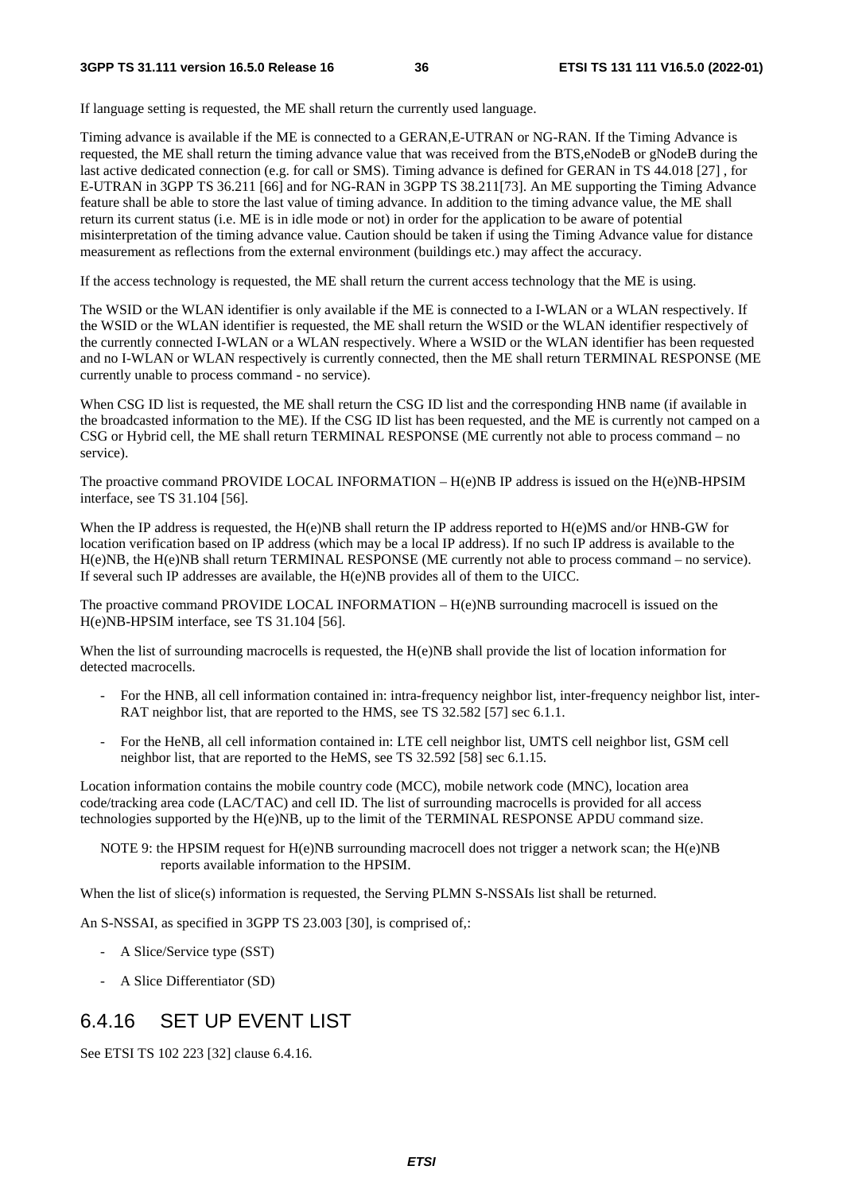If language setting is requested, the ME shall return the currently used language.

Timing advance is available if the ME is connected to a GERAN,E-UTRAN or NG-RAN. If the Timing Advance is requested, the ME shall return the timing advance value that was received from the BTS,eNodeB or gNodeB during the last active dedicated connection (e.g. for call or SMS). Timing advance is defined for GERAN in TS 44.018 [27] , for E-UTRAN in 3GPP TS 36.211 [66] and for NG-RAN in 3GPP TS 38.211[73]. An ME supporting the Timing Advance feature shall be able to store the last value of timing advance. In addition to the timing advance value, the ME shall return its current status (i.e. ME is in idle mode or not) in order for the application to be aware of potential misinterpretation of the timing advance value. Caution should be taken if using the Timing Advance value for distance measurement as reflections from the external environment (buildings etc.) may affect the accuracy.

If the access technology is requested, the ME shall return the current access technology that the ME is using.

The WSID or the WLAN identifier is only available if the ME is connected to a I-WLAN or a WLAN respectively. If the WSID or the WLAN identifier is requested, the ME shall return the WSID or the WLAN identifier respectively of the currently connected I-WLAN or a WLAN respectively. Where a WSID or the WLAN identifier has been requested and no I-WLAN or WLAN respectively is currently connected, then the ME shall return TERMINAL RESPONSE (ME currently unable to process command - no service).

When CSG ID list is requested, the ME shall return the CSG ID list and the corresponding HNB name (if available in the broadcasted information to the ME). If the CSG ID list has been requested, and the ME is currently not camped on a CSG or Hybrid cell, the ME shall return TERMINAL RESPONSE (ME currently not able to process command – no service).

The proactive command PROVIDE LOCAL INFORMATION – H(e)NB IP address is issued on the H(e)NB-HPSIM interface, see TS 31.104 [56].

When the IP address is requested, the H(e)NB shall return the IP address reported to H(e)MS and/or HNB-GW for location verification based on IP address (which may be a local IP address). If no such IP address is available to the H(e)NB, the H(e)NB shall return TERMINAL RESPONSE (ME currently not able to process command – no service). If several such IP addresses are available, the H(e)NB provides all of them to the UICC.

The proactive command PROVIDE LOCAL INFORMATION – H(e)NB surrounding macrocell is issued on the H(e)NB-HPSIM interface, see TS 31.104 [56].

When the list of surrounding macrocells is requested, the H(e)NB shall provide the list of location information for detected macrocells.

- For the HNB, all cell information contained in: intra-frequency neighbor list, inter-frequency neighbor list, inter-RAT neighbor list, that are reported to the HMS, see TS 32.582 [57] sec 6.1.1.
- For the HeNB, all cell information contained in: LTE cell neighbor list, UMTS cell neighbor list, GSM cell neighbor list, that are reported to the HeMS, see TS 32.592 [58] sec 6.1.15.

Location information contains the mobile country code (MCC), mobile network code (MNC), location area code/tracking area code (LAC/TAC) and cell ID. The list of surrounding macrocells is provided for all access technologies supported by the H(e)NB, up to the limit of the TERMINAL RESPONSE APDU command size.

NOTE 9: the HPSIM request for H(e)NB surrounding macrocell does not trigger a network scan; the H(e)NB reports available information to the HPSIM.

When the list of slice(s) information is requested, the Serving PLMN S-NSSAIs list shall be returned.

An S-NSSAI, as specified in 3GPP TS 23.003 [30], is comprised of,:

- A Slice/Service type (SST)
- A Slice Differentiator (SD)

## 6.4.16 SET UP EVENT LIST

See ETSI TS 102 223 [32] clause 6.4.16.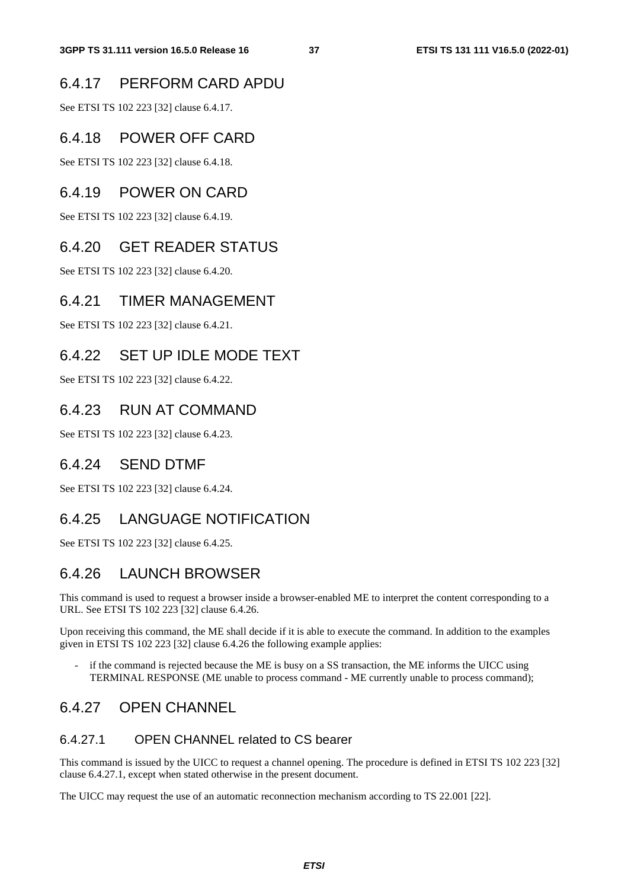## 6.4.17 PERFORM CARD APDU

See ETSI TS 102 223 [32] clause 6.4.17.

## 6.4.18 POWER OFF CARD

See ETSI TS 102 223 [32] clause 6.4.18.

## 6.4.19 POWER ON CARD

See ETSI TS 102 223 [32] clause 6.4.19.

## 6.4.20 GET READER STATUS

See ETSI TS 102 223 [32] clause 6.4.20.

## 6.4.21 TIMER MANAGEMENT

See ETSI TS 102 223 [32] clause 6.4.21.

## 6.4.22 SET UP IDLE MODE TEXT

See ETSI TS 102 223 [32] clause 6.4.22.

## 6.4.23 RUN AT COMMAND

See ETSI TS 102 223 [32] clause 6.4.23.

## 6.4.24 SEND DTMF

See ETSI TS 102 223 [32] clause 6.4.24.

## 6.4.25 LANGUAGE NOTIFICATION

See ETSI TS 102 223 [32] clause 6.4.25.

## 6.4.26 LAUNCH BROWSER

This command is used to request a browser inside a browser-enabled ME to interpret the content corresponding to a URL. See ETSI TS 102 223 [32] clause 6.4.26.

Upon receiving this command, the ME shall decide if it is able to execute the command. In addition to the examples given in ETSI TS 102 223 [32] clause 6.4.26 the following example applies:

- if the command is rejected because the ME is busy on a SS transaction, the ME informs the UICC using TERMINAL RESPONSE (ME unable to process command - ME currently unable to process command);

## 6.4.27 OPEN CHANNEL

### 6.4.27.1 OPEN CHANNEL related to CS bearer

This command is issued by the UICC to request a channel opening. The procedure is defined in ETSI TS 102 223 [32] clause 6.4.27.1, except when stated otherwise in the present document.

The UICC may request the use of an automatic reconnection mechanism according to TS 22.001 [22].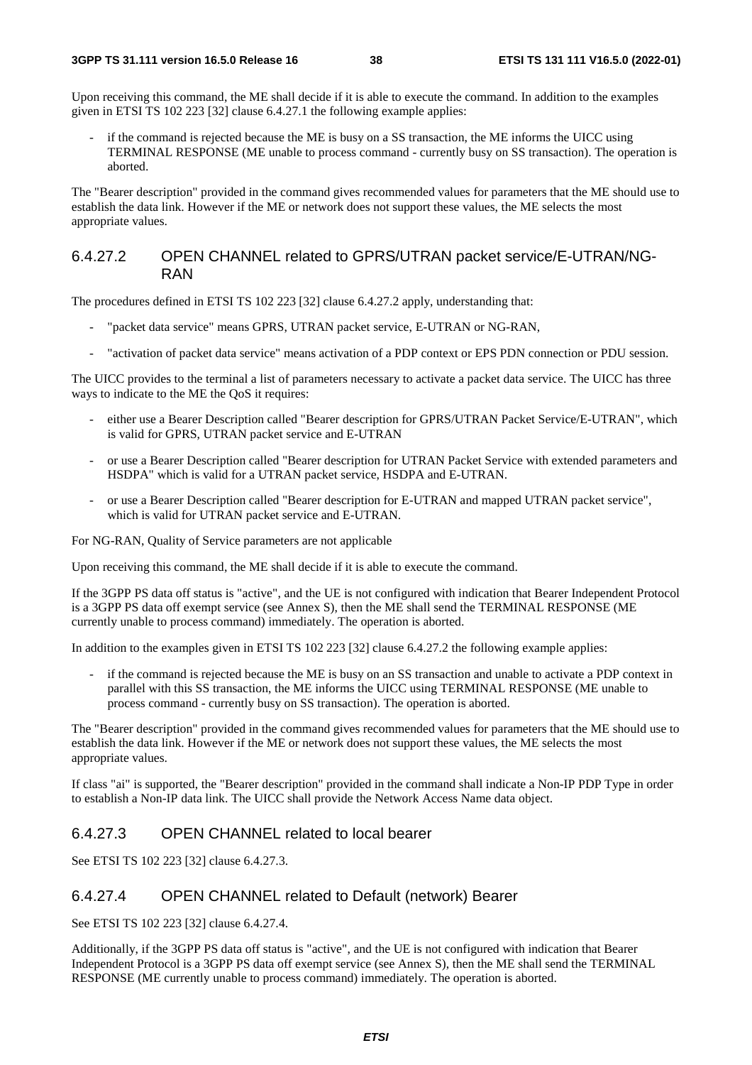Upon receiving this command, the ME shall decide if it is able to execute the command. In addition to the examples given in ETSI TS 102 223 [32] clause 6.4.27.1 the following example applies:

- if the command is rejected because the ME is busy on a SS transaction, the ME informs the UICC using TERMINAL RESPONSE (ME unable to process command - currently busy on SS transaction). The operation is aborted.

The "Bearer description" provided in the command gives recommended values for parameters that the ME should use to establish the data link. However if the ME or network does not support these values, the ME selects the most appropriate values.

#### 6.4.27.2 OPEN CHANNEL related to GPRS/UTRAN packet service/E-UTRAN/NG-RAN

The procedures defined in ETSI TS 102 223 [32] clause 6.4.27.2 apply, understanding that:

- "packet data service" means GPRS, UTRAN packet service, E-UTRAN or NG-RAN,
- "activation of packet data service" means activation of a PDP context or EPS PDN connection or PDU session.

The UICC provides to the terminal a list of parameters necessary to activate a packet data service. The UICC has three ways to indicate to the ME the QoS it requires:

- either use a Bearer Description called "Bearer description for GPRS/UTRAN Packet Service/E-UTRAN", which is valid for GPRS, UTRAN packet service and E-UTRAN
- or use a Bearer Description called "Bearer description for UTRAN Packet Service with extended parameters and HSDPA" which is valid for a UTRAN packet service, HSDPA and E-UTRAN.
- or use a Bearer Description called "Bearer description for E-UTRAN and mapped UTRAN packet service", which is valid for UTRAN packet service and E-UTRAN.

For NG-RAN, Quality of Service parameters are not applicable

Upon receiving this command, the ME shall decide if it is able to execute the command.

If the 3GPP PS data off status is "active", and the UE is not configured with indication that Bearer Independent Protocol is a 3GPP PS data off exempt service (see Annex S), then the ME shall send the TERMINAL RESPONSE (ME currently unable to process command) immediately. The operation is aborted.

In addition to the examples given in ETSI TS 102 223 [32] clause 6.4.27.2 the following example applies:

- if the command is rejected because the ME is busy on an SS transaction and unable to activate a PDP context in parallel with this SS transaction, the ME informs the UICC using TERMINAL RESPONSE (ME unable to process command - currently busy on SS transaction). The operation is aborted.

The "Bearer description" provided in the command gives recommended values for parameters that the ME should use to establish the data link. However if the ME or network does not support these values, the ME selects the most appropriate values.

If class "ai" is supported, the "Bearer description" provided in the command shall indicate a Non-IP PDP Type in order to establish a Non-IP data link. The UICC shall provide the Network Access Name data object.

#### 6.4.27.3 OPEN CHANNEL related to local bearer

See ETSI TS 102 223 [32] clause 6.4.27.3.

#### 6.4.27.4 OPEN CHANNEL related to Default (network) Bearer

See ETSI TS 102 223 [32] clause 6.4.27.4.

Additionally, if the 3GPP PS data off status is "active", and the UE is not configured with indication that Bearer Independent Protocol is a 3GPP PS data off exempt service (see Annex S), then the ME shall send the TERMINAL RESPONSE (ME currently unable to process command) immediately. The operation is aborted.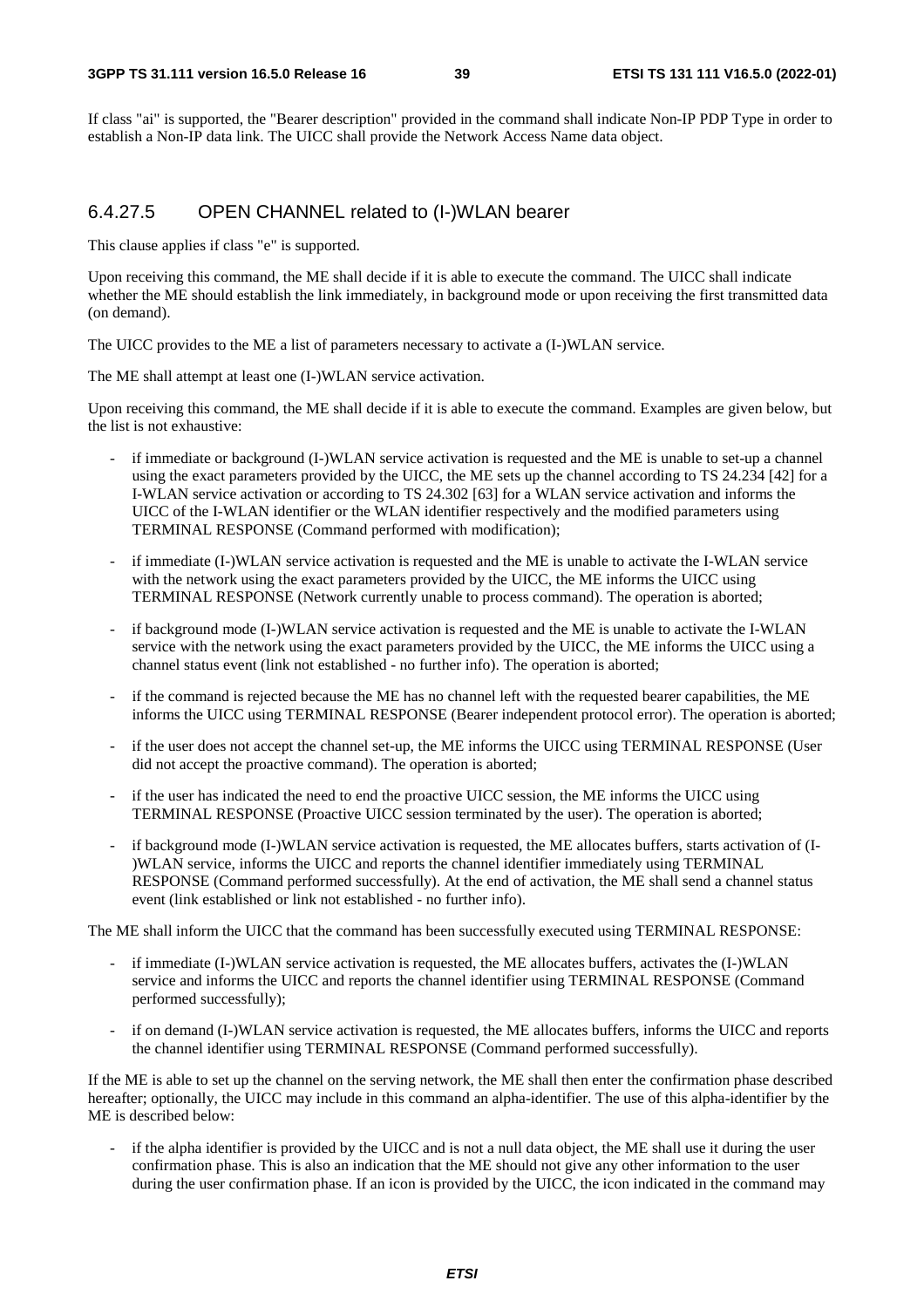If class "ai" is supported, the "Bearer description" provided in the command shall indicate Non-IP PDP Type in order to establish a Non-IP data link. The UICC shall provide the Network Access Name data object.

### 6.4.27.5 OPEN CHANNEL related to (I-)WLAN bearer

This clause applies if class "e" is supported.

Upon receiving this command, the ME shall decide if it is able to execute the command. The UICC shall indicate whether the ME should establish the link immediately, in background mode or upon receiving the first transmitted data (on demand).

The UICC provides to the ME a list of parameters necessary to activate a (I-)WLAN service.

The ME shall attempt at least one (I-)WLAN service activation.

Upon receiving this command, the ME shall decide if it is able to execute the command. Examples are given below, but the list is not exhaustive:

- if immediate or background (I-)WLAN service activation is requested and the ME is unable to set-up a channel using the exact parameters provided by the UICC, the ME sets up the channel according to TS 24.234 [42] for a I-WLAN service activation or according to TS 24.302 [63] for a WLAN service activation and informs the UICC of the I-WLAN identifier or the WLAN identifier respectively and the modified parameters using TERMINAL RESPONSE (Command performed with modification);
- if immediate (I-)WLAN service activation is requested and the ME is unable to activate the I-WLAN service with the network using the exact parameters provided by the UICC, the ME informs the UICC using TERMINAL RESPONSE (Network currently unable to process command). The operation is aborted;
- if background mode (I-)WLAN service activation is requested and the ME is unable to activate the I-WLAN service with the network using the exact parameters provided by the UICC, the ME informs the UICC using a channel status event (link not established - no further info). The operation is aborted;
- if the command is rejected because the ME has no channel left with the requested bearer capabilities, the ME informs the UICC using TERMINAL RESPONSE (Bearer independent protocol error). The operation is aborted;
- if the user does not accept the channel set-up, the ME informs the UICC using TERMINAL RESPONSE (User did not accept the proactive command). The operation is aborted;
- if the user has indicated the need to end the proactive UICC session, the ME informs the UICC using TERMINAL RESPONSE (Proactive UICC session terminated by the user). The operation is aborted;
- if background mode (I-)WLAN service activation is requested, the ME allocates buffers, starts activation of (I-)WLAN service, informs the UICC and reports the channel identifier immediately using TERMINAL RESPONSE (Command performed successfully). At the end of activation, the ME shall send a channel status event (link established or link not established - no further info).

The ME shall inform the UICC that the command has been successfully executed using TERMINAL RESPONSE:

- if immediate (I-)WLAN service activation is requested, the ME allocates buffers, activates the (I-)WLAN service and informs the UICC and reports the channel identifier using TERMINAL RESPONSE (Command performed successfully);
- if on demand (I-)WLAN service activation is requested, the ME allocates buffers, informs the UICC and reports the channel identifier using TERMINAL RESPONSE (Command performed successfully).

If the ME is able to set up the channel on the serving network, the ME shall then enter the confirmation phase described hereafter; optionally, the UICC may include in this command an alpha-identifier. The use of this alpha-identifier by the ME is described below:

- if the alpha identifier is provided by the UICC and is not a null data object, the ME shall use it during the user confirmation phase. This is also an indication that the ME should not give any other information to the user during the user confirmation phase. If an icon is provided by the UICC, the icon indicated in the command may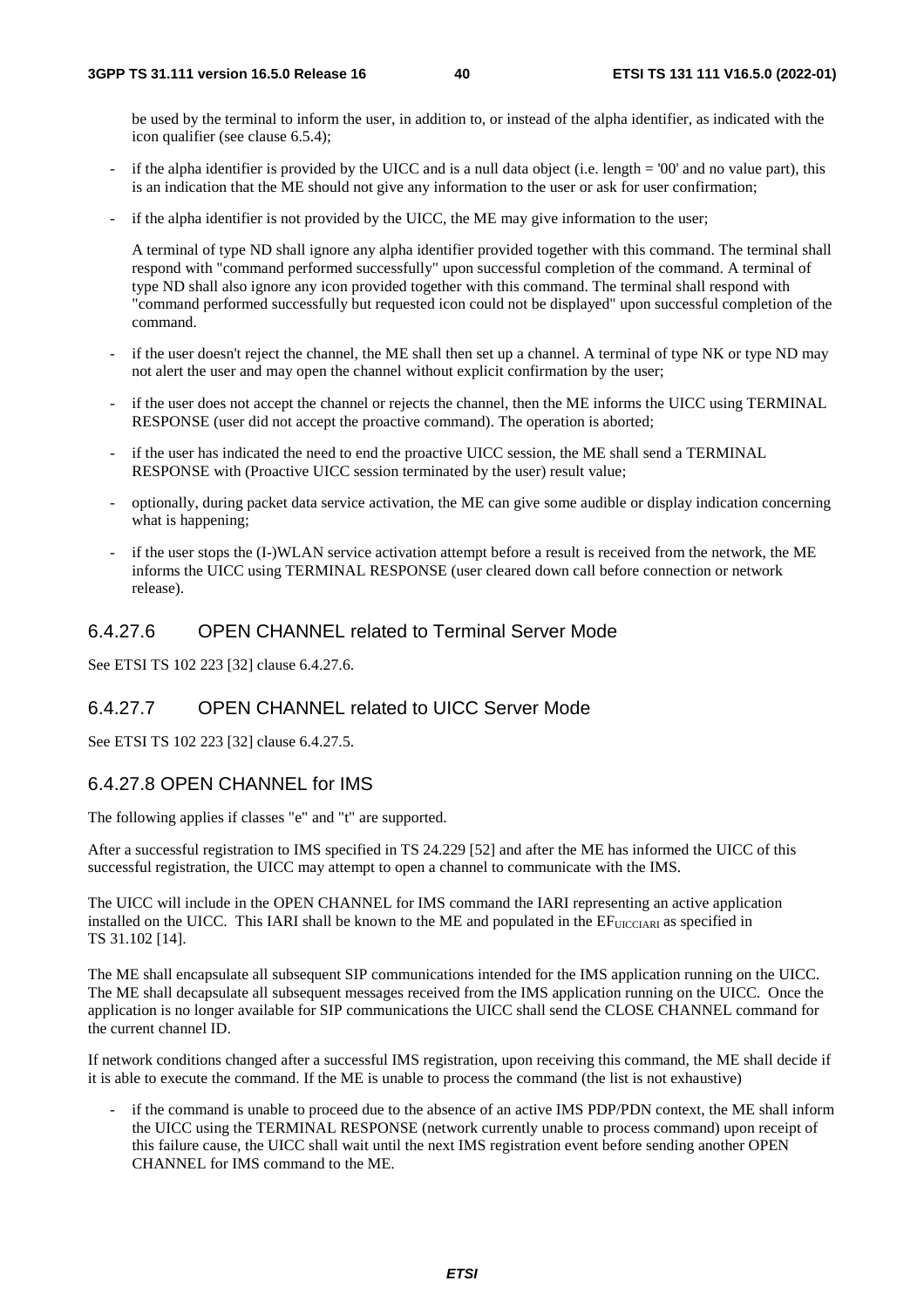be used by the terminal to inform the user, in addition to, or instead of the alpha identifier, as indicated with the icon qualifier (see clause 6.5.4);

- if the alpha identifier is provided by the UICC and is a null data object (i.e. length = '00' and no value part), this is an indication that the ME should not give any information to the user or ask for user confirmation;
- if the alpha identifier is not provided by the UICC, the ME may give information to the user;

  A terminal of type ND shall ignore any alpha identifier provided together with this command. The terminal shall respond with "command performed successfully" upon successful completion of the command. A terminal of type ND shall also ignore any icon provided together with this command. The terminal shall respond with "command performed successfully but requested icon could not be displayed" upon successful completion of the command.

- if the user doesn't reject the channel, the ME shall then set up a channel. A terminal of type NK or type ND may not alert the user and may open the channel without explicit confirmation by the user;
- if the user does not accept the channel or rejects the channel, then the ME informs the UICC using TERMINAL RESPONSE (user did not accept the proactive command). The operation is aborted;
- if the user has indicated the need to end the proactive UICC session, the ME shall send a TERMINAL RESPONSE with (Proactive UICC session terminated by the user) result value;
- optionally, during packet data service activation, the ME can give some audible or display indication concerning what is happening;
- if the user stops the (I-)WLAN service activation attempt before a result is received from the network, the ME informs the UICC using TERMINAL RESPONSE (user cleared down call before connection or network release).

### 6.4.27.6 OPEN CHANNEL related to Terminal Server Mode

See ETSI TS 102 223 [32] clause 6.4.27.6.

### 6.4.27.7 OPEN CHANNEL related to UICC Server Mode

See ETSI TS 102 223 [32] clause 6.4.27.5.

### 6.4.27.8 OPEN CHANNEL for IMS

The following applies if classes "e" and "t" are supported.

After a successful registration to IMS specified in TS 24.229 [52] and after the ME has informed the UICC of this successful registration, the UICC may attempt to open a channel to communicate with the IMS.

The UICC will include in the OPEN CHANNEL for IMS command the IARI representing an active application installed on the UICC. This IARI shall be known to the ME and populated in the $EF_{UICCIARI}$ as specified in TS 31.102 [14].

The ME shall encapsulate all subsequent SIP communications intended for the IMS application running on the UICC. The ME shall decapsulate all subsequent messages received from the IMS application running on the UICC. Once the application is no longer available for SIP communications the UICC shall send the CLOSE CHANNEL command for the current channel ID.

If network conditions changed after a successful IMS registration, upon receiving this command, the ME shall decide if it is able to execute the command. If the ME is unable to process the command (the list is not exhaustive)

- if the command is unable to proceed due to the absence of an active IMS PDP/PDN context, the ME shall inform the UICC using the TERMINAL RESPONSE (network currently unable to process command) upon receipt of this failure cause, the UICC shall wait until the next IMS registration event before sending another OPEN CHANNEL for IMS command to the ME.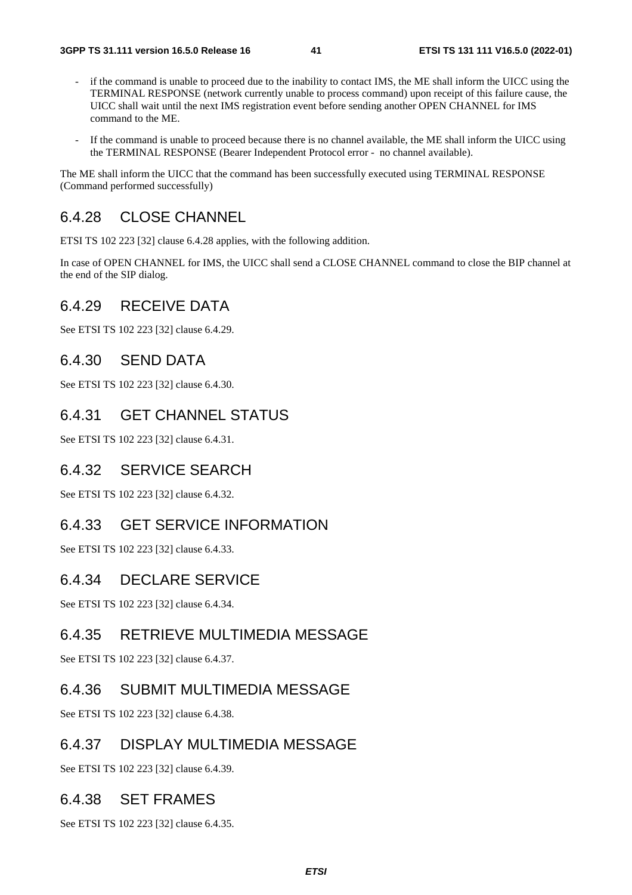- if the command is unable to proceed due to the inability to contact IMS, the ME shall inform the UICC using the TERMINAL RESPONSE (network currently unable to process command) upon receipt of this failure cause, the UICC shall wait until the next IMS registration event before sending another OPEN CHANNEL for IMS command to the ME.
- If the command is unable to proceed because there is no channel available, the ME shall inform the UICC using the TERMINAL RESPONSE (Bearer Independent Protocol error - no channel available).

The ME shall inform the UICC that the command has been successfully executed using TERMINAL RESPONSE (Command performed successfully)

### 6.4.28 CLOSE CHANNEL

ETSI TS 102 223 [32] clause 6.4.28 applies, with the following addition.

In case of OPEN CHANNEL for IMS, the UICC shall send a CLOSE CHANNEL command to close the BIP channel at the end of the SIP dialog.

### 6.4.29 RECEIVE DATA

See ETSI TS 102 223 [32] clause 6.4.29.

### 6.4.30 SEND DATA

See ETSI TS 102 223 [32] clause 6.4.30.

### 6.4.31 GET CHANNEL STATUS

See ETSI TS 102 223 [32] clause 6.4.31.

### 6.4.32 SERVICE SEARCH

See ETSI TS 102 223 [32] clause 6.4.32.

### 6.4.33 GET SERVICE INFORMATION

See ETSI TS 102 223 [32] clause 6.4.33.

### 6.4.34 DECLARE SERVICE

See ETSI TS 102 223 [32] clause 6.4.34.

### 6.4.35 RETRIEVE MULTIMEDIA MESSAGE

See ETSI TS 102 223 [32] clause 6.4.37.

### 6.4.36 SUBMIT MULTIMEDIA MESSAGE

See ETSI TS 102 223 [32] clause 6.4.38.

### 6.4.37 DISPLAY MULTIMEDIA MESSAGE

See ETSI TS 102 223 [32] clause 6.4.39.

### 6.4.38 SET FRAMES

See ETSI TS 102 223 [32] clause 6.4.35.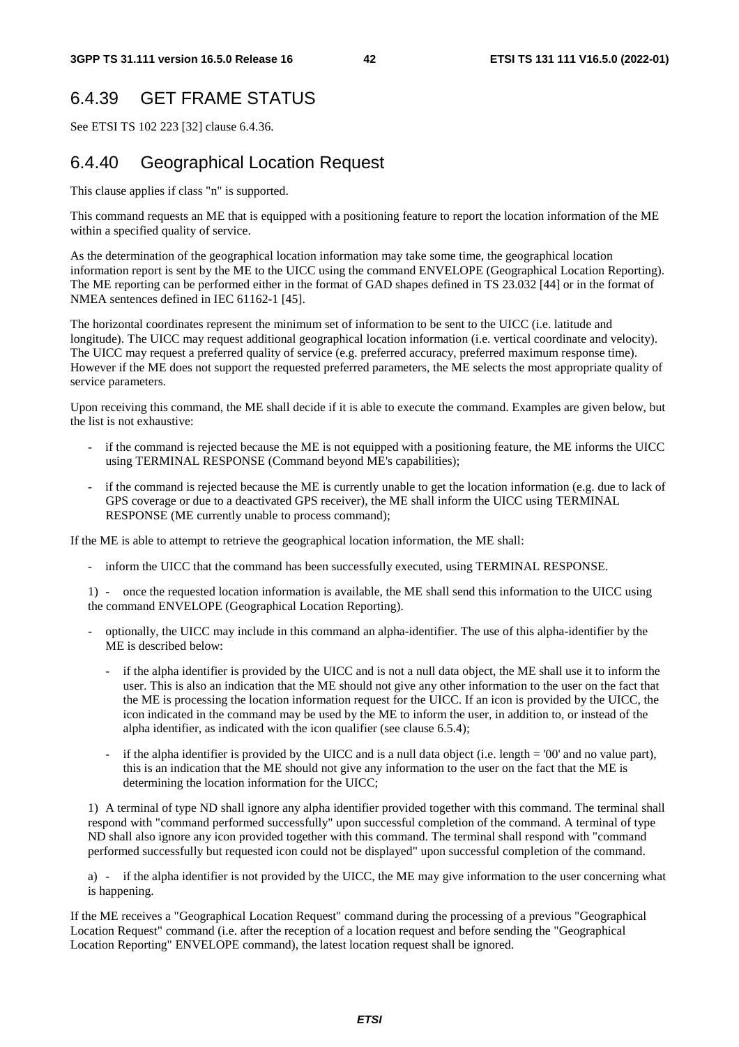## 6.4.39 GET FRAME STATUS

See ETSI TS 102 223 [32] clause 6.4.36.

## 6.4.40 Geographical Location Request

This clause applies if class "n" is supported.

This command requests an ME that is equipped with a positioning feature to report the location information of the ME within a specified quality of service.

As the determination of the geographical location information may take some time, the geographical location information report is sent by the ME to the UICC using the command ENVELOPE (Geographical Location Reporting). The ME reporting can be performed either in the format of GAD shapes defined in TS 23.032 [44] or in the format of NMEA sentences defined in IEC 61162-1 [45].

The horizontal coordinates represent the minimum set of information to be sent to the UICC (i.e. latitude and longitude). The UICC may request additional geographical location information (i.e. vertical coordinate and velocity). The UICC may request a preferred quality of service (e.g. preferred accuracy, preferred maximum response time). However if the ME does not support the requested preferred parameters, the ME selects the most appropriate quality of service parameters.

Upon receiving this command, the ME shall decide if it is able to execute the command. Examples are given below, but the list is not exhaustive:

- if the command is rejected because the ME is not equipped with a positioning feature, the ME informs the UICC using TERMINAL RESPONSE (Command beyond ME's capabilities);
- if the command is rejected because the ME is currently unable to get the location information (e.g. due to lack of GPS coverage or due to a deactivated GPS receiver), the ME shall inform the UICC using TERMINAL RESPONSE (ME currently unable to process command);

If the ME is able to attempt to retrieve the geographical location information, the ME shall:

- inform the UICC that the command has been successfully executed, using TERMINAL RESPONSE.

1) - once the requested location information is available, the ME shall send this information to the UICC using the command ENVELOPE (Geographical Location Reporting).

- optionally, the UICC may include in this command an alpha-identifier. The use of this alpha-identifier by the ME is described below:
  - if the alpha identifier is provided by the UICC and is not a null data object, the ME shall use it to inform the user. This is also an indication that the ME should not give any other information to the user on the fact that the ME is processing the location information request for the UICC. If an icon is provided by the UICC, the icon indicated in the command may be used by the ME to inform the user, in addition to, or instead of the alpha identifier, as indicated with the icon qualifier (see clause 6.5.4);
  - if the alpha identifier is provided by the UICC and is a null data object (i.e. length = '00' and no value part), this is an indication that the ME should not give any information to the user on the fact that the ME is determining the location information for the UICC;

1) A terminal of type ND shall ignore any alpha identifier provided together with this command. The terminal shall respond with "command performed successfully" upon successful completion of the command. A terminal of type ND shall also ignore any icon provided together with this command. The terminal shall respond with "command performed successfully but requested icon could not be displayed" upon successful completion of the command.

a) - if the alpha identifier is not provided by the UICC, the ME may give information to the user concerning what is happening.

If the ME receives a "Geographical Location Request" command during the processing of a previous "Geographical Location Request" command (i.e. after the reception of a location request and before sending the "Geographical Location Reporting" ENVELOPE command), the latest location request shall be ignored.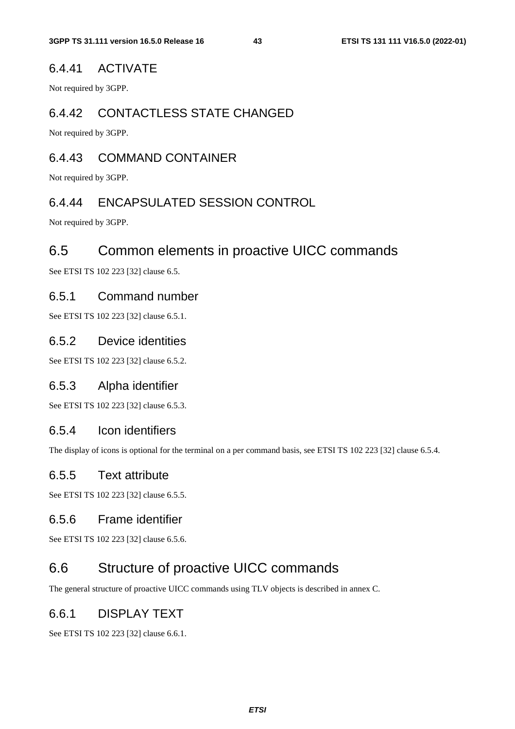### 6.4.41 ACTIVATE

Not required by 3GPP.

### 6.4.42 CONTACTLESS STATE CHANGED

Not required by 3GPP.

### 6.4.43 COMMAND CONTAINER

Not required by 3GPP.

### 6.4.44 ENCAPSULATED SESSION CONTROL

Not required by 3GPP.

## 6.5 Common elements in proactive UICC commands

See ETSI TS 102 223 [32] clause 6.5.

### 6.5.1 Command number

See ETSI TS 102 223 [32] clause 6.5.1.

### 6.5.2 Device identities

See ETSI TS 102 223 [32] clause 6.5.2.

### 6.5.3 Alpha identifier

See ETSI TS 102 223 [32] clause 6.5.3.

### 6.5.4 Icon identifiers

The display of icons is optional for the terminal on a per command basis, see ETSI TS 102 223 [32] clause 6.5.4.

### 6.5.5 Text attribute

See ETSI TS 102 223 [32] clause 6.5.5.

### 6.5.6 Frame identifier

See ETSI TS 102 223 [32] clause 6.5.6.

## 6.6 Structure of proactive UICC commands

The general structure of proactive UICC commands using TLV objects is described in annex C.

### 6.6.1 DISPLAY TEXT

See ETSI TS 102 223 [32] clause 6.6.1.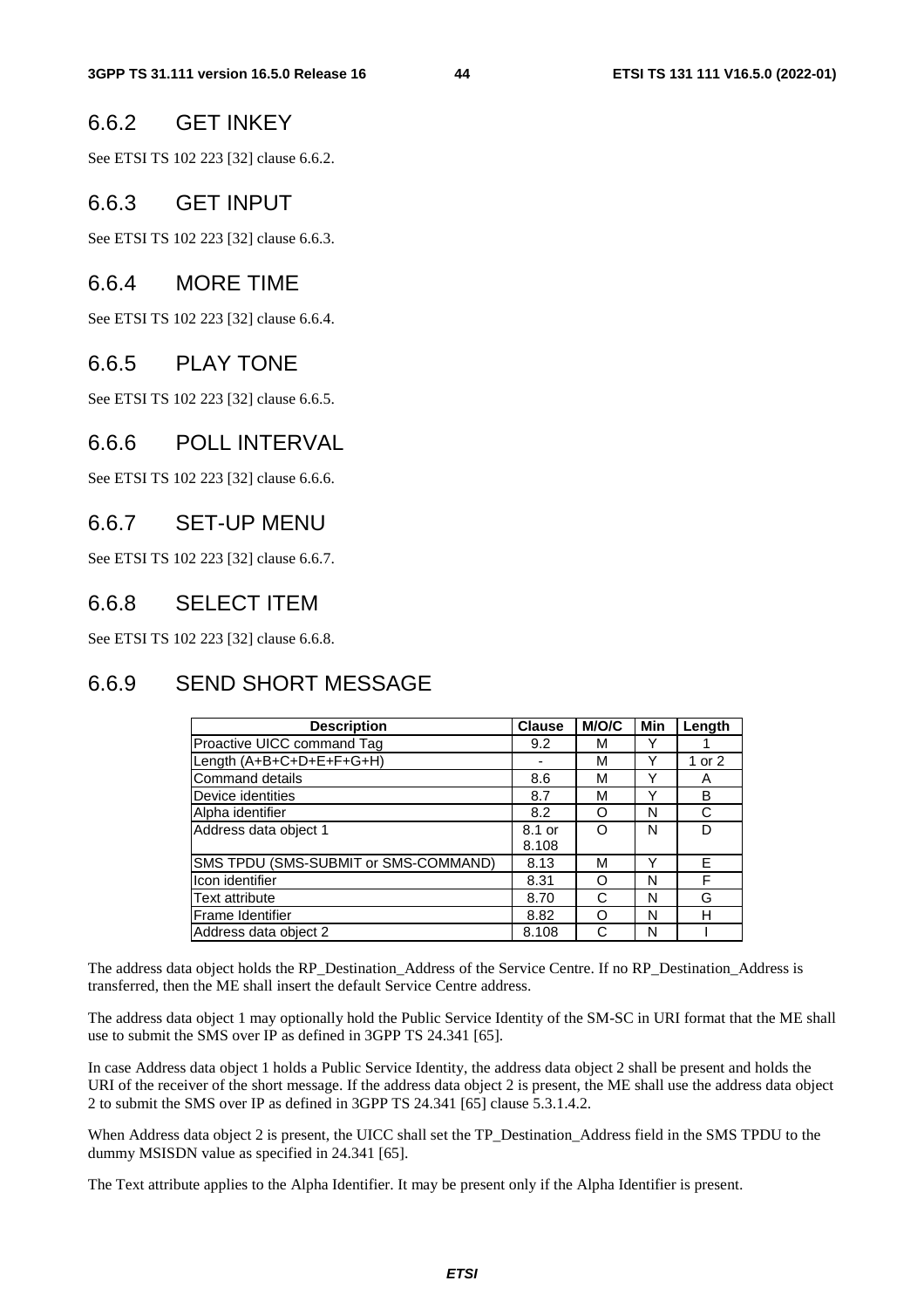### 6.6.2 GET INKEY

See ETSI TS 102 223 [32] clause 6.6.2.

### 6.6.3 GET INPUT

See ETSI TS 102 223 [32] clause 6.6.3.

### 6.6.4 MORE TIME

See ETSI TS 102 223 [32] clause 6.6.4.

### 6.6.5 PLAY TONE

See ETSI TS 102 223 [32] clause 6.6.5.

### 6.6.6 POLL INTERVAL

See ETSI TS 102 223 [32] clause 6.6.6.

### 6.6.7 SET-UP MENU

See ETSI TS 102 223 [32] clause 6.6.7.

### 6.6.8 SELECT ITEM

See ETSI TS 102 223 [32] clause 6.6.8.

### 6.6.9 SEND SHORT MESSAGE

| Description | Clause | M/O/C | Min | Length |
|---|---|---|---|---|
| Proactive UICC command Tag | 9.2 | M | Y | 1 |
| Length (A+B+C+D+E+F+G+H) | - | M | Y | 1 or 2 |
| Command details | 8.6 | M | Y | A |
| Device identities | 8.7 | M | Y | B |
| Alpha identifier | 8.2 | O | N | C |
| Address data object 1 | 8.1 or 8.108 | O | N | D |
| SMS TPDU (SMS-SUBMIT or SMS-COMMAND) | 8.13 | M | Y | E |
| Icon identifier | 8.31 | O | N | F |
| Text attribute | 8.70 | C | N | G |
| Frame Identifier | 8.82 | O | N | H |
| Address data object 2 | 8.108 | C | N | I |

The address data object holds the RP_Destination_Address of the Service Centre. If no RP_Destination_Address is transferred, then the ME shall insert the default Service Centre address.

The address data object 1 may optionally hold the Public Service Identity of the SM-SC in URI format that the ME shall use to submit the SMS over IP as defined in 3GPP TS 24.341 [65].

In case Address data object 1 holds a Public Service Identity, the address data object 2 shall be present and holds the URI of the receiver of the short message. If the address data object 2 is present, the ME shall use the address data object 2 to submit the SMS over IP as defined in 3GPP TS 24.341 [65] clause 5.3.1.4.2.

When Address data object 2 is present, the UICC shall set the TP_Destination_Address field in the SMS TPDU to the dummy MSISDN value as specified in 24.341 [65].

The Text attribute applies to the Alpha Identifier. It may be present only if the Alpha Identifier is present.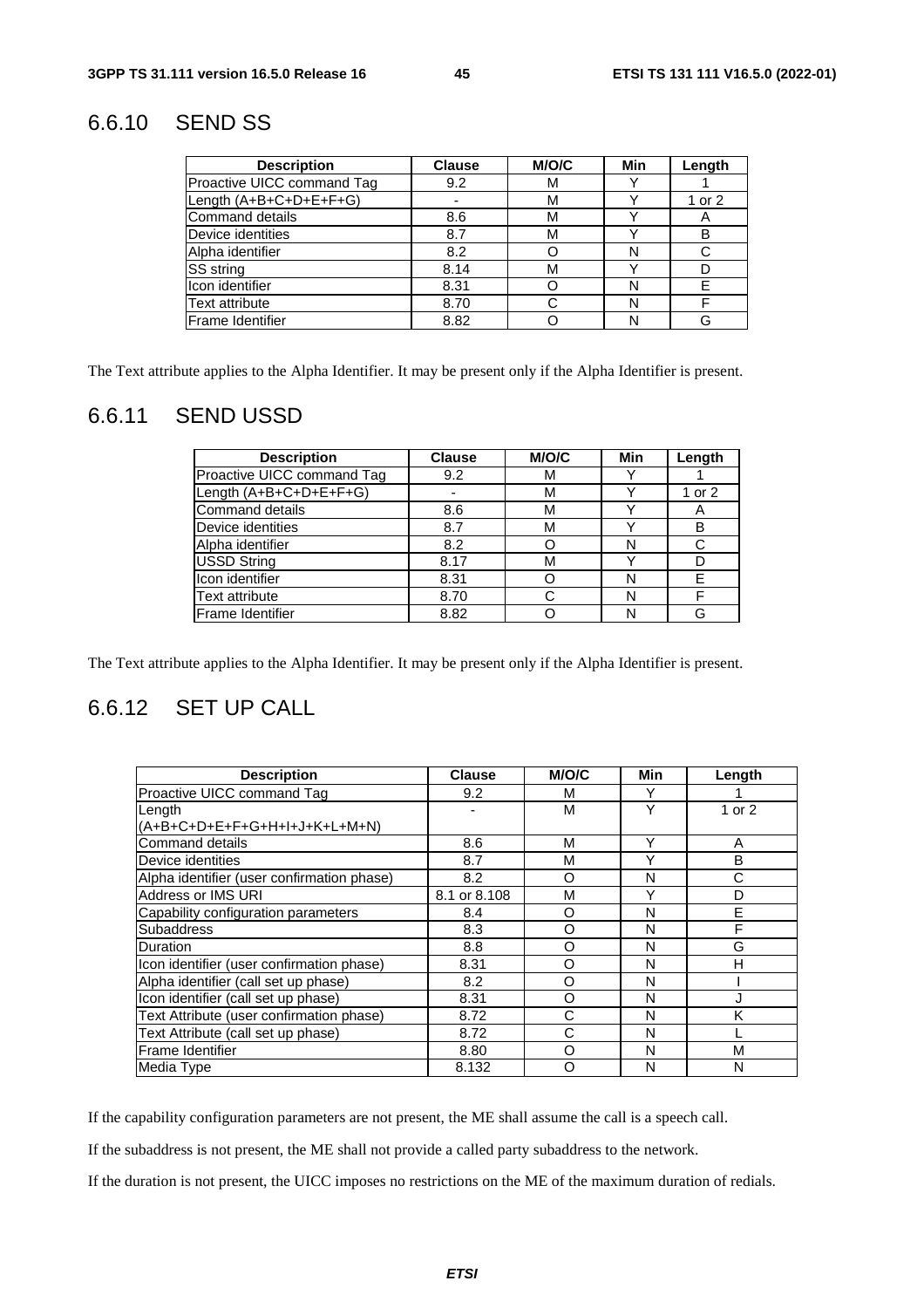### 6.6.10 SEND SS

| Description | Clause | M/O/C | Min | Length |
|---|---|---|---|---|
| Proactive UICC command Tag | 9.2 | M | Y | 1 |
| Length (A+B+C+D+E+F+G) | - | M | Y | 1 or 2 |
| Command details | 8.6 | M | Y | A |
| Device identities | 8.7 | M | Y | B |
| Alpha identifier | 8.2 | O | N | C |
| SS string | 8.14 | M | Y | D |
| Icon identifier | 8.31 | O | N | E |
| Text attribute | 8.70 | C | N | F |
| Frame Identifier | 8.82 | O | N | G |

The Text attribute applies to the Alpha Identifier. It may be present only if the Alpha Identifier is present.

### 6.6.11 SEND USSD

| Description | Clause | M/O/C | Min | Length |
|---|---|---|---|---|
| Proactive UICC command Tag | 9.2 | M | Y | 1 |
| Length (A+B+C+D+E+F+G) | - | M | Y | 1 or 2 |
| Command details | 8.6 | M | Y | A |
| Device identities | 8.7 | M | Y | B |
| Alpha identifier | 8.2 | O | N | C |
| USSD String | 8.17 | M | Y | D |
| Icon identifier | 8.31 | O | N | E |
| Text attribute | 8.70 | C | N | F |
| Frame Identifier | 8.82 | O | N | G |

The Text attribute applies to the Alpha Identifier. It may be present only if the Alpha Identifier is present.

### 6.6.12 SET UP CALL

| Description | Clause | M/O/C | Min | Length |
|---|---|---|---|---|
| Proactive UICC command Tag | 9.2 | M | Y | 1 |
| Length (A+B+C+D+E+F+G+H+I+J+K+L+M+N) | - | M | Y | 1 or 2 |
| Command details | 8.6 | M | Y | A |
| Device identities | 8.7 | M | Y | B |
| Alpha identifier (user confirmation phase) | 8.2 | O | N | C |
| Address or IMS URI | 8.1 or 8.108 | M | Y | D |
| Capability configuration parameters | 8.4 | O | N | E |
| Subaddress | 8.3 | O | N | F |
| Duration | 8.8 | O | N | G |
| Icon identifier (user confirmation phase) | 8.31 | O | N | H |
| Alpha identifier (call set up phase) | 8.2 | O | N | I |
| Icon identifier (call set up phase) | 8.31 | O | N | J |
| Text Attribute (user confirmation phase) | 8.72 | C | N | K |
| Text Attribute (call set up phase) | 8.72 | C | N | L |
| Frame Identifier | 8.80 | O | N | M |
| Media Type | 8.132 | O | N | N |

If the capability configuration parameters are not present, the ME shall assume the call is a speech call.

If the subaddress is not present, the ME shall not provide a called party subaddress to the network.

If the duration is not present, the UICC imposes no restrictions on the ME of the maximum duration of redials.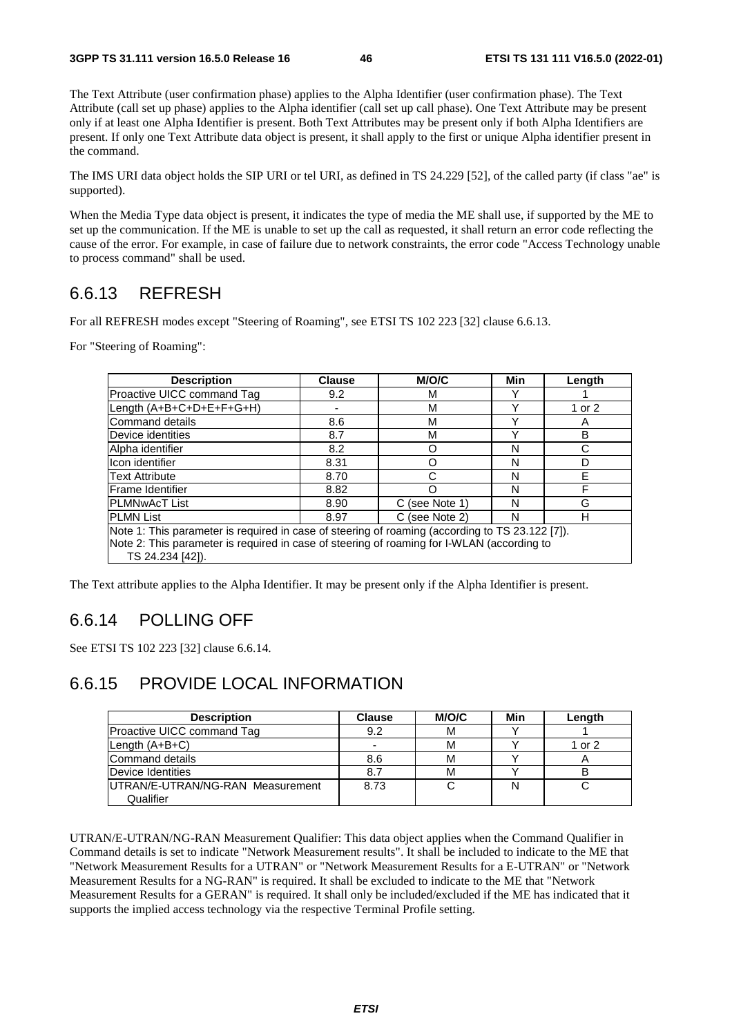The Text Attribute (user confirmation phase) applies to the Alpha Identifier (user confirmation phase). The Text Attribute (call set up phase) applies to the Alpha identifier (call set up call phase). One Text Attribute may be present only if at least one Alpha Identifier is present. Both Text Attributes may be present only if both Alpha Identifiers are present. If only one Text Attribute data object is present, it shall apply to the first or unique Alpha identifier present in the command.

The IMS URI data object holds the SIP URI or tel URI, as defined in TS 24.229 [52], of the called party (if class "ae" is supported).

When the Media Type data object is present, it indicates the type of media the ME shall use, if supported by the ME to set up the communication. If the ME is unable to set up the call as requested, it shall return an error code reflecting the cause of the error. For example, in case of failure due to network constraints, the error code "Access Technology unable to process command" shall be used.

## 6.6.13 REFRESH

For all REFRESH modes except "Steering of Roaming", see ETSI TS 102 223 [32] clause 6.6.13.

For "Steering of Roaming":

| Description | Clause | M/O/C | Min | Length |
|---|---|---|---|---|
| Proactive UICC command Tag | 9.2 | M | Y | 1 |
| Length (A+B+C+D+E+F+G+H) | - | M | Y | 1 or 2 |
| Command details | 8.6 | M | Y | A |
| Device identities | 8.7 | M | Y | B |
| Alpha identifier | 8.2 | O | N | C |
| Icon identifier | 8.31 | O | N | D |
| Text Attribute | 8.70 | C | N | E |
| Frame Identifier | 8.82 | O | N | F |
| PLMNwAcT List | 8.90 | C (see Note 1) | N | G |
| PLMN List | 8.97 | C (see Note 2) | N | H |
| Note 1: This parameter is required in case of steering of roaming (according to TS 23.122 [7]).<br>Note 2: This parameter is required in case of steering of roaming for I-WLAN (according to TS 24.234 [42]). | | | | |

The Text attribute applies to the Alpha Identifier. It may be present only if the Alpha Identifier is present.

## 6.6.14 POLLING OFF

See ETSI TS 102 223 [32] clause 6.6.14.

## 6.6.15 PROVIDE LOCAL INFORMATION

| Description | Clause | M/O/C | Min | Length |
|---|---|---|---|---|
| Proactive UICC command Tag | 9.2 | M | Y | 1 |
| Length (A+B+C) | - | M | Y | 1 or 2 |
| Command details | 8.6 | M | Y | A |
| Device Identities | 8.7 | M | Y | B |
| UTRAN/E-UTRAN/NG-RAN Measurement Qualifier | 8.73 | C | N | C |

UTRAN/E-UTRAN/NG-RAN Measurement Qualifier: This data object applies when the Command Qualifier in Command details is set to indicate "Network Measurement results". It shall be included to indicate to the ME that "Network Measurement Results for a UTRAN" or "Network Measurement Results for a E-UTRAN" or "Network Measurement Results for a NG-RAN" is required. It shall be excluded to indicate to the ME that "Network Measurement Results for a GERAN" is required. It shall only be included/excluded if the ME has indicated that it supports the implied access technology via the respective Terminal Profile setting.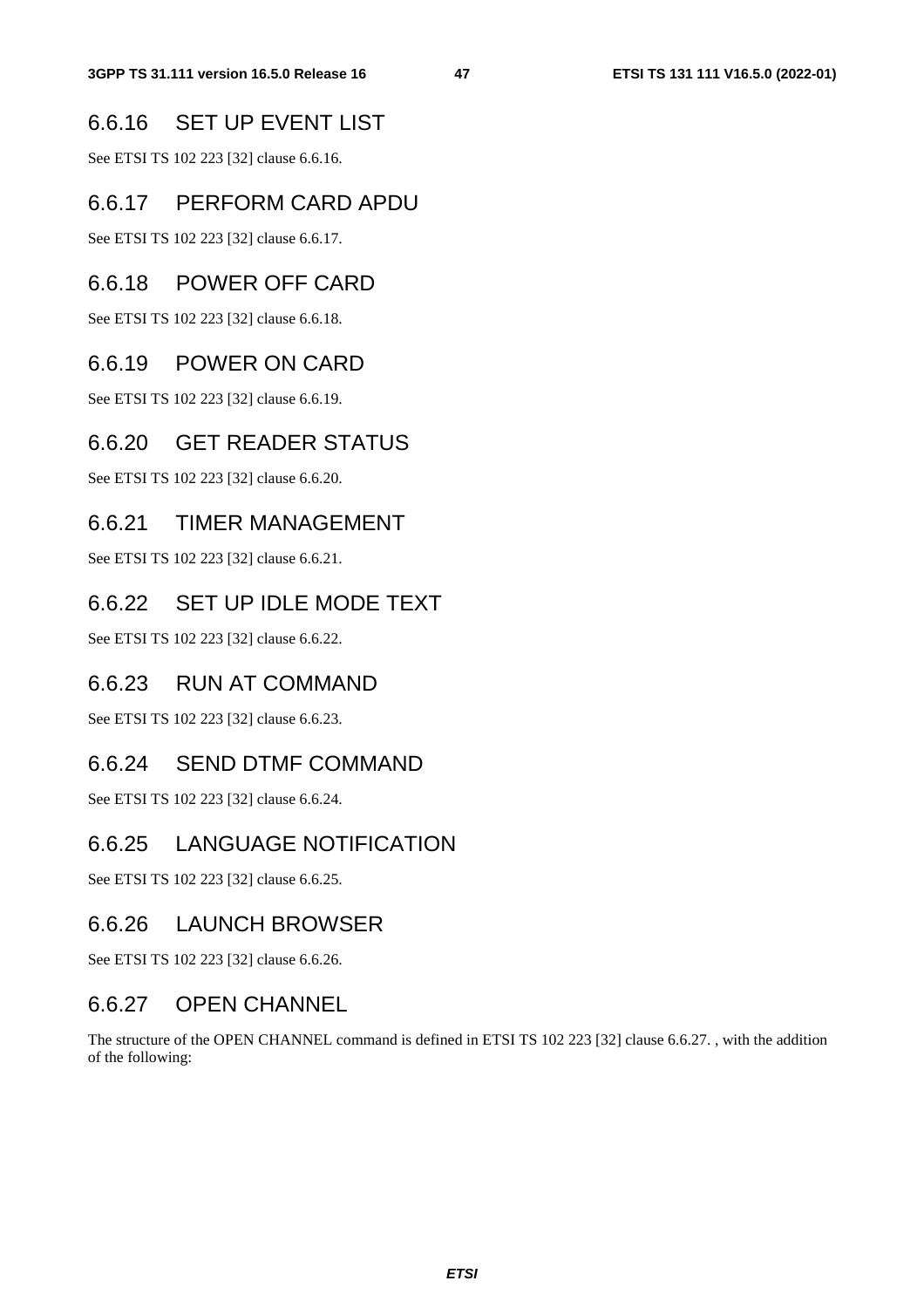### 6.6.16 SET UP EVENT LIST

See ETSI TS 102 223 [32] clause 6.6.16.

### 6.6.17 PERFORM CARD APDU

See ETSI TS 102 223 [32] clause 6.6.17.

### 6.6.18 POWER OFF CARD

See ETSI TS 102 223 [32] clause 6.6.18.

### 6.6.19 POWER ON CARD

See ETSI TS 102 223 [32] clause 6.6.19.

### 6.6.20 GET READER STATUS

See ETSI TS 102 223 [32] clause 6.6.20.

### 6.6.21 TIMER MANAGEMENT

See ETSI TS 102 223 [32] clause 6.6.21.

### 6.6.22 SET UP IDLE MODE TEXT

See ETSI TS 102 223 [32] clause 6.6.22.

### 6.6.23 RUN AT COMMAND

See ETSI TS 102 223 [32] clause 6.6.23.

### 6.6.24 SEND DTMF COMMAND

See ETSI TS 102 223 [32] clause 6.6.24.

### 6.6.25 LANGUAGE NOTIFICATION

See ETSI TS 102 223 [32] clause 6.6.25.

### 6.6.26 LAUNCH BROWSER

See ETSI TS 102 223 [32] clause 6.6.26.

### 6.6.27 OPEN CHANNEL

The structure of the OPEN CHANNEL command is defined in ETSI TS 102 223 [32] clause 6.6.27. , with the addition of the following: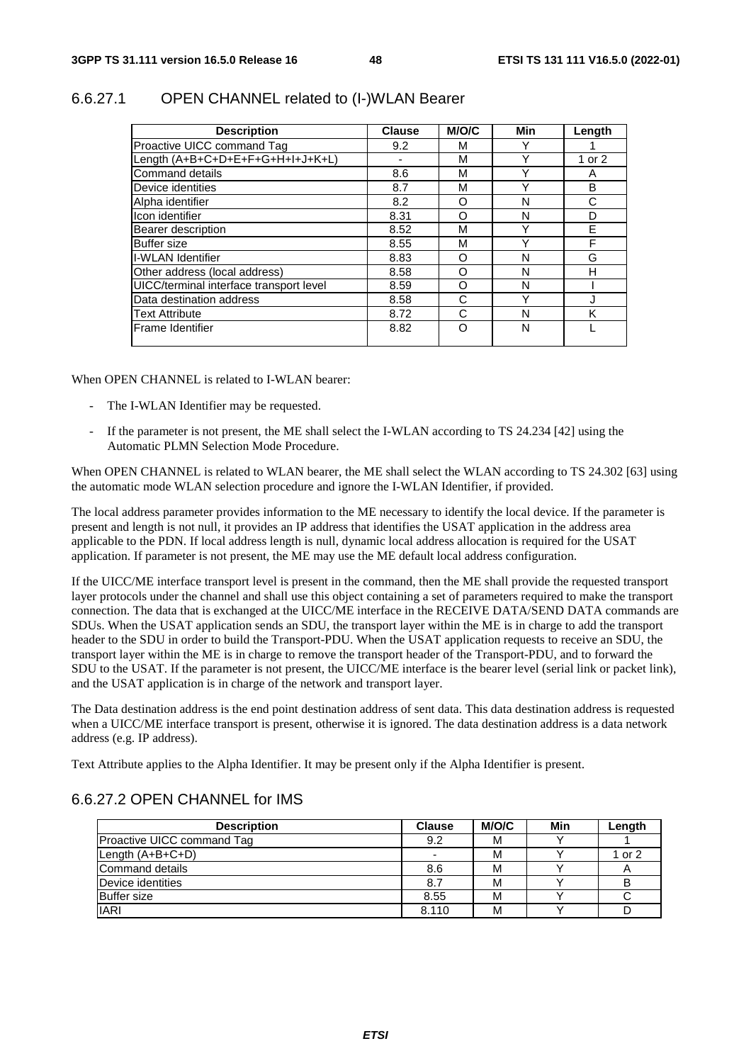### 6.6.27.1 OPEN CHANNEL related to (I-)WLAN Bearer

| Description | Clause | M/O/C | Min | Length |
|---|---|---|---|---|
| Proactive UICC command Tag | 9.2 | M | Y | 1 |
| Length (A+B+C+D+E+F+G+H+I+J+K+L) | - | M | Y | 1 or 2 |
| Command details | 8.6 | M | Y | A |
| Device identities | 8.7 | M | Y | B |
| Alpha identifier | 8.2 | O | N | C |
| Icon identifier | 8.31 | O | N | D |
| Bearer description | 8.52 | M | Y | E |
| Buffer size | 8.55 | M | Y | F |
| I-WLAN Identifier | 8.83 | O | N | G |
| Other address (local address) | 8.58 | O | N | H |
| UICC/terminal interface transport level | 8.59 | O | N | I |
| Data destination address | 8.58 | C | Y | J |
| Text Attribute | 8.72 | C | N | K |
| Frame Identifier | 8.82 | O | N | L |

When OPEN CHANNEL is related to I-WLAN bearer:

- The I-WLAN Identifier may be requested.
- If the parameter is not present, the ME shall select the I-WLAN according to TS 24.234 [42] using the Automatic PLMN Selection Mode Procedure.

When OPEN CHANNEL is related to WLAN bearer, the ME shall select the WLAN according to TS 24.302 [63] using the automatic mode WLAN selection procedure and ignore the I-WLAN Identifier, if provided.

The local address parameter provides information to the ME necessary to identify the local device. If the parameter is present and length is not null, it provides an IP address that identifies the USAT application in the address area applicable to the PDN. If local address length is null, dynamic local address allocation is required for the USAT application. If parameter is not present, the ME may use the ME default local address configuration.

If the UICC/ME interface transport level is present in the command, then the ME shall provide the requested transport layer protocols under the channel and shall use this object containing a set of parameters required to make the transport connection. The data that is exchanged at the UICC/ME interface in the RECEIVE DATA/SEND DATA commands are SDUs. When the USAT application sends an SDU, the transport layer within the ME is in charge to add the transport header to the SDU in order to build the Transport-PDU. When the USAT application requests to receive an SDU, the transport layer within the ME is in charge to remove the transport header of the Transport-PDU, and to forward the SDU to the USAT. If the parameter is not present, the UICC/ME interface is the bearer level (serial link or packet link), and the USAT application is in charge of the network and transport layer.

The Data destination address is the end point destination address of sent data. This data destination address is requested when a UICC/ME interface transport is present, otherwise it is ignored. The data destination address is a data network address (e.g. IP address).

Text Attribute applies to the Alpha Identifier. It may be present only if the Alpha Identifier is present.

### 6.6.27.2 OPEN CHANNEL for IMS

| Description | Clause | M/O/C | Min | Length |
|---|---|---|---|---|
| Proactive UICC command Tag | 9.2 | M | Y | 1 |
| Length (A+B+C+D) | - | M | Y | 1 or 2 |
| Command details | 8.6 | M | Y | A |
| Device identities | 8.7 | M | Y | B |
| Buffer size | 8.55 | M | Y | C |
| IARI | 8.110 | M | Y | D |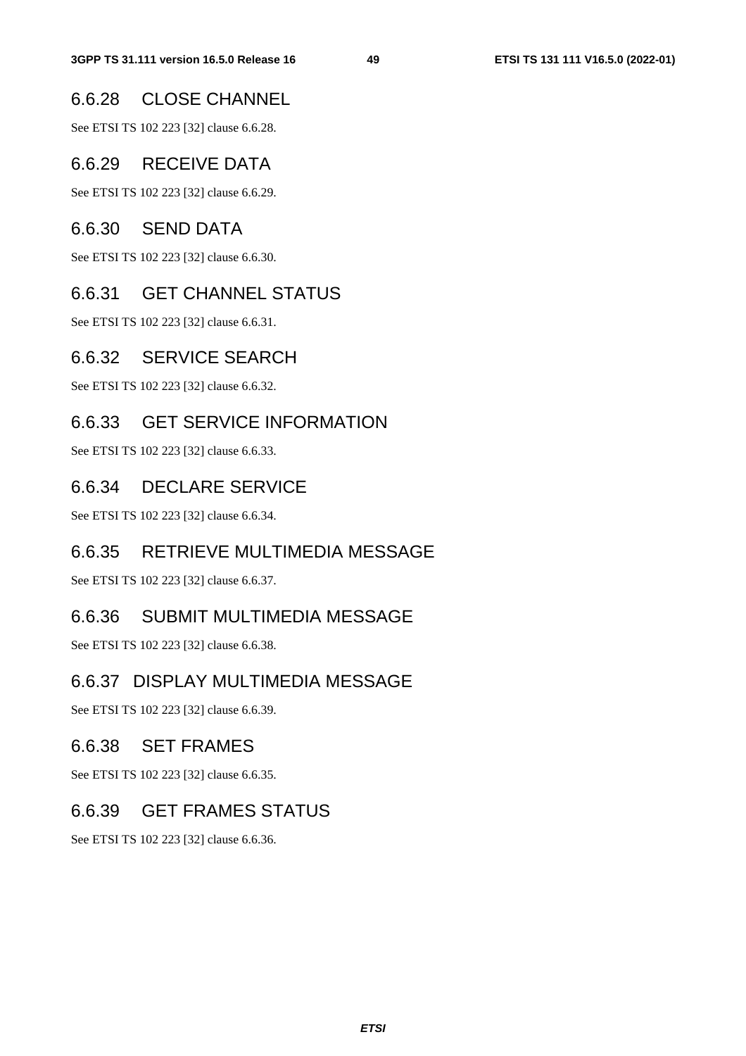### 6.6.28 CLOSE CHANNEL

See ETSI TS 102 223 [32] clause 6.6.28.

### 6.6.29 RECEIVE DATA

See ETSI TS 102 223 [32] clause 6.6.29.

### 6.6.30 SEND DATA

See ETSI TS 102 223 [32] clause 6.6.30.

### 6.6.31 GET CHANNEL STATUS

See ETSI TS 102 223 [32] clause 6.6.31.

### 6.6.32 SERVICE SEARCH

See ETSI TS 102 223 [32] clause 6.6.32.

### 6.6.33 GET SERVICE INFORMATION

See ETSI TS 102 223 [32] clause 6.6.33.

### 6.6.34 DECLARE SERVICE

See ETSI TS 102 223 [32] clause 6.6.34.

### 6.6.35 RETRIEVE MULTIMEDIA MESSAGE

See ETSI TS 102 223 [32] clause 6.6.37.

### 6.6.36 SUBMIT MULTIMEDIA MESSAGE

See ETSI TS 102 223 [32] clause 6.6.38.

### 6.6.37 DISPLAY MULTIMEDIA MESSAGE

See ETSI TS 102 223 [32] clause 6.6.39.

### 6.6.38 SET FRAMES

See ETSI TS 102 223 [32] clause 6.6.35.

### 6.6.39 GET FRAMES STATUS

See ETSI TS 102 223 [32] clause 6.6.36.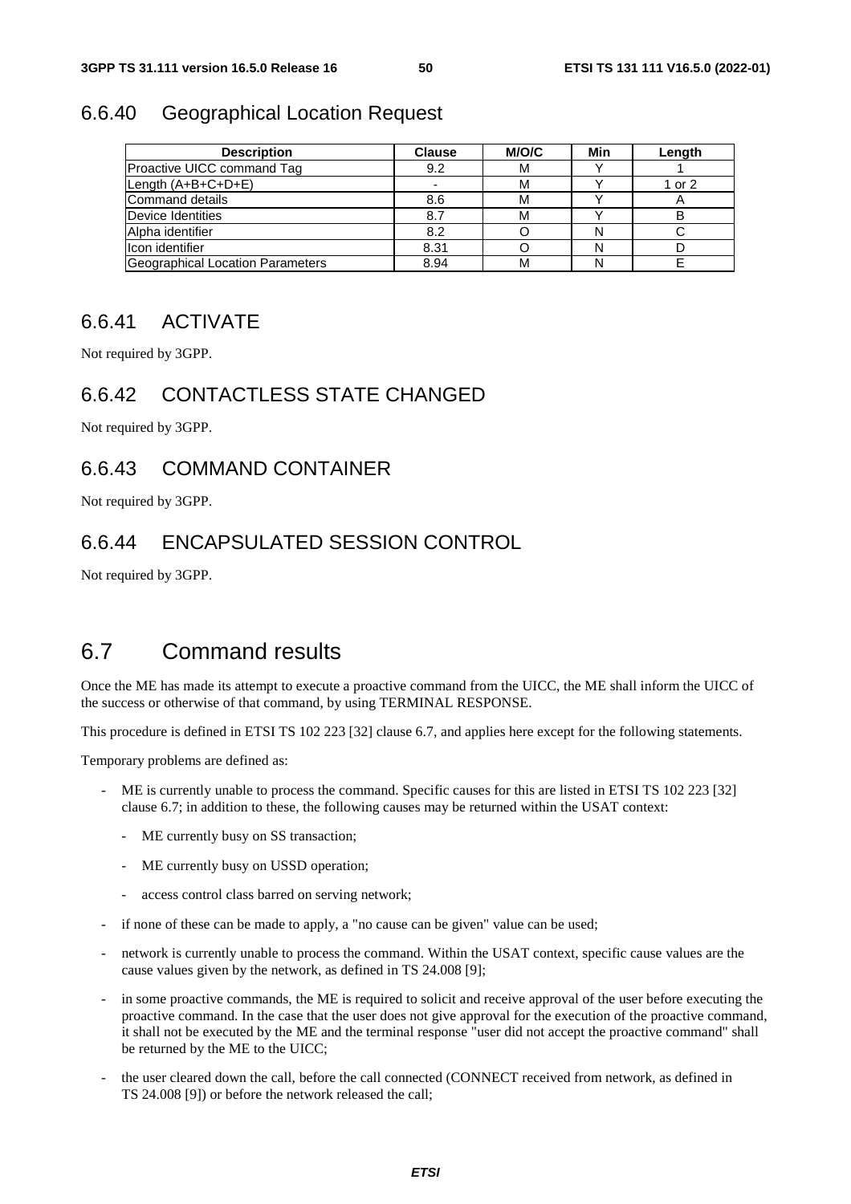### 6.6.40 Geographical Location Request

| Description | Clause | M/O/C | Min | Length |
|---|---|---|---|---|
| Proactive UICC command Tag | 9.2 | M | Y | 1 |
| Length (A+B+C+D+E) | - | M | Y | 1 or 2 |
| Command details | 8.6 | M | Y | A |
| Device Identities | 8.7 | M | Y | B |
| Alpha identifier | 8.2 | O | N | C |
| Icon identifier | 8.31 | O | N | D |
| Geographical Location Parameters | 8.94 | M | N | E |

### 6.6.41 ACTIVATE

Not required by 3GPP.

### 6.6.42 CONTACTLESS STATE CHANGED

Not required by 3GPP.

### 6.6.43 COMMAND CONTAINER

Not required by 3GPP.

### 6.6.44 ENCAPSULATED SESSION CONTROL

Not required by 3GPP.

## 6.7 Command results

Once the ME has made its attempt to execute a proactive command from the UICC, the ME shall inform the UICC of the success or otherwise of that command, by using TERMINAL RESPONSE.

This procedure is defined in ETSI TS 102 223 [32] clause 6.7, and applies here except for the following statements.

Temporary problems are defined as:

- ME is currently unable to process the command. Specific causes for this are listed in ETSI TS 102 223 [32] clause 6.7; in addition to these, the following causes may be returned within the USAT context:
  - ME currently busy on SS transaction;
  - ME currently busy on USSD operation;
  - access control class barred on serving network;
- if none of these can be made to apply, a "no cause can be given" value can be used;
- network is currently unable to process the command. Within the USAT context, specific cause values are the cause values given by the network, as defined in TS 24.008 [9];
- in some proactive commands, the ME is required to solicit and receive approval of the user before executing the proactive command. In the case that the user does not give approval for the execution of the proactive command, it shall not be executed by the ME and the terminal response "user did not accept the proactive command" shall be returned by the ME to the UICC;
- the user cleared down the call, before the call connected (CONNECT received from network, as defined in TS 24.008 [9]) or before the network released the call;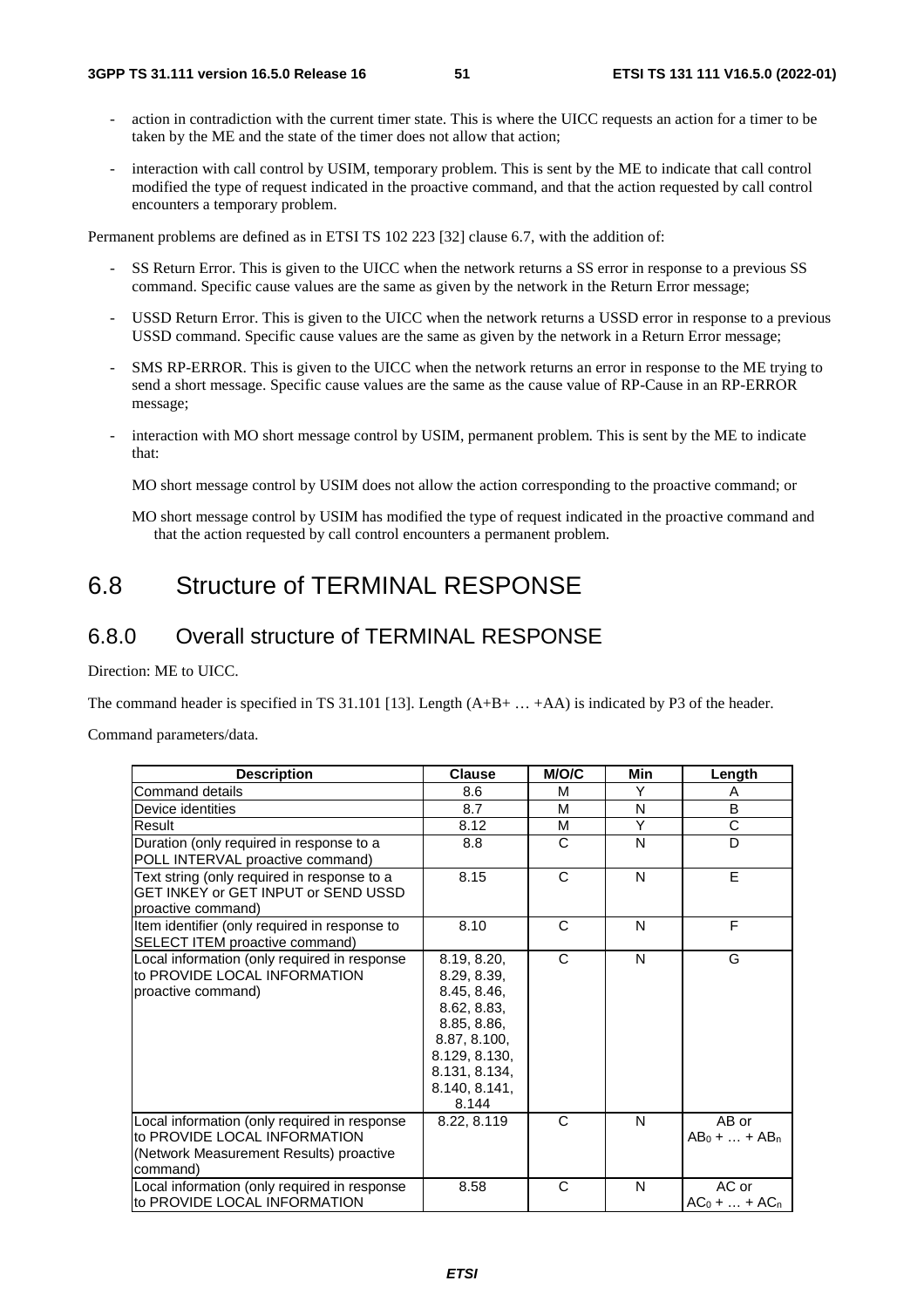- action in contradiction with the current timer state. This is where the UICC requests an action for a timer to be taken by the ME and the state of the timer does not allow that action;

- interaction with call control by USIM, temporary problem. This is sent by the ME to indicate that call control modified the type of request indicated in the proactive command, and that the action requested by call control encounters a temporary problem.

Permanent problems are defined as in ETSI TS 102 223 [32] clause 6.7, with the addition of:

- SS Return Error. This is given to the UICC when the network returns a SS error in response to a previous SS command. Specific cause values are the same as given by the network in the Return Error message;

- USSD Return Error. This is given to the UICC when the network returns a USSD error in response to a previous USSD command. Specific cause values are the same as given by the network in a Return Error message;

- SMS RP-ERROR. This is given to the UICC when the network returns an error in response to the ME trying to send a short message. Specific cause values are the same as the cause value of RP-Cause in an RP-ERROR message;

- interaction with MO short message control by USIM, permanent problem. This is sent by the ME to indicate that:

  MO short message control by USIM does not allow the action corresponding to the proactive command; or

  MO short message control by USIM has modified the type of request indicated in the proactive command and that the action requested by call control encounters a permanent problem.

# 6.8 Structure of TERMINAL RESPONSE

## 6.8.0 Overall structure of TERMINAL RESPONSE

Direction: ME to UICC.

The command header is specified in TS 31.101 [13]. Length (A+B+ … +AA) is indicated by P3 of the header.

Command parameters/data.

| Description | Clause | M/O/C | Min | Length |
|---|---|---|---|---|
| Command details | 8.6 | M | Y | A |
| Device identities | 8.7 | M | N | B |
| Result | 8.12 | M | Y | C |
| Duration (only required in response to a POLL INTERVAL proactive command) | 8.8 | C | N | D |
| Text string (only required in response to a GET INKEY or GET INPUT or SEND USSD proactive command) | 8.15 | C | N | E |
| Item identifier (only required in response to SELECT ITEM proactive command) | 8.10 | C | N | F |
| Local information (only required in response to PROVIDE LOCAL INFORMATION proactive command) | 8.19, 8.20, 8.29, 8.39, 8.45, 8.46, 8.62, 8.83, 8.85, 8.86, 8.87, 8.100, 8.129, 8.130, 8.131, 8.134, 8.140, 8.141, 8.144 | C | N | G |
| Local information (only required in response to PROVIDE LOCAL INFORMATION (Network Measurement Results) proactive command) | 8.22, 8.119 | C | N | AB or $AB_0 + … + AB_n$ |
| Local information (only required in response to PROVIDE LOCAL INFORMATION | 8.58 | C | N | AC or $AC_0 + … + AC_n$ |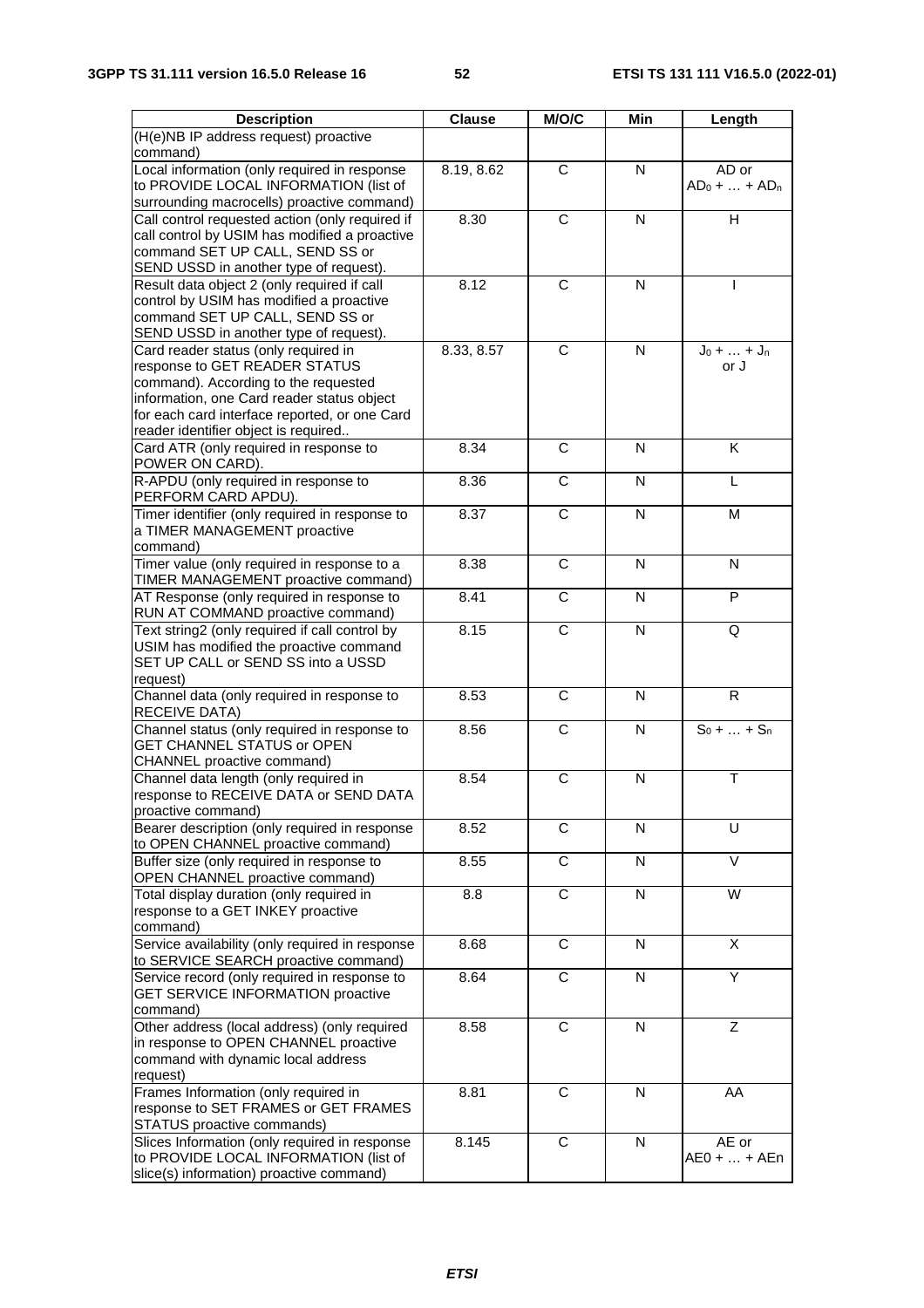| Description | Clause | M/O/C | Min | Length |
|---|---|---|---|---|
| (H(e)NB IP address request) proactive command) | | | | |
| Local information (only required in response to PROVIDE LOCAL INFORMATION (list of surrounding macrocells) proactive command) | 8.19, 8.62 | C | N | AD or $AD_0 + \dots + AD_n$ |
| Call control requested action (only required if call control by USIM has modified a proactive command SET UP CALL, SEND SS or SEND USSD in another type of request). | 8.30 | C | N | H |
| Result data object 2 (only required if call control by USIM has modified a proactive command SET UP CALL, SEND SS or SEND USSD in another type of request). | 8.12 | C | N | I |
| Card reader status (only required in response to GET READER STATUS command). According to the requested information, one Card reader status object for each card interface reported, or one Card reader identifier object is required.. | 8.33, 8.57 | C | N | $J_0 + \dots + J_n$ or J |
| Card ATR (only required in response to POWER ON CARD). | 8.34 | C | N | K |
| R-APDU (only required in response to PERFORM CARD APDU). | 8.36 | C | N | L |
| Timer identifier (only required in response to a TIMER MANAGEMENT proactive command) | 8.37 | C | N | M |
| Timer value (only required in response to a TIMER MANAGEMENT proactive command) | 8.38 | C | N | N |
| AT Response (only required in response to RUN AT COMMAND proactive command) | 8.41 | C | N | P |
| Text string2 (only required if call control by USIM has modified the proactive command SET UP CALL or SEND SS into a USSD request) | 8.15 | C | N | Q |
| Channel data (only required in response to RECEIVE DATA) | 8.53 | C | N | R |
| Channel status (only required in response to GET CHANNEL STATUS or OPEN CHANNEL proactive command) | 8.56 | C | N | $S_0 + \dots + S_n$ |
| Channel data length (only required in response to RECEIVE DATA or SEND DATA proactive command) | 8.54 | C | N | T |
| Bearer description (only required in response to OPEN CHANNEL proactive command) | 8.52 | C | N | U |
| Buffer size (only required in response to OPEN CHANNEL proactive command) | 8.55 | C | N | V |
| Total display duration (only required in response to a GET INKEY proactive command) | 8.8 | C | N | W |
| Service availability (only required in response to SERVICE SEARCH proactive command) | 8.68 | C | N | X |
| Service record (only required in response to GET SERVICE INFORMATION proactive command) | 8.64 | C | N | Y |
| Other address (local address) (only required in response to OPEN CHANNEL proactive command with dynamic local address request) | 8.58 | C | N | Z |
| Frames Information (only required in response to SET FRAMES or GET FRAMES STATUS proactive commands) | 8.81 | C | N | AA |
| Slices Information (only required in response to PROVIDE LOCAL INFORMATION (list of slice(s) information) proactive command) | 8.145 | C | N | AE or AE0 + … + AEn |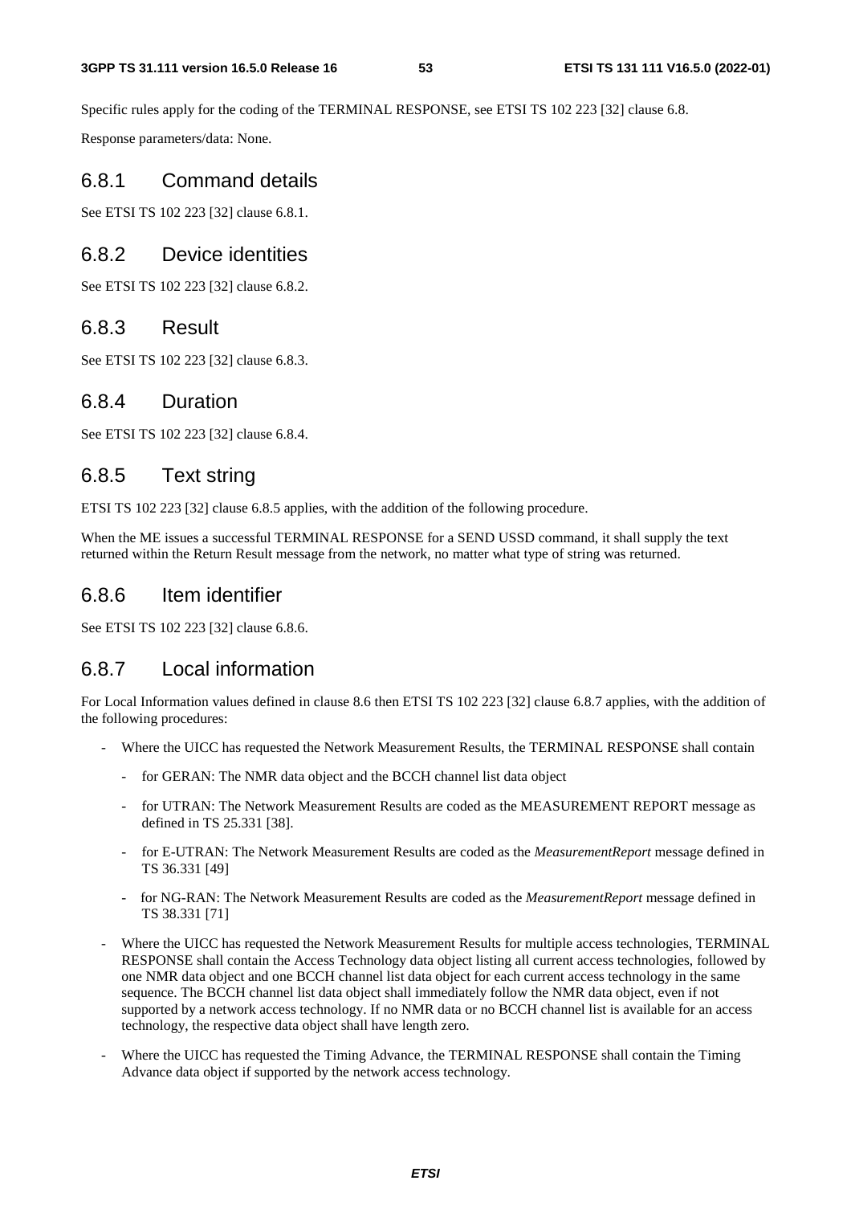Specific rules apply for the coding of the TERMINAL RESPONSE, see ETSI TS 102 223 [32] clause 6.8.

Response parameters/data: None.

## 6.8.1 Command details

See ETSI TS 102 223 [32] clause 6.8.1.

## 6.8.2 Device identities

See ETSI TS 102 223 [32] clause 6.8.2.

## 6.8.3 Result

See ETSI TS 102 223 [32] clause 6.8.3.

## 6.8.4 Duration

See ETSI TS 102 223 [32] clause 6.8.4.

## 6.8.5 Text string

ETSI TS 102 223 [32] clause 6.8.5 applies, with the addition of the following procedure.

When the ME issues a successful TERMINAL RESPONSE for a SEND USSD command, it shall supply the text returned within the Return Result message from the network, no matter what type of string was returned.

## 6.8.6 Item identifier

See ETSI TS 102 223 [32] clause 6.8.6.

## 6.8.7 Local information

For Local Information values defined in clause 8.6 then ETSI TS 102 223 [32] clause 6.8.7 applies, with the addition of the following procedures:

- Where the UICC has requested the Network Measurement Results, the TERMINAL RESPONSE shall contain
  - for GERAN: The NMR data object and the BCCH channel list data object
  - for UTRAN: The Network Measurement Results are coded as the MEASUREMENT REPORT message as defined in TS 25.331 [38].
  - for E-UTRAN: The Network Measurement Results are coded as the *MeasurementReport* message defined in TS 36.331 [49]
  - for NG-RAN: The Network Measurement Results are coded as the *MeasurementReport* message defined in TS 38.331 [71]
- Where the UICC has requested the Network Measurement Results for multiple access technologies, TERMINAL RESPONSE shall contain the Access Technology data object listing all current access technologies, followed by one NMR data object and one BCCH channel list data object for each current access technology in the same sequence. The BCCH channel list data object shall immediately follow the NMR data object, even if not supported by a network access technology. If no NMR data or no BCCH channel list is available for an access technology, the respective data object shall have length zero.
- Where the UICC has requested the Timing Advance, the TERMINAL RESPONSE shall contain the Timing Advance data object if supported by the network access technology.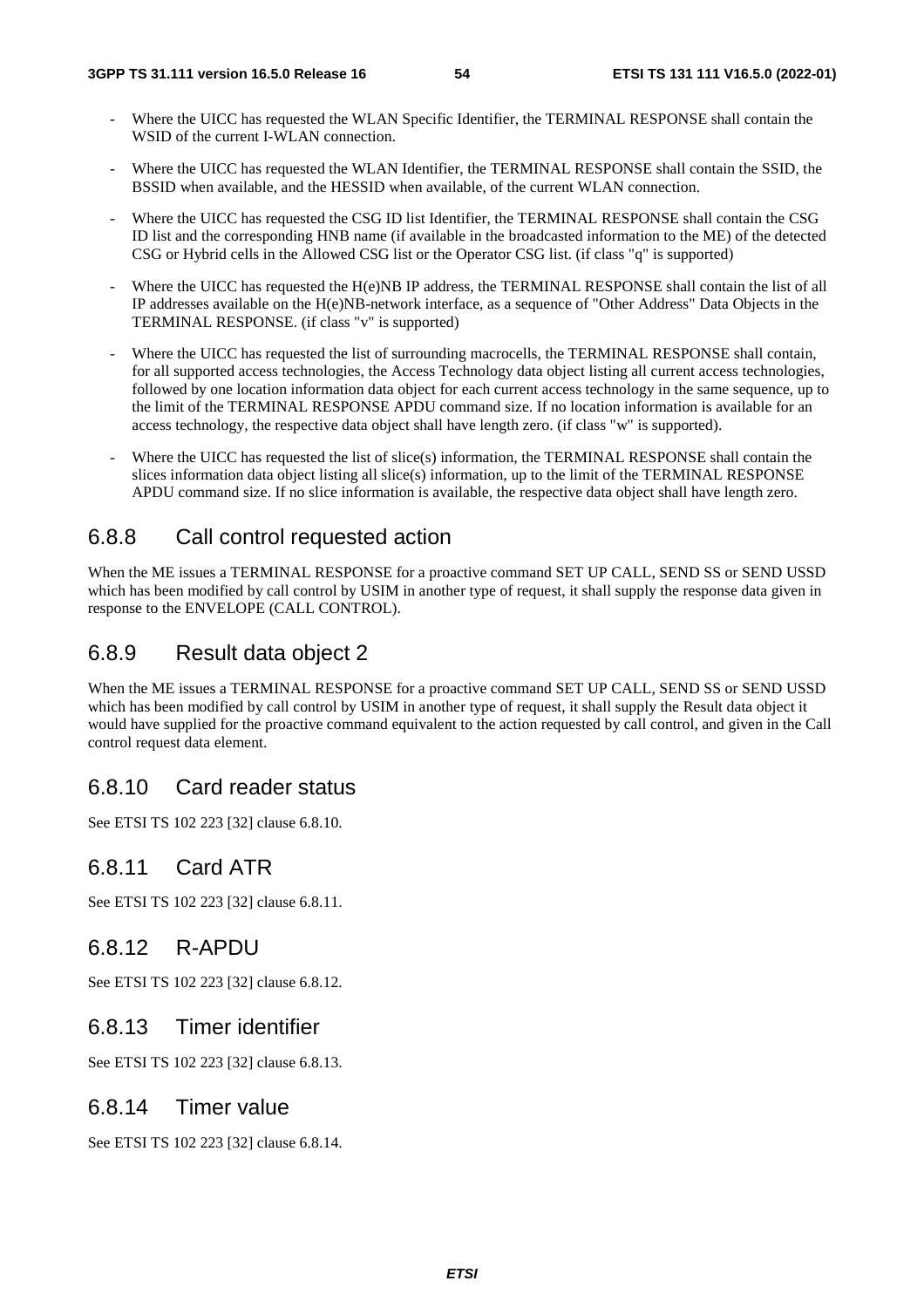- Where the UICC has requested the WLAN Specific Identifier, the TERMINAL RESPONSE shall contain the WSID of the current I-WLAN connection.
- Where the UICC has requested the WLAN Identifier, the TERMINAL RESPONSE shall contain the SSID, the BSSID when available, and the HESSID when available, of the current WLAN connection.
- Where the UICC has requested the CSG ID list Identifier, the TERMINAL RESPONSE shall contain the CSG ID list and the corresponding HNB name (if available in the broadcasted information to the ME) of the detected CSG or Hybrid cells in the Allowed CSG list or the Operator CSG list. (if class "q" is supported)
- Where the UICC has requested the H(e)NB IP address, the TERMINAL RESPONSE shall contain the list of all IP addresses available on the H(e)NB-network interface, as a sequence of "Other Address" Data Objects in the TERMINAL RESPONSE. (if class "v" is supported)
- Where the UICC has requested the list of surrounding macrocells, the TERMINAL RESPONSE shall contain, for all supported access technologies, the Access Technology data object listing all current access technologies, followed by one location information data object for each current access technology in the same sequence, up to the limit of the TERMINAL RESPONSE APDU command size. If no location information is available for an access technology, the respective data object shall have length zero. (if class "w" is supported).
- Where the UICC has requested the list of slice(s) information, the TERMINAL RESPONSE shall contain the slices information data object listing all slice(s) information, up to the limit of the TERMINAL RESPONSE APDU command size. If no slice information is available, the respective data object shall have length zero.

### 6.8.8 Call control requested action

When the ME issues a TERMINAL RESPONSE for a proactive command SET UP CALL, SEND SS or SEND USSD which has been modified by call control by USIM in another type of request, it shall supply the response data given in response to the ENVELOPE (CALL CONTROL).

### 6.8.9 Result data object 2

When the ME issues a TERMINAL RESPONSE for a proactive command SET UP CALL, SEND SS or SEND USSD which has been modified by call control by USIM in another type of request, it shall supply the Result data object it would have supplied for the proactive command equivalent to the action requested by call control, and given in the Call control request data element.

### 6.8.10 Card reader status

See ETSI TS 102 223 [32] clause 6.8.10.

### 6.8.11 Card ATR

See ETSI TS 102 223 [32] clause 6.8.11.

### 6.8.12 R-APDU

See ETSI TS 102 223 [32] clause 6.8.12.

### 6.8.13 Timer identifier

See ETSI TS 102 223 [32] clause 6.8.13.

### 6.8.14 Timer value

See ETSI TS 102 223 [32] clause 6.8.14.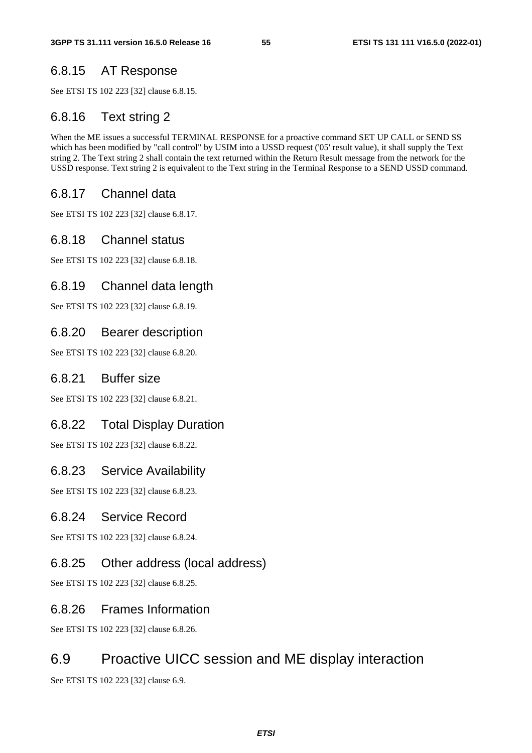### 6.8.15 AT Response

See ETSI TS 102 223 [32] clause 6.8.15.

### 6.8.16 Text string 2

When the ME issues a successful TERMINAL RESPONSE for a proactive command SET UP CALL or SEND SS which has been modified by "call control" by USIM into a USSD request ('05' result value), it shall supply the Text string 2. The Text string 2 shall contain the text returned within the Return Result message from the network for the USSD response. Text string 2 is equivalent to the Text string in the Terminal Response to a SEND USSD command.

### 6.8.17 Channel data

See ETSI TS 102 223 [32] clause 6.8.17.

### 6.8.18 Channel status

See ETSI TS 102 223 [32] clause 6.8.18.

### 6.8.19 Channel data length

See ETSI TS 102 223 [32] clause 6.8.19.

### 6.8.20 Bearer description

See ETSI TS 102 223 [32] clause 6.8.20.

### 6.8.21 Buffer size

See ETSI TS 102 223 [32] clause 6.8.21.

### 6.8.22 Total Display Duration

See ETSI TS 102 223 [32] clause 6.8.22.

### 6.8.23 Service Availability

See ETSI TS 102 223 [32] clause 6.8.23.

### 6.8.24 Service Record

See ETSI TS 102 223 [32] clause 6.8.24.

### 6.8.25 Other address (local address)

See ETSI TS 102 223 [32] clause 6.8.25.

### 6.8.26 Frames Information

See ETSI TS 102 223 [32] clause 6.8.26.

## 6.9 Proactive UICC session and ME display interaction

See ETSI TS 102 223 [32] clause 6.9.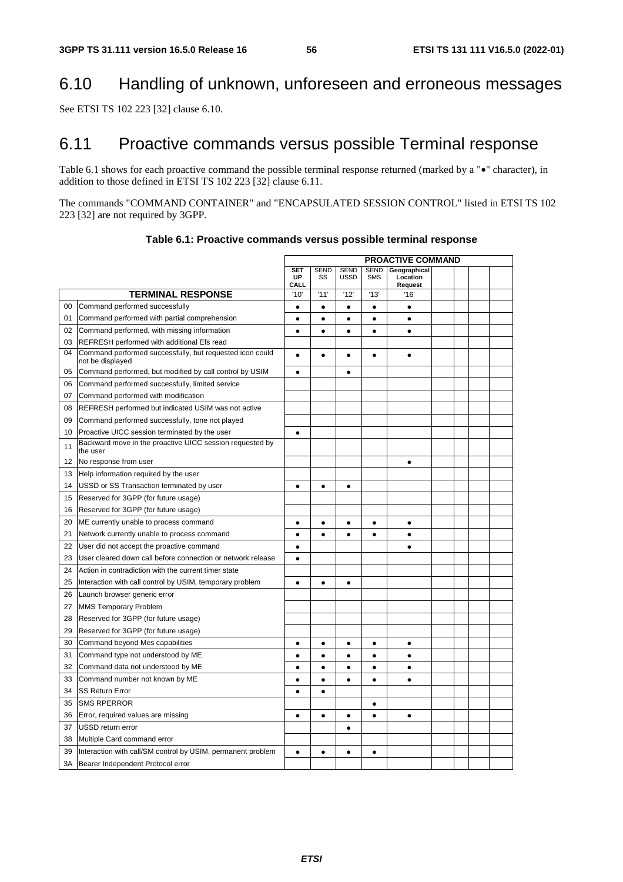## 6.10 Handling of unknown, unforeseen and erroneous messages

See ETSI TS 102 223 [32] clause 6.10.

## 6.11 Proactive commands versus possible Terminal response

Table 6.1 shows for each proactive command the possible terminal response returned (marked by a "•" character), in addition to those defined in ETSI TS 102 223 [32] clause 6.11.

The commands "COMMAND CONTAINER" and "ENCAPSULATED SESSION CONTROL" listed in ETSI TS 102 223 [32] are not required by 3GPP.

**Table 6.1: Proactive commands versus possible terminal response**

| | | PROACTIVE COMMAND | | | | | | | | |
|---|---|---|---|---|---|---|---|---|---|---|
| | | **SET UP CALL** | SEND SS | SEND USSD | SEND SMS | **Geographical Location Request** | | | | |
| **TERMINAL RESPONSE** | | '10' | '11' | '12' | '13' | '16' | | | | |
| 00 | Command performed successfully | • | • | • | • | • | | | | |
| 01 | Command performed with partial comprehension | • | • | • | • | • | | | | |
| 02 | Command performed, with missing information | • | • | • | • | • | | | | |
| 03 | REFRESH performed with additional Efs read | | | | | | | | | |
| 04 | Command performed successfully, but requested icon could not be displayed | • | • | • | • | • | | | | |
| 05 | Command performed, but modified by call control by USIM | • | | • | | | | | | |
| 06 | Command performed successfully, limited service | | | | | | | | | |
| 07 | Command performed with modification | | | | | | | | | |
| 08 | REFRESH performed but indicated USIM was not active | | | | | | | | | |
| 09 | Command performed successfully, tone not played | | | | | | | | | |
| 10 | Proactive UICC session terminated by the user | • | | | | | | | | |
| 11 | Backward move in the proactive UICC session requested by the user | | | | | | | | | |
| 12 | No response from user | | | | | • | | | | |
| 13 | Help information required by the user | | | | | | | | | |
| 14 | USSD or SS Transaction terminated by user | • | • | • | | | | | | |
| 15 | Reserved for 3GPP (for future usage) | | | | | | | | | |
| 16 | Reserved for 3GPP (for future usage) | | | | | | | | | |
| 20 | ME currently unable to process command | • | • | • | • | • | | | | |
| 21 | Network currently unable to process command | • | • | • | • | • | | | | |
| 22 | User did not accept the proactive command | • | | | | • | | | | |
| 23 | User cleared down call before connection or network release | • | | | | | | | | |
| 24 | Action in contradiction with the current timer state | | | | | | | | | |
| 25 | Interaction with call control by USIM, temporary problem | • | • | • | | | | | | |
| 26 | Launch browser generic error | | | | | | | | | |
| 27 | MMS Temporary Problem | | | | | | | | | |
| 28 | Reserved for 3GPP (for future usage) | | | | | | | | | |
| 29 | Reserved for 3GPP (for future usage) | | | | | | | | | |
| 30 | Command beyond Mes capabilities | • | • | • | • | • | | | | |
| 31 | Command type not understood by ME | • | • | • | • | • | | | | |
| 32 | Command data not understood by ME | • | • | • | • | • | | | | |
| 33 | Command number not known by ME | • | • | • | • | • | | | | |
| 34 | SS Return Error | • | • | | | | | | | |
| 35 | SMS RPERROR | | | | • | | | | | |
| 36 | Error, required values are missing | • | • | • | • | • | | | | |
| 37 | USSD return error | | | • | | | | | | |
| 38 | Multiple Card command error | | | | | | | | | |
| 39 | Interaction with call/SM control by USIM, permanent problem | • | • | • | • | | | | | |
| 3A | Bearer Independent Protocol error | | | | | | | | | |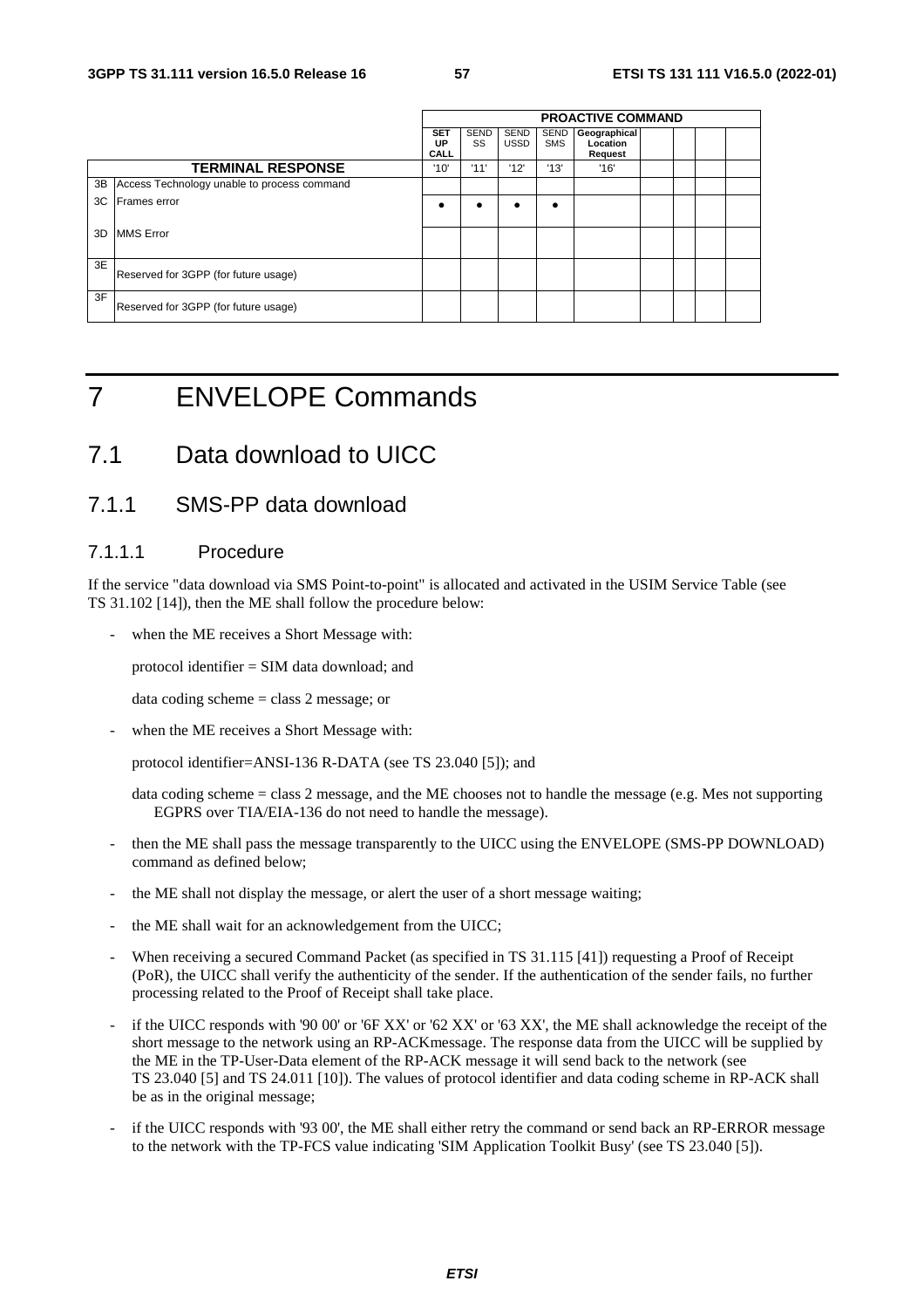| | | PROACTIVE COMMAND | | | | | | | | |
|---|---|---|---|---|---|---|---|---|---|---|
| | | **SET UP CALL** | SEND SS | SEND USSD | SEND SMS | **Geographical Location Request** | | | | |
| | **TERMINAL RESPONSE** | '10' | '11' | '12' | '13' | '16' | | | | |
| 3B | Access Technology unable to process command | | | | | | | | | |
| 3C | Frames error | • | • | • | • | | | | | |
| 3D | MMS Error | | | | | | | | | |
| 3E | Reserved for 3GPP (for future usage) | | | | | | | | | |
| 3F | Reserved for 3GPP (for future usage) | | | | | | | | | |

# 7 ENVELOPE Commands

## 7.1 Data download to UICC

### 7.1.1 SMS-PP data download

#### 7.1.1.1 Procedure

If the service "data download via SMS Point-to-point" is allocated and activated in the USIM Service Table (see TS 31.102 [14]), then the ME shall follow the procedure below:

- when the ME receives a Short Message with:

  protocol identifier = SIM data download; and

  data coding scheme = class 2 message; or

- when the ME receives a Short Message with:

  protocol identifier=ANSI-136 R-DATA (see TS 23.040 [5]); and

  data coding scheme = class 2 message, and the ME chooses not to handle the message (e.g. Mes not supporting EGPRS over TIA/EIA-136 do not need to handle the message).

- then the ME shall pass the message transparently to the UICC using the ENVELOPE (SMS-PP DOWNLOAD) command as defined below;
- the ME shall not display the message, or alert the user of a short message waiting;
- the ME shall wait for an acknowledgement from the UICC;
- When receiving a secured Command Packet (as specified in TS 31.115 [41]) requesting a Proof of Receipt (PoR), the UICC shall verify the authenticity of the sender. If the authentication of the sender fails, no further processing related to the Proof of Receipt shall take place.
- if the UICC responds with '90 00' or '6F XX' or '62 XX' or '63 XX', the ME shall acknowledge the receipt of the short message to the network using an RP-ACKmessage. The response data from the UICC will be supplied by the ME in the TP-User-Data element of the RP-ACK message it will send back to the network (see TS 23.040 [5] and TS 24.011 [10]). The values of protocol identifier and data coding scheme in RP-ACK shall be as in the original message;
- if the UICC responds with '93 00', the ME shall either retry the command or send back an RP-ERROR message to the network with the TP-FCS value indicating 'SIM Application Toolkit Busy' (see TS 23.040 [5]).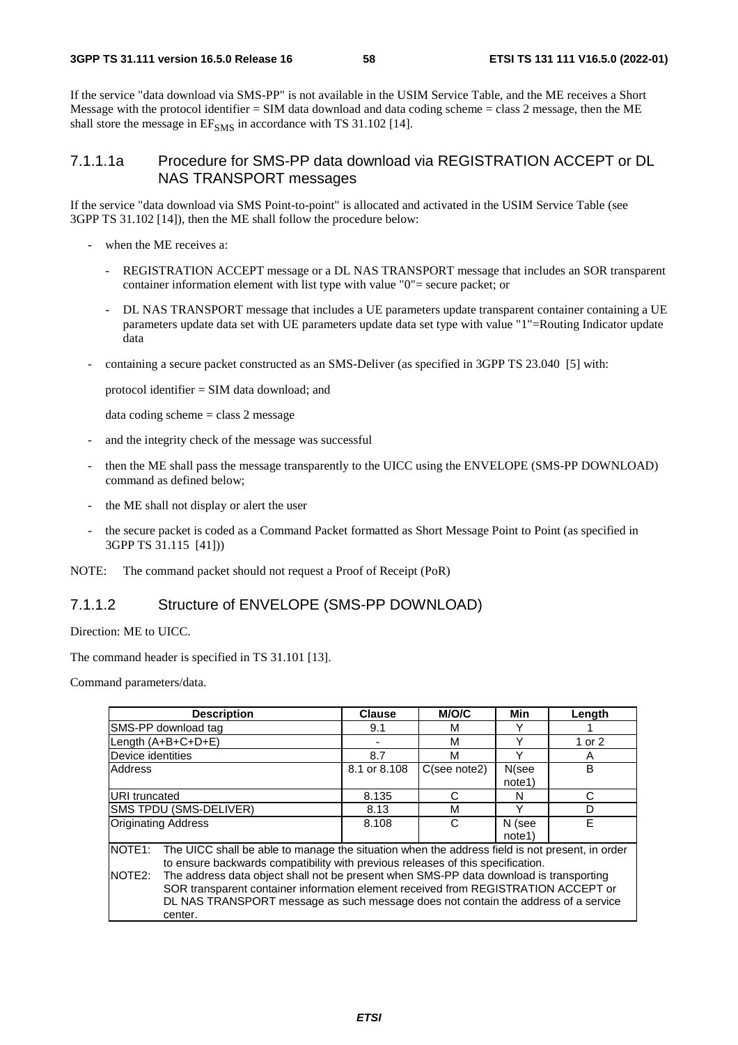If the service "data download via SMS-PP" is not available in the USIM Service Table, and the ME receives a Short Message with the protocol identifier = SIM data download and data coding scheme = class 2 message, then the ME shall store the message in $EF_{SMS}$ in accordance with TS 31.102 [14].

#### 7.1.1.1a Procedure for SMS-PP data download via REGISTRATION ACCEPT or DL NAS TRANSPORT messages

If the service "data download via SMS Point-to-point" is allocated and activated in the USIM Service Table (see 3GPP TS 31.102 [14]), then the ME shall follow the procedure below:

- when the ME receives a:
    - REGISTRATION ACCEPT message or a DL NAS TRANSPORT message that includes an SOR transparent container information element with list type with value "0"= secure packet; or
    - DL NAS TRANSPORT message that includes a UE parameters update transparent container containing a UE parameters update data set with UE parameters update data set type with value "1"=Routing Indicator update data
- containing a secure packet constructed as an SMS-Deliver (as specified in 3GPP TS 23.040 [5] with:

  protocol identifier = SIM data download; and

  data coding scheme = class 2 message
- and the integrity check of the message was successful
- then the ME shall pass the message transparently to the UICC using the ENVELOPE (SMS-PP DOWNLOAD) command as defined below;
- the ME shall not display or alert the user
- the secure packet is coded as a Command Packet formatted as Short Message Point to Point (as specified in 3GPP TS 31.115 [41]))

NOTE: The command packet should not request a Proof of Receipt (PoR)

#### 7.1.1.2 Structure of ENVELOPE (SMS-PP DOWNLOAD)

Direction: ME to UICC.

The command header is specified in TS 31.101 [13].

Command parameters/data.

| Description | Clause | M/O/C | Min | Length |
|---|---|---|---|---|
| SMS-PP download tag | 9.1 | M | Y | 1 |
| Length (A+B+C+D+E) | - | M | Y | 1 or 2 |
| Device identities | 8.7 | M | Y | A |
| Address | 8.1 or 8.108 | C(see note2) | N(see note1) | B |
| URI truncated | 8.135 | C | N | C |
| SMS TPDU (SMS-DELIVER) | 8.13 | M | Y | D |
| Originating Address | 8.108 | C | N (see note1) | E |
| NOTE1: The UICC shall be able to manage the situation when the address field is not present, in order to ensure backwards compatibility with previous releases of this specification.<br>NOTE2: The address data object shall not be present when SMS-PP data download is transporting SOR transparent container information element received from REGISTRATION ACCEPT or DL NAS TRANSPORT message as such message does not contain the address of a service center. | | | | |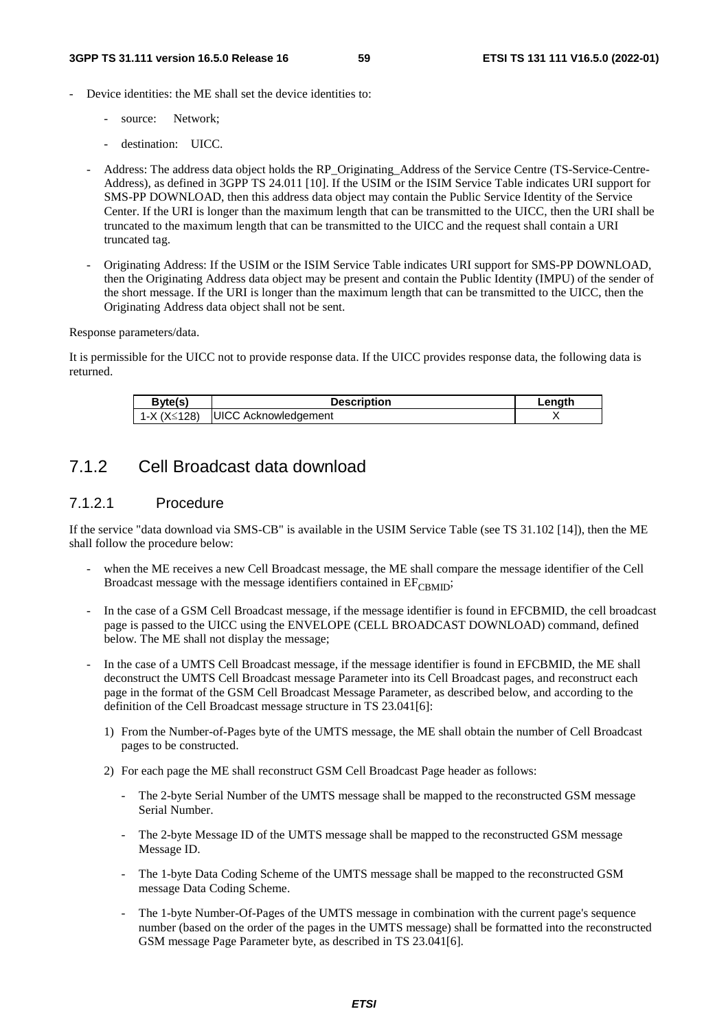- Device identities: the ME shall set the device identities to:
  - source: Network;
  - destination: UICC.
- Address: The address data object holds the RP_Originating_Address of the Service Centre (TS-Service-Centre-Address), as defined in 3GPP TS 24.011 [10]. If the USIM or the ISIM Service Table indicates URI support for SMS-PP DOWNLOAD, then this address data object may contain the Public Service Identity of the Service Center. If the URI is longer than the maximum length that can be transmitted to the UICC, then the URI shall be truncated to the maximum length that can be transmitted to the UICC and the request shall contain a URI truncated tag.
- Originating Address: If the USIM or the ISIM Service Table indicates URI support for SMS-PP DOWNLOAD, then the Originating Address data object may be present and contain the Public Identity (IMPU) of the sender of the short message. If the URI is longer than the maximum length that can be transmitted to the UICC, then the Originating Address data object shall not be sent.

Response parameters/data.

It is permissible for the UICC not to provide response data. If the UICC provides response data, the following data is returned.

| Byte(s) | Description | Length |
|---|---|---|
| 1-X (X≤128) | UICC Acknowledgement | X |

## 7.1.2 Cell Broadcast data download

### 7.1.2.1 Procedure

If the service "data download via SMS-CB" is available in the USIM Service Table (see TS 31.102 [14]), then the ME shall follow the procedure below:

- when the ME receives a new Cell Broadcast message, the ME shall compare the message identifier of the Cell Broadcast message with the message identifiers contained in $EF_{CBMID}$;
- In the case of a GSM Cell Broadcast message, if the message identifier is found in EFCBMID, the cell broadcast page is passed to the UICC using the ENVELOPE (CELL BROADCAST DOWNLOAD) command, defined below. The ME shall not display the message;
- In the case of a UMTS Cell Broadcast message, if the message identifier is found in EFCBMID, the ME shall deconstruct the UMTS Cell Broadcast message Parameter into its Cell Broadcast pages, and reconstruct each page in the format of the GSM Cell Broadcast Message Parameter, as described below, and according to the definition of the Cell Broadcast message structure in TS 23.041[6]:
  1) From the Number-of-Pages byte of the UMTS message, the ME shall obtain the number of Cell Broadcast pages to be constructed.
  2) For each page the ME shall reconstruct GSM Cell Broadcast Page header as follows:
     - The 2-byte Serial Number of the UMTS message shall be mapped to the reconstructed GSM message Serial Number.
     - The 2-byte Message ID of the UMTS message shall be mapped to the reconstructed GSM message Message ID.
     - The 1-byte Data Coding Scheme of the UMTS message shall be mapped to the reconstructed GSM message Data Coding Scheme.
     - The 1-byte Number-Of-Pages of the UMTS message in combination with the current page's sequence number (based on the order of the pages in the UMTS message) shall be formatted into the reconstructed GSM message Page Parameter byte, as described in TS 23.041[6].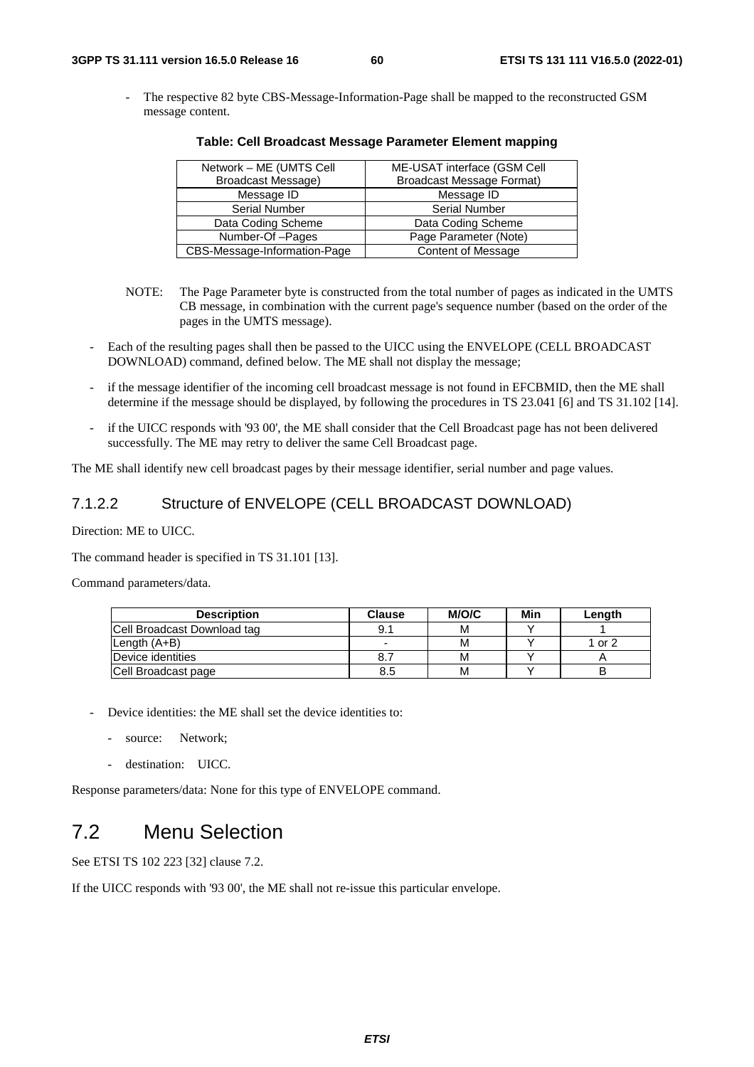- The respective 82 byte CBS-Message-Information-Page shall be mapped to the reconstructed GSM message content.

**Table: Cell Broadcast Message Parameter Element mapping**

| Network – ME (UMTS Cell Broadcast Message) | ME-USAT interface (GSM Cell Broadcast Message Format) |
|---|---|
| Message ID | Message ID |
| Serial Number | Serial Number |
| Data Coding Scheme | Data Coding Scheme |
| Number-Of –Pages | Page Parameter (Note) |
| CBS-Message-Information-Page | Content of Message |

NOTE: The Page Parameter byte is constructed from the total number of pages as indicated in the UMTS CB message, in combination with the current page's sequence number (based on the order of the pages in the UMTS message).

- Each of the resulting pages shall then be passed to the UICC using the ENVELOPE (CELL BROADCAST DOWNLOAD) command, defined below. The ME shall not display the message;
- if the message identifier of the incoming cell broadcast message is not found in EFCBMID, then the ME shall determine if the message should be displayed, by following the procedures in TS 23.041 [6] and TS 31.102 [14].
- if the UICC responds with '93 00', the ME shall consider that the Cell Broadcast page has not been delivered successfully. The ME may retry to deliver the same Cell Broadcast page.

The ME shall identify new cell broadcast pages by their message identifier, serial number and page values.

#### 7.1.2.2 Structure of ENVELOPE (CELL BROADCAST DOWNLOAD)

Direction: ME to UICC.

The command header is specified in TS 31.101 [13].

Command parameters/data.

| Description | Clause | M/O/C | Min | Length |
|---|---|---|---|---|
| Cell Broadcast Download tag | 9.1 | M | Y | 1 |
| Length (A+B) | - | M | Y | 1 or 2 |
| Device identities | 8.7 | M | Y | A |
| Cell Broadcast page | 8.5 | M | Y | B |

- Device identities: the ME shall set the device identities to:
  - source: Network;
  - destination: UICC.

Response parameters/data: None for this type of ENVELOPE command.

## 7.2 Menu Selection

See ETSI TS 102 223 [32] clause 7.2.

If the UICC responds with '93 00', the ME shall not re-issue this particular envelope.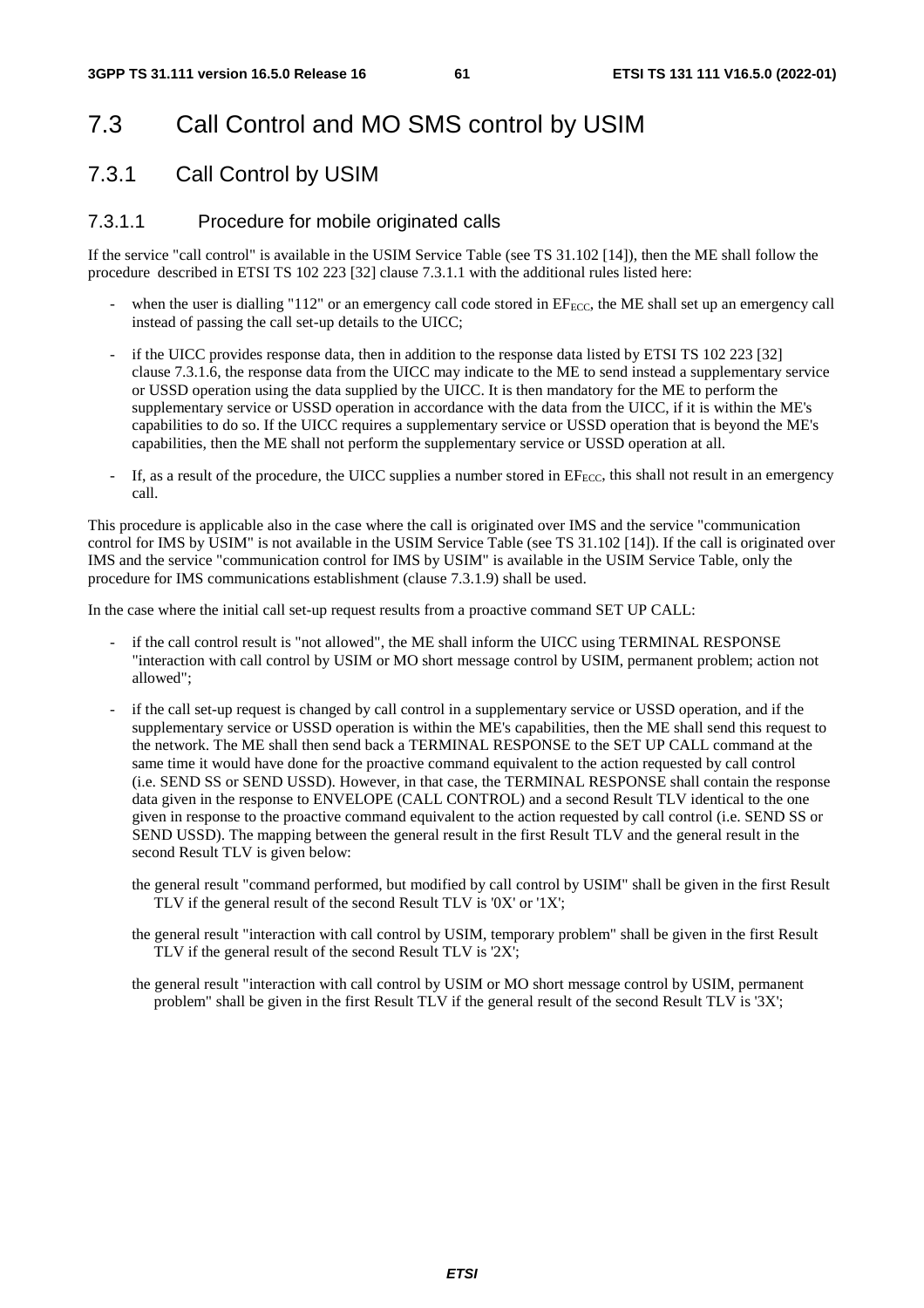# 7.3 Call Control and MO SMS control by USIM

## 7.3.1 Call Control by USIM

### 7.3.1.1 Procedure for mobile originated calls

If the service "call control" is available in the USIM Service Table (see TS 31.102 [14]), then the ME shall follow the procedure described in ETSI TS 102 223 [32] clause 7.3.1.1 with the additional rules listed here:

- when the user is dialling "112" or an emergency call code stored in $EF_{ECC}$, the ME shall set up an emergency call instead of passing the call set-up details to the UICC;
- if the UICC provides response data, then in addition to the response data listed by ETSI TS 102 223 [32] clause 7.3.1.6, the response data from the UICC may indicate to the ME to send instead a supplementary service or USSD operation using the data supplied by the UICC. It is then mandatory for the ME to perform the supplementary service or USSD operation in accordance with the data from the UICC, if it is within the ME's capabilities to do so. If the UICC requires a supplementary service or USSD operation that is beyond the ME's capabilities, then the ME shall not perform the supplementary service or USSD operation at all.
- If, as a result of the procedure, the UICC supplies a number stored in $EF_{ECC}$, this shall not result in an emergency call.

This procedure is applicable also in the case where the call is originated over IMS and the service "communication control for IMS by USIM" is not available in the USIM Service Table (see TS 31.102 [14]). If the call is originated over IMS and the service "communication control for IMS by USIM" is available in the USIM Service Table, only the procedure for IMS communications establishment (clause 7.3.1.9) shall be used.

In the case where the initial call set-up request results from a proactive command SET UP CALL:

- if the call control result is "not allowed", the ME shall inform the UICC using TERMINAL RESPONSE "interaction with call control by USIM or MO short message control by USIM, permanent problem; action not allowed";
- if the call set-up request is changed by call control in a supplementary service or USSD operation, and if the supplementary service or USSD operation is within the ME's capabilities, then the ME shall send this request to the network. The ME shall then send back a TERMINAL RESPONSE to the SET UP CALL command at the same time it would have done for the proactive command equivalent to the action requested by call control (i.e. SEND SS or SEND USSD). However, in that case, the TERMINAL RESPONSE shall contain the response data given in the response to ENVELOPE (CALL CONTROL) and a second Result TLV identical to the one given in response to the proactive command equivalent to the action requested by call control (i.e. SEND SS or SEND USSD). The mapping between the general result in the first Result TLV and the general result in the second Result TLV is given below:

  the general result "command performed, but modified by call control by USIM" shall be given in the first Result TLV if the general result of the second Result TLV is '0X' or '1X';

  the general result "interaction with call control by USIM, temporary problem" shall be given in the first Result TLV if the general result of the second Result TLV is '2X';

  the general result "interaction with call control by USIM or MO short message control by USIM, permanent problem" shall be given in the first Result TLV if the general result of the second Result TLV is '3X';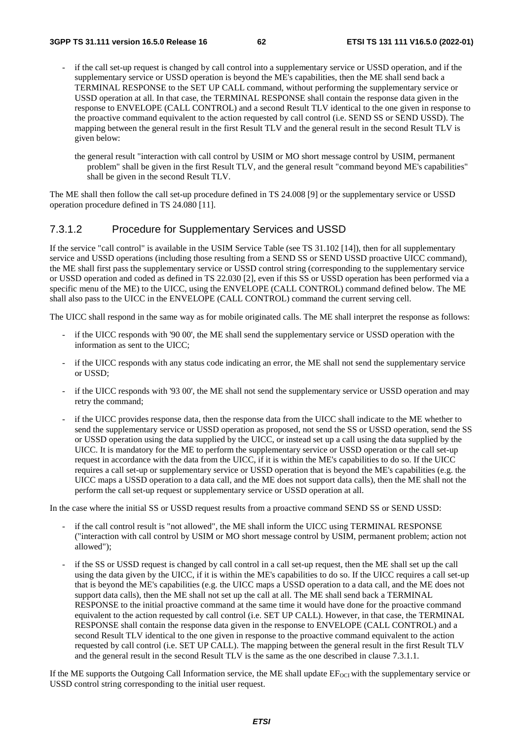- if the call set-up request is changed by call control into a supplementary service or USSD operation, and if the supplementary service or USSD operation is beyond the ME's capabilities, then the ME shall send back a TERMINAL RESPONSE to the SET UP CALL command, without performing the supplementary service or USSD operation at all. In that case, the TERMINAL RESPONSE shall contain the response data given in the response to ENVELOPE (CALL CONTROL) and a second Result TLV identical to the one given in response to the proactive command equivalent to the action requested by call control (i.e. SEND SS or SEND USSD). The mapping between the general result in the first Result TLV and the general result in the second Result TLV is given below:

  the general result "interaction with call control by USIM or MO short message control by USIM, permanent problem" shall be given in the first Result TLV, and the general result "command beyond ME's capabilities" shall be given in the second Result TLV.

The ME shall then follow the call set-up procedure defined in TS 24.008 [9] or the supplementary service or USSD operation procedure defined in TS 24.080 [11].

### 7.3.1.2 Procedure for Supplementary Services and USSD

If the service "call control" is available in the USIM Service Table (see TS 31.102 [14]), then for all supplementary service and USSD operations (including those resulting from a SEND SS or SEND USSD proactive UICC command), the ME shall first pass the supplementary service or USSD control string (corresponding to the supplementary service or USSD operation and coded as defined in TS 22.030 [2], even if this SS or USSD operation has been performed via a specific menu of the ME) to the UICC, using the ENVELOPE (CALL CONTROL) command defined below. The ME shall also pass to the UICC in the ENVELOPE (CALL CONTROL) command the current serving cell.

The UICC shall respond in the same way as for mobile originated calls. The ME shall interpret the response as follows:

- if the UICC responds with '90 00', the ME shall send the supplementary service or USSD operation with the information as sent to the UICC;
- if the UICC responds with any status code indicating an error, the ME shall not send the supplementary service or USSD;
- if the UICC responds with '93 00', the ME shall not send the supplementary service or USSD operation and may retry the command;
- if the UICC provides response data, then the response data from the UICC shall indicate to the ME whether to send the supplementary service or USSD operation as proposed, not send the SS or USSD operation, send the SS or USSD operation using the data supplied by the UICC, or instead set up a call using the data supplied by the UICC. It is mandatory for the ME to perform the supplementary service or USSD operation or the call set-up request in accordance with the data from the UICC, if it is within the ME's capabilities to do so. If the UICC requires a call set-up or supplementary service or USSD operation that is beyond the ME's capabilities (e.g. the UICC maps a USSD operation to a data call, and the ME does not support data calls), then the ME shall not the perform the call set-up request or supplementary service or USSD operation at all.

In the case where the initial SS or USSD request results from a proactive command SEND SS or SEND USSD:

- if the call control result is "not allowed", the ME shall inform the UICC using TERMINAL RESPONSE ("interaction with call control by USIM or MO short message control by USIM, permanent problem; action not allowed");
- if the SS or USSD request is changed by call control in a call set-up request, then the ME shall set up the call using the data given by the UICC, if it is within the ME's capabilities to do so. If the UICC requires a call set-up that is beyond the ME's capabilities (e.g. the UICC maps a USSD operation to a data call, and the ME does not support data calls), then the ME shall not set up the call at all. The ME shall send back a TERMINAL RESPONSE to the initial proactive command at the same time it would have done for the proactive command equivalent to the action requested by call control (i.e. SET UP CALL). However, in that case, the TERMINAL RESPONSE shall contain the response data given in the response to ENVELOPE (CALL CONTROL) and a second Result TLV identical to the one given in response to the proactive command equivalent to the action requested by call control (i.e. SET UP CALL). The mapping between the general result in the first Result TLV and the general result in the second Result TLV is the same as the one described in clause 7.3.1.1.

If the ME supports the Outgoing Call Information service, the ME shall update $EF_{OCI}$ with the supplementary service or USSD control string corresponding to the initial user request.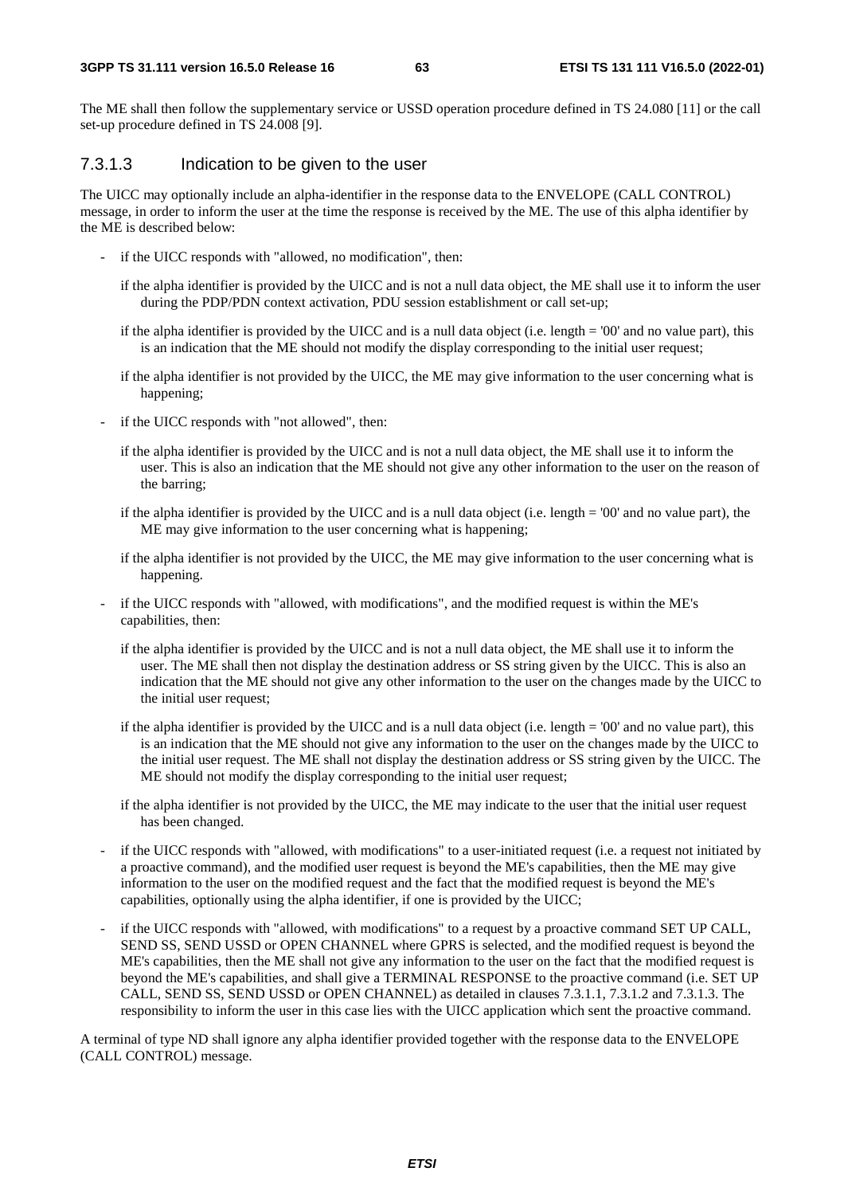The ME shall then follow the supplementary service or USSD operation procedure defined in TS 24.080 [11] or the call set-up procedure defined in TS 24.008 [9].

### 7.3.1.3 Indication to be given to the user

The UICC may optionally include an alpha-identifier in the response data to the ENVELOPE (CALL CONTROL) message, in order to inform the user at the time the response is received by the ME. The use of this alpha identifier by the ME is described below:

- if the UICC responds with "allowed, no modification", then:

  if the alpha identifier is provided by the UICC and is not a null data object, the ME shall use it to inform the user during the PDP/PDN context activation, PDU session establishment or call set-up;

  if the alpha identifier is provided by the UICC and is a null data object (i.e. length = '00' and no value part), this is an indication that the ME should not modify the display corresponding to the initial user request;

  if the alpha identifier is not provided by the UICC, the ME may give information to the user concerning what is happening;

- if the UICC responds with "not allowed", then:

  if the alpha identifier is provided by the UICC and is not a null data object, the ME shall use it to inform the user. This is also an indication that the ME should not give any other information to the user on the reason of the barring;

  if the alpha identifier is provided by the UICC and is a null data object (i.e. length = '00' and no value part), the ME may give information to the user concerning what is happening;

  if the alpha identifier is not provided by the UICC, the ME may give information to the user concerning what is happening.

- if the UICC responds with "allowed, with modifications", and the modified request is within the ME's capabilities, then:

  if the alpha identifier is provided by the UICC and is not a null data object, the ME shall use it to inform the user. The ME shall then not display the destination address or SS string given by the UICC. This is also an indication that the ME should not give any other information to the user on the changes made by the UICC to the initial user request;

  if the alpha identifier is provided by the UICC and is a null data object (i.e. length = '00' and no value part), this is an indication that the ME should not give any information to the user on the changes made by the UICC to the initial user request. The ME shall not display the destination address or SS string given by the UICC. The ME should not modify the display corresponding to the initial user request;

  if the alpha identifier is not provided by the UICC, the ME may indicate to the user that the initial user request has been changed.

- if the UICC responds with "allowed, with modifications" to a user-initiated request (i.e. a request not initiated by a proactive command), and the modified user request is beyond the ME's capabilities, then the ME may give information to the user on the modified request and the fact that the modified request is beyond the ME's capabilities, optionally using the alpha identifier, if one is provided by the UICC;

- if the UICC responds with "allowed, with modifications" to a request by a proactive command SET UP CALL, SEND SS, SEND USSD or OPEN CHANNEL where GPRS is selected, and the modified request is beyond the ME's capabilities, then the ME shall not give any information to the user on the fact that the modified request is beyond the ME's capabilities, and shall give a TERMINAL RESPONSE to the proactive command (i.e. SET UP CALL, SEND SS, SEND USSD or OPEN CHANNEL) as detailed in clauses 7.3.1.1, 7.3.1.2 and 7.3.1.3. The responsibility to inform the user in this case lies with the UICC application which sent the proactive command.

A terminal of type ND shall ignore any alpha identifier provided together with the response data to the ENVELOPE (CALL CONTROL) message.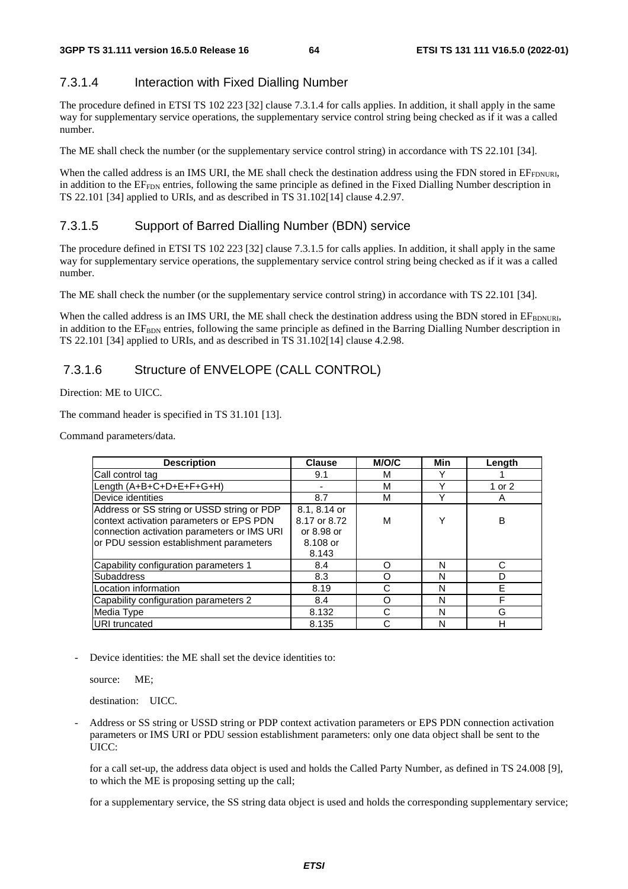### 7.3.1.4 Interaction with Fixed Dialling Number

The procedure defined in ETSI TS 102 223 [32] clause 7.3.1.4 for calls applies. In addition, it shall apply in the same way for supplementary service operations, the supplementary service control string being checked as if it was a called number.

The ME shall check the number (or the supplementary service control string) in accordance with TS 22.101 [34].

When the called address is an IMS URI, the ME shall check the destination address using the FDN stored in $EF_{FDNURI}$, in addition to the $EF_{FDN}$ entries, following the same principle as defined in the Fixed Dialling Number description in TS 22.101 [34] applied to URIs, and as described in TS 31.102[14] clause 4.2.97.

### 7.3.1.5 Support of Barred Dialling Number (BDN) service

The procedure defined in ETSI TS 102 223 [32] clause 7.3.1.5 for calls applies. In addition, it shall apply in the same way for supplementary service operations, the supplementary service control string being checked as if it was a called number.

The ME shall check the number (or the supplementary service control string) in accordance with TS 22.101 [34].

When the called address is an IMS URI, the ME shall check the destination address using the BDN stored in $EF_{BDNURI}$, in addition to the $EF_{BDN}$ entries, following the same principle as defined in the Barring Dialling Number description in TS 22.101 [34] applied to URIs, and as described in TS 31.102[14] clause 4.2.98.

### 7.3.1.6 Structure of ENVELOPE (CALL CONTROL)

Direction: ME to UICC.

The command header is specified in TS 31.101 [13].

Command parameters/data.

| Description | Clause | M/O/C | Min | Length |
|---|---|---|---|---|
| Call control tag | 9.1 | M | Y | 1 |
| Length (A+B+C+D+E+F+G+H) | - | M | Y | 1 or 2 |
| Device identities | 8.7 | M | Y | A |
| Address or SS string or USSD string or PDP context activation parameters or EPS PDN connection activation parameters or IMS URI or PDU session establishment parameters | 8.1, 8.14 or 8.17 or 8.72 or 8.98 or 8.108 or 8.143 | M | Y | B |
| Capability configuration parameters 1 | 8.4 | O | N | C |
| Subaddress | 8.3 | O | N | D |
| Location information | 8.19 | C | N | E |
| Capability configuration parameters 2 | 8.4 | O | N | F |
| Media Type | 8.132 | C | N | G |
| URI truncated | 8.135 | C | N | H |

- Device identities: the ME shall set the device identities to:

  source: ME;

  destination: UICC.

- Address or SS string or USSD string or PDP context activation parameters or EPS PDN connection activation parameters or IMS URI or PDU session establishment parameters: only one data object shall be sent to the UICC:

  for a call set-up, the address data object is used and holds the Called Party Number, as defined in TS 24.008 [9], to which the ME is proposing setting up the call;

  for a supplementary service, the SS string data object is used and holds the corresponding supplementary service;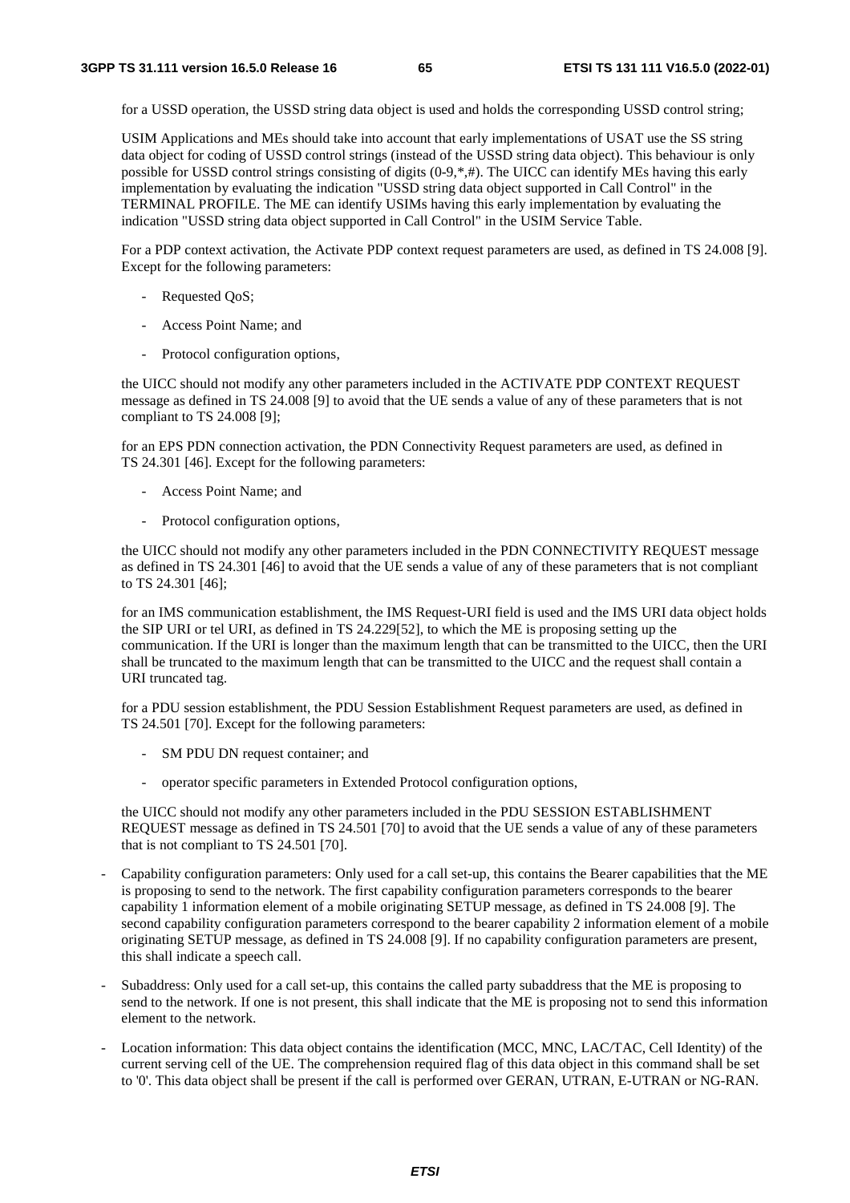for a USSD operation, the USSD string data object is used and holds the corresponding USSD control string;

USIM Applications and MEs should take into account that early implementations of USAT use the SS string data object for coding of USSD control strings (instead of the USSD string data object). This behaviour is only possible for USSD control strings consisting of digits (0-9,*,#). The UICC can identify MEs having this early implementation by evaluating the indication "USSD string data object supported in Call Control" in the TERMINAL PROFILE. The ME can identify USIMs having this early implementation by evaluating the indication "USSD string data object supported in Call Control" in the USIM Service Table.

For a PDP context activation, the Activate PDP context request parameters are used, as defined in TS 24.008 [9]. Except for the following parameters:

- Requested QoS;
- Access Point Name; and
- Protocol configuration options,

the UICC should not modify any other parameters included in the ACTIVATE PDP CONTEXT REQUEST message as defined in TS 24.008 [9] to avoid that the UE sends a value of any of these parameters that is not compliant to TS 24.008 [9];

for an EPS PDN connection activation, the PDN Connectivity Request parameters are used, as defined in TS 24.301 [46]. Except for the following parameters:

- Access Point Name; and
- Protocol configuration options,

the UICC should not modify any other parameters included in the PDN CONNECTIVITY REQUEST message as defined in TS 24.301 [46] to avoid that the UE sends a value of any of these parameters that is not compliant to TS 24.301 [46];

for an IMS communication establishment, the IMS Request-URI field is used and the IMS URI data object holds the SIP URI or tel URI, as defined in TS 24.229[52], to which the ME is proposing setting up the communication. If the URI is longer than the maximum length that can be transmitted to the UICC, then the URI shall be truncated to the maximum length that can be transmitted to the UICC and the request shall contain a URI truncated tag.

for a PDU session establishment, the PDU Session Establishment Request parameters are used, as defined in TS 24.501 [70]. Except for the following parameters:

- SM PDU DN request container; and
- operator specific parameters in Extended Protocol configuration options,

the UICC should not modify any other parameters included in the PDU SESSION ESTABLISHMENT REQUEST message as defined in TS 24.501 [70] to avoid that the UE sends a value of any of these parameters that is not compliant to TS 24.501 [70].

- Capability configuration parameters: Only used for a call set-up, this contains the Bearer capabilities that the ME is proposing to send to the network. The first capability configuration parameters corresponds to the bearer capability 1 information element of a mobile originating SETUP message, as defined in TS 24.008 [9]. The second capability configuration parameters correspond to the bearer capability 2 information element of a mobile originating SETUP message, as defined in TS 24.008 [9]. If no capability configuration parameters are present, this shall indicate a speech call.
- Subaddress: Only used for a call set-up, this contains the called party subaddress that the ME is proposing to send to the network. If one is not present, this shall indicate that the ME is proposing not to send this information element to the network.
- Location information: This data object contains the identification (MCC, MNC, LAC/TAC, Cell Identity) of the current serving cell of the UE. The comprehension required flag of this data object in this command shall be set to '0'. This data object shall be present if the call is performed over GERAN, UTRAN, E-UTRAN or NG-RAN.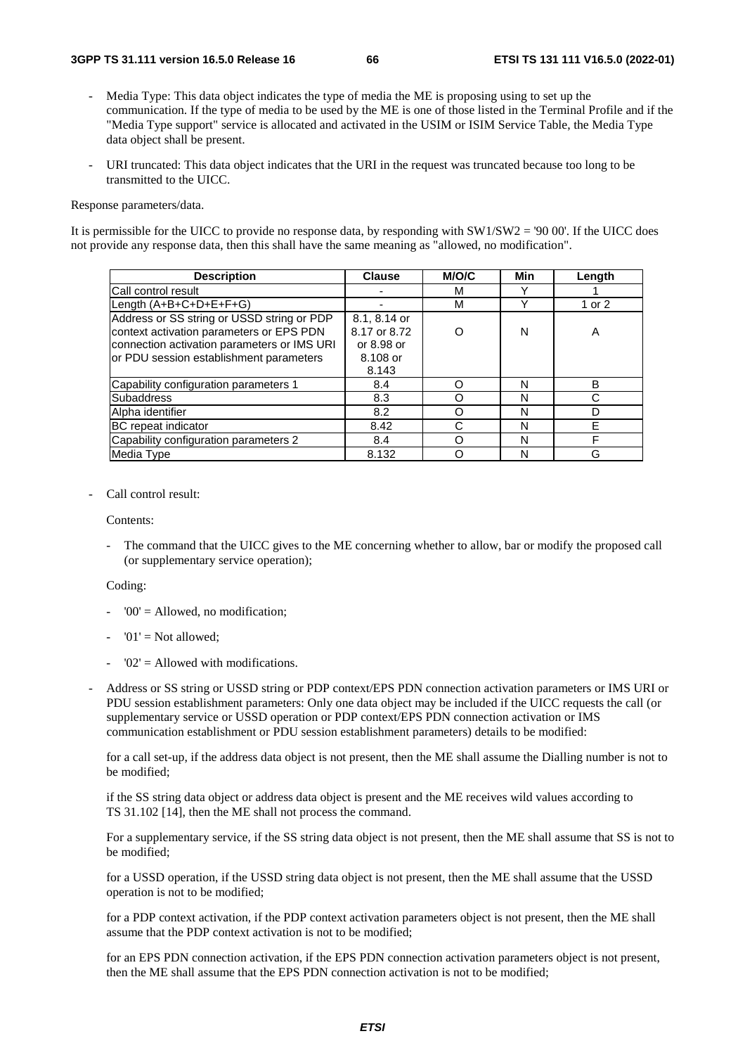- Media Type: This data object indicates the type of media the ME is proposing using to set up the communication. If the type of media to be used by the ME is one of those listed in the Terminal Profile and if the "Media Type support" service is allocated and activated in the USIM or ISIM Service Table, the Media Type data object shall be present.

- URI truncated: This data object indicates that the URI in the request was truncated because too long to be transmitted to the UICC.

Response parameters/data.

It is permissible for the UICC to provide no response data, by responding with SW1/SW2 = '90 00'. If the UICC does not provide any response data, then this shall have the same meaning as "allowed, no modification".

| Description | Clause | M/O/C | Min | Length |
|---|---|---|---|---|
| Call control result | - | M | Y | 1 |
| Length (A+B+C+D+E+F+G) | - | M | Y | 1 or 2 |
| Address or SS string or USSD string or PDP context activation parameters or EPS PDN connection activation parameters or IMS URI or PDU session establishment parameters | 8.1, 8.14 or 8.17 or 8.72 or 8.98 or 8.108 or 8.143 | O | N | A |
| Capability configuration parameters 1 | 8.4 | O | N | B |
| Subaddress | 8.3 | O | N | C |
| Alpha identifier | 8.2 | O | N | D |
| BC repeat indicator | 8.42 | C | N | E |
| Capability configuration parameters 2 | 8.4 | O | N | F |
| Media Type | 8.132 | O | N | G |

- Call control result:

  Contents:

  - The command that the UICC gives to the ME concerning whether to allow, bar or modify the proposed call (or supplementary service operation);

  Coding:

  - '00' = Allowed, no modification;
  - '01' = Not allowed;
  - '02' = Allowed with modifications.

- Address or SS string or USSD string or PDP context/EPS PDN connection activation parameters or IMS URI or PDU session establishment parameters: Only one data object may be included if the UICC requests the call (or supplementary service or USSD operation or PDP context/EPS PDN connection activation or IMS communication establishment or PDU session establishment parameters) details to be modified:

  for a call set-up, if the address data object is not present, then the ME shall assume the Dialling number is not to be modified;

  if the SS string data object or address data object is present and the ME receives wild values according to TS 31.102 [14], then the ME shall not process the command.

  For a supplementary service, if the SS string data object is not present, then the ME shall assume that SS is not to be modified;

  for a USSD operation, if the USSD string data object is not present, then the ME shall assume that the USSD operation is not to be modified;

  for a PDP context activation, if the PDP context activation parameters object is not present, then the ME shall assume that the PDP context activation is not to be modified;

  for an EPS PDN connection activation, if the EPS PDN connection activation parameters object is not present, then the ME shall assume that the EPS PDN connection activation is not to be modified;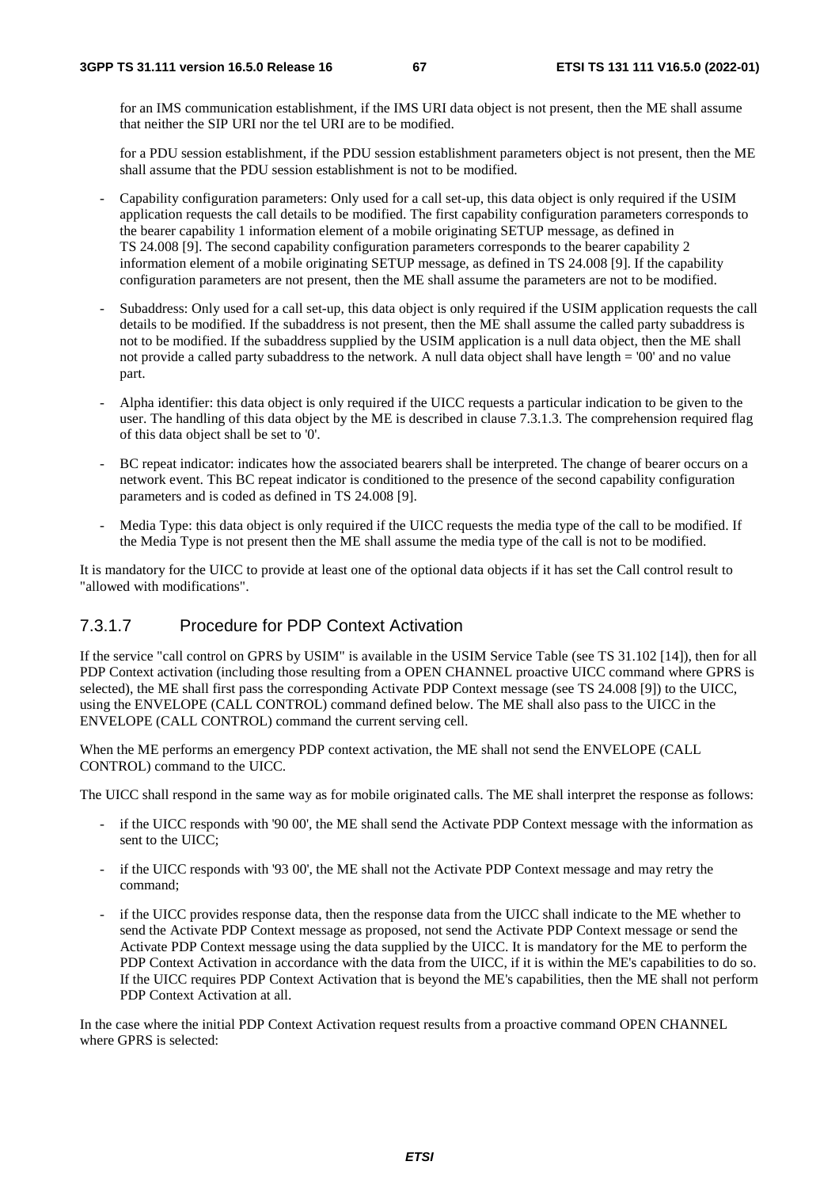for an IMS communication establishment, if the IMS URI data object is not present, then the ME shall assume that neither the SIP URI nor the tel URI are to be modified.

for a PDU session establishment, if the PDU session establishment parameters object is not present, then the ME shall assume that the PDU session establishment is not to be modified.

- Capability configuration parameters: Only used for a call set-up, this data object is only required if the USIM application requests the call details to be modified. The first capability configuration parameters corresponds to the bearer capability 1 information element of a mobile originating SETUP message, as defined in TS 24.008 [9]. The second capability configuration parameters corresponds to the bearer capability 2 information element of a mobile originating SETUP message, as defined in TS 24.008 [9]. If the capability configuration parameters are not present, then the ME shall assume the parameters are not to be modified.

- Subaddress: Only used for a call set-up, this data object is only required if the USIM application requests the call details to be modified. If the subaddress is not present, then the ME shall assume the called party subaddress is not to be modified. If the subaddress supplied by the USIM application is a null data object, then the ME shall not provide a called party subaddress to the network. A null data object shall have length = '00' and no value part.

- Alpha identifier: this data object is only required if the UICC requests a particular indication to be given to the user. The handling of this data object by the ME is described in clause 7.3.1.3. The comprehension required flag of this data object shall be set to '0'.

- BC repeat indicator: indicates how the associated bearers shall be interpreted. The change of bearer occurs on a network event. This BC repeat indicator is conditioned to the presence of the second capability configuration parameters and is coded as defined in TS 24.008 [9].

- Media Type: this data object is only required if the UICC requests the media type of the call to be modified. If the Media Type is not present then the ME shall assume the media type of the call is not to be modified.

It is mandatory for the UICC to provide at least one of the optional data objects if it has set the Call control result to "allowed with modifications".

#### 7.3.1.7 Procedure for PDP Context Activation

If the service "call control on GPRS by USIM" is available in the USIM Service Table (see TS 31.102 [14]), then for all PDP Context activation (including those resulting from a OPEN CHANNEL proactive UICC command where GPRS is selected), the ME shall first pass the corresponding Activate PDP Context message (see TS 24.008 [9]) to the UICC, using the ENVELOPE (CALL CONTROL) command defined below. The ME shall also pass to the UICC in the ENVELOPE (CALL CONTROL) command the current serving cell.

When the ME performs an emergency PDP context activation, the ME shall not send the ENVELOPE (CALL CONTROL) command to the UICC.

The UICC shall respond in the same way as for mobile originated calls. The ME shall interpret the response as follows:

- if the UICC responds with '90 00', the ME shall send the Activate PDP Context message with the information as sent to the UICC;

- if the UICC responds with '93 00', the ME shall not the Activate PDP Context message and may retry the command;

- if the UICC provides response data, then the response data from the UICC shall indicate to the ME whether to send the Activate PDP Context message as proposed, not send the Activate PDP Context message or send the Activate PDP Context message using the data supplied by the UICC. It is mandatory for the ME to perform the PDP Context Activation in accordance with the data from the UICC, if it is within the ME's capabilities to do so. If the UICC requires PDP Context Activation that is beyond the ME's capabilities, then the ME shall not perform PDP Context Activation at all.

In the case where the initial PDP Context Activation request results from a proactive command OPEN CHANNEL where GPRS is selected: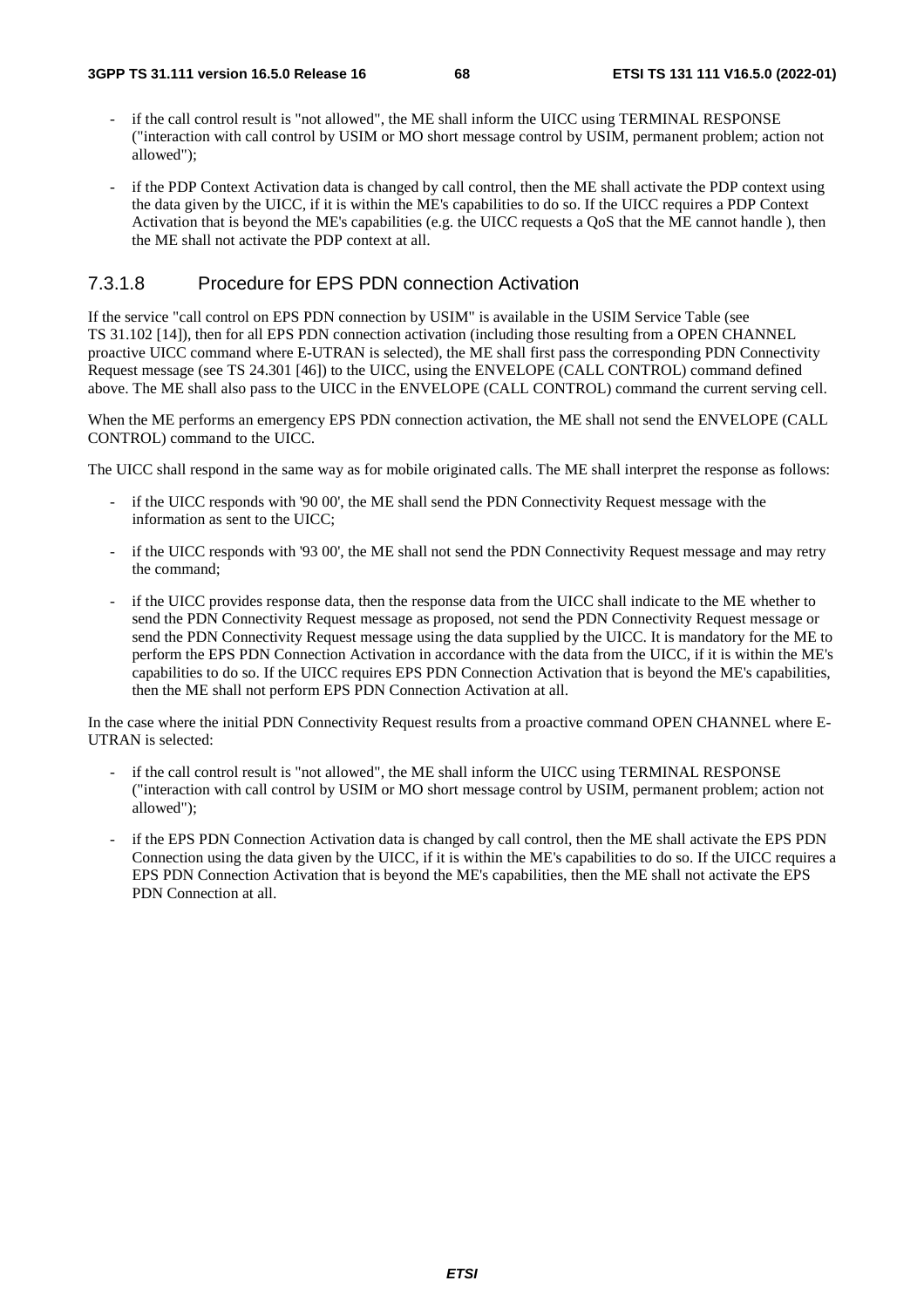- if the call control result is "not allowed", the ME shall inform the UICC using TERMINAL RESPONSE ("interaction with call control by USIM or MO short message control by USIM, permanent problem; action not allowed");

- if the PDP Context Activation data is changed by call control, then the ME shall activate the PDP context using the data given by the UICC, if it is within the ME's capabilities to do so. If the UICC requires a PDP Context Activation that is beyond the ME's capabilities (e.g. the UICC requests a QoS that the ME cannot handle ), then the ME shall not activate the PDP context at all.

### 7.3.1.8 Procedure for EPS PDN connection Activation

If the service "call control on EPS PDN connection by USIM" is available in the USIM Service Table (see TS 31.102 [14]), then for all EPS PDN connection activation (including those resulting from a OPEN CHANNEL proactive UICC command where E-UTRAN is selected), the ME shall first pass the corresponding PDN Connectivity Request message (see TS 24.301 [46]) to the UICC, using the ENVELOPE (CALL CONTROL) command defined above. The ME shall also pass to the UICC in the ENVELOPE (CALL CONTROL) command the current serving cell.

When the ME performs an emergency EPS PDN connection activation, the ME shall not send the ENVELOPE (CALL CONTROL) command to the UICC.

The UICC shall respond in the same way as for mobile originated calls. The ME shall interpret the response as follows:

- if the UICC responds with '90 00', the ME shall send the PDN Connectivity Request message with the information as sent to the UICC;

- if the UICC responds with '93 00', the ME shall not send the PDN Connectivity Request message and may retry the command;

- if the UICC provides response data, then the response data from the UICC shall indicate to the ME whether to send the PDN Connectivity Request message as proposed, not send the PDN Connectivity Request message or send the PDN Connectivity Request message using the data supplied by the UICC. It is mandatory for the ME to perform the EPS PDN Connection Activation in accordance with the data from the UICC, if it is within the ME's capabilities to do so. If the UICC requires EPS PDN Connection Activation that is beyond the ME's capabilities, then the ME shall not perform EPS PDN Connection Activation at all.

In the case where the initial PDN Connectivity Request results from a proactive command OPEN CHANNEL where E-UTRAN is selected:

- if the call control result is "not allowed", the ME shall inform the UICC using TERMINAL RESPONSE ("interaction with call control by USIM or MO short message control by USIM, permanent problem; action not allowed");

- if the EPS PDN Connection Activation data is changed by call control, then the ME shall activate the EPS PDN Connection using the data given by the UICC, if it is within the ME's capabilities to do so. If the UICC requires a EPS PDN Connection Activation that is beyond the ME's capabilities, then the ME shall not activate the EPS PDN Connection at all.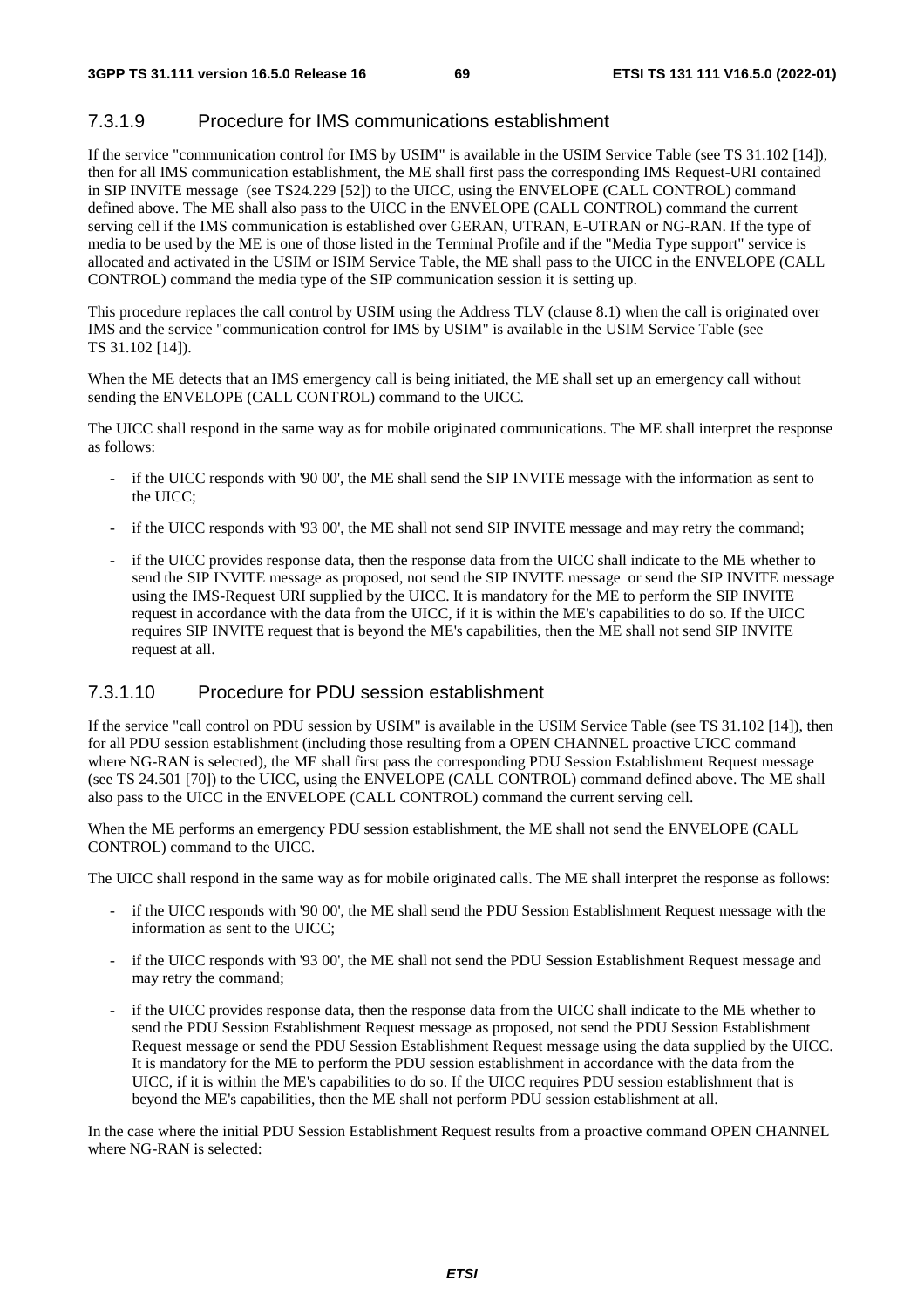#### 7.3.1.9 Procedure for IMS communications establishment

If the service "communication control for IMS by USIM" is available in the USIM Service Table (see TS 31.102 [14]), then for all IMS communication establishment, the ME shall first pass the corresponding IMS Request-URI contained in SIP INVITE message (see TS24.229 [52]) to the UICC, using the ENVELOPE (CALL CONTROL) command defined above. The ME shall also pass to the UICC in the ENVELOPE (CALL CONTROL) command the current serving cell if the IMS communication is established over GERAN, UTRAN, E-UTRAN or NG-RAN. If the type of media to be used by the ME is one of those listed in the Terminal Profile and if the "Media Type support" service is allocated and activated in the USIM or ISIM Service Table, the ME shall pass to the UICC in the ENVELOPE (CALL CONTROL) command the media type of the SIP communication session it is setting up.

This procedure replaces the call control by USIM using the Address TLV (clause 8.1) when the call is originated over IMS and the service "communication control for IMS by USIM" is available in the USIM Service Table (see TS 31.102 [14]).

When the ME detects that an IMS emergency call is being initiated, the ME shall set up an emergency call without sending the ENVELOPE (CALL CONTROL) command to the UICC.

The UICC shall respond in the same way as for mobile originated communications. The ME shall interpret the response as follows:

- if the UICC responds with '90 00', the ME shall send the SIP INVITE message with the information as sent to the UICC;
- if the UICC responds with '93 00', the ME shall not send SIP INVITE message and may retry the command;
- if the UICC provides response data, then the response data from the UICC shall indicate to the ME whether to send the SIP INVITE message as proposed, not send the SIP INVITE message or send the SIP INVITE message using the IMS-Request URI supplied by the UICC. It is mandatory for the ME to perform the SIP INVITE request in accordance with the data from the UICC, if it is within the ME's capabilities to do so. If the UICC requires SIP INVITE request that is beyond the ME's capabilities, then the ME shall not send SIP INVITE request at all.

#### 7.3.1.10 Procedure for PDU session establishment

If the service "call control on PDU session by USIM" is available in the USIM Service Table (see TS 31.102 [14]), then for all PDU session establishment (including those resulting from a OPEN CHANNEL proactive UICC command where NG-RAN is selected), the ME shall first pass the corresponding PDU Session Establishment Request message (see TS 24.501 [70]) to the UICC, using the ENVELOPE (CALL CONTROL) command defined above. The ME shall also pass to the UICC in the ENVELOPE (CALL CONTROL) command the current serving cell.

When the ME performs an emergency PDU session establishment, the ME shall not send the ENVELOPE (CALL CONTROL) command to the UICC.

The UICC shall respond in the same way as for mobile originated calls. The ME shall interpret the response as follows:

- if the UICC responds with '90 00', the ME shall send the PDU Session Establishment Request message with the information as sent to the UICC;
- if the UICC responds with '93 00', the ME shall not send the PDU Session Establishment Request message and may retry the command;
- if the UICC provides response data, then the response data from the UICC shall indicate to the ME whether to send the PDU Session Establishment Request message as proposed, not send the PDU Session Establishment Request message or send the PDU Session Establishment Request message using the data supplied by the UICC. It is mandatory for the ME to perform the PDU session establishment in accordance with the data from the UICC, if it is within the ME's capabilities to do so. If the UICC requires PDU session establishment that is beyond the ME's capabilities, then the ME shall not perform PDU session establishment at all.

In the case where the initial PDU Session Establishment Request results from a proactive command OPEN CHANNEL where NG-RAN is selected: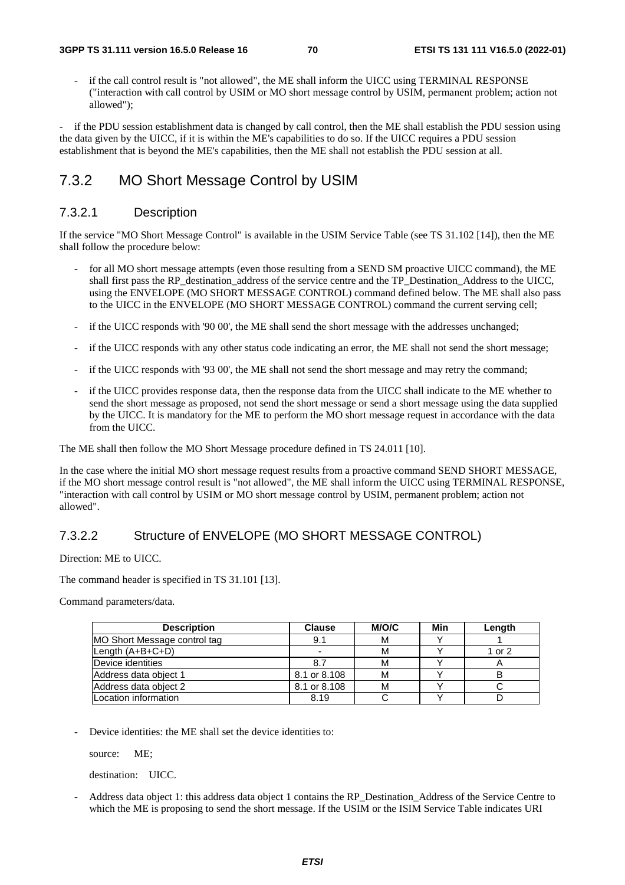- if the call control result is "not allowed", the ME shall inform the UICC using TERMINAL RESPONSE ("interaction with call control by USIM or MO short message control by USIM, permanent problem; action not allowed");

- if the PDU session establishment data is changed by call control, then the ME shall establish the PDU session using the data given by the UICC, if it is within the ME's capabilities to do so. If the UICC requires a PDU session establishment that is beyond the ME's capabilities, then the ME shall not establish the PDU session at all.

## 7.3.2 MO Short Message Control by USIM

### 7.3.2.1 Description

If the service "MO Short Message Control" is available in the USIM Service Table (see TS 31.102 [14]), then the ME shall follow the procedure below:

- for all MO short message attempts (even those resulting from a SEND SM proactive UICC command), the ME shall first pass the RP_destination_address of the service centre and the TP_Destination_Address to the UICC, using the ENVELOPE (MO SHORT MESSAGE CONTROL) command defined below. The ME shall also pass to the UICC in the ENVELOPE (MO SHORT MESSAGE CONTROL) command the current serving cell;
- if the UICC responds with '90 00', the ME shall send the short message with the addresses unchanged;
- if the UICC responds with any other status code indicating an error, the ME shall not send the short message;
- if the UICC responds with '93 00', the ME shall not send the short message and may retry the command;
- if the UICC provides response data, then the response data from the UICC shall indicate to the ME whether to send the short message as proposed, not send the short message or send a short message using the data supplied by the UICC. It is mandatory for the ME to perform the MO short message request in accordance with the data from the UICC.

The ME shall then follow the MO Short Message procedure defined in TS 24.011 [10].

In the case where the initial MO short message request results from a proactive command SEND SHORT MESSAGE, if the MO short message control result is "not allowed", the ME shall inform the UICC using TERMINAL RESPONSE, "interaction with call control by USIM or MO short message control by USIM, permanent problem; action not allowed".

### 7.3.2.2 Structure of ENVELOPE (MO SHORT MESSAGE CONTROL)

Direction: ME to UICC.

The command header is specified in TS 31.101 [13].

Command parameters/data.

| Description | Clause | M/O/C | Min | Length |
|---|---|---|---|---|
| MO Short Message control tag | 9.1 | M | Y | 1 |
| Length (A+B+C+D) | - | M | Y | 1 or 2 |
| Device identities | 8.7 | M | Y | A |
| Address data object 1 | 8.1 or 8.108 | M | Y | B |
| Address data object 2 | 8.1 or 8.108 | M | Y | C |
| Location information | 8.19 | C | Y | D |

- Device identities: the ME shall set the device identities to:

  source: ME;

  destination: UICC.

- Address data object 1: this address data object 1 contains the RP_Destination_Address of the Service Centre to which the ME is proposing to send the short message. If the USIM or the ISIM Service Table indicates URI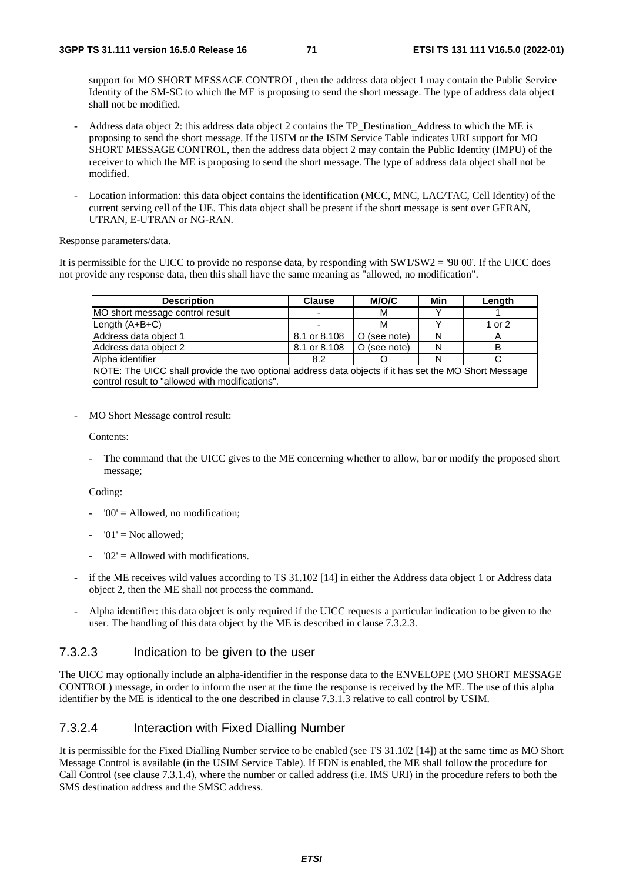support for MO SHORT MESSAGE CONTROL, then the address data object 1 may contain the Public Service Identity of the SM-SC to which the ME is proposing to send the short message. The type of address data object shall not be modified.

- Address data object 2: this address data object 2 contains the TP_Destination_Address to which the ME is proposing to send the short message. If the USIM or the ISIM Service Table indicates URI support for MO SHORT MESSAGE CONTROL, then the address data object 2 may contain the Public Identity (IMPU) of the receiver to which the ME is proposing to send the short message. The type of address data object shall not be modified.

- Location information: this data object contains the identification (MCC, MNC, LAC/TAC, Cell Identity) of the current serving cell of the UE. This data object shall be present if the short message is sent over GERAN, UTRAN, E-UTRAN or NG-RAN.

Response parameters/data.

It is permissible for the UICC to provide no response data, by responding with SW1/SW2 = '90 00'. If the UICC does not provide any response data, then this shall have the same meaning as "allowed, no modification".

| Description | Clause | M/O/C | Min | Length |
|---|---|---|---|---|
| MO short message control result | - | M | Y | 1 |
| Length (A+B+C) | - | M | Y | 1 or 2 |
| Address data object 1 | 8.1 or 8.108 | O (see note) | N | A |
| Address data object 2 | 8.1 or 8.108 | O (see note) | N | B |
| Alpha identifier | 8.2 | O | N | C |
| NOTE: The UICC shall provide the two optional address data objects if it has set the MO Short Message control result to "allowed with modifications". | | | | |

- MO Short Message control result:

  Contents:

  - The command that the UICC gives to the ME concerning whether to allow, bar or modify the proposed short message;

  Coding:

  - '00' = Allowed, no modification;
  - '01' = Not allowed;
  - '02' = Allowed with modifications.

- if the ME receives wild values according to TS 31.102 [14] in either the Address data object 1 or Address data object 2, then the ME shall not process the command.

- Alpha identifier: this data object is only required if the UICC requests a particular indication to be given to the user. The handling of this data object by the ME is described in clause 7.3.2.3.

### 7.3.2.3 Indication to be given to the user

The UICC may optionally include an alpha-identifier in the response data to the ENVELOPE (MO SHORT MESSAGE CONTROL) message, in order to inform the user at the time the response is received by the ME. The use of this alpha identifier by the ME is identical to the one described in clause 7.3.1.3 relative to call control by USIM.

### 7.3.2.4 Interaction with Fixed Dialling Number

It is permissible for the Fixed Dialling Number service to be enabled (see TS 31.102 [14]) at the same time as MO Short Message Control is available (in the USIM Service Table). If FDN is enabled, the ME shall follow the procedure for Call Control (see clause 7.3.1.4), where the number or called address (i.e. IMS URI) in the procedure refers to both the SMS destination address and the SMSC address.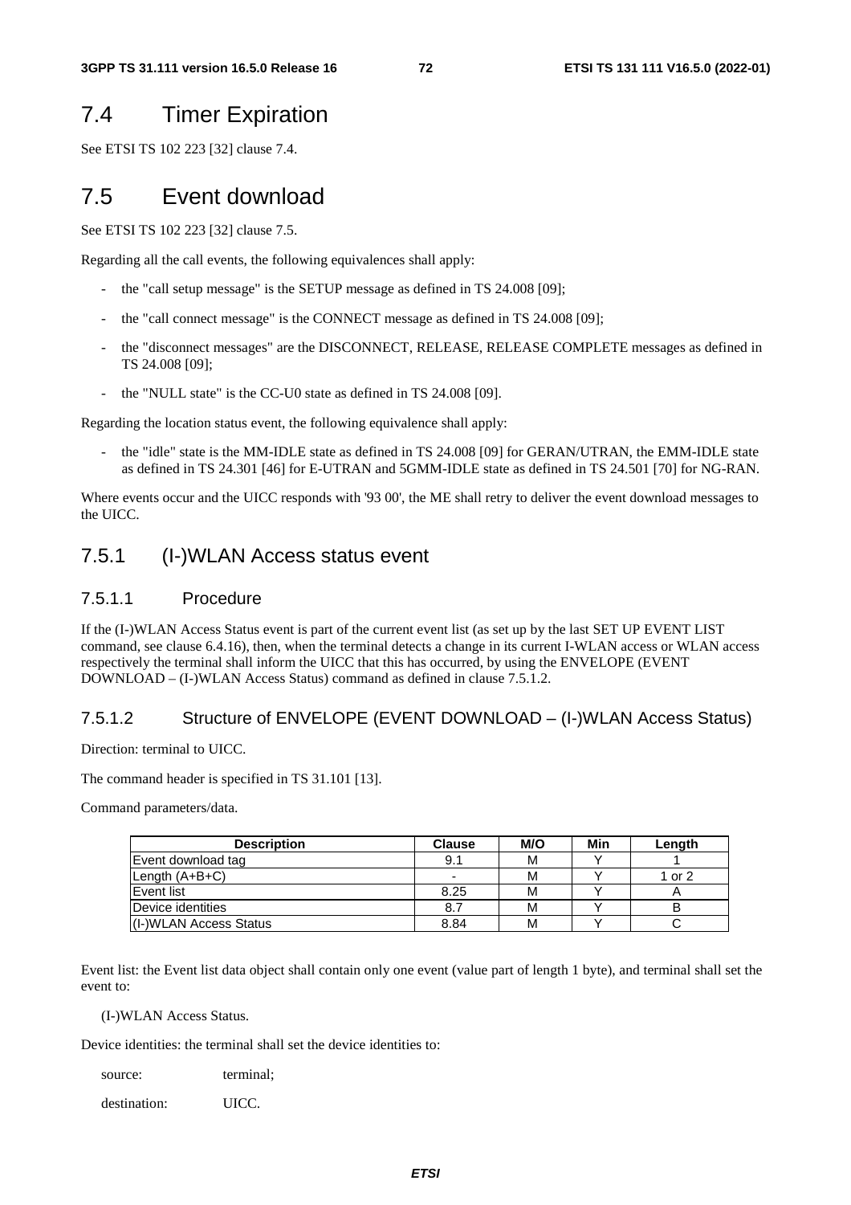# 7.4 Timer Expiration

See ETSI TS 102 223 [32] clause 7.4.

# 7.5 Event download

See ETSI TS 102 223 [32] clause 7.5.

Regarding all the call events, the following equivalences shall apply:

- the "call setup message" is the SETUP message as defined in TS 24.008 [09];
- the "call connect message" is the CONNECT message as defined in TS 24.008 [09];
- the "disconnect messages" are the DISCONNECT, RELEASE, RELEASE COMPLETE messages as defined in TS 24.008 [09];
- the "NULL state" is the CC-U0 state as defined in TS 24.008 [09].

Regarding the location status event, the following equivalence shall apply:

- the "idle" state is the MM-IDLE state as defined in TS 24.008 [09] for GERAN/UTRAN, the EMM-IDLE state as defined in TS 24.301 [46] for E-UTRAN and 5GMM-IDLE state as defined in TS 24.501 [70] for NG-RAN.

Where events occur and the UICC responds with '93 00', the ME shall retry to deliver the event download messages to the UICC.

## 7.5.1 (I-)WLAN Access status event

### 7.5.1.1 Procedure

If the (I-)WLAN Access Status event is part of the current event list (as set up by the last SET UP EVENT LIST command, see clause 6.4.16), then, when the terminal detects a change in its current I-WLAN access or WLAN access respectively the terminal shall inform the UICC that this has occurred, by using the ENVELOPE (EVENT DOWNLOAD – (I-)WLAN Access Status) command as defined in clause 7.5.1.2.

### 7.5.1.2 Structure of ENVELOPE (EVENT DOWNLOAD – (I-)WLAN Access Status)

Direction: terminal to UICC.

The command header is specified in TS 31.101 [13].

Command parameters/data.

| Description | Clause | M/O | Min | Length |
|---|---|---|---|---|
| Event download tag | 9.1 | M | Y | 1 |
| Length (A+B+C) | - | M | Y | 1 or 2 |
| Event list | 8.25 | M | Y | A |
| Device identities | 8.7 | M | Y | B |
| (I-)WLAN Access Status | 8.84 | M | Y | C |

Event list: the Event list data object shall contain only one event (value part of length 1 byte), and terminal shall set the event to:

(I-)WLAN Access Status.

Device identities: the terminal shall set the device identities to:

source: terminal;

destination: UICC.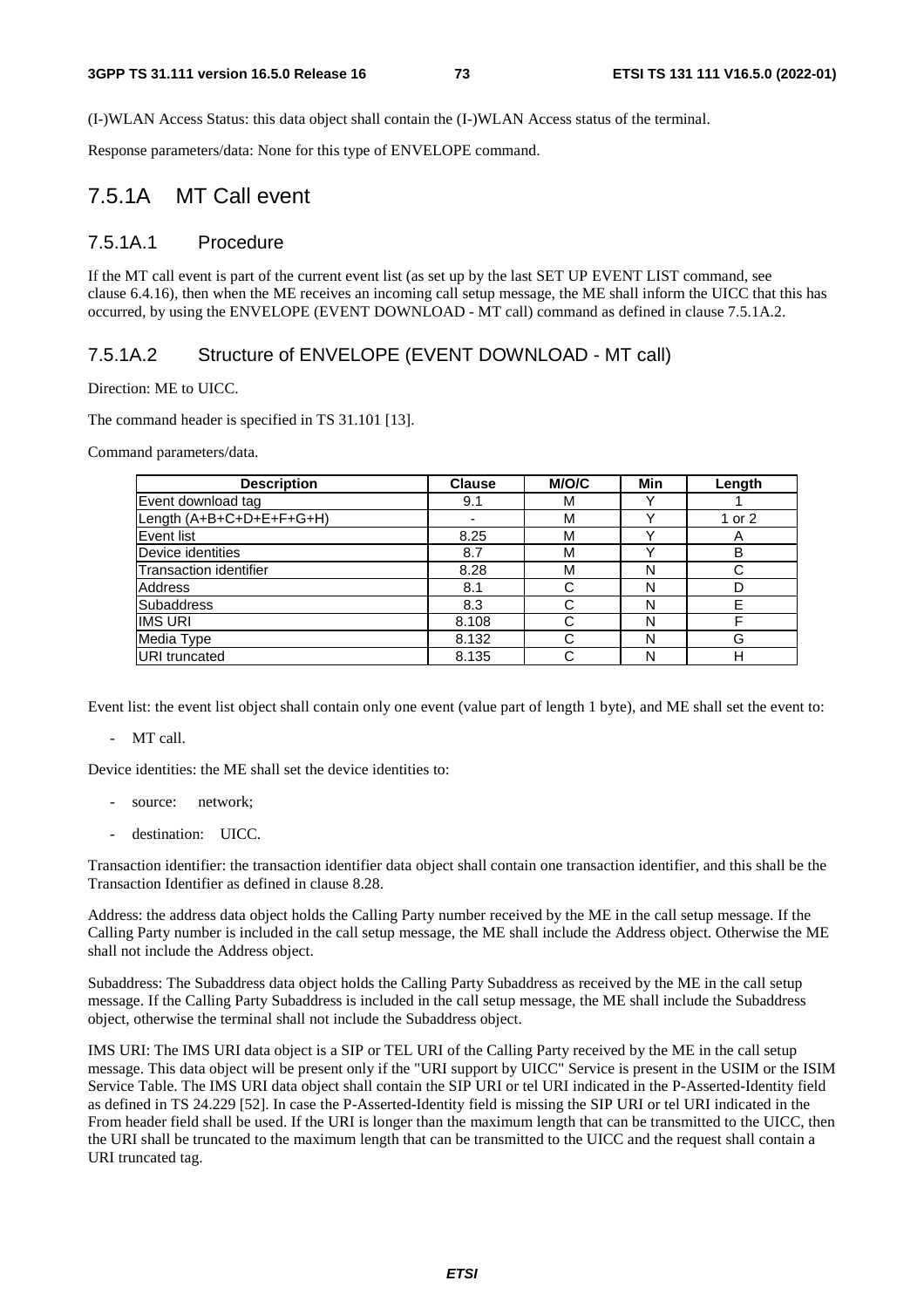(I-)WLAN Access Status: this data object shall contain the (I-)WLAN Access status of the terminal.

Response parameters/data: None for this type of ENVELOPE command.

## 7.5.1A MT Call event

### 7.5.1A.1 Procedure

If the MT call event is part of the current event list (as set up by the last SET UP EVENT LIST command, see clause 6.4.16), then when the ME receives an incoming call setup message, the ME shall inform the UICC that this has occurred, by using the ENVELOPE (EVENT DOWNLOAD - MT call) command as defined in clause 7.5.1A.2.

### 7.5.1A.2 Structure of ENVELOPE (EVENT DOWNLOAD - MT call)

Direction: ME to UICC.

The command header is specified in TS 31.101 [13].

Command parameters/data.

| Description | Clause | M/O/C | Min | Length |
|---|---|---|---|---|
| Event download tag | 9.1 | M | Y | 1 |
| Length (A+B+C+D+E+F+G+H) | - | M | Y | 1 or 2 |
| Event list | 8.25 | M | Y | A |
| Device identities | 8.7 | M | Y | B |
| Transaction identifier | 8.28 | M | N | C |
| Address | 8.1 | C | N | D |
| Subaddress | 8.3 | C | N | E |
| IMS URI | 8.108 | C | N | F |
| Media Type | 8.132 | C | N | G |
| URI truncated | 8.135 | C | N | H |

Event list: the event list object shall contain only one event (value part of length 1 byte), and ME shall set the event to:

- MT call.

Device identities: the ME shall set the device identities to:

- source: network;
- destination: UICC.

Transaction identifier: the transaction identifier data object shall contain one transaction identifier, and this shall be the Transaction Identifier as defined in clause 8.28.

Address: the address data object holds the Calling Party number received by the ME in the call setup message. If the Calling Party number is included in the call setup message, the ME shall include the Address object. Otherwise the ME shall not include the Address object.

Subaddress: The Subaddress data object holds the Calling Party Subaddress as received by the ME in the call setup message. If the Calling Party Subaddress is included in the call setup message, the ME shall include the Subaddress object, otherwise the terminal shall not include the Subaddress object.

IMS URI: The IMS URI data object is a SIP or TEL URI of the Calling Party received by the ME in the call setup message. This data object will be present only if the "URI support by UICC" Service is present in the USIM or the ISIM Service Table. The IMS URI data object shall contain the SIP URI or tel URI indicated in the P-Asserted-Identity field as defined in TS 24.229 [52]. In case the P-Asserted-Identity field is missing the SIP URI or tel URI indicated in the From header field shall be used. If the URI is longer than the maximum length that can be transmitted to the UICC, then the URI shall be truncated to the maximum length that can be transmitted to the UICC and the request shall contain a URI truncated tag.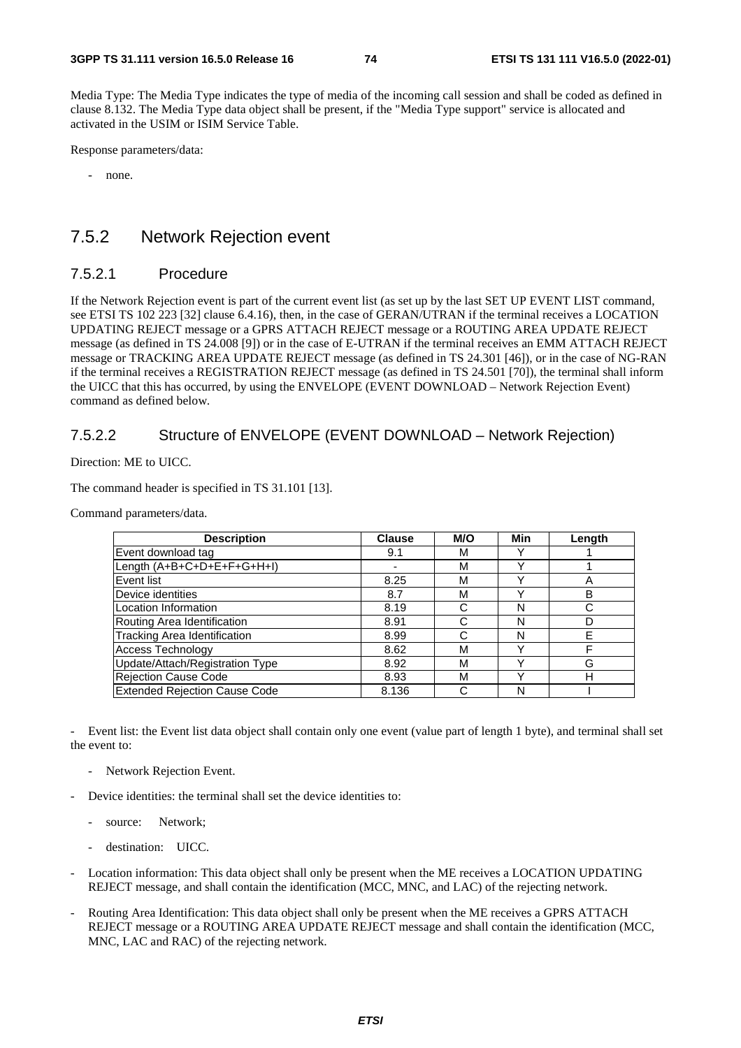Media Type: The Media Type indicates the type of media of the incoming call session and shall be coded as defined in clause 8.132. The Media Type data object shall be present, if the "Media Type support" service is allocated and activated in the USIM or ISIM Service Table.

Response parameters/data:

- none.

## 7.5.2 Network Rejection event

### 7.5.2.1 Procedure

If the Network Rejection event is part of the current event list (as set up by the last SET UP EVENT LIST command, see ETSI TS 102 223 [32] clause 6.4.16), then, in the case of GERAN/UTRAN if the terminal receives a LOCATION UPDATING REJECT message or a GPRS ATTACH REJECT message or a ROUTING AREA UPDATE REJECT message (as defined in TS 24.008 [9]) or in the case of E-UTRAN if the terminal receives an EMM ATTACH REJECT message or TRACKING AREA UPDATE REJECT message (as defined in TS 24.301 [46]), or in the case of NG-RAN if the terminal receives a REGISTRATION REJECT message (as defined in TS 24.501 [70]), the terminal shall inform the UICC that this has occurred, by using the ENVELOPE (EVENT DOWNLOAD – Network Rejection Event) command as defined below.

### 7.5.2.2 Structure of ENVELOPE (EVENT DOWNLOAD – Network Rejection)

Direction: ME to UICC.

The command header is specified in TS 31.101 [13].

Command parameters/data.

| Description | Clause | M/O | Min | Length |
|---|---|---|---|---|
| Event download tag | 9.1 | M | Y | 1 |
| Length (A+B+C+D+E+F+G+H+I) | - | M | Y | 1 |
| Event list | 8.25 | M | Y | A |
| Device identities | 8.7 | M | Y | B |
| Location Information | 8.19 | C | N | C |
| Routing Area Identification | 8.91 | C | N | D |
| Tracking Area Identification | 8.99 | C | N | E |
| Access Technology | 8.62 | M | Y | F |
| Update/Attach/Registration Type | 8.92 | M | Y | G |
| Rejection Cause Code | 8.93 | M | Y | H |
| Extended Rejection Cause Code | 8.136 | C | N | I |

- Event list: the Event list data object shall contain only one event (value part of length 1 byte), and terminal shall set the event to:

    - Network Rejection Event.

- Device identities: the terminal shall set the device identities to:

    - source: Network;

    - destination: UICC.

- Location information: This data object shall only be present when the ME receives a LOCATION UPDATING REJECT message, and shall contain the identification (MCC, MNC, and LAC) of the rejecting network.

- Routing Area Identification: This data object shall only be present when the ME receives a GPRS ATTACH REJECT message or a ROUTING AREA UPDATE REJECT message and shall contain the identification (MCC, MNC, LAC and RAC) of the rejecting network.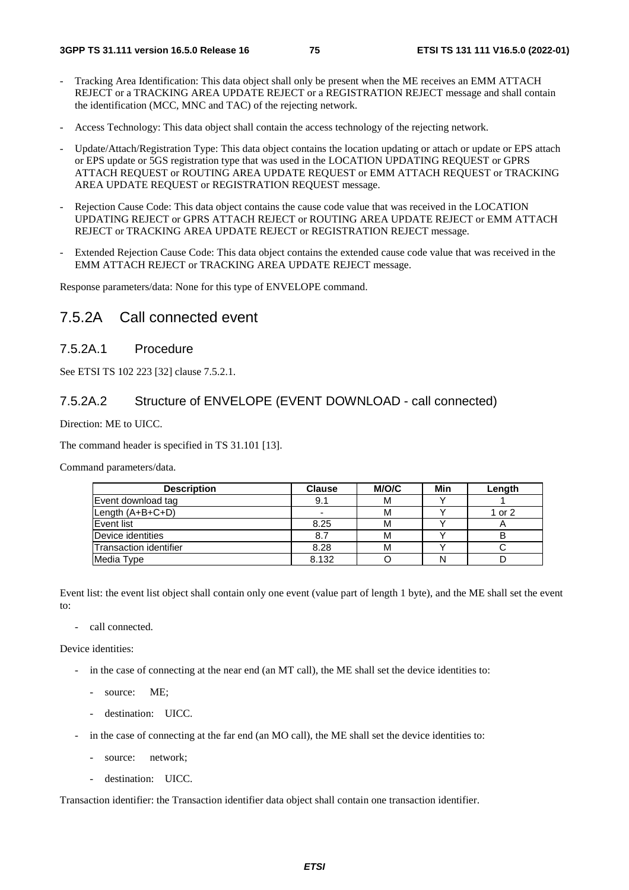- Tracking Area Identification: This data object shall only be present when the ME receives an EMM ATTACH REJECT or a TRACKING AREA UPDATE REJECT or a REGISTRATION REJECT message and shall contain the identification (MCC, MNC and TAC) of the rejecting network.

- Access Technology: This data object shall contain the access technology of the rejecting network.

- Update/Attach/Registration Type: This data object contains the location updating or attach or update or EPS attach or EPS update or 5GS registration type that was used in the LOCATION UPDATING REQUEST or GPRS ATTACH REQUEST or ROUTING AREA UPDATE REQUEST or EMM ATTACH REQUEST or TRACKING AREA UPDATE REQUEST or REGISTRATION REQUEST message.

- Rejection Cause Code: This data object contains the cause code value that was received in the LOCATION UPDATING REJECT or GPRS ATTACH REJECT or ROUTING AREA UPDATE REJECT or EMM ATTACH REJECT or TRACKING AREA UPDATE REJECT or REGISTRATION REJECT message.

- Extended Rejection Cause Code: This data object contains the extended cause code value that was received in the EMM ATTACH REJECT or TRACKING AREA UPDATE REJECT message.

Response parameters/data: None for this type of ENVELOPE command.

## 7.5.2A Call connected event

### 7.5.2A.1 Procedure

See ETSI TS 102 223 [32] clause 7.5.2.1.

### 7.5.2A.2 Structure of ENVELOPE (EVENT DOWNLOAD - call connected)

Direction: ME to UICC.

The command header is specified in TS 31.101 [13].

Command parameters/data.

| Description | Clause | M/O/C | Min | Length |
|---|---|---|---|---|
| Event download tag | 9.1 | M | Y | 1 |
| Length (A+B+C+D) | - | M | Y | 1 or 2 |
| Event list | 8.25 | M | Y | A |
| Device identities | 8.7 | M | Y | B |
| Transaction identifier | 8.28 | M | Y | C |
| Media Type | 8.132 | O | N | D |

Event list: the event list object shall contain only one event (value part of length 1 byte), and the ME shall set the event to:

- call connected.

Device identities:

- in the case of connecting at the near end (an MT call), the ME shall set the device identities to:
  - source: ME;
  - destination: UICC.
- in the case of connecting at the far end (an MO call), the ME shall set the device identities to:
  - source: network;
  - destination: UICC.

Transaction identifier: the Transaction identifier data object shall contain one transaction identifier.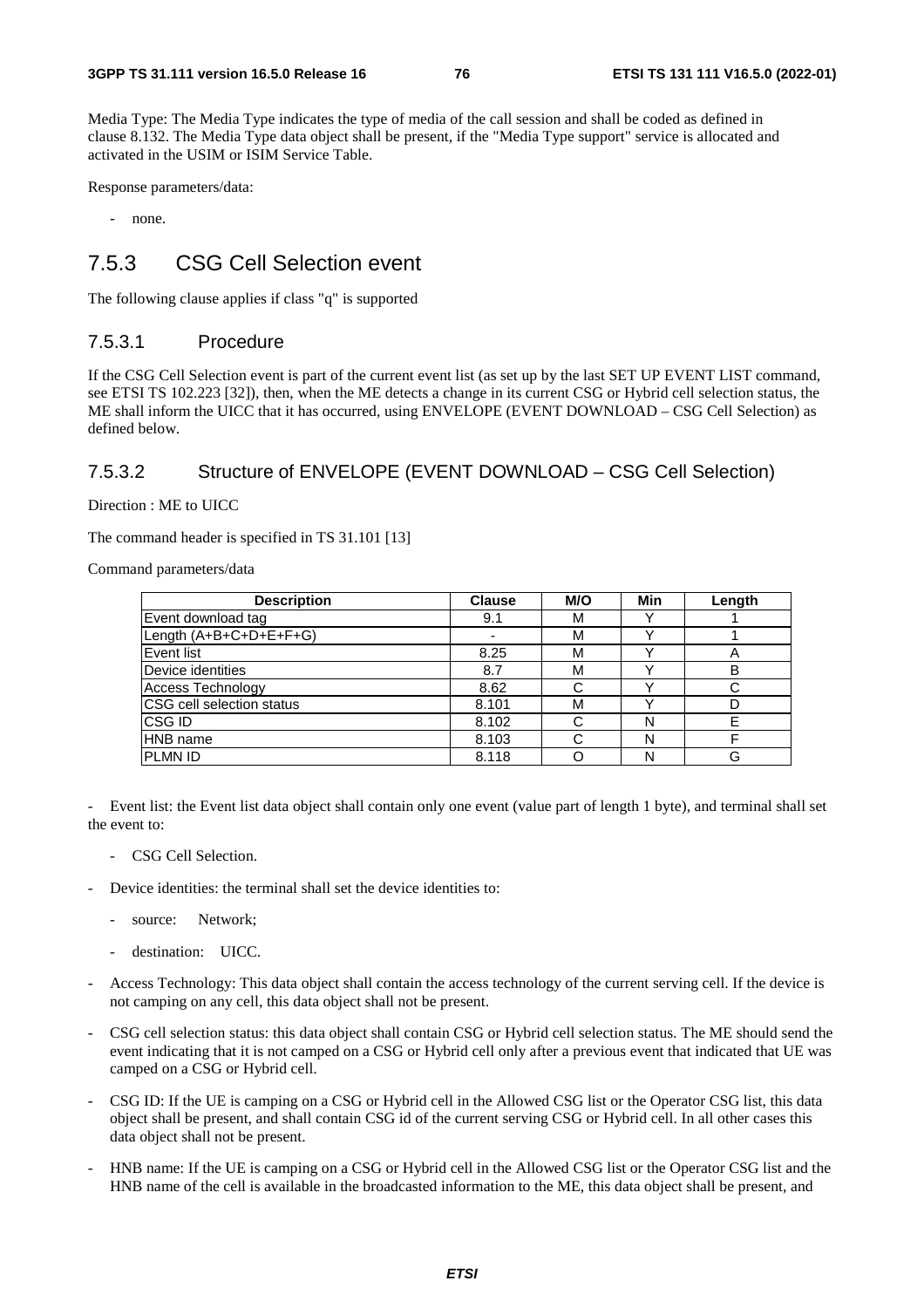Media Type: The Media Type indicates the type of media of the call session and shall be coded as defined in clause 8.132. The Media Type data object shall be present, if the "Media Type support" service is allocated and activated in the USIM or ISIM Service Table.

Response parameters/data:

- none.

## 7.5.3 CSG Cell Selection event

The following clause applies if class "q" is supported

### 7.5.3.1 Procedure

If the CSG Cell Selection event is part of the current event list (as set up by the last SET UP EVENT LIST command, see ETSI TS 102.223 [32]), then, when the ME detects a change in its current CSG or Hybrid cell selection status, the ME shall inform the UICC that it has occurred, using ENVELOPE (EVENT DOWNLOAD – CSG Cell Selection) as defined below.

### 7.5.3.2 Structure of ENVELOPE (EVENT DOWNLOAD – CSG Cell Selection)

Direction : ME to UICC

The command header is specified in TS 31.101 [13]

Command parameters/data

| Description | Clause | M/O | Min | Length |
|---|---|---|---|---|
| Event download tag | 9.1 | M | Y | 1 |
| Length (A+B+C+D+E+F+G) | - | M | Y | 1 |
| Event list | 8.25 | M | Y | A |
| Device identities | 8.7 | M | Y | B |
| Access Technology | 8.62 | C | Y | C |
| CSG cell selection status | 8.101 | M | Y | D |
| CSG ID | 8.102 | C | N | E |
| HNB name | 8.103 | C | N | F |
| PLMN ID | 8.118 | O | N | G |

- Event list: the Event list data object shall contain only one event (value part of length 1 byte), and terminal shall set the event to:
  - CSG Cell Selection.
- Device identities: the terminal shall set the device identities to:
  - source: Network;
  - destination: UICC.
- Access Technology: This data object shall contain the access technology of the current serving cell. If the device is not camping on any cell, this data object shall not be present.
- CSG cell selection status: this data object shall contain CSG or Hybrid cell selection status. The ME should send the event indicating that it is not camped on a CSG or Hybrid cell only after a previous event that indicated that UE was camped on a CSG or Hybrid cell.
- CSG ID: If the UE is camping on a CSG or Hybrid cell in the Allowed CSG list or the Operator CSG list, this data object shall be present, and shall contain CSG id of the current serving CSG or Hybrid cell. In all other cases this data object shall not be present.
- HNB name: If the UE is camping on a CSG or Hybrid cell in the Allowed CSG list or the Operator CSG list and the HNB name of the cell is available in the broadcasted information to the ME, this data object shall be present, and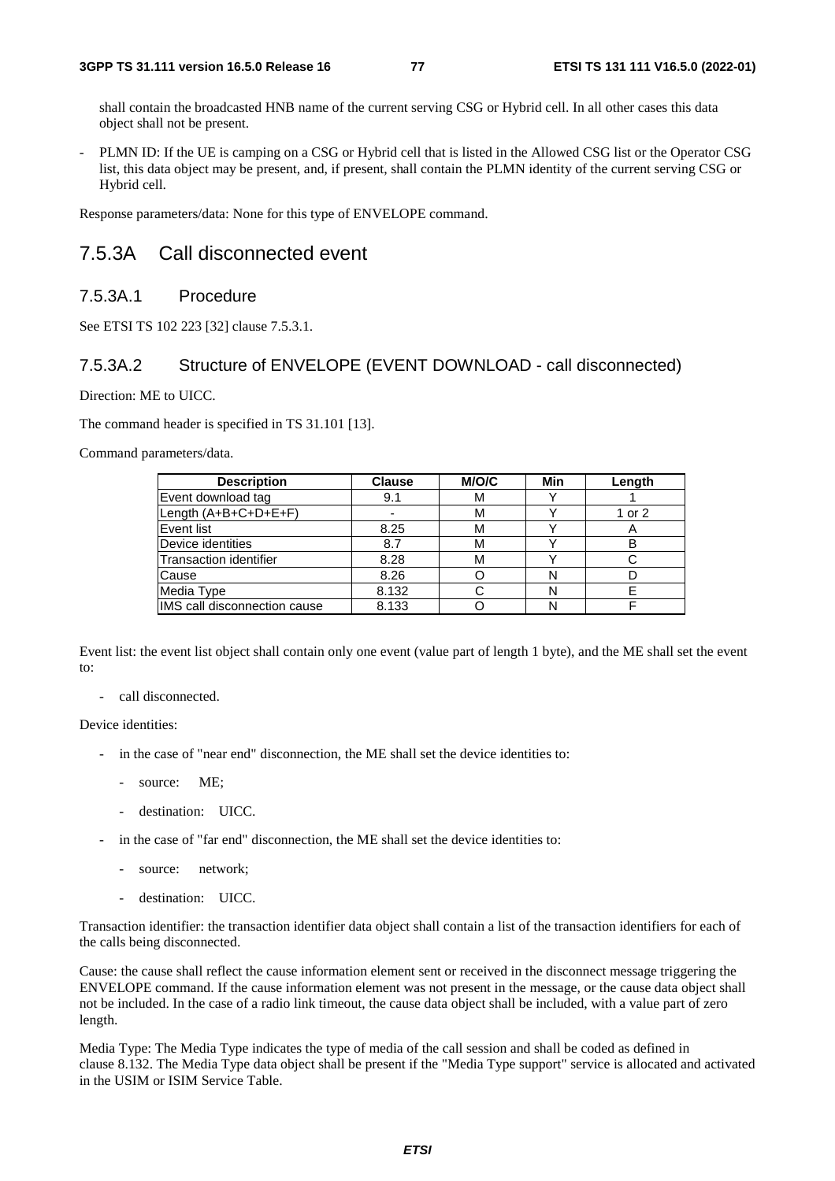shall contain the broadcasted HNB name of the current serving CSG or Hybrid cell. In all other cases this data object shall not be present.

- PLMN ID: If the UE is camping on a CSG or Hybrid cell that is listed in the Allowed CSG list or the Operator CSG list, this data object may be present, and, if present, shall contain the PLMN identity of the current serving CSG or Hybrid cell.

Response parameters/data: None for this type of ENVELOPE command.

## 7.5.3A Call disconnected event

### 7.5.3A.1 Procedure

See ETSI TS 102 223 [32] clause 7.5.3.1.

### 7.5.3A.2 Structure of ENVELOPE (EVENT DOWNLOAD - call disconnected)

Direction: ME to UICC.

The command header is specified in TS 31.101 [13].

Command parameters/data.

| Description | Clause | M/O/C | Min | Length |
|---|---|---|---|---|
| Event download tag | 9.1 | M | Y | 1 |
| Length (A+B+C+D+E+F) | - | M | Y | 1 or 2 |
| Event list | 8.25 | M | Y | A |
| Device identities | 8.7 | M | Y | B |
| Transaction identifier | 8.28 | M | Y | C |
| Cause | 8.26 | O | N | D |
| Media Type | 8.132 | C | N | E |
| IMS call disconnection cause | 8.133 | O | N | F |

Event list: the event list object shall contain only one event (value part of length 1 byte), and the ME shall set the event to:

- call disconnected.

Device identities:

- in the case of "near end" disconnection, the ME shall set the device identities to:
  - source: ME;
  - destination: UICC.
- in the case of "far end" disconnection, the ME shall set the device identities to:
  - source: network;
  - destination: UICC.

Transaction identifier: the transaction identifier data object shall contain a list of the transaction identifiers for each of the calls being disconnected.

Cause: the cause shall reflect the cause information element sent or received in the disconnect message triggering the ENVELOPE command. If the cause information element was not present in the message, or the cause data object shall not be included. In the case of a radio link timeout, the cause data object shall be included, with a value part of zero length.

Media Type: The Media Type indicates the type of media of the call session and shall be coded as defined in clause 8.132. The Media Type data object shall be present if the "Media Type support" service is allocated and activated in the USIM or ISIM Service Table.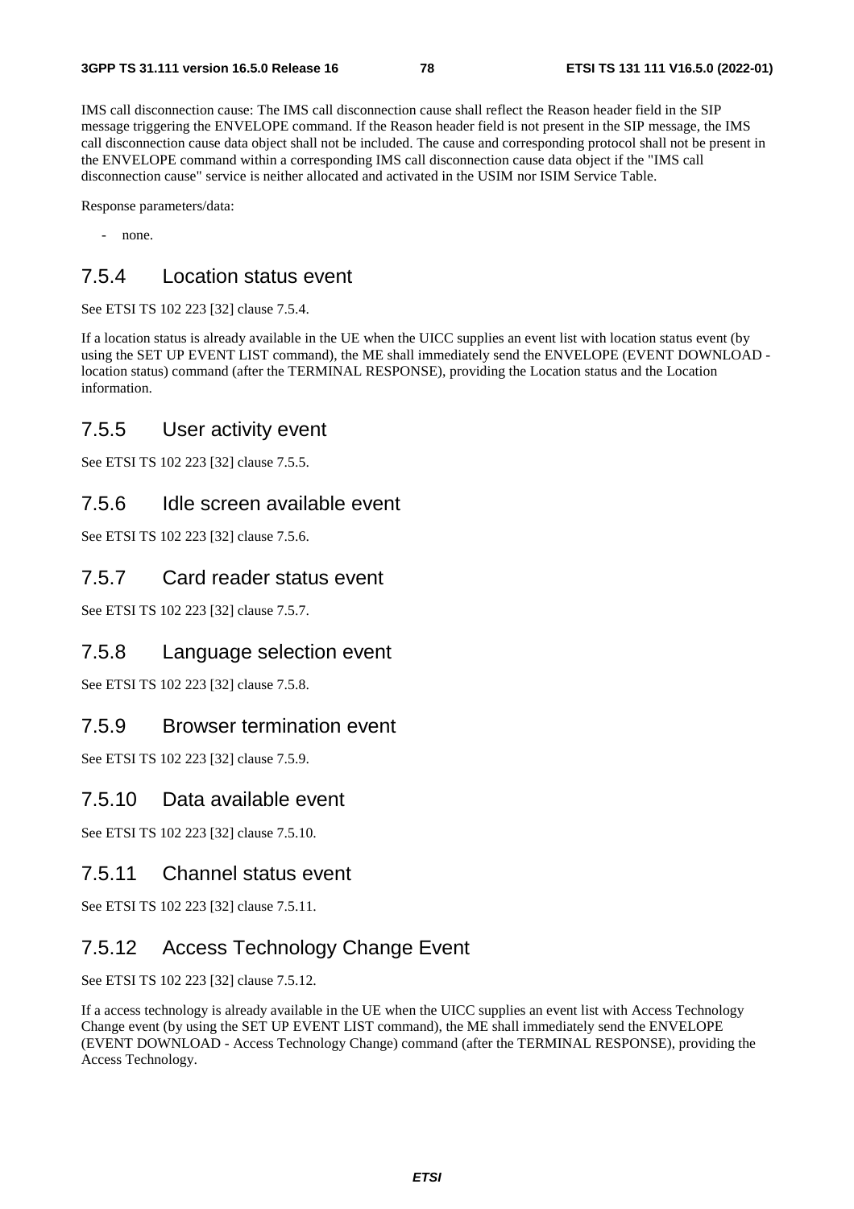IMS call disconnection cause: The IMS call disconnection cause shall reflect the Reason header field in the SIP message triggering the ENVELOPE command. If the Reason header field is not present in the SIP message, the IMS call disconnection cause data object shall not be included. The cause and corresponding protocol shall not be present in the ENVELOPE command within a corresponding IMS call disconnection cause data object if the "IMS call disconnection cause" service is neither allocated and activated in the USIM nor ISIM Service Table.

Response parameters/data:

- none.

## 7.5.4 Location status event

See ETSI TS 102 223 [32] clause 7.5.4.

If a location status is already available in the UE when the UICC supplies an event list with location status event (by using the SET UP EVENT LIST command), the ME shall immediately send the ENVELOPE (EVENT DOWNLOAD - location status) command (after the TERMINAL RESPONSE), providing the Location status and the Location information.

## 7.5.5 User activity event

See ETSI TS 102 223 [32] clause 7.5.5.

## 7.5.6 Idle screen available event

See ETSI TS 102 223 [32] clause 7.5.6.

## 7.5.7 Card reader status event

See ETSI TS 102 223 [32] clause 7.5.7.

## 7.5.8 Language selection event

See ETSI TS 102 223 [32] clause 7.5.8.

## 7.5.9 Browser termination event

See ETSI TS 102 223 [32] clause 7.5.9.

## 7.5.10 Data available event

See ETSI TS 102 223 [32] clause 7.5.10.

## 7.5.11 Channel status event

See ETSI TS 102 223 [32] clause 7.5.11.

## 7.5.12 Access Technology Change Event

See ETSI TS 102 223 [32] clause 7.5.12.

If a access technology is already available in the UE when the UICC supplies an event list with Access Technology Change event (by using the SET UP EVENT LIST command), the ME shall immediately send the ENVELOPE (EVENT DOWNLOAD - Access Technology Change) command (after the TERMINAL RESPONSE), providing the Access Technology.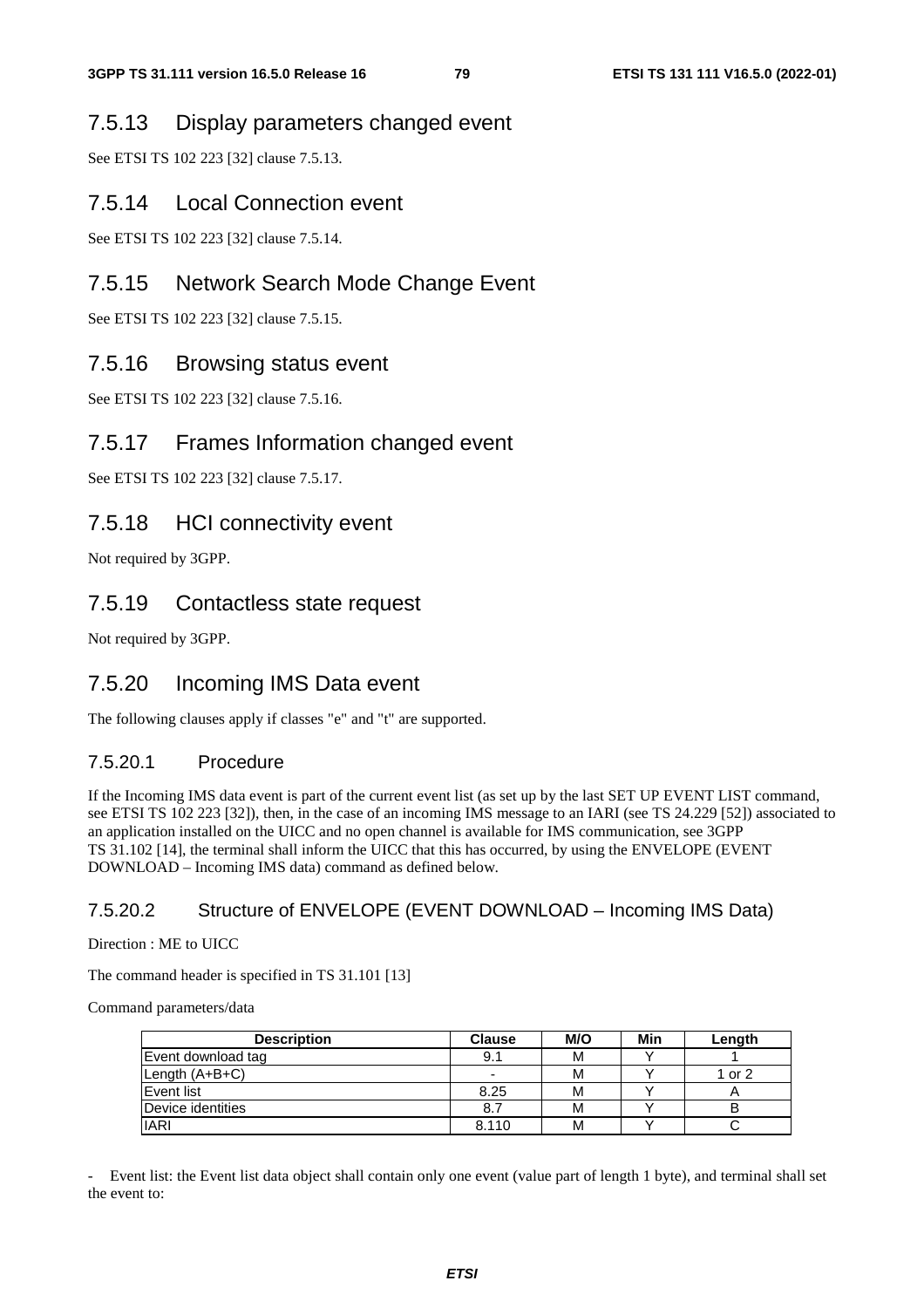## 7.5.13 Display parameters changed event

See ETSI TS 102 223 [32] clause 7.5.13.

## 7.5.14 Local Connection event

See ETSI TS 102 223 [32] clause 7.5.14.

## 7.5.15 Network Search Mode Change Event

See ETSI TS 102 223 [32] clause 7.5.15.

## 7.5.16 Browsing status event

See ETSI TS 102 223 [32] clause 7.5.16.

## 7.5.17 Frames Information changed event

See ETSI TS 102 223 [32] clause 7.5.17.

## 7.5.18 HCI connectivity event

Not required by 3GPP.

## 7.5.19 Contactless state request

Not required by 3GPP.

## 7.5.20 Incoming IMS Data event

The following clauses apply if classes "e" and "t" are supported.

### 7.5.20.1 Procedure

If the Incoming IMS data event is part of the current event list (as set up by the last SET UP EVENT LIST command, see ETSI TS 102 223 [32]), then, in the case of an incoming IMS message to an IARI (see TS 24.229 [52]) associated to an application installed on the UICC and no open channel is available for IMS communication, see 3GPP TS 31.102 [14], the terminal shall inform the UICC that this has occurred, by using the ENVELOPE (EVENT DOWNLOAD – Incoming IMS data) command as defined below.

### 7.5.20.2 Structure of ENVELOPE (EVENT DOWNLOAD – Incoming IMS Data)

Direction : ME to UICC

The command header is specified in TS 31.101 [13]

Command parameters/data

| Description | Clause | M/O | Min | Length |
|---|---|---|---|---|
| Event download tag | 9.1 | M | Y | 1 |
| Length (A+B+C) | - | M | Y | 1 or 2 |
| Event list | 8.25 | M | Y | A |
| Device identities | 8.7 | M | Y | B |
| IARI | 8.110 | M | Y | C |

- Event list: the Event list data object shall contain only one event (value part of length 1 byte), and terminal shall set the event to: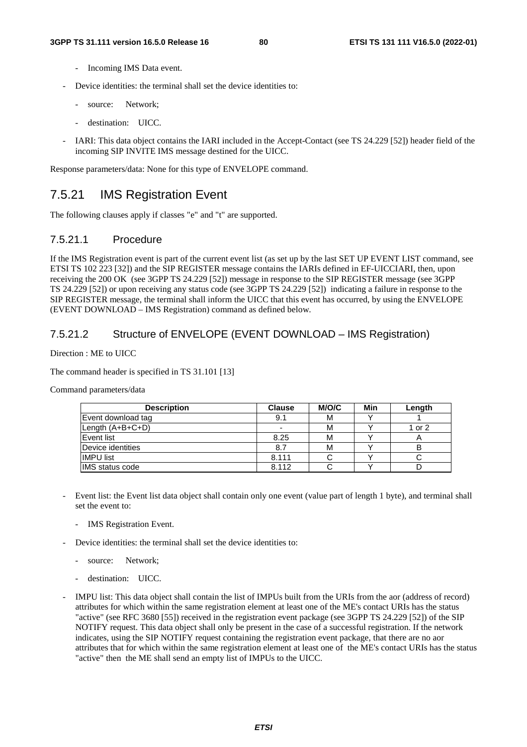- Incoming IMS Data event.

- Device identities: the terminal shall set the device identities to:

  - source: Network;

  - destination: UICC.

- IARI: This data object contains the IARI included in the Accept-Contact (see TS 24.229 [52]) header field of the incoming SIP INVITE IMS message destined for the UICC.

Response parameters/data: None for this type of ENVELOPE command.

## 7.5.21 IMS Registration Event

The following clauses apply if classes "e" and "t" are supported.

### 7.5.21.1 Procedure

If the IMS Registration event is part of the current event list (as set up by the last SET UP EVENT LIST command, see ETSI TS 102 223 [32]) and the SIP REGISTER message contains the IARIs defined in EF-UICCIARI, then, upon receiving the 200 OK (see 3GPP TS 24.229 [52]) message in response to the SIP REGISTER message (see 3GPP TS 24.229 [52]) or upon receiving any status code (see 3GPP TS 24.229 [52]) indicating a failure in response to the SIP REGISTER message, the terminal shall inform the UICC that this event has occurred, by using the ENVELOPE (EVENT DOWNLOAD – IMS Registration) command as defined below.

### 7.5.21.2 Structure of ENVELOPE (EVENT DOWNLOAD – IMS Registration)

Direction : ME to UICC

The command header is specified in TS 31.101 [13]

Command parameters/data

| Description | Clause | M/O/C | Min | Length |
|---|---|---|---|---|
| Event download tag | 9.1 | M | Y | 1 |
| Length (A+B+C+D) | - | M | Y | 1 or 2 |
| Event list | 8.25 | M | Y | A |
| Device identities | 8.7 | M | Y | B |
| IMPU list | 8.111 | C | Y | C |
| IMS status code | 8.112 | C | Y | D |

- Event list: the Event list data object shall contain only one event (value part of length 1 byte), and terminal shall set the event to:

  - IMS Registration Event.

- Device identities: the terminal shall set the device identities to:

  - source: Network;

  - destination: UICC.

- IMPU list: This data object shall contain the list of IMPUs built from the URIs from the aor (address of record) attributes for which within the same registration element at least one of the ME's contact URIs has the status "active" (see RFC 3680 [55]) received in the registration event package (see 3GPP TS 24.229 [52]) of the SIP NOTIFY request. This data object shall only be present in the case of a successful registration. If the network indicates, using the SIP NOTIFY request containing the registration event package, that there are no aor attributes that for which within the same registration element at least one of the ME's contact URIs has the status "active" then the ME shall send an empty list of IMPUs to the UICC.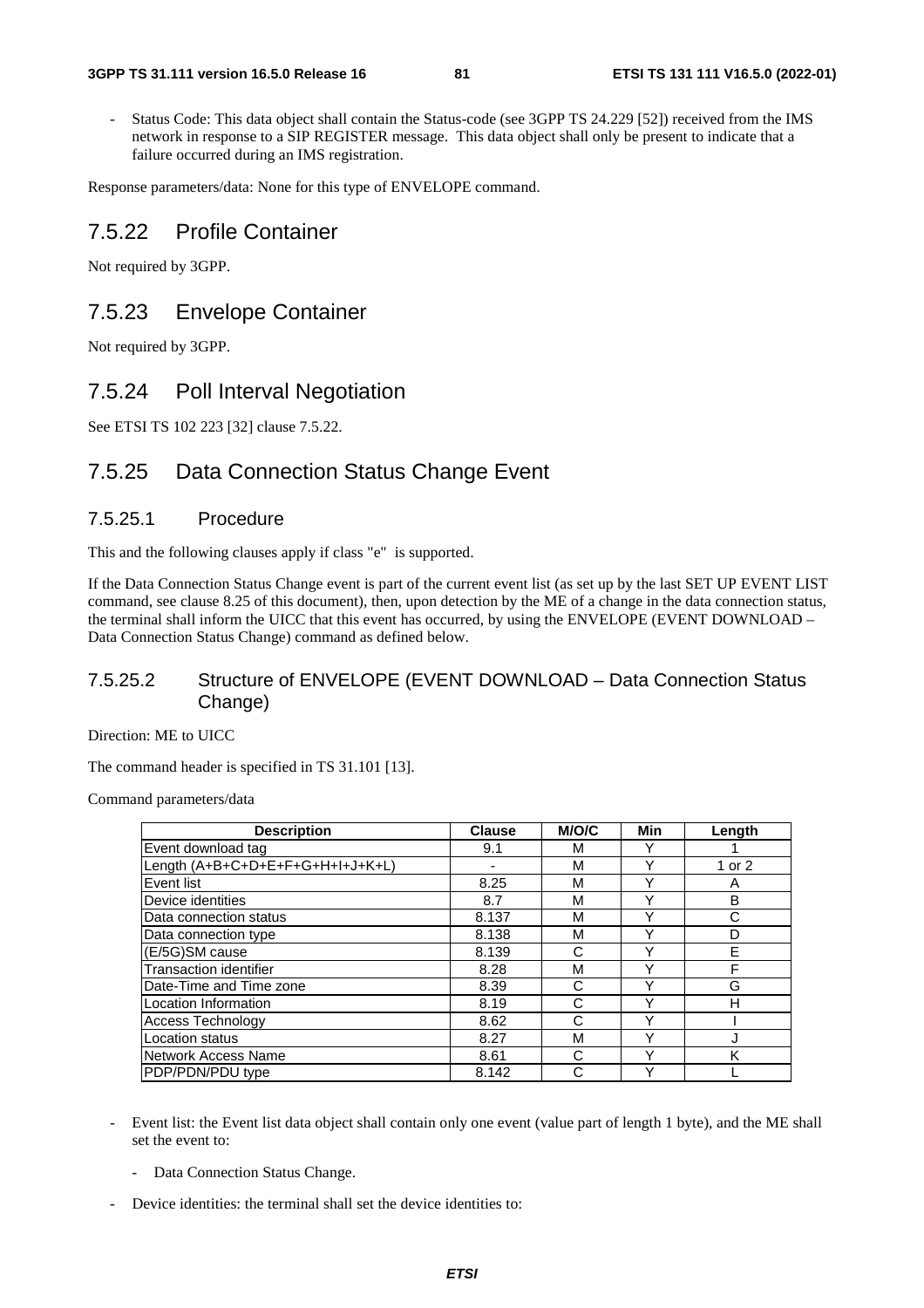- Status Code: This data object shall contain the Status-code (see 3GPP TS 24.229 [52]) received from the IMS network in response to a SIP REGISTER message. This data object shall only be present to indicate that a failure occurred during an IMS registration.

Response parameters/data: None for this type of ENVELOPE command.

## 7.5.22 Profile Container

Not required by 3GPP.

## 7.5.23 Envelope Container

Not required by 3GPP.

## 7.5.24 Poll Interval Negotiation

See ETSI TS 102 223 [32] clause 7.5.22.

## 7.5.25 Data Connection Status Change Event

### 7.5.25.1 Procedure

This and the following clauses apply if class "e" is supported.

If the Data Connection Status Change event is part of the current event list (as set up by the last SET UP EVENT LIST command, see clause 8.25 of this document), then, upon detection by the ME of a change in the data connection status, the terminal shall inform the UICC that this event has occurred, by using the ENVELOPE (EVENT DOWNLOAD – Data Connection Status Change) command as defined below.

### 7.5.25.2 Structure of ENVELOPE (EVENT DOWNLOAD – Data Connection Status Change)

Direction: ME to UICC

The command header is specified in TS 31.101 [13].

Command parameters/data

| Description | Clause | M/O/C | Min | Length |
|---|---|---|---|---|
| Event download tag | 9.1 | M | Y | 1 |
| Length (A+B+C+D+E+F+G+H+I+J+K+L) | - | M | Y | 1 or 2 |
| Event list | 8.25 | M | Y | A |
| Device identities | 8.7 | M | Y | B |
| Data connection status | 8.137 | M | Y | C |
| Data connection type | 8.138 | M | Y | D |
| (E/5G)SM cause | 8.139 | C | Y | E |
| Transaction identifier | 8.28 | M | Y | F |
| Date-Time and Time zone | 8.39 | C | Y | G |
| Location Information | 8.19 | C | Y | H |
| Access Technology | 8.62 | C | Y | I |
| Location status | 8.27 | M | Y | J |
| Network Access Name | 8.61 | C | Y | K |
| PDP/PDN/PDU type | 8.142 | C | Y | L |

- Event list: the Event list data object shall contain only one event (value part of length 1 byte), and the ME shall set the event to:
  - Data Connection Status Change.
- Device identities: the terminal shall set the device identities to: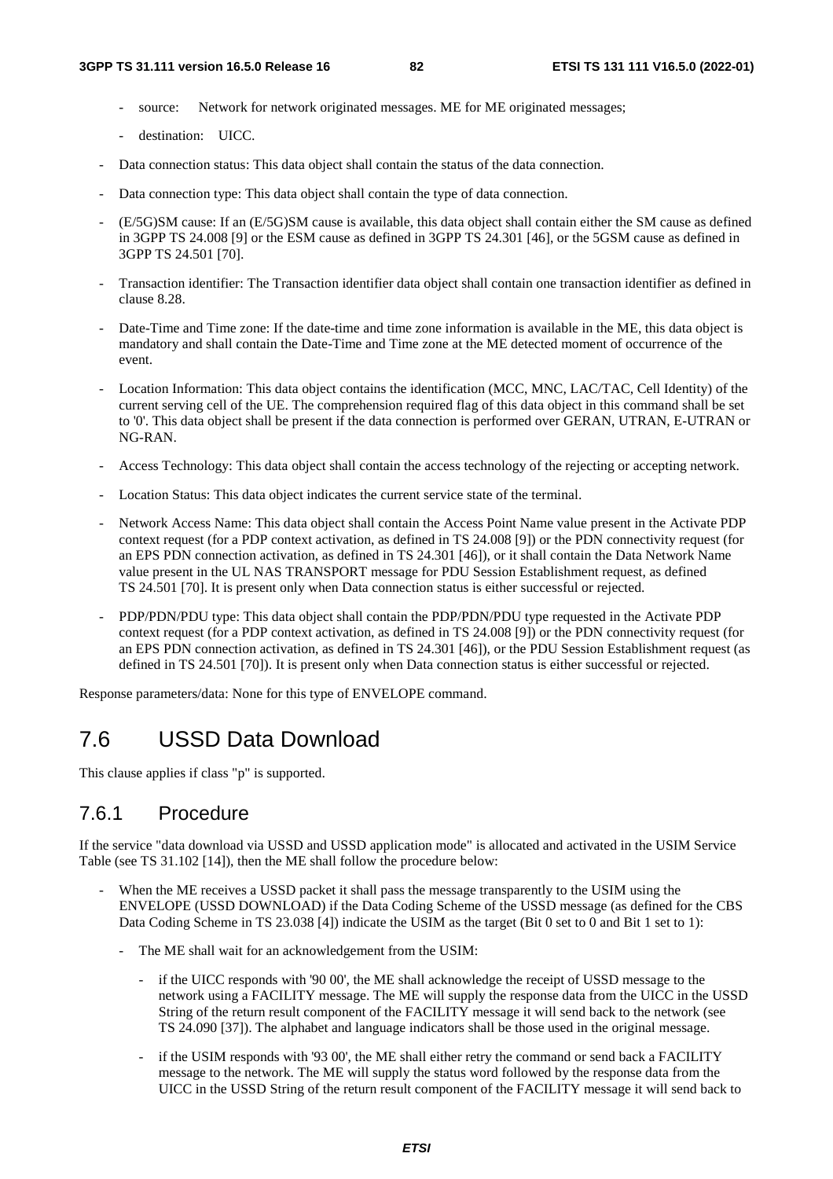- source: Network for network originated messages. ME for ME originated messages;
- destination: UICC.

- Data connection status: This data object shall contain the status of the data connection.
- Data connection type: This data object shall contain the type of data connection.
- (E/5G)SM cause: If an (E/5G)SM cause is available, this data object shall contain either the SM cause as defined in 3GPP TS 24.008 [9] or the ESM cause as defined in 3GPP TS 24.301 [46], or the 5GSM cause as defined in 3GPP TS 24.501 [70].
- Transaction identifier: The Transaction identifier data object shall contain one transaction identifier as defined in clause 8.28.
- Date-Time and Time zone: If the date-time and time zone information is available in the ME, this data object is mandatory and shall contain the Date-Time and Time zone at the ME detected moment of occurrence of the event.
- Location Information: This data object contains the identification (MCC, MNC, LAC/TAC, Cell Identity) of the current serving cell of the UE. The comprehension required flag of this data object in this command shall be set to '0'. This data object shall be present if the data connection is performed over GERAN, UTRAN, E-UTRAN or NG-RAN.
- Access Technology: This data object shall contain the access technology of the rejecting or accepting network.
- Location Status: This data object indicates the current service state of the terminal.
- Network Access Name: This data object shall contain the Access Point Name value present in the Activate PDP context request (for a PDP context activation, as defined in TS 24.008 [9]) or the PDN connectivity request (for an EPS PDN connection activation, as defined in TS 24.301 [46]), or it shall contain the Data Network Name value present in the UL NAS TRANSPORT message for PDU Session Establishment request, as defined TS 24.501 [70]. It is present only when Data connection status is either successful or rejected.
- PDP/PDN/PDU type: This data object shall contain the PDP/PDN/PDU type requested in the Activate PDP context request (for a PDP context activation, as defined in TS 24.008 [9]) or the PDN connectivity request (for an EPS PDN connection activation, as defined in TS 24.301 [46]), or the PDU Session Establishment request (as defined in TS 24.501 [70]). It is present only when Data connection status is either successful or rejected.

Response parameters/data: None for this type of ENVELOPE command.

# 7.6 USSD Data Download

This clause applies if class "p" is supported.

## 7.6.1 Procedure

If the service "data download via USSD and USSD application mode" is allocated and activated in the USIM Service Table (see TS 31.102 [14]), then the ME shall follow the procedure below:

- When the ME receives a USSD packet it shall pass the message transparently to the USIM using the ENVELOPE (USSD DOWNLOAD) if the Data Coding Scheme of the USSD message (as defined for the CBS Data Coding Scheme in TS 23.038 [4]) indicate the USIM as the target (Bit 0 set to 0 and Bit 1 set to 1):
  - The ME shall wait for an acknowledgement from the USIM:
    - if the UICC responds with '90 00', the ME shall acknowledge the receipt of USSD message to the network using a FACILITY message. The ME will supply the response data from the UICC in the USSD String of the return result component of the FACILITY message it will send back to the network (see TS 24.090 [37]). The alphabet and language indicators shall be those used in the original message.
    - if the USIM responds with '93 00', the ME shall either retry the command or send back a FACILITY message to the network. The ME will supply the status word followed by the response data from the UICC in the USSD String of the return result component of the FACILITY message it will send back to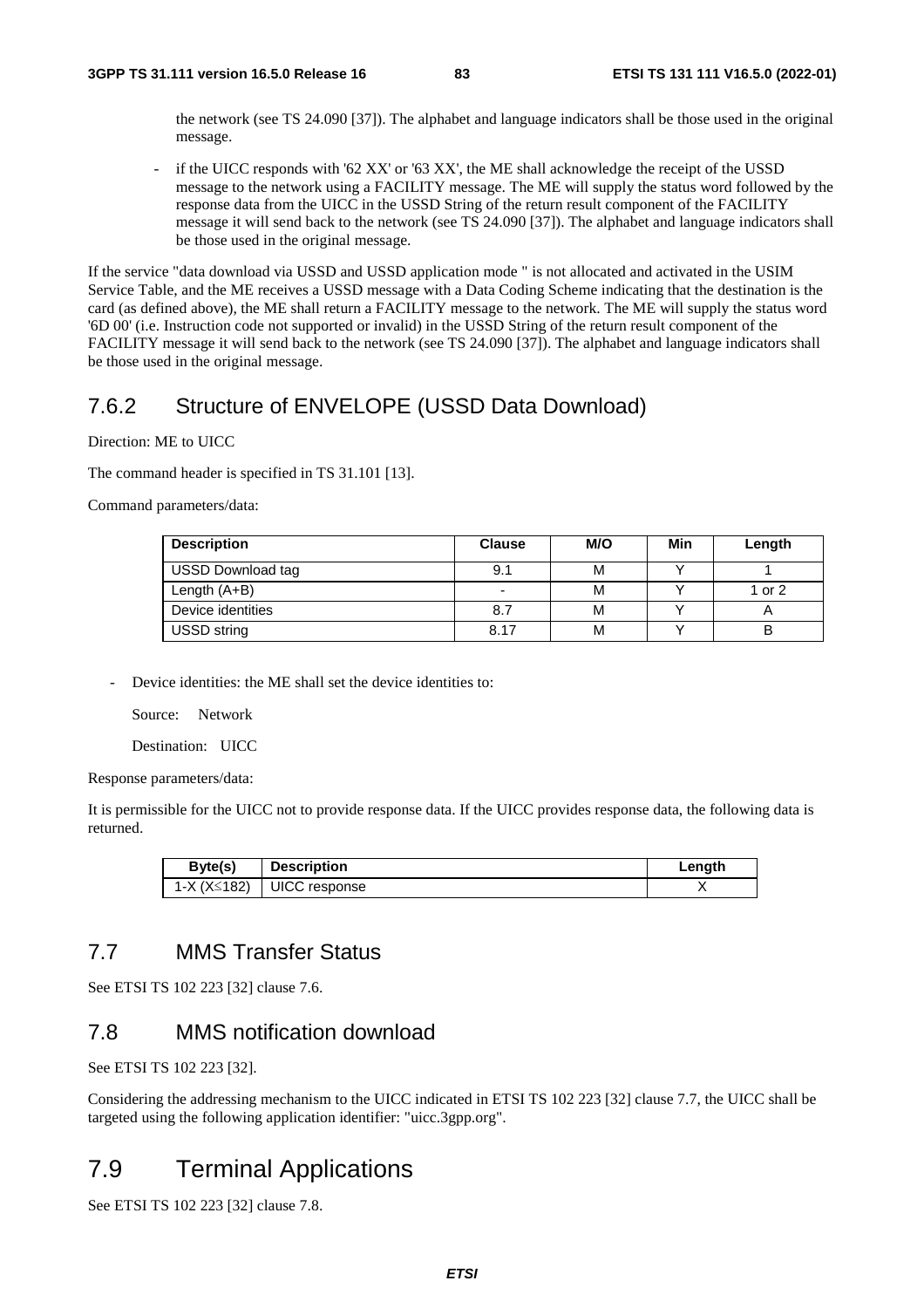the network (see TS 24.090 [37]). The alphabet and language indicators shall be those used in the original message.

- if the UICC responds with '62 XX' or '63 XX', the ME shall acknowledge the receipt of the USSD message to the network using a FACILITY message. The ME will supply the status word followed by the response data from the UICC in the USSD String of the return result component of the FACILITY message it will send back to the network (see TS 24.090 [37]). The alphabet and language indicators shall be those used in the original message.

If the service "data download via USSD and USSD application mode " is not allocated and activated in the USIM Service Table, and the ME receives a USSD message with a Data Coding Scheme indicating that the destination is the card (as defined above), the ME shall return a FACILITY message to the network. The ME will supply the status word '6D 00' (i.e. Instruction code not supported or invalid) in the USSD String of the return result component of the FACILITY message it will send back to the network (see TS 24.090 [37]). The alphabet and language indicators shall be those used in the original message.

### 7.6.2 Structure of ENVELOPE (USSD Data Download)

Direction: ME to UICC

The command header is specified in TS 31.101 [13].

Command parameters/data:

| Description | Clause | M/O | Min | Length |
|---|---|---|---|---|
| USSD Download tag | 9.1 | M | Y | 1 |
| Length (A+B) | - | M | Y | 1 or 2 |
| Device identities | 8.7 | M | Y | A |
| USSD string | 8.17 | M | Y | B |

- Device identities: the ME shall set the device identities to:

  Source: Network

  Destination: UICC

Response parameters/data:

It is permissible for the UICC not to provide response data. If the UICC provides response data, the following data is returned.

| Byte(s) | Description | Length |
|---|---|---|
| 1-X (X≤182) | UICC response | X |

## 7.7 MMS Transfer Status

See ETSI TS 102 223 [32] clause 7.6.

## 7.8 MMS notification download

See ETSI TS 102 223 [32].

Considering the addressing mechanism to the UICC indicated in ETSI TS 102 223 [32] clause 7.7, the UICC shall be targeted using the following application identifier: "uicc.3gpp.org".

# 7.9 Terminal Applications

See ETSI TS 102 223 [32] clause 7.8.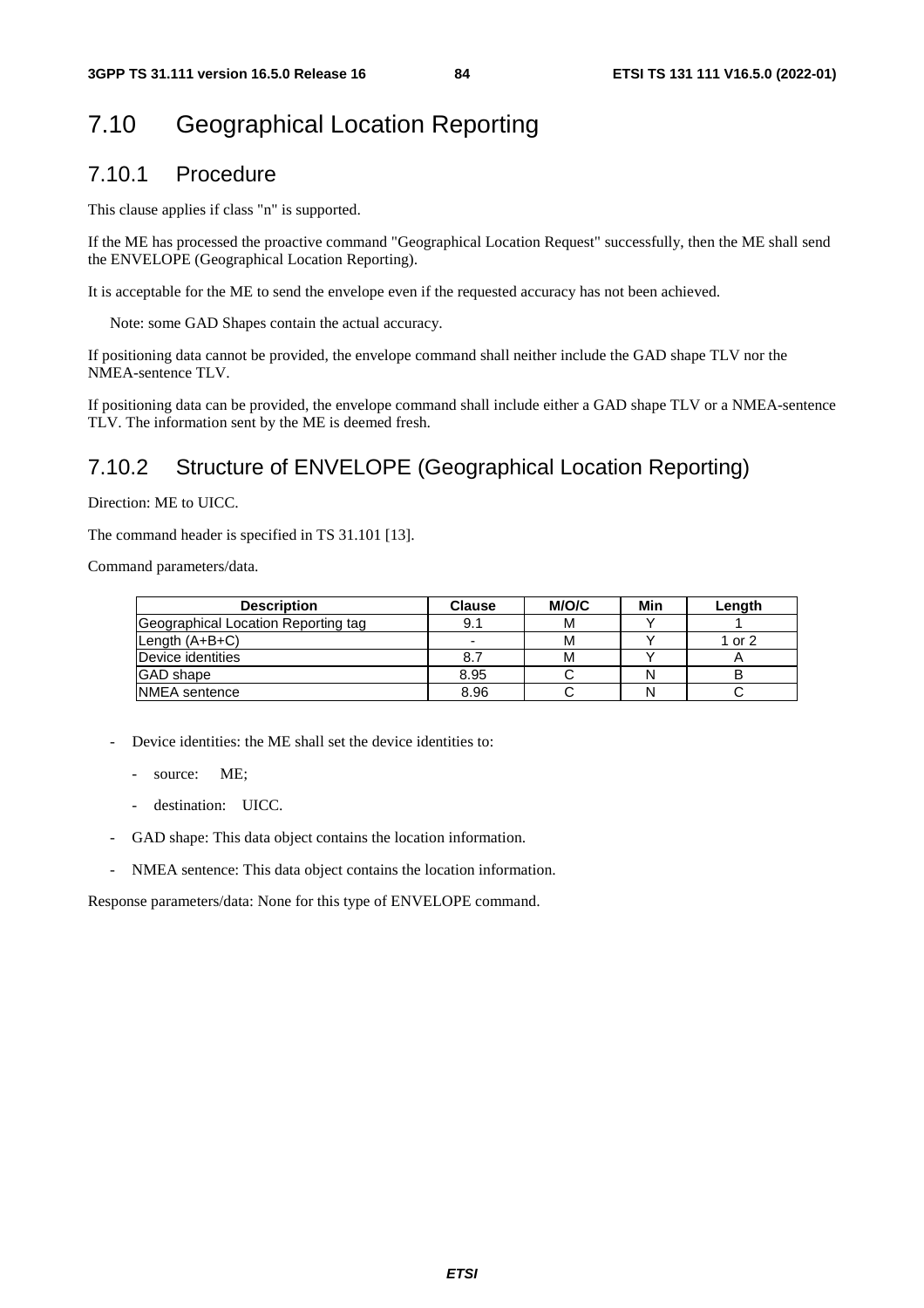# 7.10 Geographical Location Reporting

## 7.10.1 Procedure

This clause applies if class "n" is supported.

If the ME has processed the proactive command "Geographical Location Request" successfully, then the ME shall send the ENVELOPE (Geographical Location Reporting).

It is acceptable for the ME to send the envelope even if the requested accuracy has not been achieved.

Note: some GAD Shapes contain the actual accuracy.

If positioning data cannot be provided, the envelope command shall neither include the GAD shape TLV nor the NMEA-sentence TLV.

If positioning data can be provided, the envelope command shall include either a GAD shape TLV or a NMEA-sentence TLV. The information sent by the ME is deemed fresh.

## 7.10.2 Structure of ENVELOPE (Geographical Location Reporting)

Direction: ME to UICC.

The command header is specified in TS 31.101 [13].

Command parameters/data.

| Description | Clause | M/O/C | Min | Length |
|---|---|---|---|---|
| Geographical Location Reporting tag | 9.1 | M | Y | 1 |
| Length (A+B+C) | - | M | Y | 1 or 2 |
| Device identities | 8.7 | M | Y | A |
| GAD shape | 8.95 | C | N | B |
| NMEA sentence | 8.96 | C | N | C |

- Device identities: the ME shall set the device identities to:
  - source: ME;
  - destination: UICC.
- GAD shape: This data object contains the location information.
- NMEA sentence: This data object contains the location information.

Response parameters/data: None for this type of ENVELOPE command.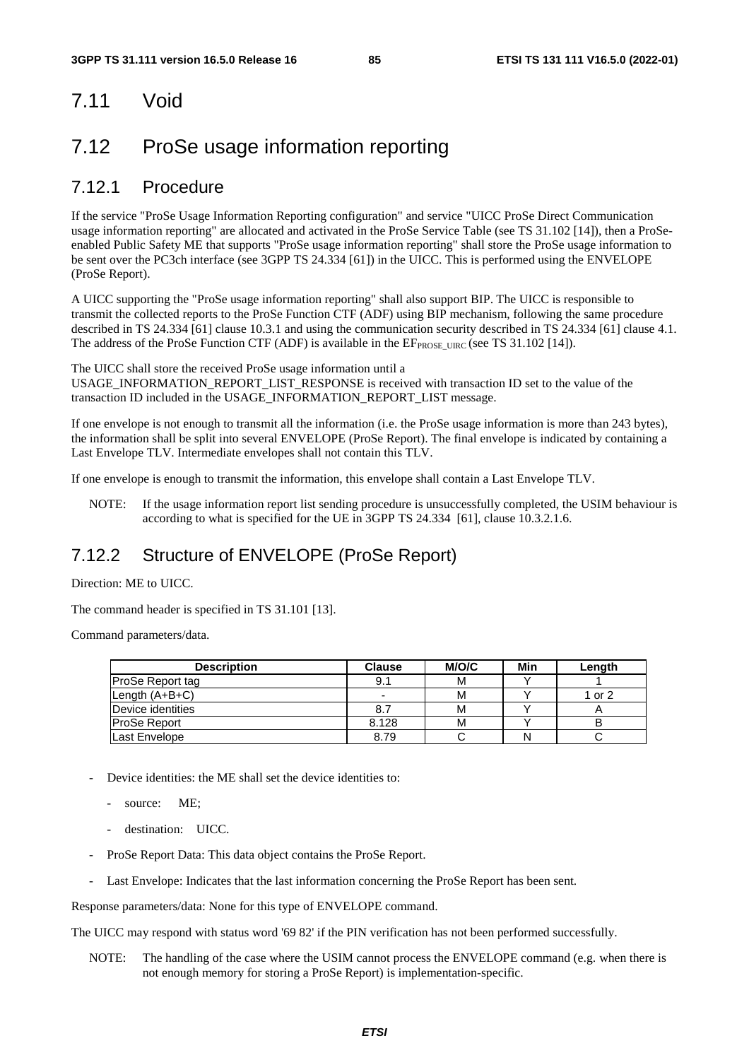## 7.11 Void

## 7.12 ProSe usage information reporting

### 7.12.1 Procedure

If the service "ProSe Usage Information Reporting configuration" and service "UICC ProSe Direct Communication usage information reporting" are allocated and activated in the ProSe Service Table (see TS 31.102 [14]), then a ProSe-enabled Public Safety ME that supports "ProSe usage information reporting" shall store the ProSe usage information to be sent over the PC3ch interface (see 3GPP TS 24.334 [61]) in the UICC. This is performed using the ENVELOPE (ProSe Report).

A UICC supporting the "ProSe usage information reporting" shall also support BIP. The UICC is responsible to transmit the collected reports to the ProSe Function CTF (ADF) using BIP mechanism, following the same procedure described in TS 24.334 [61] clause 10.3.1 and using the communication security described in TS 24.334 [61] clause 4.1. The address of the ProSe Function CTF (ADF) is available in the $EF_{PROSE\_UIRC}$ (see TS 31.102 [14]).

The UICC shall store the received ProSe usage information until a USAGE_INFORMATION_REPORT_LIST_RESPONSE is received with transaction ID set to the value of the transaction ID included in the USAGE_INFORMATION_REPORT_LIST message.

If one envelope is not enough to transmit all the information (i.e. the ProSe usage information is more than 243 bytes), the information shall be split into several ENVELOPE (ProSe Report). The final envelope is indicated by containing a Last Envelope TLV. Intermediate envelopes shall not contain this TLV.

If one envelope is enough to transmit the information, this envelope shall contain a Last Envelope TLV.

NOTE: If the usage information report list sending procedure is unsuccessfully completed, the USIM behaviour is according to what is specified for the UE in 3GPP TS 24.334 [61], clause 10.3.2.1.6.

### 7.12.2 Structure of ENVELOPE (ProSe Report)

Direction: ME to UICC.

The command header is specified in TS 31.101 [13].

Command parameters/data.

| Description | Clause | M/O/C | Min | Length |
|---|---|---|---|---|
| ProSe Report tag | 9.1 | M | Y | 1 |
| Length (A+B+C) | - | M | Y | 1 or 2 |
| Device identities | 8.7 | M | Y | A |
| ProSe Report | 8.128 | M | Y | B |
| Last Envelope | 8.79 | C | N | C |

- Device identities: the ME shall set the device identities to:
  - source: ME;
  - destination: UICC.
- ProSe Report Data: This data object contains the ProSe Report.
- Last Envelope: Indicates that the last information concerning the ProSe Report has been sent.

Response parameters/data: None for this type of ENVELOPE command.

The UICC may respond with status word '69 82' if the PIN verification has not been performed successfully.

NOTE: The handling of the case where the USIM cannot process the ENVELOPE command (e.g. when there is not enough memory for storing a ProSe Report) is implementation-specific.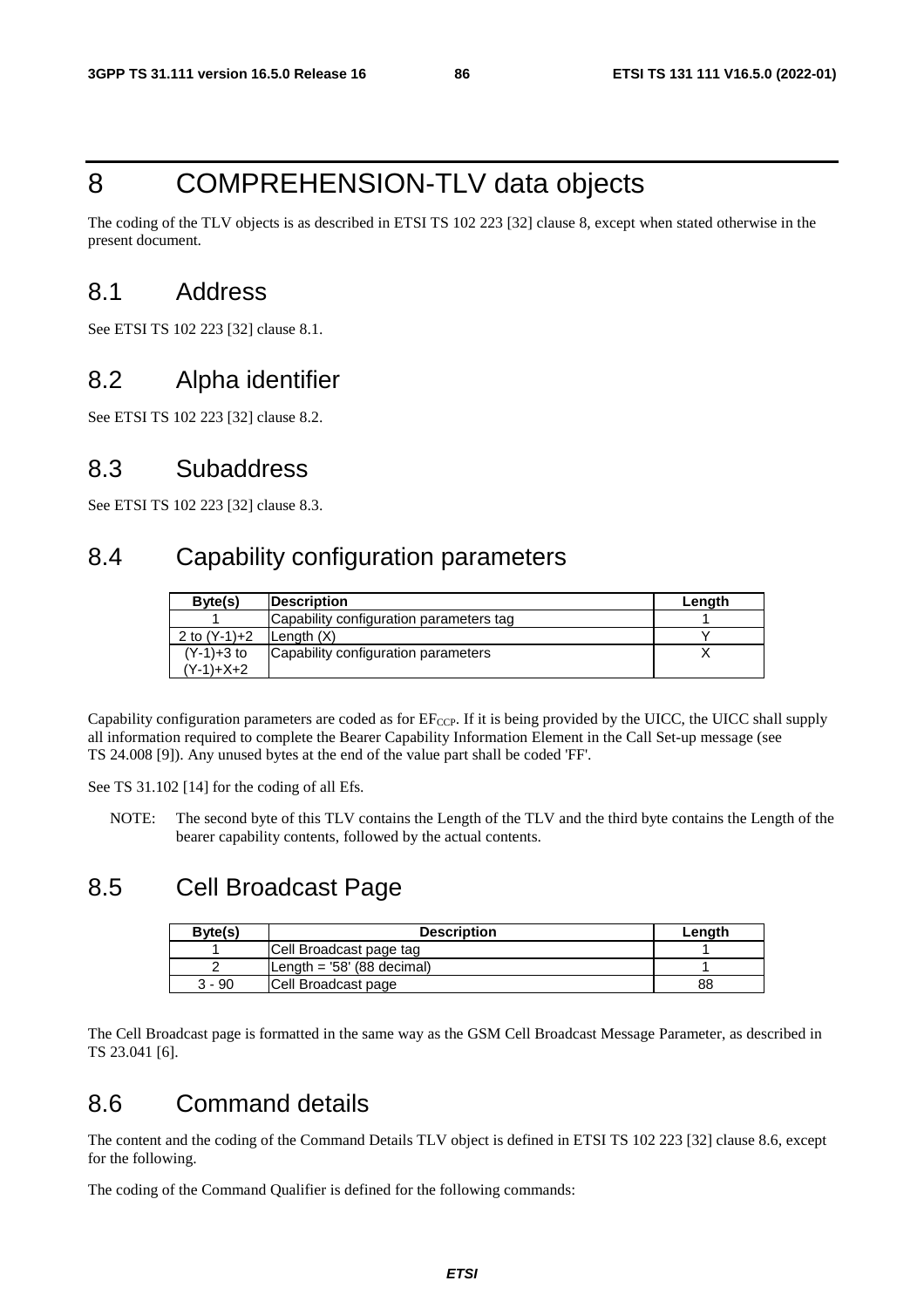# 8 COMPREHENSION-TLV data objects

The coding of the TLV objects is as described in ETSI TS 102 223 [32] clause 8, except when stated otherwise in the present document.

## 8.1 Address

See ETSI TS 102 223 [32] clause 8.1.

## 8.2 Alpha identifier

See ETSI TS 102 223 [32] clause 8.2.

## 8.3 Subaddress

See ETSI TS 102 223 [32] clause 8.3.

## 8.4 Capability configuration parameters

| Byte(s) | Description | Length |
|---|---|---|
| 1 | Capability configuration parameters tag | 1 |
| 2 to (Y-1)+2 | Length (X) | Y |
| (Y-1)+3 to (Y-1)+X+2 | Capability configuration parameters | X |

Capability configuration parameters are coded as for $EF_{CCP}$. If it is being provided by the UICC, the UICC shall supply all information required to complete the Bearer Capability Information Element in the Call Set-up message (see TS 24.008 [9]). Any unused bytes at the end of the value part shall be coded 'FF'.

See TS 31.102 [14] for the coding of all Efs.

NOTE: The second byte of this TLV contains the Length of the TLV and the third byte contains the Length of the bearer capability contents, followed by the actual contents.

## 8.5 Cell Broadcast Page

| Byte(s) | Description | Length |
|---|---|---|
| 1 | Cell Broadcast page tag | 1 |
| 2 | Length = '58' (88 decimal) | 1 |
| 3 - 90 | Cell Broadcast page | 88 |

The Cell Broadcast page is formatted in the same way as the GSM Cell Broadcast Message Parameter, as described in TS 23.041 [6].

## 8.6 Command details

The content and the coding of the Command Details TLV object is defined in ETSI TS 102 223 [32] clause 8.6, except for the following.

The coding of the Command Qualifier is defined for the following commands: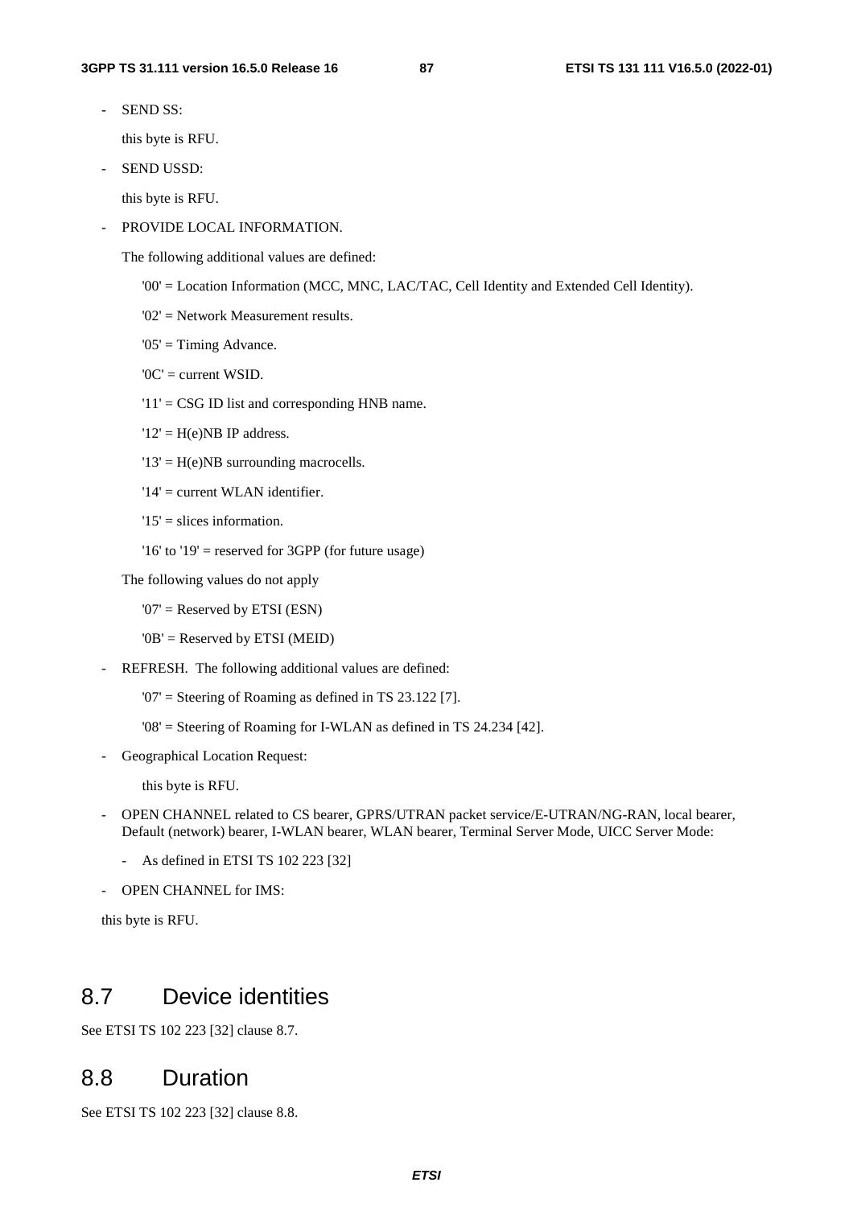- SEND SS:

  this byte is RFU.

- SEND USSD:

  this byte is RFU.

- PROVIDE LOCAL INFORMATION.

  The following additional values are defined:

  '00' = Location Information (MCC, MNC, LAC/TAC, Cell Identity and Extended Cell Identity).

  '02' = Network Measurement results.

  '05' = Timing Advance.

  '0C' = current WSID.

  '11' = CSG ID list and corresponding HNB name.

  '12' = H(e)NB IP address.

  '13' = H(e)NB surrounding macrocells.

  '14' = current WLAN identifier.

  '15' = slices information.

  '16' to '19' = reserved for 3GPP (for future usage)

  The following values do not apply

  '07' = Reserved by ETSI (ESN)

  '0B' = Reserved by ETSI (MEID)

- REFRESH. The following additional values are defined:

  '07' = Steering of Roaming as defined in TS 23.122 [7].

  '08' = Steering of Roaming for I-WLAN as defined in TS 24.234 [42].

- Geographical Location Request:

  this byte is RFU.

- OPEN CHANNEL related to CS bearer, GPRS/UTRAN packet service/E-UTRAN/NG-RAN, local bearer, Default (network) bearer, I-WLAN bearer, WLAN bearer, Terminal Server Mode, UICC Server Mode:

  - As defined in ETSI TS 102 223 [32]

- OPEN CHANNEL for IMS:

this byte is RFU.

## 8.7 Device identities

See ETSI TS 102 223 [32] clause 8.7.

## 8.8 Duration

See ETSI TS 102 223 [32] clause 8.8.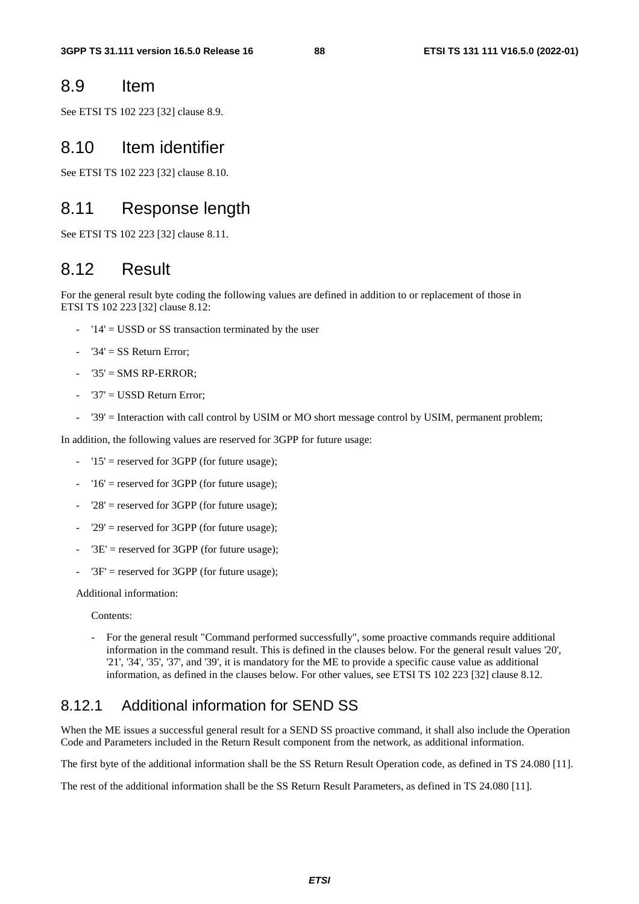## 8.9 Item

See ETSI TS 102 223 [32] clause 8.9.

## 8.10 Item identifier

See ETSI TS 102 223 [32] clause 8.10.

## 8.11 Response length

See ETSI TS 102 223 [32] clause 8.11.

## 8.12 Result

For the general result byte coding the following values are defined in addition to or replacement of those in ETSI TS 102 223 [32] clause 8.12:

- '14' = USSD or SS transaction terminated by the user
- '34' = SS Return Error;
- '35' = SMS RP-ERROR;
- '37' = USSD Return Error;
- '39' = Interaction with call control by USIM or MO short message control by USIM, permanent problem;

In addition, the following values are reserved for 3GPP for future usage:

- '15' = reserved for 3GPP (for future usage);
- '16' = reserved for 3GPP (for future usage);
- '28' = reserved for 3GPP (for future usage);
- '29' = reserved for 3GPP (for future usage);
- '3E' = reserved for 3GPP (for future usage);
- '3F' = reserved for 3GPP (for future usage);

Additional information:

Contents:

- For the general result "Command performed successfully", some proactive commands require additional information in the command result. This is defined in the clauses below. For the general result values '20', '21', '34', '35', '37', and '39', it is mandatory for the ME to provide a specific cause value as additional information, as defined in the clauses below. For other values, see ETSI TS 102 223 [32] clause 8.12.

### 8.12.1 Additional information for SEND SS

When the ME issues a successful general result for a SEND SS proactive command, it shall also include the Operation Code and Parameters included in the Return Result component from the network, as additional information.

The first byte of the additional information shall be the SS Return Result Operation code, as defined in TS 24.080 [11].

The rest of the additional information shall be the SS Return Result Parameters, as defined in TS 24.080 [11].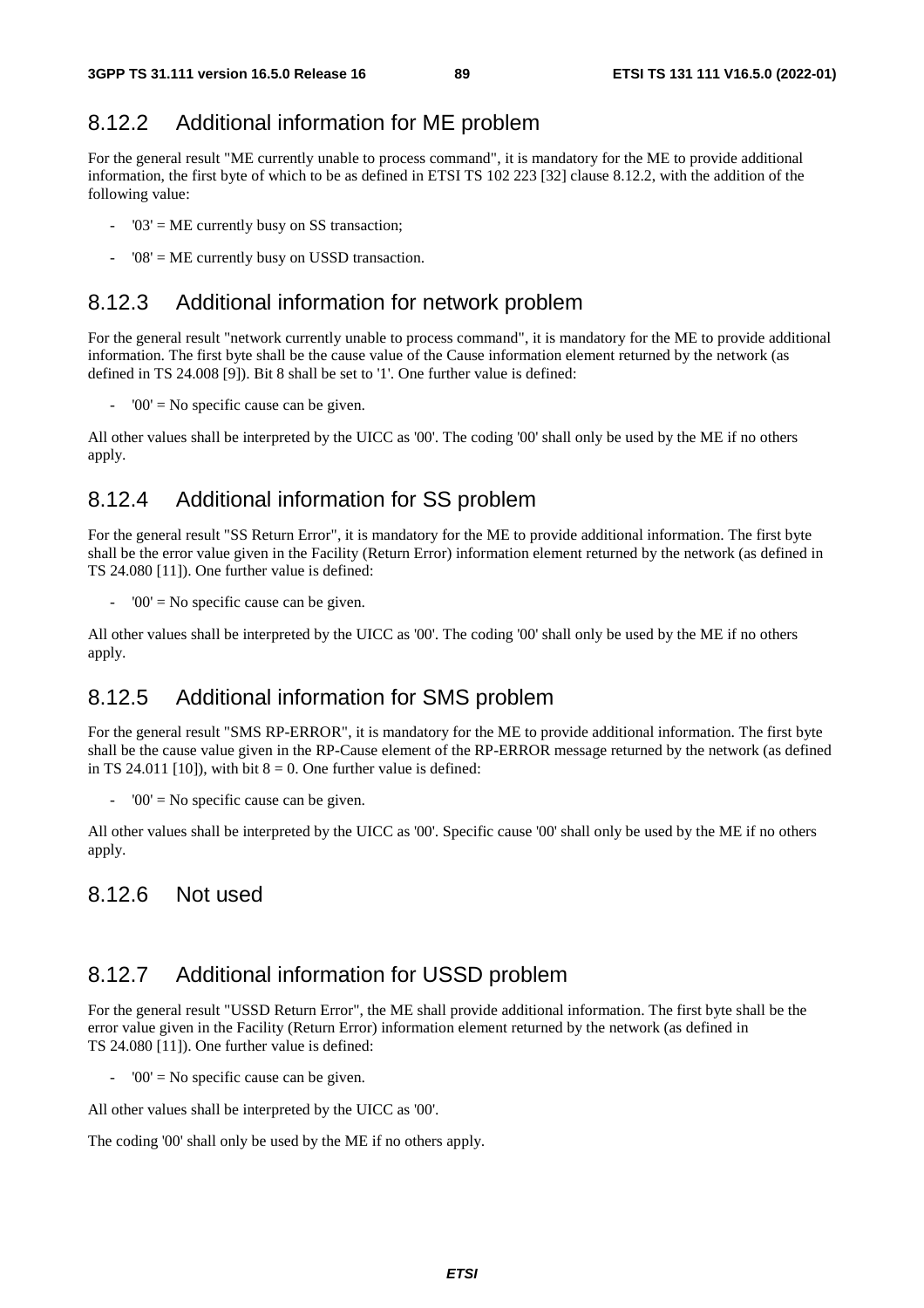## 8.12.2 Additional information for ME problem

For the general result "ME currently unable to process command", it is mandatory for the ME to provide additional information, the first byte of which to be as defined in ETSI TS 102 223 [32] clause 8.12.2, with the addition of the following value:

- '03' = ME currently busy on SS transaction;
- '08' = ME currently busy on USSD transaction.

## 8.12.3 Additional information for network problem

For the general result "network currently unable to process command", it is mandatory for the ME to provide additional information. The first byte shall be the cause value of the Cause information element returned by the network (as defined in TS 24.008 [9]). Bit 8 shall be set to '1'. One further value is defined:

- '00' = No specific cause can be given.

All other values shall be interpreted by the UICC as '00'. The coding '00' shall only be used by the ME if no others apply.

## 8.12.4 Additional information for SS problem

For the general result "SS Return Error", it is mandatory for the ME to provide additional information. The first byte shall be the error value given in the Facility (Return Error) information element returned by the network (as defined in TS 24.080 [11]). One further value is defined:

- '00' = No specific cause can be given.

All other values shall be interpreted by the UICC as '00'. The coding '00' shall only be used by the ME if no others apply.

## 8.12.5 Additional information for SMS problem

For the general result "SMS RP-ERROR", it is mandatory for the ME to provide additional information. The first byte shall be the cause value given in the RP-Cause element of the RP-ERROR message returned by the network (as defined in TS 24.011 [10]), with bit 8 = 0. One further value is defined:

- '00' = No specific cause can be given.

All other values shall be interpreted by the UICC as '00'. Specific cause '00' shall only be used by the ME if no others apply.

## 8.12.6 Not used

## 8.12.7 Additional information for USSD problem

For the general result "USSD Return Error", the ME shall provide additional information. The first byte shall be the error value given in the Facility (Return Error) information element returned by the network (as defined in TS 24.080 [11]). One further value is defined:

- '00' = No specific cause can be given.

All other values shall be interpreted by the UICC as '00'.

The coding '00' shall only be used by the ME if no others apply.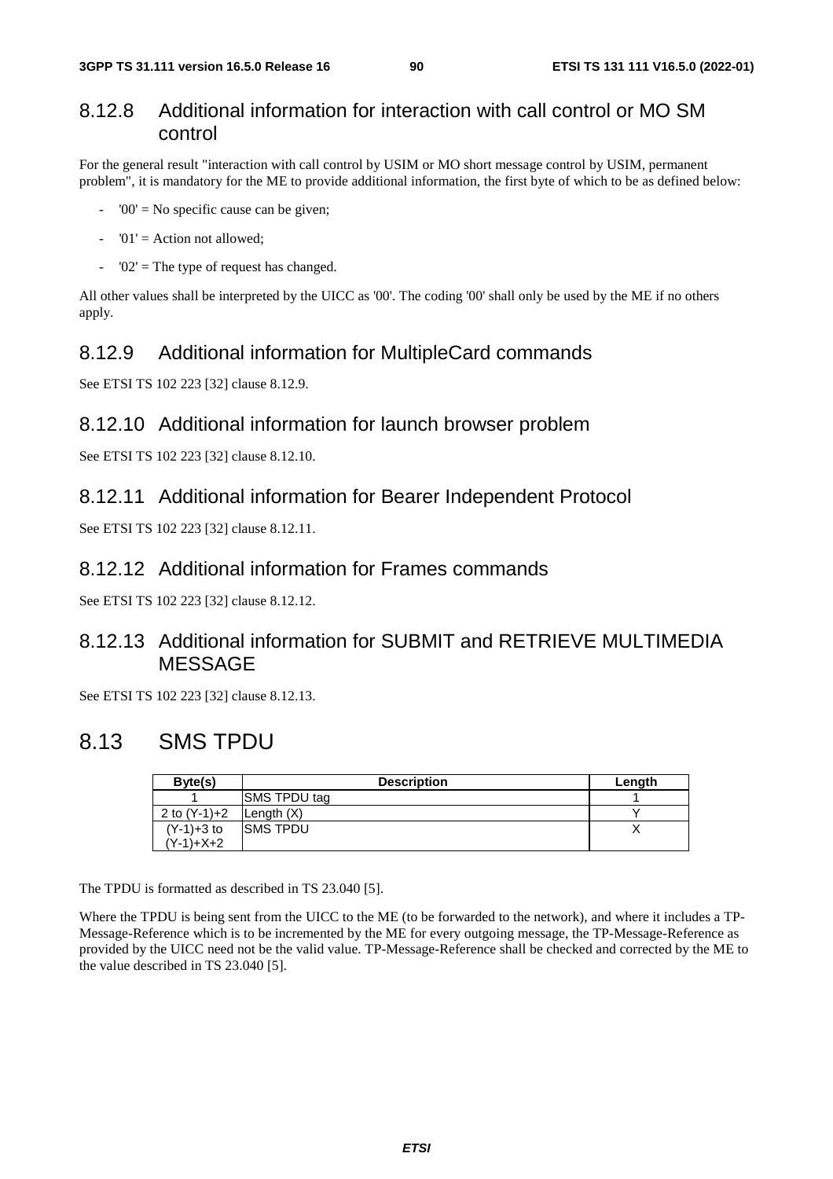### 8.12.8 Additional information for interaction with call control or MO SM control

For the general result "interaction with call control by USIM or MO short message control by USIM, permanent problem", it is mandatory for the ME to provide additional information, the first byte of which to be as defined below:

- '00' = No specific cause can be given;
- '01' = Action not allowed;
- '02' = The type of request has changed.

All other values shall be interpreted by the UICC as '00'. The coding '00' shall only be used by the ME if no others apply.

### 8.12.9 Additional information for MultipleCard commands

See ETSI TS 102 223 [32] clause 8.12.9.

### 8.12.10 Additional information for launch browser problem

See ETSI TS 102 223 [32] clause 8.12.10.

### 8.12.11 Additional information for Bearer Independent Protocol

See ETSI TS 102 223 [32] clause 8.12.11.

### 8.12.12 Additional information for Frames commands

See ETSI TS 102 223 [32] clause 8.12.12.

### 8.12.13 Additional information for SUBMIT and RETRIEVE MULTIMEDIA MESSAGE

See ETSI TS 102 223 [32] clause 8.12.13.

## 8.13 SMS TPDU

| Byte(s) | Description | Length |
|---|---|---|
| 1 | SMS TPDU tag | 1 |
| 2 to (Y-1)+2 | Length (X) | Y |
| (Y-1)+3 to (Y-1)+X+2 | SMS TPDU | X |

The TPDU is formatted as described in TS 23.040 [5].

Where the TPDU is being sent from the UICC to the ME (to be forwarded to the network), and where it includes a TP-Message-Reference which is to be incremented by the ME for every outgoing message, the TP-Message-Reference as provided by the UICC need not be the valid value. TP-Message-Reference shall be checked and corrected by the ME to the value described in TS 23.040 [5].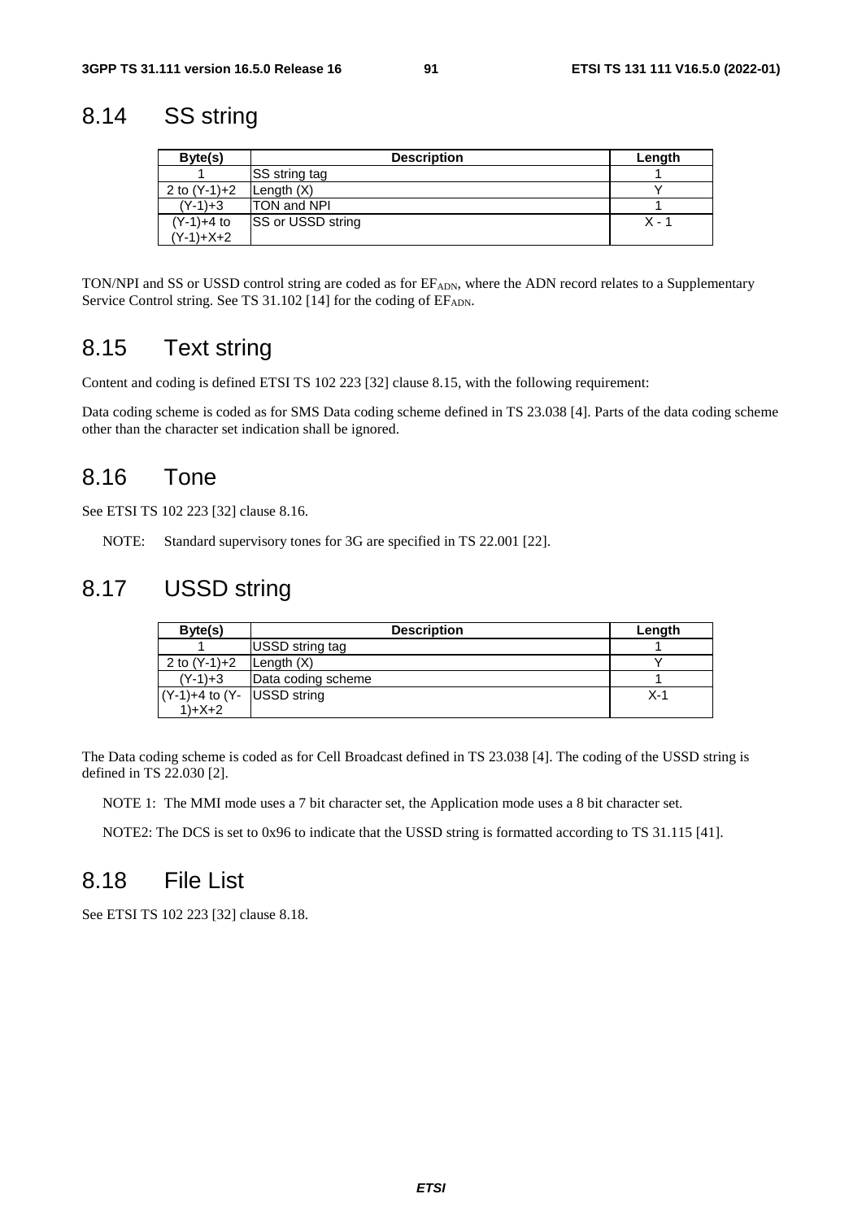## 8.14 SS string

| Byte(s) | Description | Length |
|---|---|---|
| 1 | SS string tag | 1 |
| 2 to (Y-1)+2 | Length (X) | Y |
| (Y-1)+3 | TON and NPI | 1 |
| (Y-1)+4 to (Y-1)+X+2 | SS or USSD string | X - 1 |

TON/NPI and SS or USSD control string are coded as for $EF_{ADN}$, where the ADN record relates to a Supplementary Service Control string. See TS 31.102 [14] for the coding of $EF_{ADN}$.

## 8.15 Text string

Content and coding is defined ETSI TS 102 223 [32] clause 8.15, with the following requirement:

Data coding scheme is coded as for SMS Data coding scheme defined in TS 23.038 [4]. Parts of the data coding scheme other than the character set indication shall be ignored.

## 8.16 Tone

See ETSI TS 102 223 [32] clause 8.16.

NOTE: Standard supervisory tones for 3G are specified in TS 22.001 [22].

## 8.17 USSD string

| Byte(s) | Description | Length |
|---|---|---|
| 1 | USSD string tag | 1 |
| 2 to (Y-1)+2 | Length (X) | Y |
| (Y-1)+3 | Data coding scheme | 1 |
| (Y-1)+4 to (Y-1)+X+2 | USSD string | X-1 |

The Data coding scheme is coded as for Cell Broadcast defined in TS 23.038 [4]. The coding of the USSD string is defined in TS 22.030 [2].

NOTE 1: The MMI mode uses a 7 bit character set, the Application mode uses a 8 bit character set.

NOTE2: The DCS is set to 0x96 to indicate that the USSD string is formatted according to TS 31.115 [41].

## 8.18 File List

See ETSI TS 102 223 [32] clause 8.18.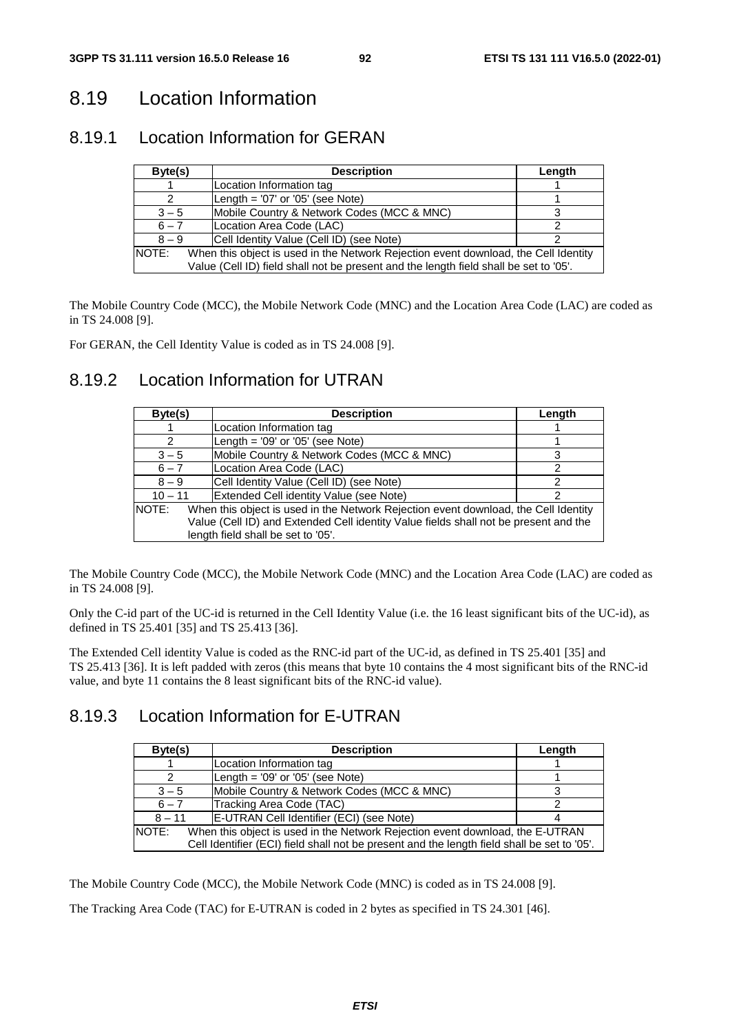# 8.19 Location Information

## 8.19.1 Location Information for GERAN

| Byte(s) | Description | Length |
|---|---|---|
| 1 | Location Information tag | 1 |
| 2 | Length = '07' or '05' (see Note) | 1 |
| 3 – 5 | Mobile Country & Network Codes (MCC & MNC) | 3 |
| 6 – 7 | Location Area Code (LAC) | 2 |
| 8 – 9 | Cell Identity Value (Cell ID) (see Note) | 2 |
| NOTE: When this object is used in the Network Rejection event download, the Cell Identity Value (Cell ID) field shall not be present and the length field shall be set to '05'. | | |

The Mobile Country Code (MCC), the Mobile Network Code (MNC) and the Location Area Code (LAC) are coded as in TS 24.008 [9].

For GERAN, the Cell Identity Value is coded as in TS 24.008 [9].

## 8.19.2 Location Information for UTRAN

| Byte(s) | Description | Length |
|---|---|---|
| 1 | Location Information tag | 1 |
| 2 | Length = '09' or '05' (see Note) | 1 |
| 3 – 5 | Mobile Country & Network Codes (MCC & MNC) | 3 |
| 6 – 7 | Location Area Code (LAC) | 2 |
| 8 – 9 | Cell Identity Value (Cell ID) (see Note) | 2 |
| 10 – 11 | Extended Cell identity Value (see Note) | 2 |
| NOTE: When this object is used in the Network Rejection event download, the Cell Identity Value (Cell ID) and Extended Cell identity Value fields shall not be present and the length field shall be set to '05'. | | |

The Mobile Country Code (MCC), the Mobile Network Code (MNC) and the Location Area Code (LAC) are coded as in TS 24.008 [9].

Only the C-id part of the UC-id is returned in the Cell Identity Value (i.e. the 16 least significant bits of the UC-id), as defined in TS 25.401 [35] and TS 25.413 [36].

The Extended Cell identity Value is coded as the RNC-id part of the UC-id, as defined in TS 25.401 [35] and TS 25.413 [36]. It is left padded with zeros (this means that byte 10 contains the 4 most significant bits of the RNC-id value, and byte 11 contains the 8 least significant bits of the RNC-id value).

## 8.19.3 Location Information for E-UTRAN

| Byte(s) | Description | Length |
|---|---|---|
| 1 | Location Information tag | 1 |
| 2 | Length = '09' or '05' (see Note) | 1 |
| 3 – 5 | Mobile Country & Network Codes (MCC & MNC) | 3 |
| 6 – 7 | Tracking Area Code (TAC) | 2 |
| 8 – 11 | E-UTRAN Cell Identifier (ECI) (see Note) | 4 |
| NOTE: When this object is used in the Network Rejection event download, the E-UTRAN Cell Identifier (ECI) field shall not be present and the length field shall be set to '05'. | | |

The Mobile Country Code (MCC), the Mobile Network Code (MNC) is coded as in TS 24.008 [9].

The Tracking Area Code (TAC) for E-UTRAN is coded in 2 bytes as specified in TS 24.301 [46].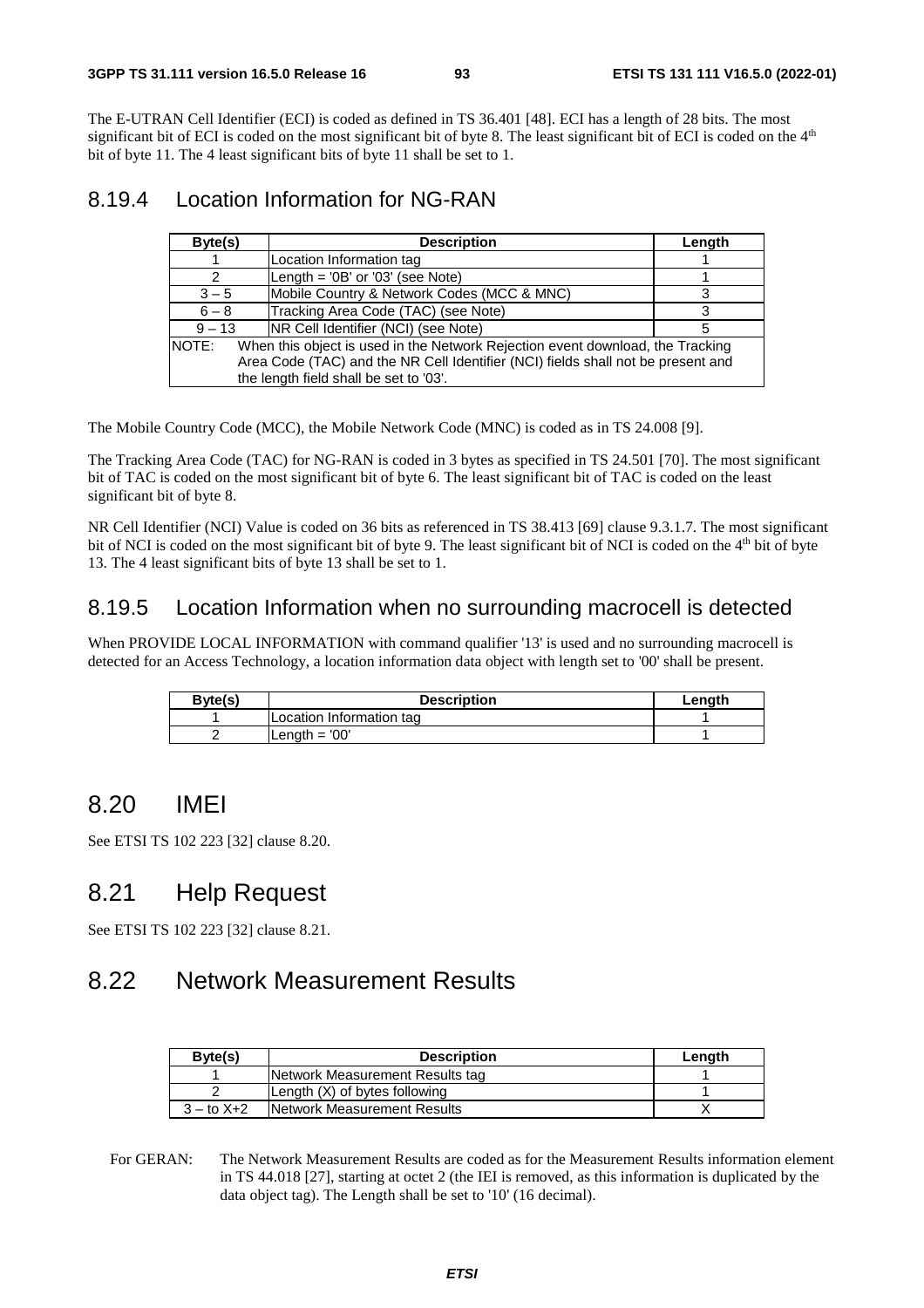The E-UTRAN Cell Identifier (ECI) is coded as defined in TS 36.401 [48]. ECI has a length of 28 bits. The most significant bit of ECI is coded on the most significant bit of byte 8. The least significant bit of ECI is coded on the 4th bit of byte 11. The 4 least significant bits of byte 11 shall be set to 1.

### 8.19.4 Location Information for NG-RAN

| Byte(s) | Description | Length |
|---|---|---|
| 1 | Location Information tag | 1 |
| 2 | Length = '0B' or '03' (see Note) | 1 |
| 3 – 5 | Mobile Country & Network Codes (MCC & MNC) | 3 |
| 6 – 8 | Tracking Area Code (TAC) (see Note) | 3 |
| 9 – 13 | NR Cell Identifier (NCI) (see Note) | 5 |
| NOTE: When this object is used in the Network Rejection event download, the Tracking Area Code (TAC) and the NR Cell Identifier (NCI) fields shall not be present and the length field shall be set to '03'. | | |

The Mobile Country Code (MCC), the Mobile Network Code (MNC) is coded as in TS 24.008 [9].

The Tracking Area Code (TAC) for NG-RAN is coded in 3 bytes as specified in TS 24.501 [70]. The most significant bit of TAC is coded on the most significant bit of byte 6. The least significant bit of TAC is coded on the least significant bit of byte 8.

NR Cell Identifier (NCI) Value is coded on 36 bits as referenced in TS 38.413 [69] clause 9.3.1.7. The most significant bit of NCI is coded on the most significant bit of byte 9. The least significant bit of NCI is coded on the 4th bit of byte 13. The 4 least significant bits of byte 13 shall be set to 1.

### 8.19.5 Location Information when no surrounding macrocell is detected

When PROVIDE LOCAL INFORMATION with command qualifier '13' is used and no surrounding macrocell is detected for an Access Technology, a location information data object with length set to '00' shall be present.

| Byte(s) | Description | Length |
|---|---|---|
| 1 | Location Information tag | 1 |
| 2 | Length = '00' | 1 |

## 8.20 IMEI

See ETSI TS 102 223 [32] clause 8.20.

## 8.21 Help Request

See ETSI TS 102 223 [32] clause 8.21.

## 8.22 Network Measurement Results

| Byte(s) | Description | Length |
|---|---|---|
| 1 | Network Measurement Results tag | 1 |
| 2 | Length (X) of bytes following | 1 |
| 3 – to X+2 | Network Measurement Results | X |

For GERAN: The Network Measurement Results are coded as for the Measurement Results information element in TS 44.018 [27], starting at octet 2 (the IEI is removed, as this information is duplicated by the data object tag). The Length shall be set to '10' (16 decimal).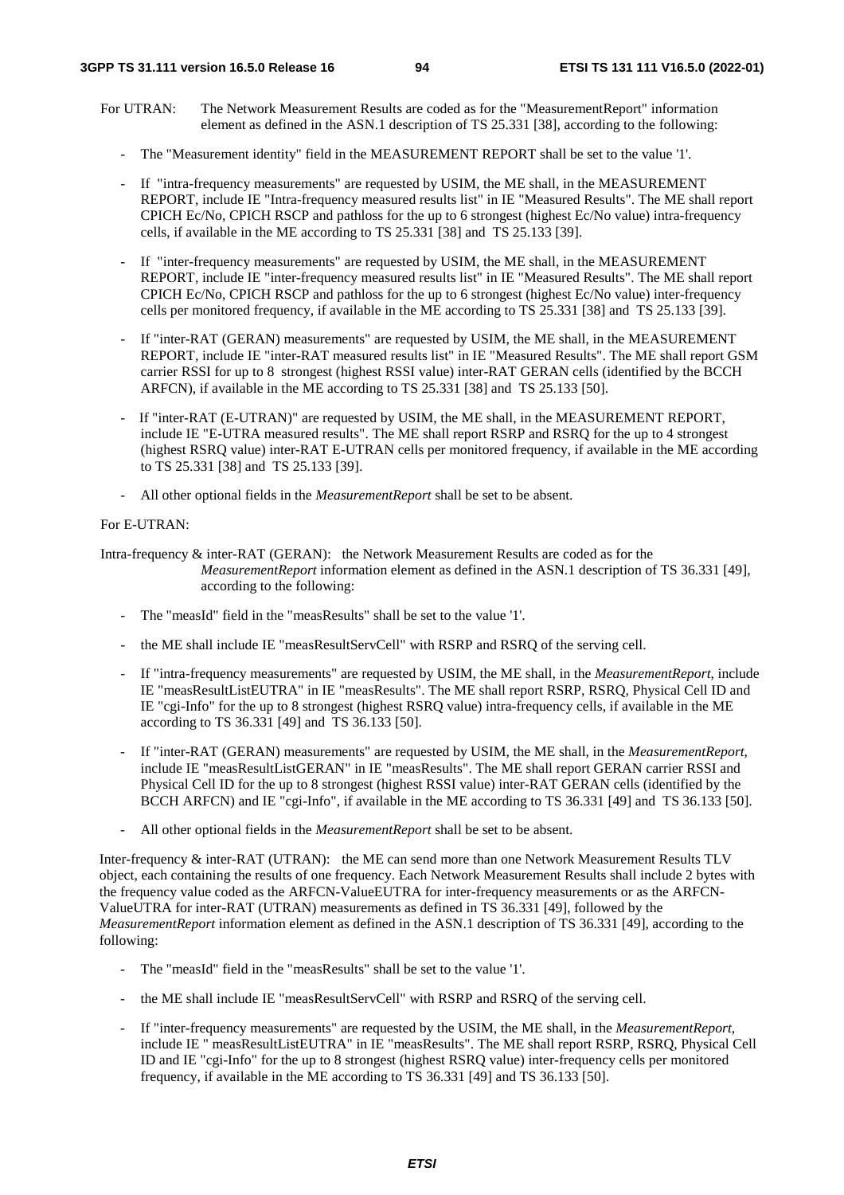For UTRAN: The Network Measurement Results are coded as for the "MeasurementReport" information element as defined in the ASN.1 description of TS 25.331 [38], according to the following:

- The "Measurement identity" field in the MEASUREMENT REPORT shall be set to the value '1'.
- If "intra-frequency measurements" are requested by USIM, the ME shall, in the MEASUREMENT REPORT, include IE "Intra-frequency measured results list" in IE "Measured Results". The ME shall report CPICH Ec/No, CPICH RSCP and pathloss for the up to 6 strongest (highest Ec/No value) intra-frequency cells, if available in the ME according to TS 25.331 [38] and TS 25.133 [39].
- If "inter-frequency measurements" are requested by USIM, the ME shall, in the MEASUREMENT REPORT, include IE "inter-frequency measured results list" in IE "Measured Results". The ME shall report CPICH Ec/No, CPICH RSCP and pathloss for the up to 6 strongest (highest Ec/No value) inter-frequency cells per monitored frequency, if available in the ME according to TS 25.331 [38] and TS 25.133 [39].
- If "inter-RAT (GERAN) measurements" are requested by USIM, the ME shall, in the MEASUREMENT REPORT, include IE "inter-RAT measured results list" in IE "Measured Results". The ME shall report GSM carrier RSSI for up to 8 strongest (highest RSSI value) inter-RAT GERAN cells (identified by the BCCH ARFCN), if available in the ME according to TS 25.331 [38] and TS 25.133 [50].
- If "inter-RAT (E-UTRAN)" are requested by USIM, the ME shall, in the MEASUREMENT REPORT, include IE "E-UTRA measured results". The ME shall report RSRP and RSRQ for the up to 4 strongest (highest RSRQ value) inter-RAT E-UTRAN cells per monitored frequency, if available in the ME according to TS 25.331 [38] and TS 25.133 [39].
- All other optional fields in the *MeasurementReport* shall be set to be absent.

For E-UTRAN:

Intra-frequency & inter-RAT (GERAN): the Network Measurement Results are coded as for the *MeasurementReport* information element as defined in the ASN.1 description of TS 36.331 [49], according to the following:

- The "measId" field in the "measResults" shall be set to the value '1'.
- the ME shall include IE "measResultServCell" with RSRP and RSRQ of the serving cell.
- If "intra-frequency measurements" are requested by USIM, the ME shall, in the *MeasurementReport*, include IE "measResultListEUTRA" in IE "measResults". The ME shall report RSRP, RSRQ, Physical Cell ID and IE "cgi-Info" for the up to 8 strongest (highest RSRQ value) intra-frequency cells, if available in the ME according to TS 36.331 [49] and TS 36.133 [50].
- If "inter-RAT (GERAN) measurements" are requested by USIM, the ME shall, in the *MeasurementReport*, include IE "measResultListGERAN" in IE "measResults". The ME shall report GERAN carrier RSSI and Physical Cell ID for the up to 8 strongest (highest RSSI value) inter-RAT GERAN cells (identified by the BCCH ARFCN) and IE "cgi-Info", if available in the ME according to TS 36.331 [49] and TS 36.133 [50].
- All other optional fields in the *MeasurementReport* shall be set to be absent.

Inter-frequency & inter-RAT (UTRAN): the ME can send more than one Network Measurement Results TLV object, each containing the results of one frequency. Each Network Measurement Results shall include 2 bytes with the frequency value coded as the ARFCN-ValueEUTRA for inter-frequency measurements or as the ARFCN-ValueUTRA for inter-RAT (UTRAN) measurements as defined in TS 36.331 [49], followed by the *MeasurementReport* information element as defined in the ASN.1 description of TS 36.331 [49], according to the following:

- The "measId" field in the "measResults" shall be set to the value '1'.
- the ME shall include IE "measResultServCell" with RSRP and RSRQ of the serving cell.
- If "inter-frequency measurements" are requested by the USIM, the ME shall, in the *MeasurementReport*, include IE " measResultListEUTRA" in IE "measResults". The ME shall report RSRP, RSRQ, Physical Cell ID and IE "cgi-Info" for the up to 8 strongest (highest RSRQ value) inter-frequency cells per monitored frequency, if available in the ME according to TS 36.331 [49] and TS 36.133 [50].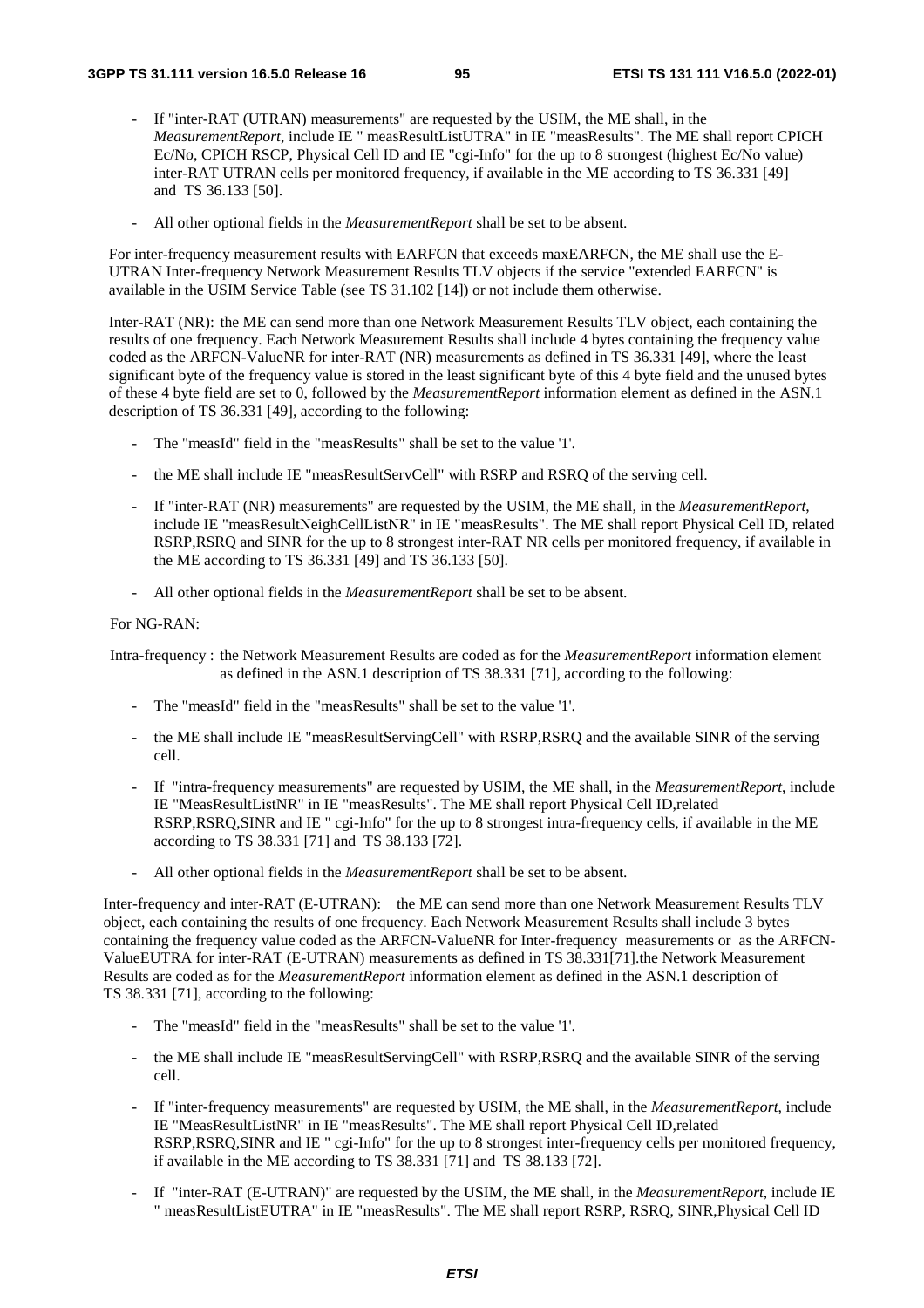- If "inter-RAT (UTRAN) measurements" are requested by the USIM, the ME shall, in the *MeasurementReport*, include IE " measResultListUTRA" in IE "measResults". The ME shall report CPICH Ec/No, CPICH RSCP, Physical Cell ID and IE "cgi-Info" for the up to 8 strongest (highest Ec/No value) inter-RAT UTRAN cells per monitored frequency, if available in the ME according to TS 36.331 [49] and TS 36.133 [50].

- All other optional fields in the *MeasurementReport* shall be set to be absent.

For inter-frequency measurement results with EARFCN that exceeds maxEARFCN, the ME shall use the E-UTRAN Inter-frequency Network Measurement Results TLV objects if the service "extended EARFCN" is available in the USIM Service Table (see TS 31.102 [14]) or not include them otherwise.

Inter-RAT (NR): the ME can send more than one Network Measurement Results TLV object, each containing the results of one frequency. Each Network Measurement Results shall include 4 bytes containing the frequency value coded as the ARFCN-ValueNR for inter-RAT (NR) measurements as defined in TS 36.331 [49], where the least significant byte of the frequency value is stored in the least significant byte of this 4 byte field and the unused bytes of these 4 byte field are set to 0, followed by the *MeasurementReport* information element as defined in the ASN.1 description of TS 36.331 [49], according to the following:

- The "measId" field in the "measResults" shall be set to the value '1'.

- the ME shall include IE "measResultServCell" with RSRP and RSRQ of the serving cell.

- If "inter-RAT (NR) measurements" are requested by the USIM, the ME shall, in the *MeasurementReport*, include IE "measResultNeighCellListNR" in IE "measResults". The ME shall report Physical Cell ID, related RSRP,RSRQ and SINR for the up to 8 strongest inter-RAT NR cells per monitored frequency, if available in the ME according to TS 36.331 [49] and TS 36.133 [50].

- All other optional fields in the *MeasurementReport* shall be set to be absent.

For NG-RAN:

Intra-frequency : the Network Measurement Results are coded as for the *MeasurementReport* information element as defined in the ASN.1 description of TS 38.331 [71], according to the following:

- The "measId" field in the "measResults" shall be set to the value '1'.

- the ME shall include IE "measResultServingCell" with RSRP,RSRQ and the available SINR of the serving cell.

- If "intra-frequency measurements" are requested by USIM, the ME shall, in the *MeasurementReport*, include IE "MeasResultListNR" in IE "measResults". The ME shall report Physical Cell ID,related RSRP,RSRQ,SINR and IE " cgi-Info" for the up to 8 strongest intra-frequency cells, if available in the ME according to TS 38.331 [71] and TS 38.133 [72].

- All other optional fields in the *MeasurementReport* shall be set to be absent.

Inter-frequency and inter-RAT (E-UTRAN): the ME can send more than one Network Measurement Results TLV object, each containing the results of one frequency. Each Network Measurement Results shall include 3 bytes containing the frequency value coded as the ARFCN-ValueNR for Inter-frequency measurements or as the ARFCN-ValueEUTRA for inter-RAT (E-UTRAN) measurements as defined in TS 38.331[71].the Network Measurement Results are coded as for the *MeasurementReport* information element as defined in the ASN.1 description of TS 38.331 [71], according to the following:

- The "measId" field in the "measResults" shall be set to the value '1'.

- the ME shall include IE "measResultServingCell" with RSRP,RSRQ and the available SINR of the serving cell.

- If "inter-frequency measurements" are requested by USIM, the ME shall, in the *MeasurementReport*, include IE "MeasResultListNR" in IE "measResults". The ME shall report Physical Cell ID,related RSRP,RSRQ,SINR and IE " cgi-Info" for the up to 8 strongest inter-frequency cells per monitored frequency, if available in the ME according to TS 38.331 [71] and TS 38.133 [72].

- If "inter-RAT (E-UTRAN)" are requested by the USIM, the ME shall, in the *MeasurementReport*, include IE " measResultListEUTRA" in IE "measResults". The ME shall report RSRP, RSRQ, SINR,Physical Cell ID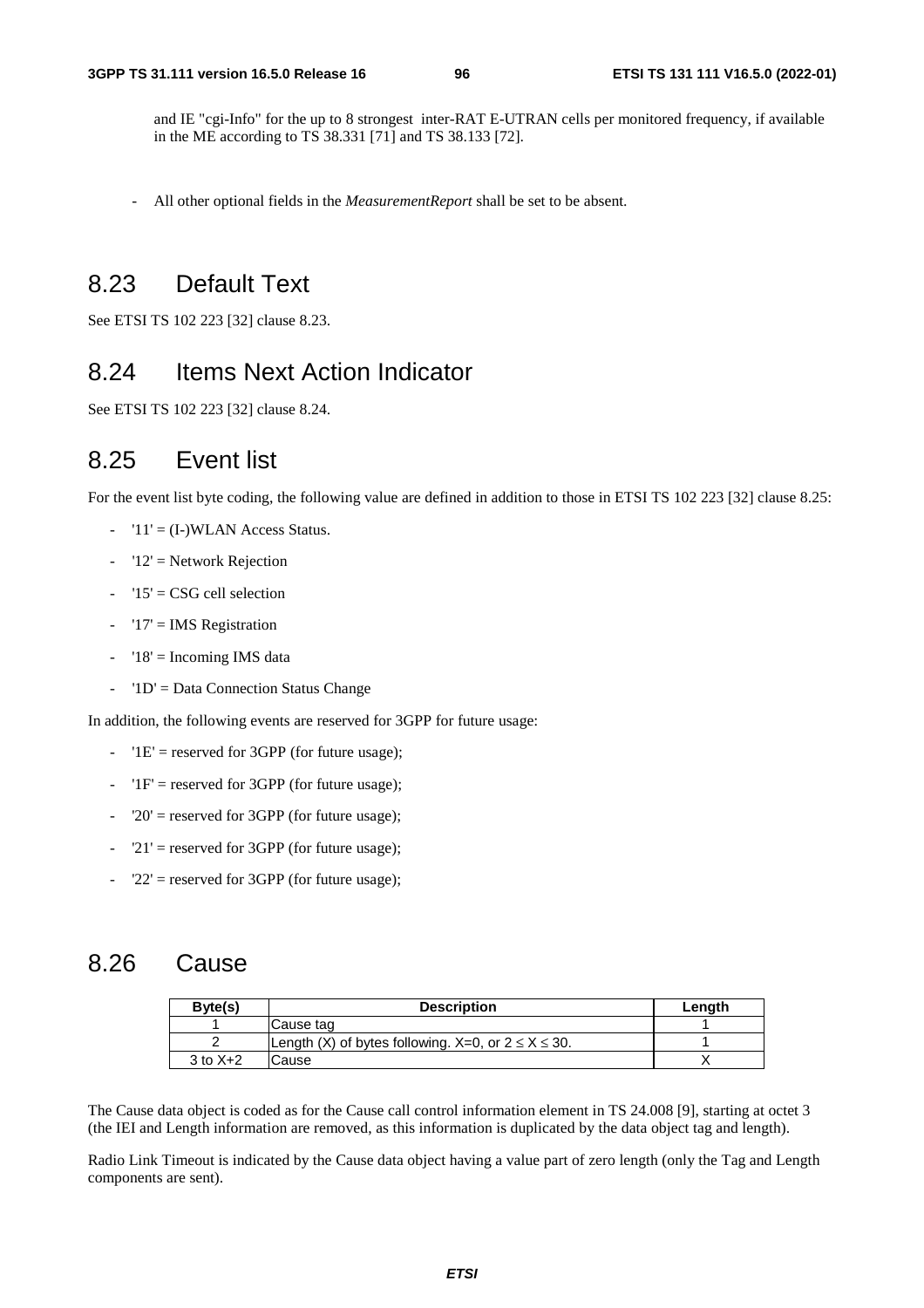and IE "cgi-Info" for the up to 8 strongest inter-RAT E-UTRAN cells per monitored frequency, if available in the ME according to TS 38.331 [71] and TS 38.133 [72].

- All other optional fields in the *MeasurementReport* shall be set to be absent.

## 8.23 Default Text

See ETSI TS 102 223 [32] clause 8.23.

## 8.24 Items Next Action Indicator

See ETSI TS 102 223 [32] clause 8.24.

## 8.25 Event list

For the event list byte coding, the following value are defined in addition to those in ETSI TS 102 223 [32] clause 8.25:

- '11' = (I-)WLAN Access Status.
- '12' = Network Rejection
- '15' = CSG cell selection
- '17' = IMS Registration
- '18' = Incoming IMS data
- '1D' = Data Connection Status Change

In addition, the following events are reserved for 3GPP for future usage:

- '1E' = reserved for 3GPP (for future usage);
- '1F' = reserved for 3GPP (for future usage);
- '20' = reserved for 3GPP (for future usage);
- '21' = reserved for 3GPP (for future usage);
- '22' = reserved for 3GPP (for future usage);

## 8.26 Cause

| Byte(s) | Description | Length |
|---|---|---|
| 1 | Cause tag | 1 |
| 2 | Length (X) of bytes following. X=0, or $2 \leq X \leq 30$. | 1 |
| 3 to X+2 | Cause | X |

The Cause data object is coded as for the Cause call control information element in TS 24.008 [9], starting at octet 3 (the IEI and Length information are removed, as this information is duplicated by the data object tag and length).

Radio Link Timeout is indicated by the Cause data object having a value part of zero length (only the Tag and Length components are sent).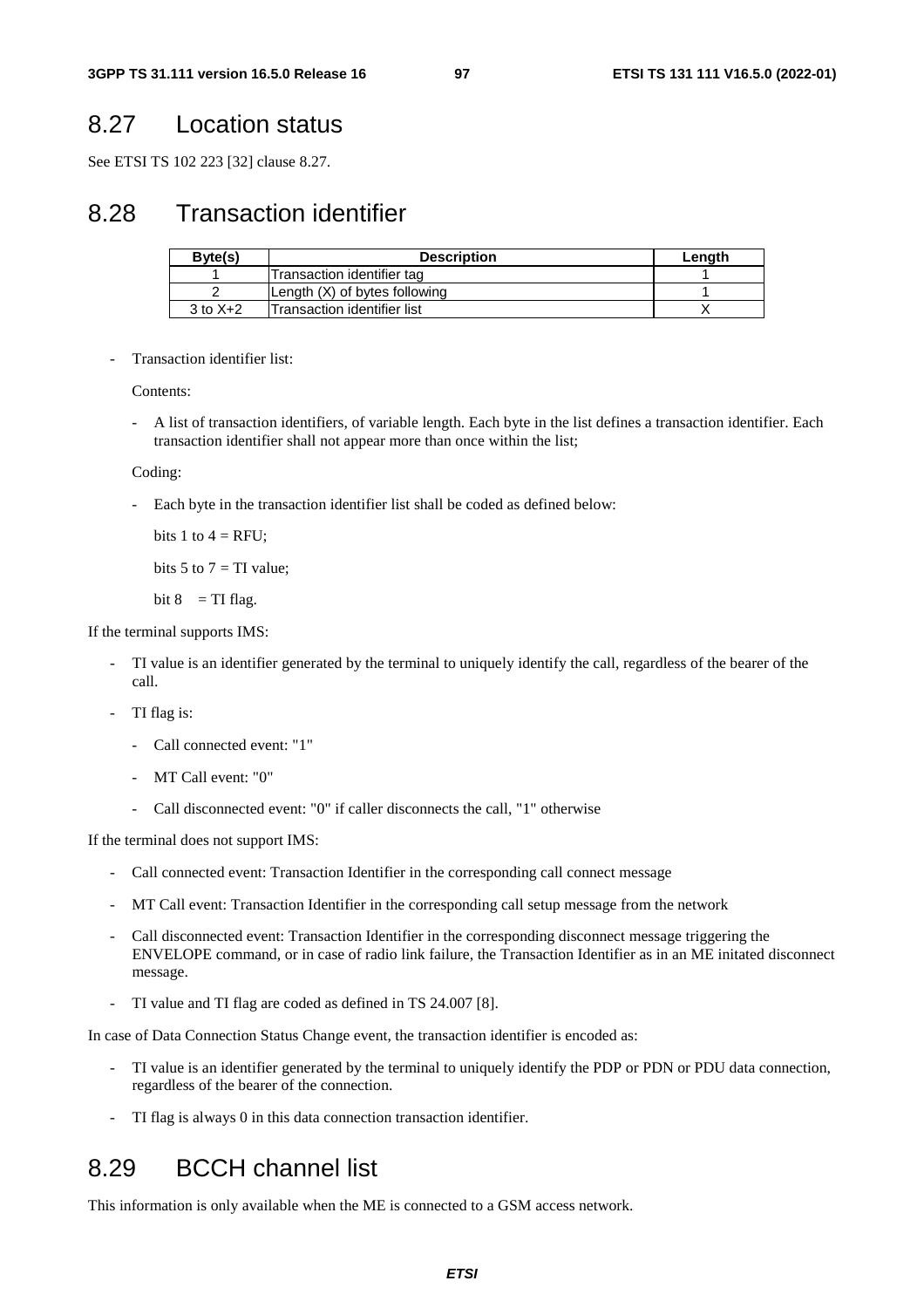## 8.27 Location status

See ETSI TS 102 223 [32] clause 8.27.

## 8.28 Transaction identifier

| Byte(s) | Description | Length |
|---|---|---|
| 1 | Transaction identifier tag | 1 |
| 2 | Length (X) of bytes following | 1 |
| 3 to X+2 | Transaction identifier list | X |

- Transaction identifier list:

  Contents:

  - A list of transaction identifiers, of variable length. Each byte in the list defines a transaction identifier. Each transaction identifier shall not appear more than once within the list;

  Coding:

  - Each byte in the transaction identifier list shall be coded as defined below:

    bits 1 to 4 = RFU;

    bits 5 to 7 = TI value;

    bit 8 = TI flag.

If the terminal supports IMS:

- TI value is an identifier generated by the terminal to uniquely identify the call, regardless of the bearer of the call.
- TI flag is:
  - Call connected event: "1"
  - MT Call event: "0"
  - Call disconnected event: "0" if caller disconnects the call, "1" otherwise

If the terminal does not support IMS:

- Call connected event: Transaction Identifier in the corresponding call connect message
- MT Call event: Transaction Identifier in the corresponding call setup message from the network
- Call disconnected event: Transaction Identifier in the corresponding disconnect message triggering the ENVELOPE command, or in case of radio link failure, the Transaction Identifier as in an ME initated disconnect message.
- TI value and TI flag are coded as defined in TS 24.007 [8].

In case of Data Connection Status Change event, the transaction identifier is encoded as:

- TI value is an identifier generated by the terminal to uniquely identify the PDP or PDN or PDU data connection, regardless of the bearer of the connection.
- TI flag is always 0 in this data connection transaction identifier.

## 8.29 BCCH channel list

This information is only available when the ME is connected to a GSM access network.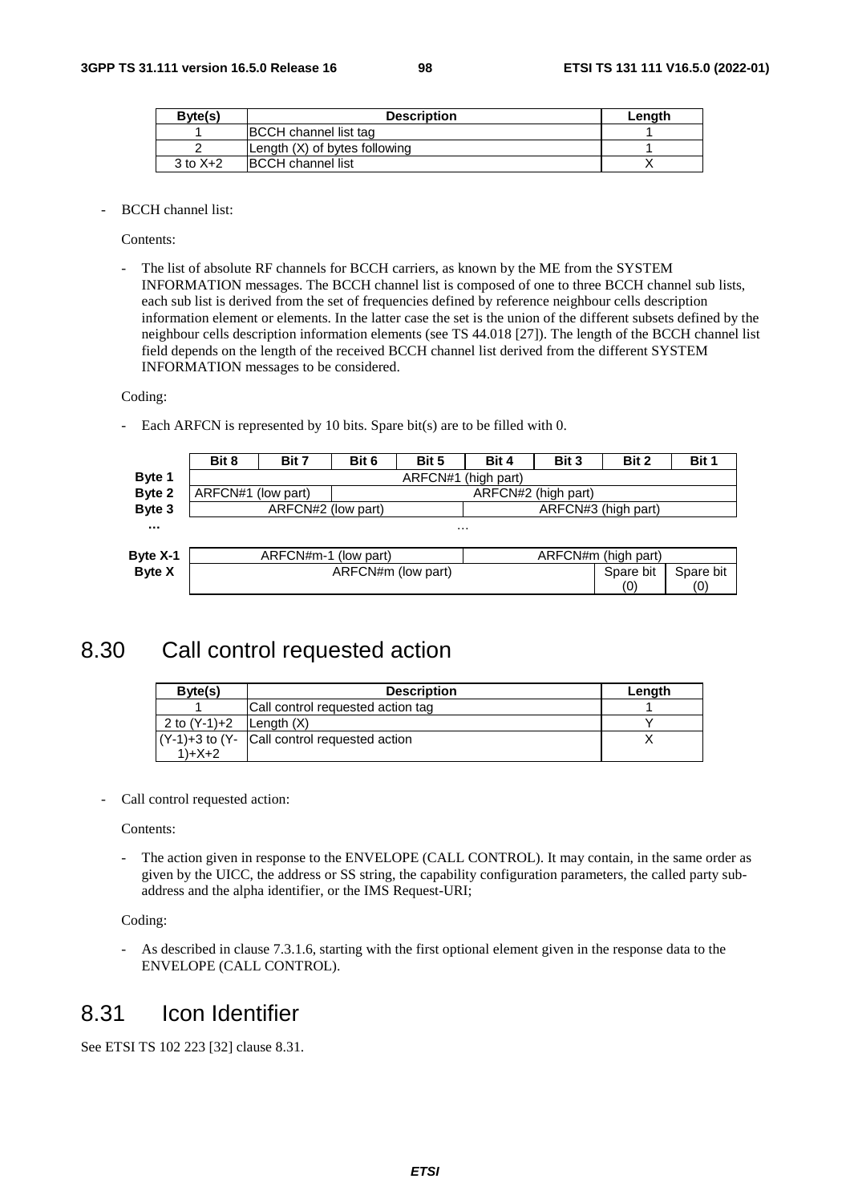| Byte(s) | Description | Length |
| --- | --- | --- |
| 1 | BCCH channel list tag | 1 |
| 2 | Length (X) of bytes following | 1 |
| 3 to X+2 | BCCH channel list | X |

- BCCH channel list:

  Contents:

  - The list of absolute RF channels for BCCH carriers, as known by the ME from the SYSTEM INFORMATION messages. The BCCH channel list is composed of one to three BCCH channel sub lists, each sub list is derived from the set of frequencies defined by reference neighbour cells description information element or elements. In the latter case the set is the union of the different subsets defined by the neighbour cells description information elements (see TS 44.018 [27]). The length of the BCCH channel list field depends on the length of the received BCCH channel list derived from the different SYSTEM INFORMATION messages to be considered.

  Coding:

  - Each ARFCN is represented by 10 bits. Spare bit(s) are to be filled with 0.

| | Bit 8 | Bit 7 | Bit 6 | Bit 5 | Bit 4 | Bit 3 | Bit 2 | Bit 1 |
| --- | --- | --- | --- | --- | --- | --- | --- | --- |
| **Byte 1** | ARFCN#1 (high part) | | | | | | | |
| **Byte 2** | ARFCN#1 (low part) | | ARFCN#2 (high part) | | | | | |
| **Byte 3** | ARFCN#2 (low part) | | | | ARFCN#3 (high part) | | | |
| **…** | … | | | | | | | |
| **Byte X-1** | ARFCN#m-1 (low part) | | | | ARFCN#m (high part) | | | |
| **Byte X** | ARFCN#m (low part) | | | | | | Spare bit (0) | Spare bit (0) |

## 8.30 Call control requested action

| Byte(s) | Description | Length |
| --- | --- | --- |
| 1 | Call control requested action tag | 1 |
| 2 to (Y-1)+2 | Length (X) | Y |
| (Y-1)+3 to (Y-1)+X+2 | Call control requested action | X |

- Call control requested action:

  Contents:

  - The action given in response to the ENVELOPE (CALL CONTROL). It may contain, in the same order as given by the UICC, the address or SS string, the capability configuration parameters, the called party sub-address and the alpha identifier, or the IMS Request-URI;

  Coding:

  - As described in clause 7.3.1.6, starting with the first optional element given in the response data to the ENVELOPE (CALL CONTROL).

## 8.31 Icon Identifier

See ETSI TS 102 223 [32] clause 8.31.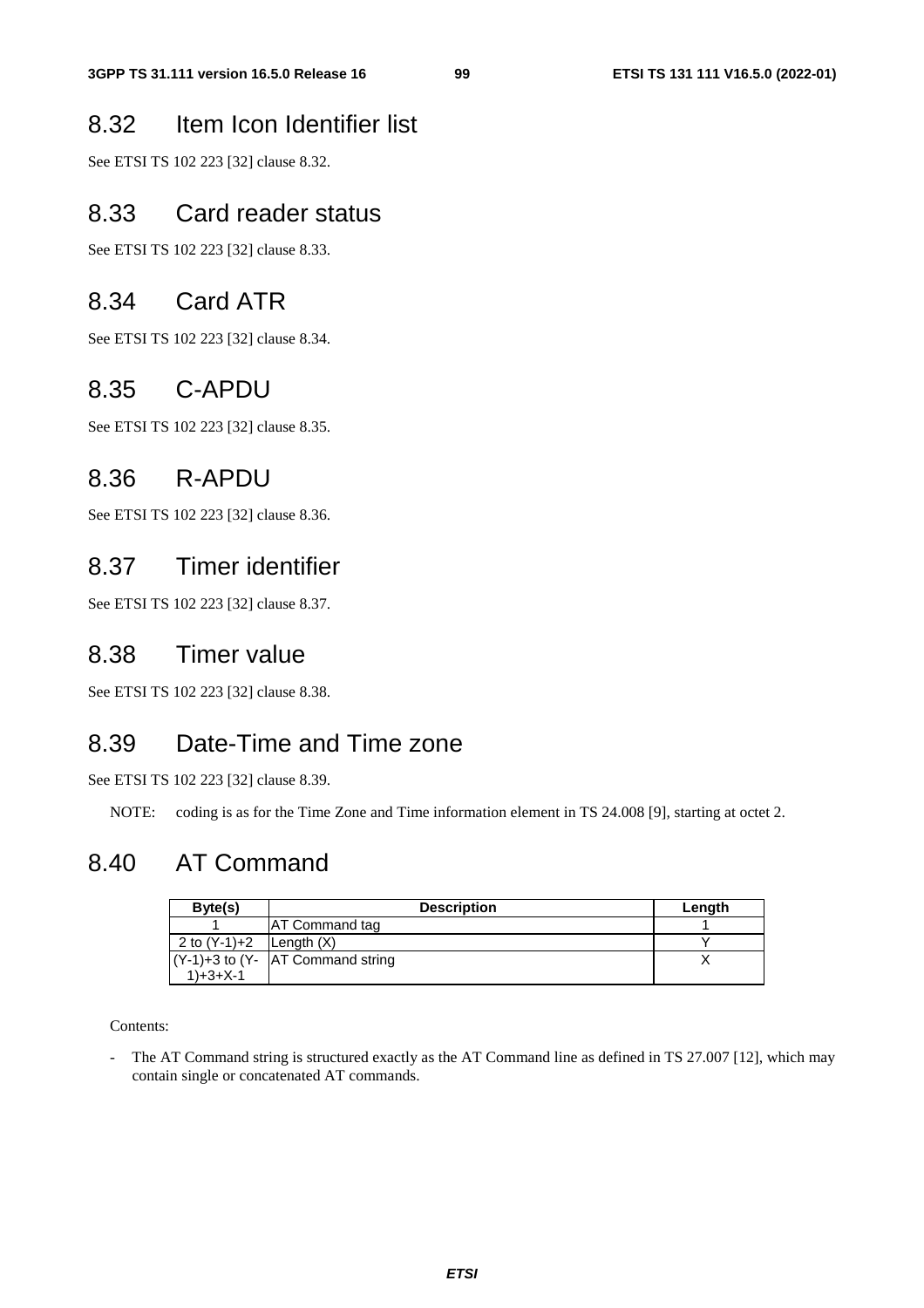## 8.32 Item Icon Identifier list

See ETSI TS 102 223 [32] clause 8.32.

## 8.33 Card reader status

See ETSI TS 102 223 [32] clause 8.33.

## 8.34 Card ATR

See ETSI TS 102 223 [32] clause 8.34.

## 8.35 C-APDU

See ETSI TS 102 223 [32] clause 8.35.

## 8.36 R-APDU

See ETSI TS 102 223 [32] clause 8.36.

## 8.37 Timer identifier

See ETSI TS 102 223 [32] clause 8.37.

## 8.38 Timer value

See ETSI TS 102 223 [32] clause 8.38.

## 8.39 Date-Time and Time zone

See ETSI TS 102 223 [32] clause 8.39.

NOTE: coding is as for the Time Zone and Time information element in TS 24.008 [9], starting at octet 2.

## 8.40 AT Command

| Byte(s) | Description | Length |
|---|---|---|
| 1 | AT Command tag | 1 |
| 2 to (Y-1)+2 | Length (X) | Y |
| (Y-1)+3 to (Y-1)+3+X-1 | AT Command string | X |

Contents:

- The AT Command string is structured exactly as the AT Command line as defined in TS 27.007 [12], which may contain single or concatenated AT commands.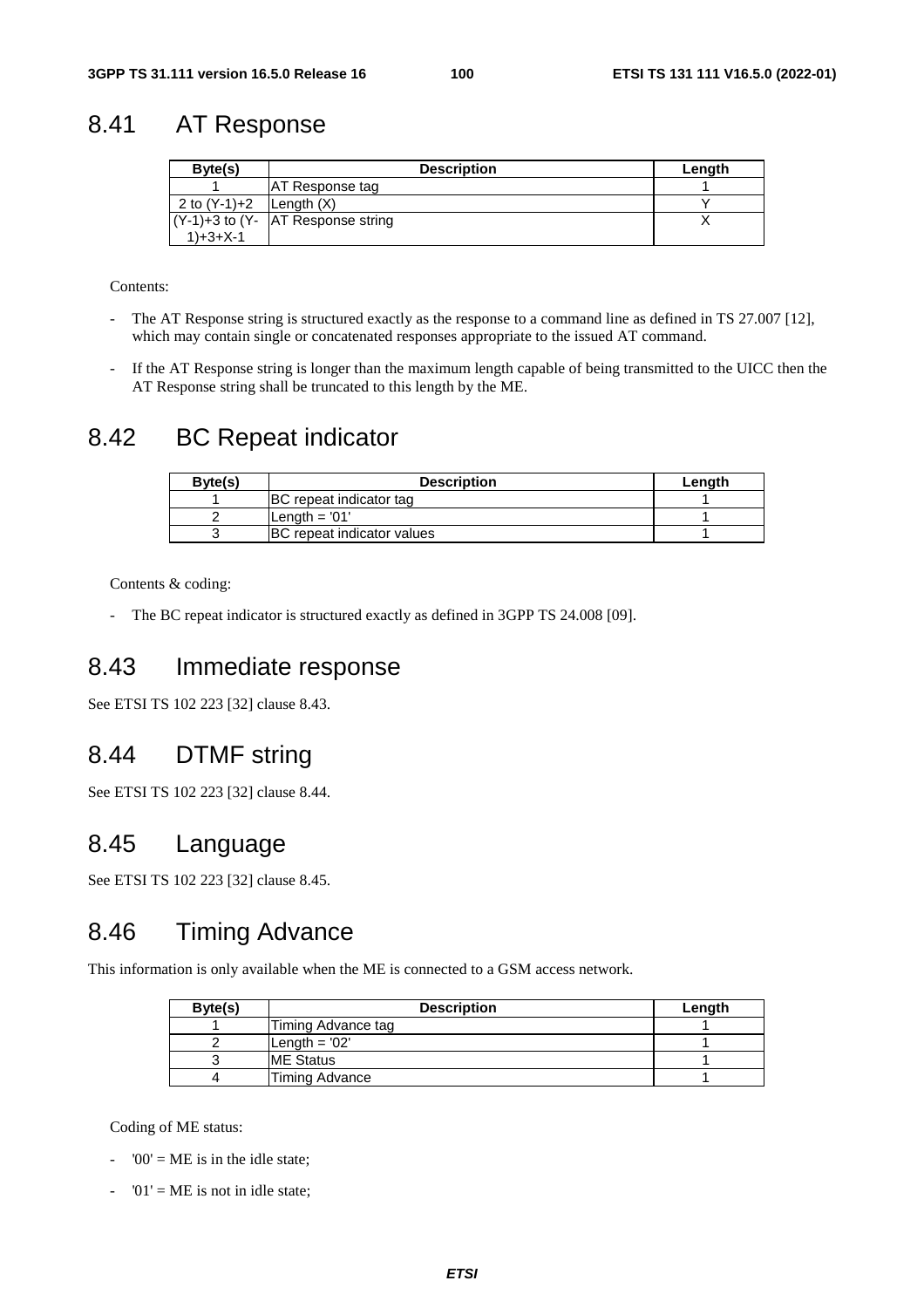## 8.41 AT Response

| Byte(s) | Description | Length |
| --- | --- | --- |
| 1 | AT Response tag | 1 |
| 2 to (Y-1)+2 | Length (X) | Y |
| (Y-1)+3 to (Y-1)+3+X-1 | AT Response string | X |

Contents:

- The AT Response string is structured exactly as the response to a command line as defined in TS 27.007 [12], which may contain single or concatenated responses appropriate to the issued AT command.
- If the AT Response string is longer than the maximum length capable of being transmitted to the UICC then the AT Response string shall be truncated to this length by the ME.

## 8.42 BC Repeat indicator

| Byte(s) | Description | Length |
| --- | --- | --- |
| 1 | BC repeat indicator tag | 1 |
| 2 | Length = '01' | 1 |
| 3 | BC repeat indicator values | 1 |

Contents & coding:

- The BC repeat indicator is structured exactly as defined in 3GPP TS 24.008 [09].

## 8.43 Immediate response

See ETSI TS 102 223 [32] clause 8.43.

## 8.44 DTMF string

See ETSI TS 102 223 [32] clause 8.44.

## 8.45 Language

See ETSI TS 102 223 [32] clause 8.45.

## 8.46 Timing Advance

This information is only available when the ME is connected to a GSM access network.

| Byte(s) | Description | Length |
| --- | --- | --- |
| 1 | Timing Advance tag | 1 |
| 2 | Length = '02' | 1 |
| 3 | ME Status | 1 |
| 4 | Timing Advance | 1 |

Coding of ME status:

- '00' = ME is in the idle state;
- '01' = ME is not in idle state;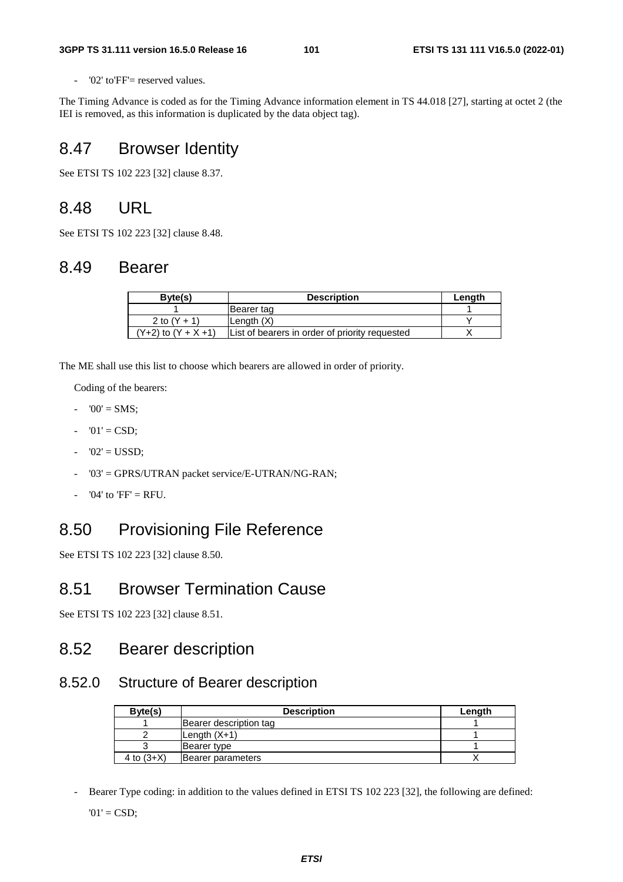- '02' to'FF'= reserved values.

The Timing Advance is coded as for the Timing Advance information element in TS 44.018 [27], starting at octet 2 (the IEI is removed, as this information is duplicated by the data object tag).

## 8.47 Browser Identity

See ETSI TS 102 223 [32] clause 8.37.

## 8.48 URL

See ETSI TS 102 223 [32] clause 8.48.

## 8.49 Bearer

| Byte(s) | Description | Length |
|---|---|---|
| 1 | Bearer tag | 1 |
| 2 to (Y + 1) | Length (X) | Y |
| (Y+2) to (Y + X +1) | List of bearers in order of priority requested | X |

The ME shall use this list to choose which bearers are allowed in order of priority.

Coding of the bearers:

- '00' = SMS;
- '01' = CSD;
- '02' = USSD;
- '03' = GPRS/UTRAN packet service/E-UTRAN/NG-RAN;
- '04' to 'FF' = RFU.

## 8.50 Provisioning File Reference

See ETSI TS 102 223 [32] clause 8.50.

## 8.51 Browser Termination Cause

See ETSI TS 102 223 [32] clause 8.51.

## 8.52 Bearer description

### 8.52.0 Structure of Bearer description

| Byte(s) | Description | Length |
|---|---|---|
| 1 | Bearer description tag | 1 |
| 2 | Length (X+1) | 1 |
| 3 | Bearer type | 1 |
| 4 to (3+X) | Bearer parameters | X |

- Bearer Type coding: in addition to the values defined in ETSI TS 102 223 [32], the following are defined:

  '01' = CSD;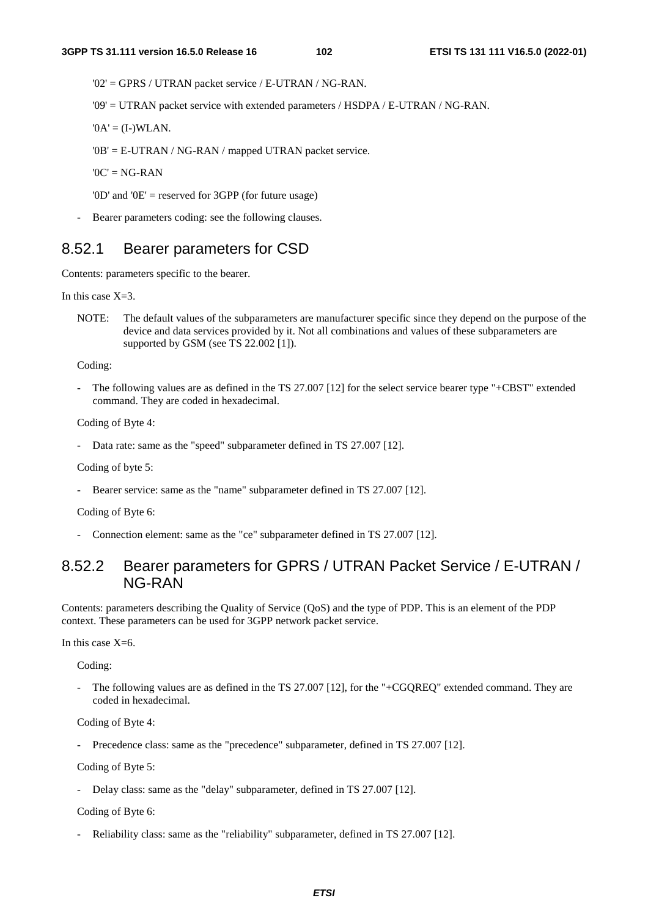'02' = GPRS / UTRAN packet service / E-UTRAN / NG-RAN.

'09' = UTRAN packet service with extended parameters / HSDPA / E-UTRAN / NG-RAN.

'0A' = (I-)WLAN.

'0B' = E-UTRAN / NG-RAN / mapped UTRAN packet service.

'0C' = NG-RAN

'0D' and '0E' = reserved for 3GPP (for future usage)

- Bearer parameters coding: see the following clauses.

## 8.52.1 Bearer parameters for CSD

Contents: parameters specific to the bearer.

In this case X=3.

NOTE: The default values of the subparameters are manufacturer specific since they depend on the purpose of the device and data services provided by it. Not all combinations and values of these subparameters are supported by GSM (see TS 22.002 [1]).

Coding:

- The following values are as defined in the TS 27.007 [12] for the select service bearer type "+CBST" extended command. They are coded in hexadecimal.

Coding of Byte 4:

- Data rate: same as the "speed" subparameter defined in TS 27.007 [12].

Coding of byte 5:

- Bearer service: same as the "name" subparameter defined in TS 27.007 [12].

Coding of Byte 6:

- Connection element: same as the "ce" subparameter defined in TS 27.007 [12].

## 8.52.2 Bearer parameters for GPRS / UTRAN Packet Service / E-UTRAN / NG-RAN

Contents: parameters describing the Quality of Service (QoS) and the type of PDP. This is an element of the PDP context. These parameters can be used for 3GPP network packet service.

In this case X=6.

Coding:

- The following values are as defined in the TS 27.007 [12], for the "+CGQREQ" extended command. They are coded in hexadecimal.

Coding of Byte 4:

- Precedence class: same as the "precedence" subparameter, defined in TS 27.007 [12].

Coding of Byte 5:

- Delay class: same as the "delay" subparameter, defined in TS 27.007 [12].

Coding of Byte 6:

- Reliability class: same as the "reliability" subparameter, defined in TS 27.007 [12].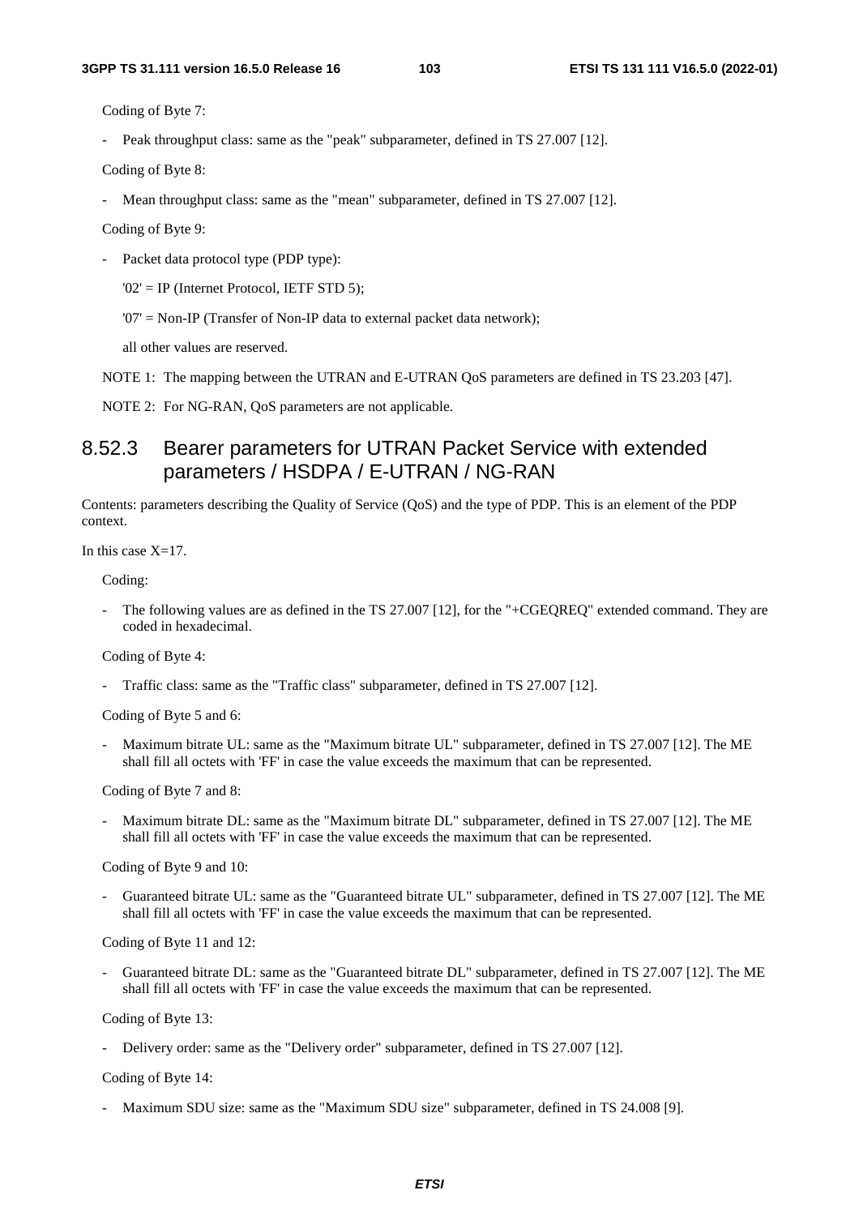Coding of Byte 7:

- Peak throughput class: same as the "peak" subparameter, defined in TS 27.007 [12].

Coding of Byte 8:

- Mean throughput class: same as the "mean" subparameter, defined in TS 27.007 [12].

Coding of Byte 9:

- Packet data protocol type (PDP type):

  '02' = IP (Internet Protocol, IETF STD 5);

  '07' = Non-IP (Transfer of Non-IP data to external packet data network);

  all other values are reserved.

NOTE 1: The mapping between the UTRAN and E-UTRAN QoS parameters are defined in TS 23.203 [47].

NOTE 2: For NG-RAN, QoS parameters are not applicable.

### 8.52.3 Bearer parameters for UTRAN Packet Service with extended parameters / HSDPA / E-UTRAN / NG-RAN

Contents: parameters describing the Quality of Service (QoS) and the type of PDP. This is an element of the PDP context.

In this case X=17.

Coding:

- The following values are as defined in the TS 27.007 [12], for the "+CGEQREQ" extended command. They are coded in hexadecimal.

Coding of Byte 4:

- Traffic class: same as the "Traffic class" subparameter, defined in TS 27.007 [12].

Coding of Byte 5 and 6:

- Maximum bitrate UL: same as the "Maximum bitrate UL" subparameter, defined in TS 27.007 [12]. The ME shall fill all octets with 'FF' in case the value exceeds the maximum that can be represented.

Coding of Byte 7 and 8:

- Maximum bitrate DL: same as the "Maximum bitrate DL" subparameter, defined in TS 27.007 [12]. The ME shall fill all octets with 'FF' in case the value exceeds the maximum that can be represented.

Coding of Byte 9 and 10:

- Guaranteed bitrate UL: same as the "Guaranteed bitrate UL" subparameter, defined in TS 27.007 [12]. The ME shall fill all octets with 'FF' in case the value exceeds the maximum that can be represented.

Coding of Byte 11 and 12:

- Guaranteed bitrate DL: same as the "Guaranteed bitrate DL" subparameter, defined in TS 27.007 [12]. The ME shall fill all octets with 'FF' in case the value exceeds the maximum that can be represented.

Coding of Byte 13:

- Delivery order: same as the "Delivery order" subparameter, defined in TS 27.007 [12].

Coding of Byte 14:

- Maximum SDU size: same as the "Maximum SDU size" subparameter, defined in TS 24.008 [9].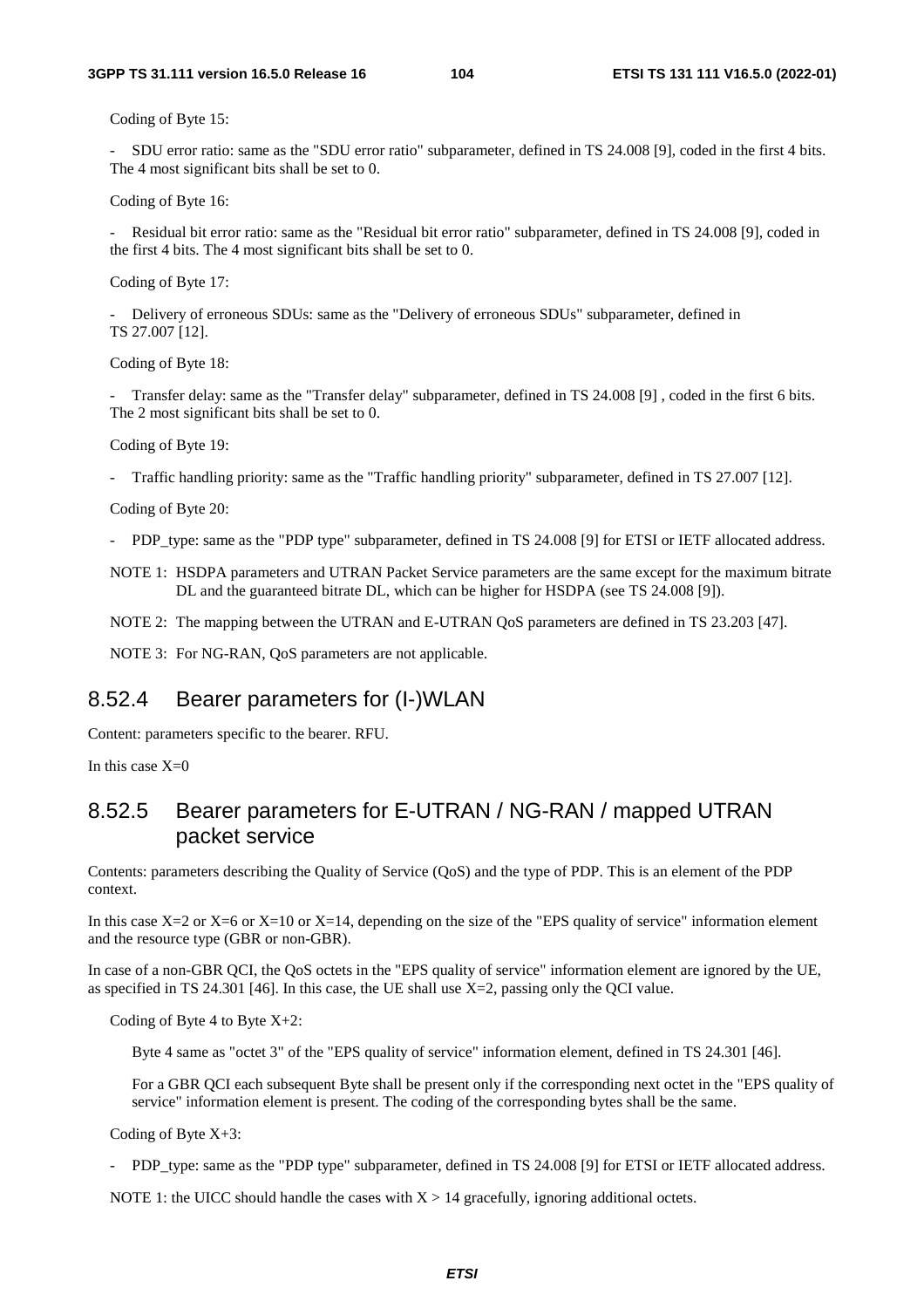Coding of Byte 15:

- SDU error ratio: same as the "SDU error ratio" subparameter, defined in TS 24.008 [9], coded in the first 4 bits. The 4 most significant bits shall be set to 0.

Coding of Byte 16:

- Residual bit error ratio: same as the "Residual bit error ratio" subparameter, defined in TS 24.008 [9], coded in the first 4 bits. The 4 most significant bits shall be set to 0.

Coding of Byte 17:

- Delivery of erroneous SDUs: same as the "Delivery of erroneous SDUs" subparameter, defined in TS 27.007 [12].

Coding of Byte 18:

- Transfer delay: same as the "Transfer delay" subparameter, defined in TS 24.008 [9] , coded in the first 6 bits. The 2 most significant bits shall be set to 0.

Coding of Byte 19:

- Traffic handling priority: same as the "Traffic handling priority" subparameter, defined in TS 27.007 [12].

Coding of Byte 20:

- PDP_type: same as the "PDP type" subparameter, defined in TS 24.008 [9] for ETSI or IETF allocated address.

NOTE 1: HSDPA parameters and UTRAN Packet Service parameters are the same except for the maximum bitrate DL and the guaranteed bitrate DL, which can be higher for HSDPA (see TS 24.008 [9]).

NOTE 2: The mapping between the UTRAN and E-UTRAN QoS parameters are defined in TS 23.203 [47].

NOTE 3: For NG-RAN, QoS parameters are not applicable.

### 8.52.4 Bearer parameters for (I-)WLAN

Content: parameters specific to the bearer. RFU.

In this case X=0

### 8.52.5 Bearer parameters for E-UTRAN / NG-RAN / mapped UTRAN packet service

Contents: parameters describing the Quality of Service (QoS) and the type of PDP. This is an element of the PDP context.

In this case X=2 or X=6 or X=10 or X=14, depending on the size of the "EPS quality of service" information element and the resource type (GBR or non-GBR).

In case of a non-GBR QCI, the QoS octets in the "EPS quality of service" information element are ignored by the UE, as specified in TS 24.301 [46]. In this case, the UE shall use X=2, passing only the QCI value.

Coding of Byte 4 to Byte X+2:

Byte 4 same as "octet 3" of the "EPS quality of service" information element, defined in TS 24.301 [46].

For a GBR QCI each subsequent Byte shall be present only if the corresponding next octet in the "EPS quality of service" information element is present. The coding of the corresponding bytes shall be the same.

Coding of Byte X+3:

- PDP_type: same as the "PDP type" subparameter, defined in TS 24.008 [9] for ETSI or IETF allocated address.

NOTE 1: the UICC should handle the cases with X > 14 gracefully, ignoring additional octets.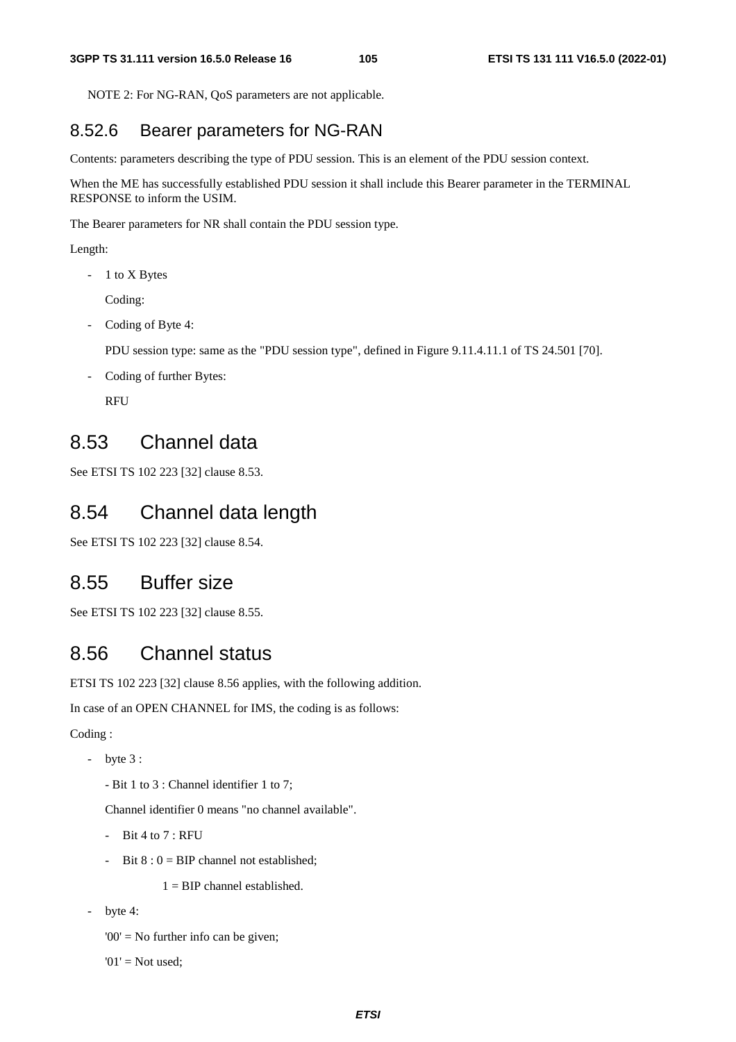NOTE 2: For NG-RAN, QoS parameters are not applicable.

### 8.52.6 Bearer parameters for NG-RAN

Contents: parameters describing the type of PDU session. This is an element of the PDU session context.

When the ME has successfully established PDU session it shall include this Bearer parameter in the TERMINAL RESPONSE to inform the USIM.

The Bearer parameters for NR shall contain the PDU session type.

Length:

- 1 to X Bytes

  Coding:

- Coding of Byte 4:

  PDU session type: same as the "PDU session type", defined in Figure 9.11.4.11.1 of TS 24.501 [70].

- Coding of further Bytes:

  RFU

## 8.53 Channel data

See ETSI TS 102 223 [32] clause 8.53.

## 8.54 Channel data length

See ETSI TS 102 223 [32] clause 8.54.

## 8.55 Buffer size

See ETSI TS 102 223 [32] clause 8.55.

## 8.56 Channel status

ETSI TS 102 223 [32] clause 8.56 applies, with the following addition.

In case of an OPEN CHANNEL for IMS, the coding is as follows:

Coding :

- byte 3 :

  - Bit 1 to 3 : Channel identifier 1 to 7;

  Channel identifier 0 means "no channel available".

  - Bit 4 to 7 : RFU
  - Bit 8 : 0 = BIP channel not established;

    1 = BIP channel established.

- byte 4:

  '00' = No further info can be given;

  '01' = Not used;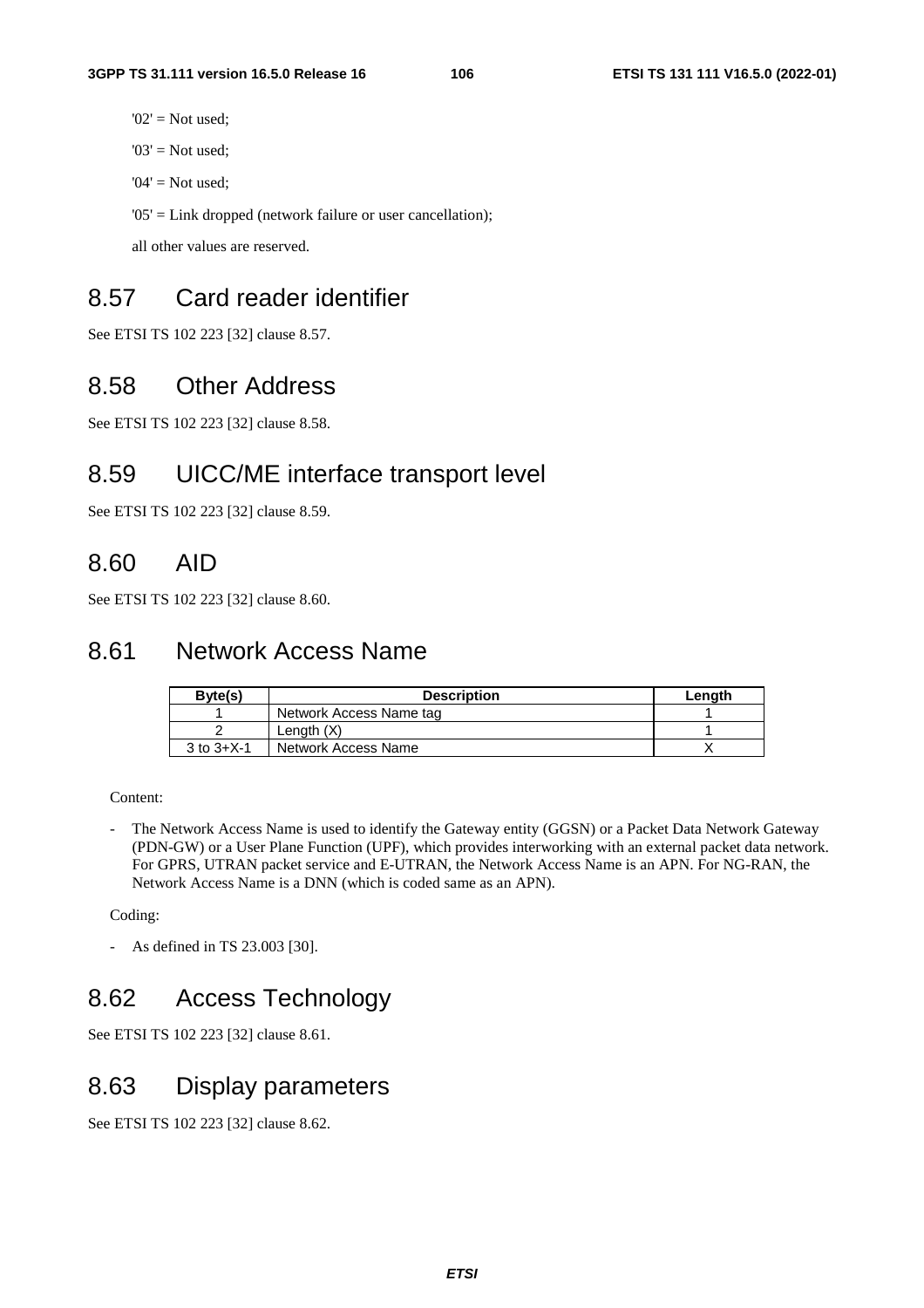'02' = Not used;

'03' = Not used;

'04' = Not used;

'05' = Link dropped (network failure or user cancellation);

all other values are reserved.

## 8.57 Card reader identifier

See ETSI TS 102 223 [32] clause 8.57.

## 8.58 Other Address

See ETSI TS 102 223 [32] clause 8.58.

## 8.59 UICC/ME interface transport level

See ETSI TS 102 223 [32] clause 8.59.

## 8.60 AID

See ETSI TS 102 223 [32] clause 8.60.

## 8.61 Network Access Name

| Byte(s) | Description | Length |
|---|---|---|
| 1 | Network Access Name tag | 1 |
| 2 | Length (X) | 1 |
| 3 to 3+X-1 | Network Access Name | X |

Content:

- The Network Access Name is used to identify the Gateway entity (GGSN) or a Packet Data Network Gateway (PDN-GW) or a User Plane Function (UPF), which provides interworking with an external packet data network. For GPRS, UTRAN packet service and E-UTRAN, the Network Access Name is an APN. For NG-RAN, the Network Access Name is a DNN (which is coded same as an APN).

Coding:

- As defined in TS 23.003 [30].

## 8.62 Access Technology

See ETSI TS 102 223 [32] clause 8.61.

## 8.63 Display parameters

See ETSI TS 102 223 [32] clause 8.62.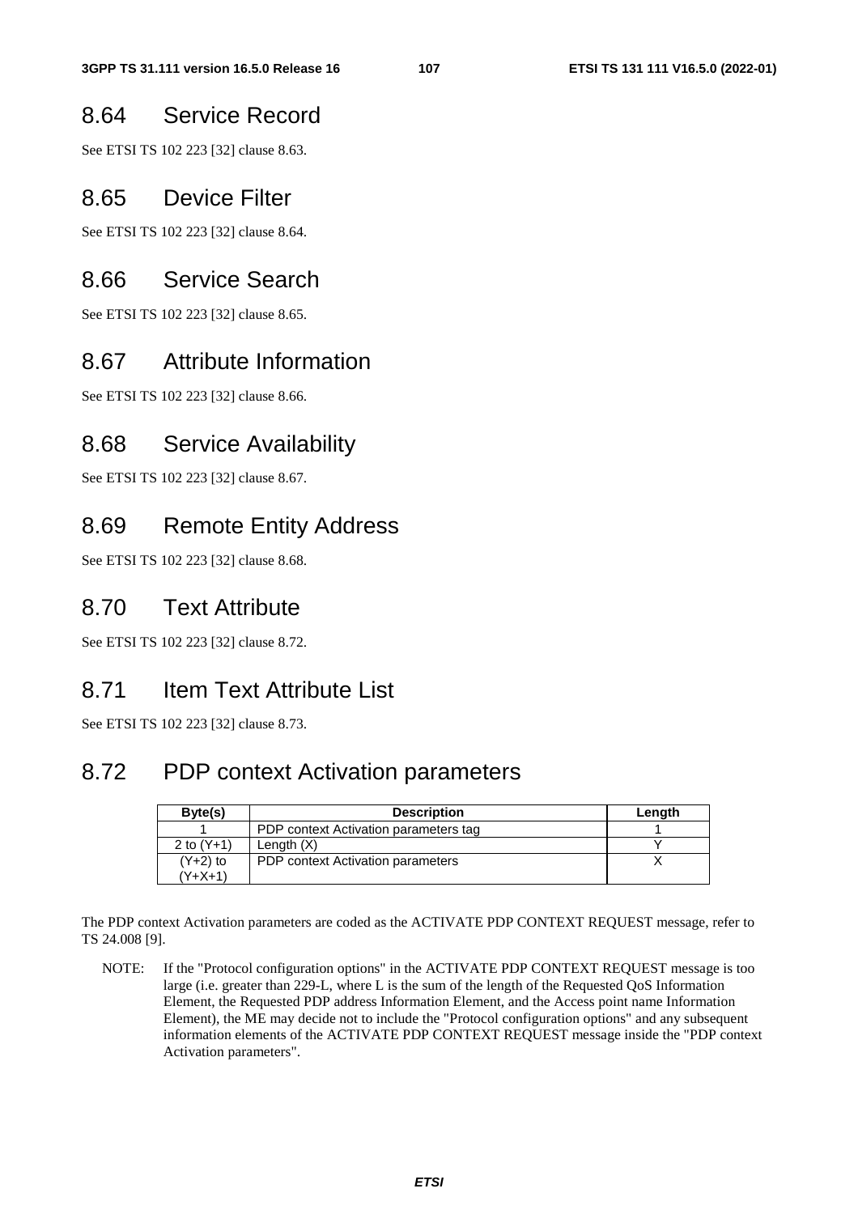## 8.64 Service Record

See ETSI TS 102 223 [32] clause 8.63.

## 8.65 Device Filter

See ETSI TS 102 223 [32] clause 8.64.

## 8.66 Service Search

See ETSI TS 102 223 [32] clause 8.65.

## 8.67 Attribute Information

See ETSI TS 102 223 [32] clause 8.66.

## 8.68 Service Availability

See ETSI TS 102 223 [32] clause 8.67.

## 8.69 Remote Entity Address

See ETSI TS 102 223 [32] clause 8.68.

## 8.70 Text Attribute

See ETSI TS 102 223 [32] clause 8.72.

## 8.71 Item Text Attribute List

See ETSI TS 102 223 [32] clause 8.73.

## 8.72 PDP context Activation parameters

| Byte(s) | Description | Length |
|---|---|---|
| 1 | PDP context Activation parameters tag | 1 |
| 2 to (Y+1) | Length (X) | Y |
| (Y+2) to (Y+X+1) | PDP context Activation parameters | X |

The PDP context Activation parameters are coded as the ACTIVATE PDP CONTEXT REQUEST message, refer to TS 24.008 [9].

NOTE: If the "Protocol configuration options" in the ACTIVATE PDP CONTEXT REQUEST message is too large (i.e. greater than 229-L, where L is the sum of the length of the Requested QoS Information Element, the Requested PDP address Information Element, and the Access point name Information Element), the ME may decide not to include the "Protocol configuration options" and any subsequent information elements of the ACTIVATE PDP CONTEXT REQUEST message inside the "PDP context Activation parameters".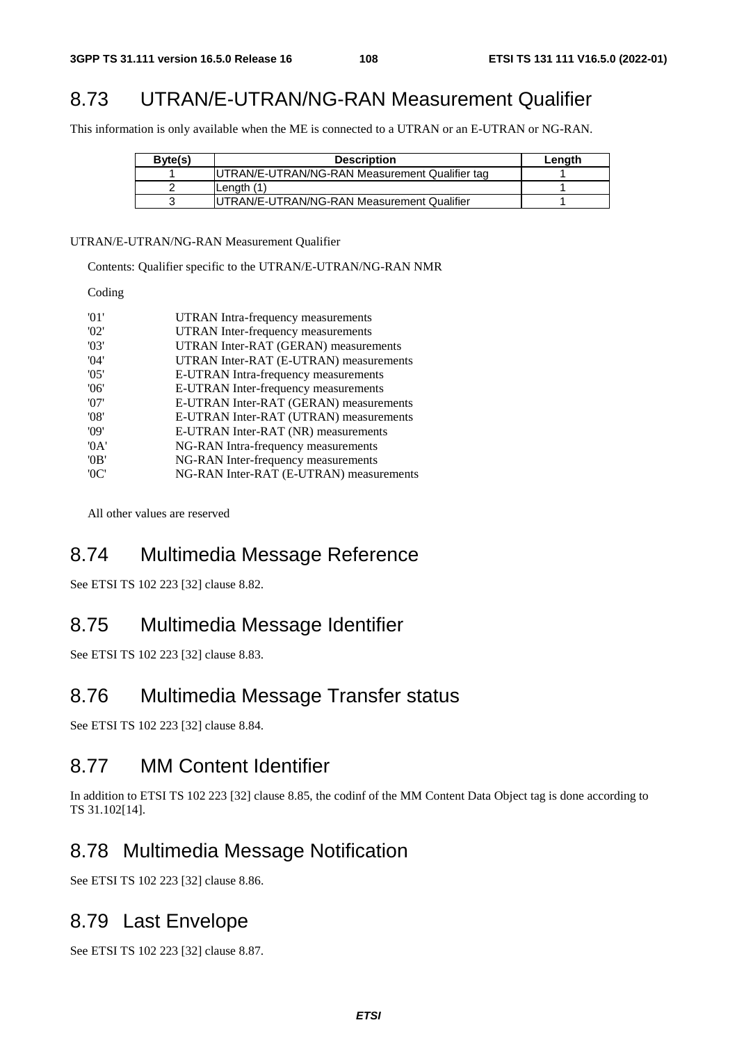## 8.73 UTRAN/E-UTRAN/NG-RAN Measurement Qualifier

This information is only available when the ME is connected to a UTRAN or an E-UTRAN or NG-RAN.

| Byte(s) | Description | Length |
|---|---|---|
| 1 | UTRAN/E-UTRAN/NG-RAN Measurement Qualifier tag | 1 |
| 2 | Length (1) | 1 |
| 3 | UTRAN/E-UTRAN/NG-RAN Measurement Qualifier | 1 |

UTRAN/E-UTRAN/NG-RAN Measurement Qualifier

Contents: Qualifier specific to the UTRAN/E-UTRAN/NG-RAN NMR

Coding

- '01' UTRAN Intra-frequency measurements
- '02' UTRAN Inter-frequency measurements
- '03' UTRAN Inter-RAT (GERAN) measurements
- '04' UTRAN Inter-RAT (E-UTRAN) measurements
- '05' E-UTRAN Intra-frequency measurements
- '06' E-UTRAN Inter-frequency measurements
- '07' E-UTRAN Inter-RAT (GERAN) measurements
- '08' E-UTRAN Inter-RAT (UTRAN) measurements
- '09' E-UTRAN Inter-RAT (NR) measurements
- '0A' NG-RAN Intra-frequency measurements
- '0B' NG-RAN Inter-frequency measurements
- '0C' NG-RAN Inter-RAT (E-UTRAN) measurements

All other values are reserved

## 8.74 Multimedia Message Reference

See ETSI TS 102 223 [32] clause 8.82.

## 8.75 Multimedia Message Identifier

See ETSI TS 102 223 [32] clause 8.83.

## 8.76 Multimedia Message Transfer status

See ETSI TS 102 223 [32] clause 8.84.

## 8.77 MM Content Identifier

In addition to ETSI TS 102 223 [32] clause 8.85, the codinf of the MM Content Data Object tag is done according to TS 31.102[14].

## 8.78 Multimedia Message Notification

See ETSI TS 102 223 [32] clause 8.86.

## 8.79 Last Envelope

See ETSI TS 102 223 [32] clause 8.87.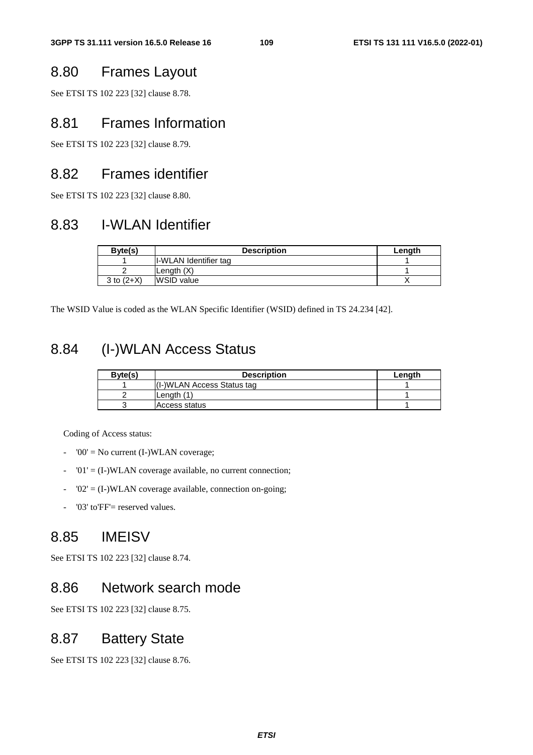## 8.80 Frames Layout

See ETSI TS 102 223 [32] clause 8.78.

## 8.81 Frames Information

See ETSI TS 102 223 [32] clause 8.79.

## 8.82 Frames identifier

See ETSI TS 102 223 [32] clause 8.80.

## 8.83 I-WLAN Identifier

| Byte(s) | Description | Length |
|---|---|---|
| 1 | I-WLAN Identifier tag | 1 |
| 2 | Length (X) | 1 |
| 3 to (2+X) | WSID value | X |

The WSID Value is coded as the WLAN Specific Identifier (WSID) defined in TS 24.234 [42].

## 8.84 (I-)WLAN Access Status

| Byte(s) | Description | Length |
|---|---|---|
| 1 | (I-)WLAN Access Status tag | 1 |
| 2 | Length (1) | 1 |
| 3 | Access status | 1 |

Coding of Access status:

- '00' = No current (I-)WLAN coverage;
- '01' = (I-)WLAN coverage available, no current connection;
- '02' = (I-)WLAN coverage available, connection on-going;
- '03' to'FF'= reserved values.

## 8.85 IMEISV

See ETSI TS 102 223 [32] clause 8.74.

## 8.86 Network search mode

See ETSI TS 102 223 [32] clause 8.75.

## 8.87 Battery State

See ETSI TS 102 223 [32] clause 8.76.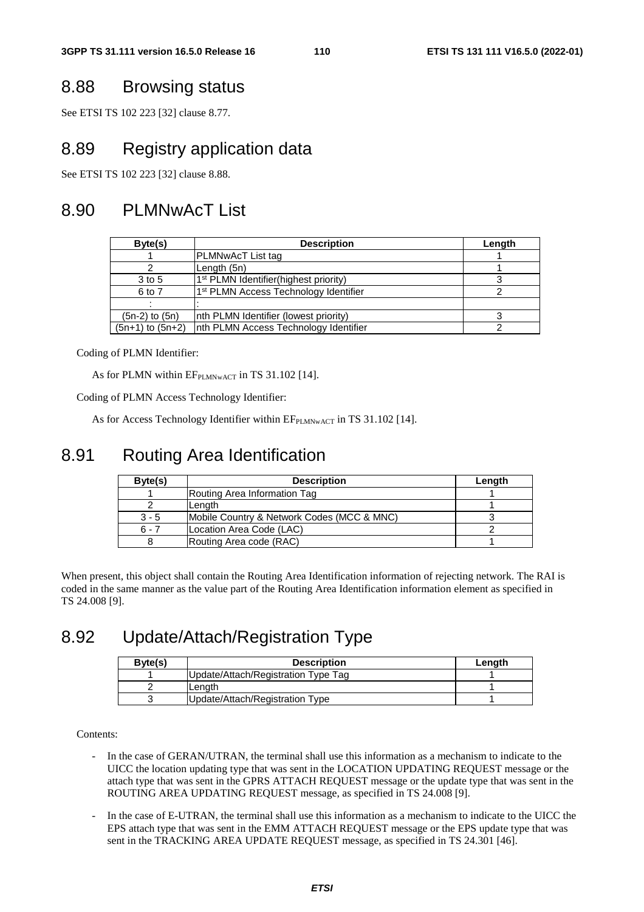## 8.88 Browsing status

See ETSI TS 102 223 [32] clause 8.77.

## 8.89 Registry application data

See ETSI TS 102 223 [32] clause 8.88.

## 8.90 PLMNwAcT List

| Byte(s) | Description | Length |
|---|---|---|
| 1 | PLMNwAcT List tag | 1 |
| 2 | Length (5n) | 1 |
| 3 to 5 | 1st PLMN Identifier(highest priority) | 3 |
| 6 to 7 | 1st PLMN Access Technology Identifier | 2 |
| : | : | |
| (5n-2) to (5n) | nth PLMN Identifier (lowest priority) | 3 |
| (5n+1) to (5n+2) | nth PLMN Access Technology Identifier | 2 |

Coding of PLMN Identifier:

As for PLMN within $EF_{PLMNwACT}$ in TS 31.102 [14].

Coding of PLMN Access Technology Identifier:

As for Access Technology Identifier within $EF_{PLMNwACT}$ in TS 31.102 [14].

## 8.91 Routing Area Identification

| Byte(s) | Description | Length |
|---|---|---|
| 1 | Routing Area Information Tag | 1 |
| 2 | Length | 1 |
| 3 - 5 | Mobile Country & Network Codes (MCC & MNC) | 3 |
| 6 - 7 | Location Area Code (LAC) | 2 |
| 8 | Routing Area code (RAC) | 1 |

When present, this object shall contain the Routing Area Identification information of rejecting network. The RAI is coded in the same manner as the value part of the Routing Area Identification information element as specified in TS 24.008 [9].

## 8.92 Update/Attach/Registration Type

| Byte(s) | Description | Length |
|---|---|---|
| 1 | Update/Attach/Registration Type Tag | 1 |
| 2 | Length | 1 |
| 3 | Update/Attach/Registration Type | 1 |

Contents:

- In the case of GERAN/UTRAN, the terminal shall use this information as a mechanism to indicate to the UICC the location updating type that was sent in the LOCATION UPDATING REQUEST message or the attach type that was sent in the GPRS ATTACH REQUEST message or the update type that was sent in the ROUTING AREA UPDATING REQUEST message, as specified in TS 24.008 [9].
- In the case of E-UTRAN, the terminal shall use this information as a mechanism to indicate to the UICC the EPS attach type that was sent in the EMM ATTACH REQUEST message or the EPS update type that was sent in the TRACKING AREA UPDATE REQUEST message, as specified in TS 24.301 [46].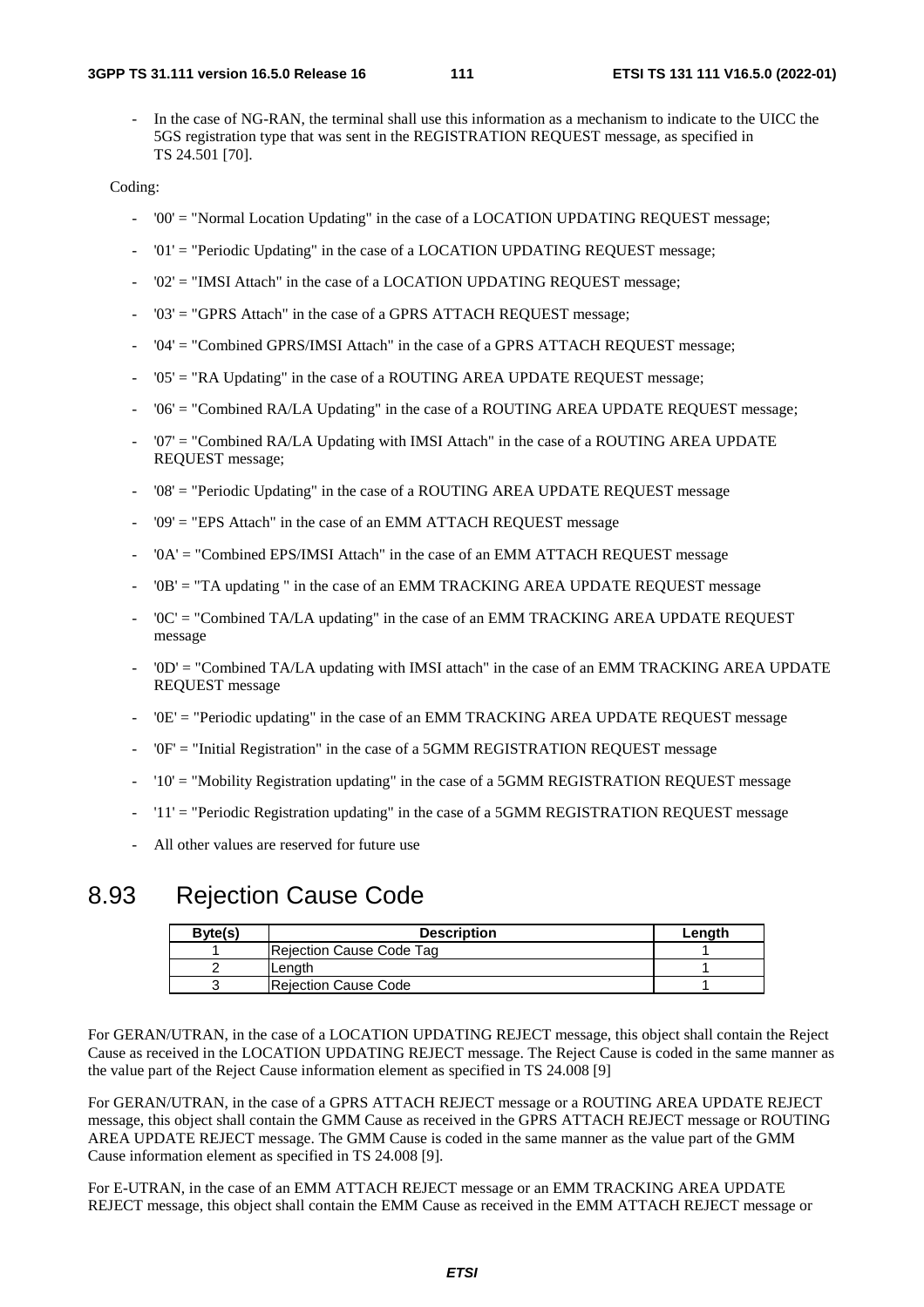- In the case of NG-RAN, the terminal shall use this information as a mechanism to indicate to the UICC the 5GS registration type that was sent in the REGISTRATION REQUEST message, as specified in TS 24.501 [70].

Coding:

- '00' = "Normal Location Updating" in the case of a LOCATION UPDATING REQUEST message;
- '01' = "Periodic Updating" in the case of a LOCATION UPDATING REQUEST message;
- '02' = "IMSI Attach" in the case of a LOCATION UPDATING REQUEST message;
- '03' = "GPRS Attach" in the case of a GPRS ATTACH REQUEST message;
- '04' = "Combined GPRS/IMSI Attach" in the case of a GPRS ATTACH REQUEST message;
- '05' = "RA Updating" in the case of a ROUTING AREA UPDATE REQUEST message;
- '06' = "Combined RA/LA Updating" in the case of a ROUTING AREA UPDATE REQUEST message;
- '07' = "Combined RA/LA Updating with IMSI Attach" in the case of a ROUTING AREA UPDATE REQUEST message;
- '08' = "Periodic Updating" in the case of a ROUTING AREA UPDATE REQUEST message
- '09' = "EPS Attach" in the case of an EMM ATTACH REQUEST message
- '0A' = "Combined EPS/IMSI Attach" in the case of an EMM ATTACH REQUEST message
- '0B' = "TA updating " in the case of an EMM TRACKING AREA UPDATE REQUEST message
- '0C' = "Combined TA/LA updating" in the case of an EMM TRACKING AREA UPDATE REQUEST message
- '0D' = "Combined TA/LA updating with IMSI attach" in the case of an EMM TRACKING AREA UPDATE REQUEST message
- '0E' = "Periodic updating" in the case of an EMM TRACKING AREA UPDATE REQUEST message
- '0F' = "Initial Registration" in the case of a 5GMM REGISTRATION REQUEST message
- '10' = "Mobility Registration updating" in the case of a 5GMM REGISTRATION REQUEST message
- '11' = "Periodic Registration updating" in the case of a 5GMM REGISTRATION REQUEST message
- All other values are reserved for future use

## 8.93 Rejection Cause Code

| Byte(s) | Description | Length |
|---|---|---|
| 1 | Rejection Cause Code Tag | 1 |
| 2 | Length | 1 |
| 3 | Rejection Cause Code | 1 |

For GERAN/UTRAN, in the case of a LOCATION UPDATING REJECT message, this object shall contain the Reject Cause as received in the LOCATION UPDATING REJECT message. The Reject Cause is coded in the same manner as the value part of the Reject Cause information element as specified in TS 24.008 [9]

For GERAN/UTRAN, in the case of a GPRS ATTACH REJECT message or a ROUTING AREA UPDATE REJECT message, this object shall contain the GMM Cause as received in the GPRS ATTACH REJECT message or ROUTING AREA UPDATE REJECT message. The GMM Cause is coded in the same manner as the value part of the GMM Cause information element as specified in TS 24.008 [9].

For E-UTRAN, in the case of an EMM ATTACH REJECT message or an EMM TRACKING AREA UPDATE REJECT message, this object shall contain the EMM Cause as received in the EMM ATTACH REJECT message or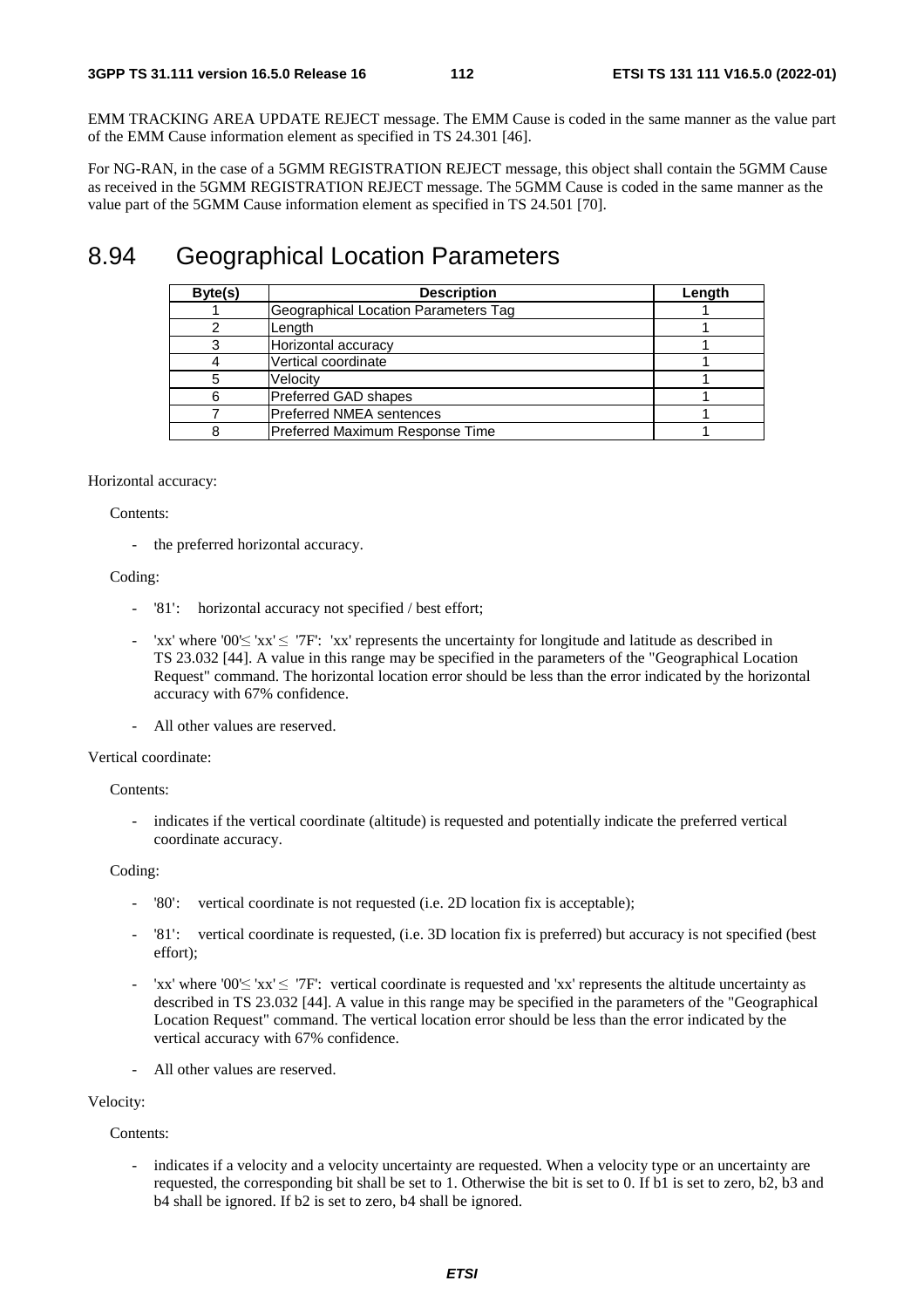EMM TRACKING AREA UPDATE REJECT message. The EMM Cause is coded in the same manner as the value part of the EMM Cause information element as specified in TS 24.301 [46].

For NG-RAN, in the case of a 5GMM REGISTRATION REJECT message, this object shall contain the 5GMM Cause as received in the 5GMM REGISTRATION REJECT message. The 5GMM Cause is coded in the same manner as the value part of the 5GMM Cause information element as specified in TS 24.501 [70].

# 8.94 Geographical Location Parameters

| Byte(s) | Description | Length |
|---|---|---|
| 1 | Geographical Location Parameters Tag | 1 |
| 2 | Length | 1 |
| 3 | Horizontal accuracy | 1 |
| 4 | Vertical coordinate | 1 |
| 5 | Velocity | 1 |
| 6 | Preferred GAD shapes | 1 |
| 7 | Preferred NMEA sentences | 1 |
| 8 | Preferred Maximum Response Time | 1 |

Horizontal accuracy:

Contents:

- the preferred horizontal accuracy.

Coding:

- '81': horizontal accuracy not specified / best effort;
- 'xx' where '00'≤ 'xx' ≤ '7F': 'xx' represents the uncertainty for longitude and latitude as described in TS 23.032 [44]. A value in this range may be specified in the parameters of the "Geographical Location Request" command. The horizontal location error should be less than the error indicated by the horizontal accuracy with 67% confidence.
- All other values are reserved.

Vertical coordinate:

Contents:

- indicates if the vertical coordinate (altitude) is requested and potentially indicate the preferred vertical coordinate accuracy.

Coding:

- '80': vertical coordinate is not requested (i.e. 2D location fix is acceptable);
- '81': vertical coordinate is requested, (i.e. 3D location fix is preferred) but accuracy is not specified (best effort);
- 'xx' where '00'≤ 'xx' ≤ '7F': vertical coordinate is requested and 'xx' represents the altitude uncertainty as described in TS 23.032 [44]. A value in this range may be specified in the parameters of the "Geographical Location Request" command. The vertical location error should be less than the error indicated by the vertical accuracy with 67% confidence.
- All other values are reserved.

Velocity:

Contents:

- indicates if a velocity and a velocity uncertainty are requested. When a velocity type or an uncertainty are requested, the corresponding bit shall be set to 1. Otherwise the bit is set to 0. If b1 is set to zero, b2, b3 and b4 shall be ignored. If b2 is set to zero, b4 shall be ignored.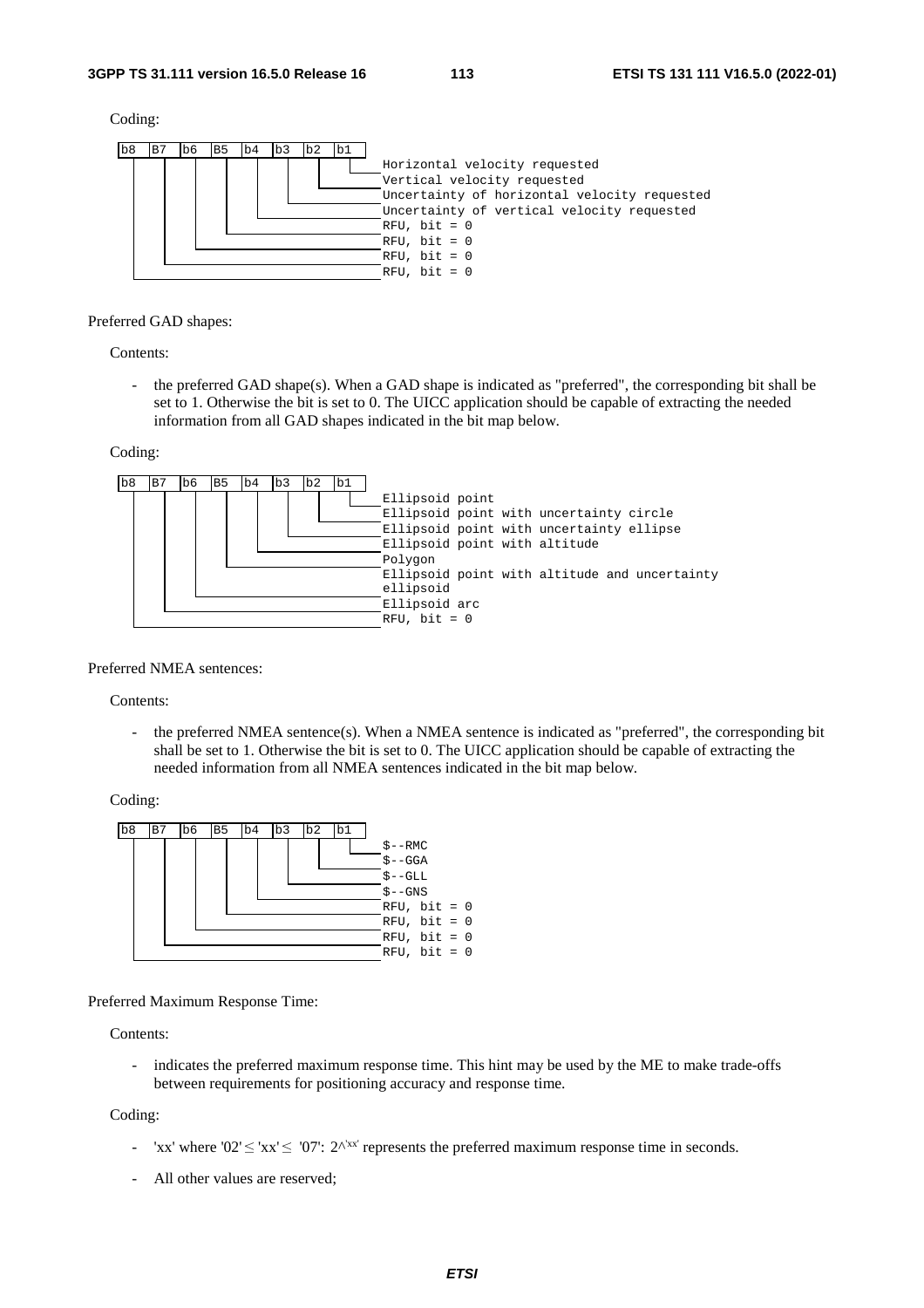Coding:

```
b8  B7  b6  B5  b4  b3  b2  b1
                              Horizontal velocity requested
                              Vertical velocity requested
                              Uncertainty of horizontal velocity requested
                              Uncertainty of vertical velocity requested
                              RFU, bit = 0
                              RFU, bit = 0
                              RFU, bit = 0
                              RFU, bit = 0
```

Preferred GAD shapes:

Contents:

- the preferred GAD shape(s). When a GAD shape is indicated as "preferred", the corresponding bit shall be set to 1. Otherwise the bit is set to 0. The UICC application should be capable of extracting the needed information from all GAD shapes indicated in the bit map below.

Coding:

```
b8  B7  b6  B5  b4  b3  b2  b1
                              Ellipsoid point
                              Ellipsoid point with uncertainty circle
                              Ellipsoid point with uncertainty ellipse
                              Ellipsoid point with altitude
                              Polygon
                              Ellipsoid point with altitude and uncertainty
                              ellipsoid
                              Ellipsoid arc
                              RFU, bit = 0
```

Preferred NMEA sentences:

Contents:

- the preferred NMEA sentence(s). When a NMEA sentence is indicated as "preferred", the corresponding bit shall be set to 1. Otherwise the bit is set to 0. The UICC application should be capable of extracting the needed information from all NMEA sentences indicated in the bit map below.

Coding:

```
b8  B7  b6  B5  b4  b3  b2  b1
                              $--RMC
                              $--GGA
                              $--GLL
                              $--GNS
                              RFU, bit = 0
                              RFU, bit = 0
                              RFU, bit = 0
                              RFU, bit = 0
```

Preferred Maximum Response Time:

Contents:

- indicates the preferred maximum response time. This hint may be used by the ME to make trade-offs between requirements for positioning accuracy and response time.

Coding:

- 'xx' where '02' ≤ 'xx' ≤ '07': 2^'xx' represents the preferred maximum response time in seconds.
- All other values are reserved;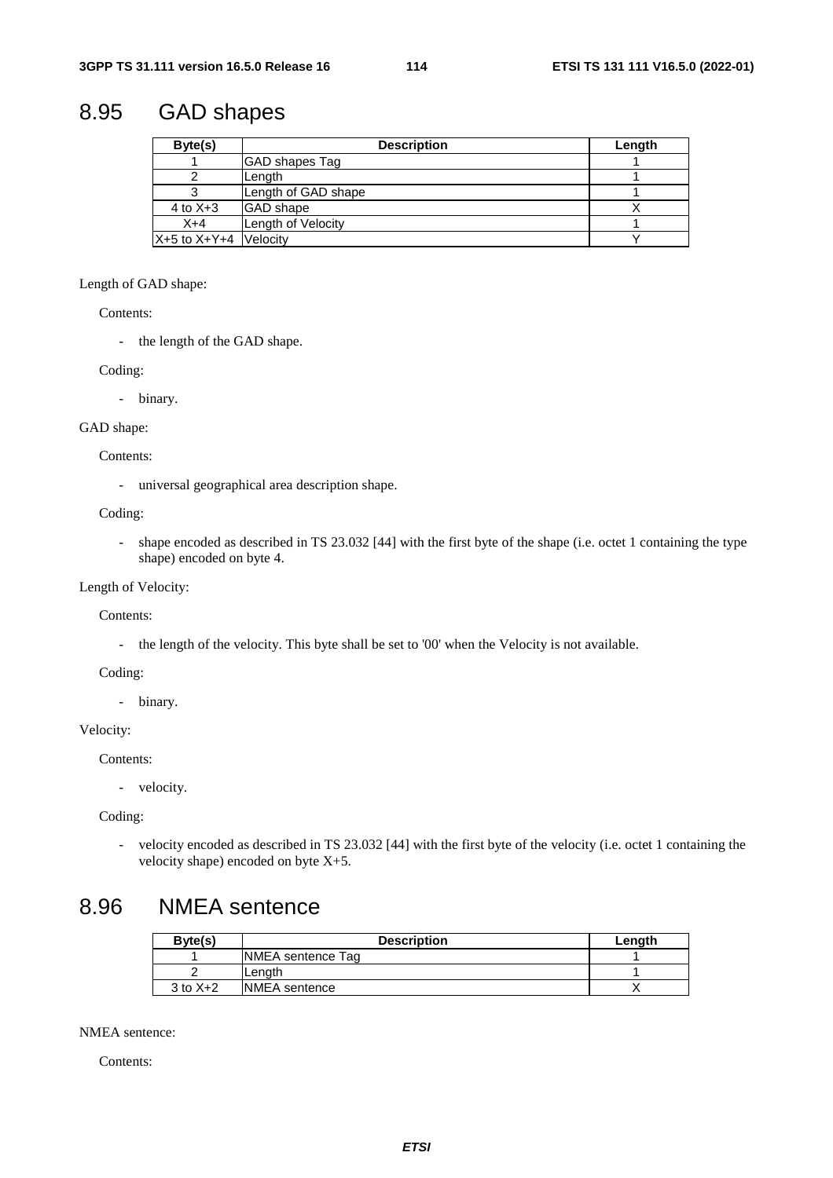## 8.95 GAD shapes

| Byte(s) | Description | Length |
|---|---|---|
| 1 | GAD shapes Tag | 1 |
| 2 | Length | 1 |
| 3 | Length of GAD shape | 1 |
| 4 to X+3 | GAD shape | X |
| X+4 | Length of Velocity | 1 |
| X+5 to X+Y+4 | Velocity | Y |

Length of GAD shape:

Contents:

- the length of the GAD shape.

Coding:

- binary.

GAD shape:

Contents:

- universal geographical area description shape.

Coding:

- shape encoded as described in TS 23.032 [44] with the first byte of the shape (i.e. octet 1 containing the type shape) encoded on byte 4.

Length of Velocity:

Contents:

- the length of the velocity. This byte shall be set to '00' when the Velocity is not available.

Coding:

- binary.

Velocity:

Contents:

- velocity.

Coding:

- velocity encoded as described in TS 23.032 [44] with the first byte of the velocity (i.e. octet 1 containing the velocity shape) encoded on byte X+5.

## 8.96 NMEA sentence

| Byte(s) | Description | Length |
|---|---|---|
| 1 | NMEA sentence Tag | 1 |
| 2 | Length | 1 |
| 3 to X+2 | NMEA sentence | X |

NMEA sentence:

Contents: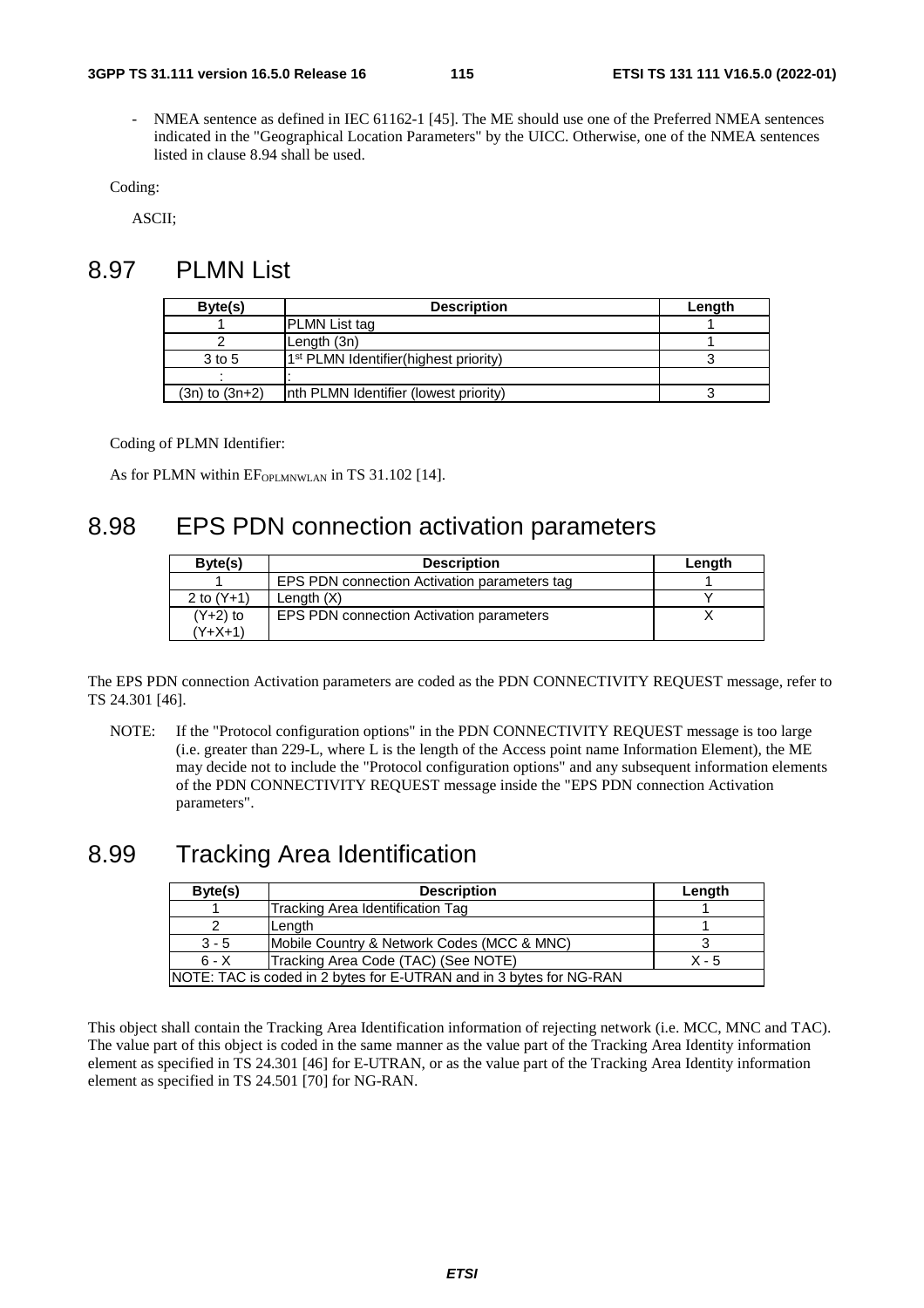- NMEA sentence as defined in IEC 61162-1 [45]. The ME should use one of the Preferred NMEA sentences indicated in the "Geographical Location Parameters" by the UICC. Otherwise, one of the NMEA sentences listed in clause 8.94 shall be used.

Coding:

ASCII;

# 8.97 PLMN List

| Byte(s) | Description | Length |
|---|---|---|
| 1 | PLMN List tag | 1 |
| 2 | Length (3n) | 1 |
| 3 to 5 | 1st PLMN Identifier(highest priority) | 3 |
| : | : | |
| (3n) to (3n+2) | nth PLMN Identifier (lowest priority) | 3 |

Coding of PLMN Identifier:

As for PLMN within $EF_{OPLMNWLAN}$ in TS 31.102 [14].

# 8.98 EPS PDN connection activation parameters

| Byte(s) | Description | Length |
|---|---|---|
| 1 | EPS PDN connection Activation parameters tag | 1 |
| 2 to (Y+1) | Length (X) | Y |
| (Y+2) to (Y+X+1) | EPS PDN connection Activation parameters | X |

The EPS PDN connection Activation parameters are coded as the PDN CONNECTIVITY REQUEST message, refer to TS 24.301 [46].

NOTE: If the "Protocol configuration options" in the PDN CONNECTIVITY REQUEST message is too large (i.e. greater than 229-L, where L is the length of the Access point name Information Element), the ME may decide not to include the "Protocol configuration options" and any subsequent information elements of the PDN CONNECTIVITY REQUEST message inside the "EPS PDN connection Activation parameters".

# 8.99 Tracking Area Identification

| Byte(s) | Description | Length |
|---|---|---|
| 1 | Tracking Area Identification Tag | 1 |
| 2 | Length | 1 |
| 3 - 5 | Mobile Country & Network Codes (MCC & MNC) | 3 |
| 6 - X | Tracking Area Code (TAC) (See NOTE) | X - 5 |
| NOTE: TAC is coded in 2 bytes for E-UTRAN and in 3 bytes for NG-RAN | | |

This object shall contain the Tracking Area Identification information of rejecting network (i.e. MCC, MNC and TAC). The value part of this object is coded in the same manner as the value part of the Tracking Area Identity information element as specified in TS 24.301 [46] for E-UTRAN, or as the value part of the Tracking Area Identity information element as specified in TS 24.501 [70] for NG-RAN.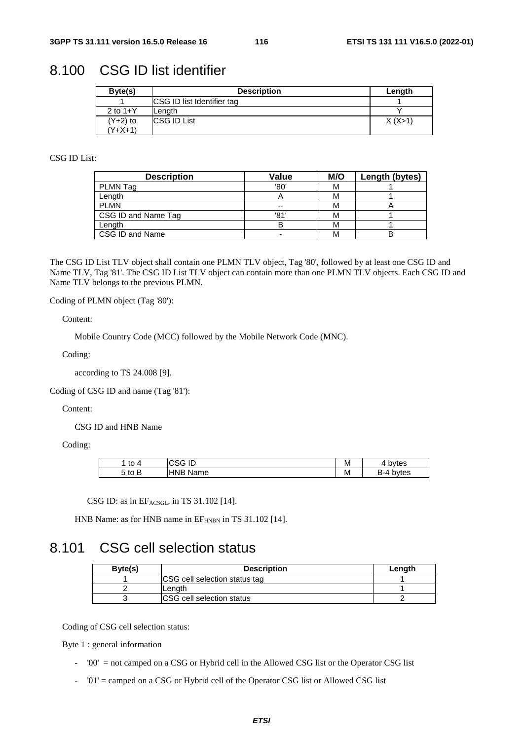## 8.100 CSG ID list identifier

| Byte(s) | Description | Length |
|---|---|---|
| 1 | CSG ID list Identifier tag | 1 |
| 2 to 1+Y | Length | Y |
| (Y+2) to (Y+X+1) | CSG ID List | X (X>1) |

CSG ID List:

| Description | Value | M/O | Length (bytes) |
|---|---|---|---|
| PLMN Tag | '80' | M | 1 |
| Length | A | M | 1 |
| PLMN | -- | M | A |
| CSG ID and Name Tag | '81' | M | 1 |
| Length | B | M | 1 |
| CSG ID and Name | - | M | B |

The CSG ID List TLV object shall contain one PLMN TLV object, Tag '80', followed by at least one CSG ID and Name TLV, Tag '81'. The CSG ID List TLV object can contain more than one PLMN TLV objects. Each CSG ID and Name TLV belongs to the previous PLMN.

Coding of PLMN object (Tag '80'):

Content:

Mobile Country Code (MCC) followed by the Mobile Network Code (MNC).

Coding:

according to TS 24.008 [9].

Coding of CSG ID and name (Tag '81'):

Content:

CSG ID and HNB Name

Coding:

| | | | |
|---|---|---|---|
| 1 to 4 | CSG ID | M | 4 bytes |
| 5 to B | HNB Name | M | B-4 bytes |

CSG ID: as in $EF_{ACSGL}$, in TS 31.102 [14].

HNB Name: as for HNB name in $EF_{HNBN}$ in TS 31.102 [14].

## 8.101 CSG cell selection status

| Byte(s) | Description | Length |
|---|---|---|
| 1 | CSG cell selection status tag | 1 |
| 2 | Length | 1 |
| 3 | CSG cell selection status | 2 |

Coding of CSG cell selection status:

Byte 1 : general information

- '00' = not camped on a CSG or Hybrid cell in the Allowed CSG list or the Operator CSG list
- '01' = camped on a CSG or Hybrid cell of the Operator CSG list or Allowed CSG list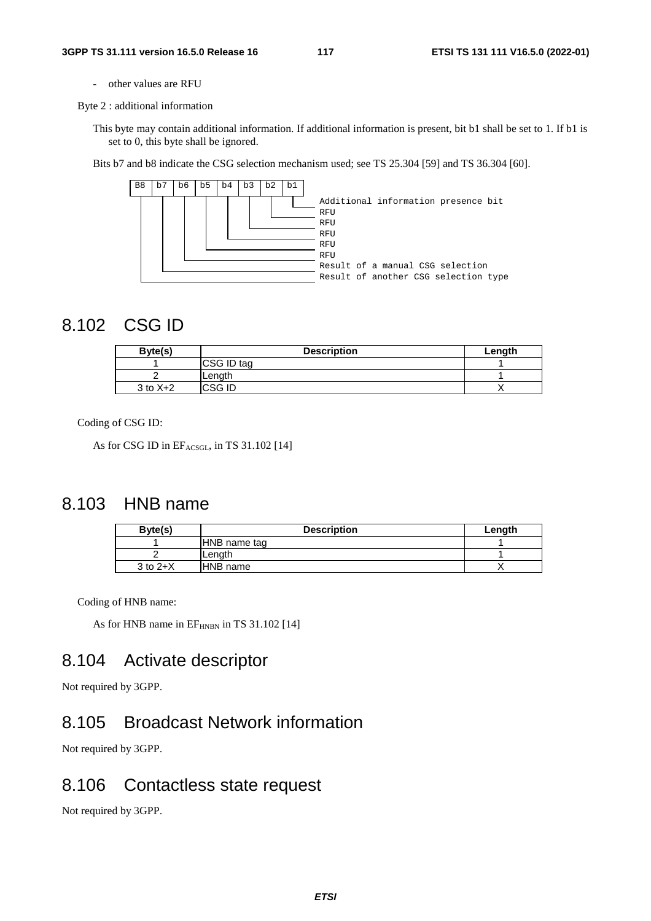- other values are RFU

Byte 2 : additional information

This byte may contain additional information. If additional information is present, bit b1 shall be set to 1. If b1 is set to 0, this byte shall be ignored.

Bits b7 and b8 indicate the CSG selection mechanism used; see TS 25.304 [59] and TS 36.304 [60].

```
B8 | b7 | b6 | b5 | b4 | b3 | b2 | b1
                                      Additional information presence bit
                                      RFU
                                      RFU
                                      RFU
                                      RFU
                                      RFU
                                      Result of a manual CSG selection
                                      Result of another CSG selection type
```

## 8.102 CSG ID

| Byte(s) | Description | Length |
|---|---|---|
| 1 | CSG ID tag | 1 |
| 2 | Length | 1 |
| 3 to X+2 | CSG ID | X |

Coding of CSG ID:

As for CSG ID in $EF_{ACSGL}$, in TS 31.102 [14]

## 8.103 HNB name

| Byte(s) | Description | Length |
|---|---|---|
| 1 | HNB name tag | 1 |
| 2 | Length | 1 |
| 3 to 2+X | HNB name | X |

Coding of HNB name:

As for HNB name in $EF_{HNBN}$ in TS 31.102 [14]

## 8.104 Activate descriptor

Not required by 3GPP.

## 8.105 Broadcast Network information

Not required by 3GPP.

## 8.106 Contactless state request

Not required by 3GPP.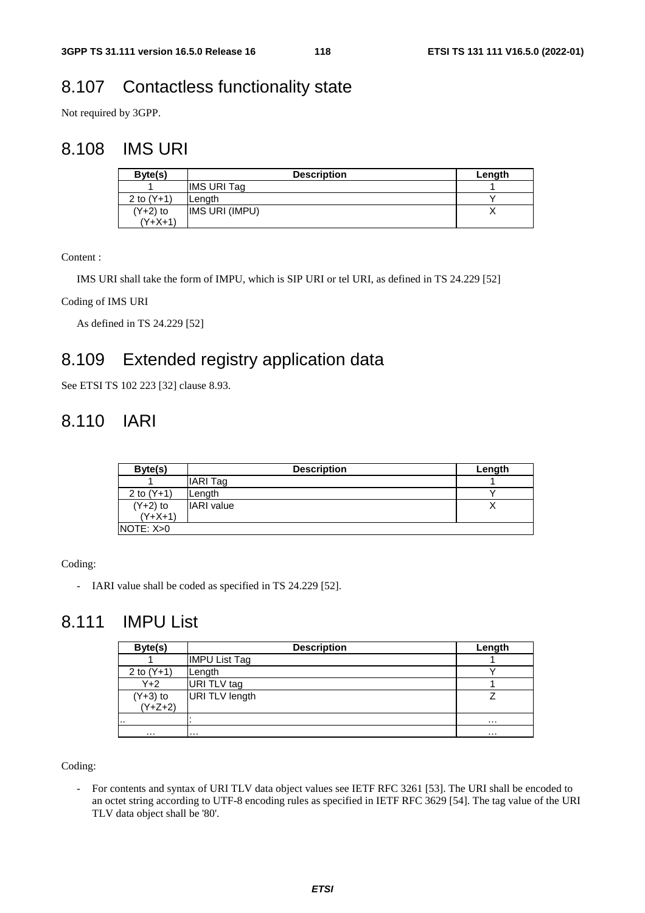## 8.107 Contactless functionality state

Not required by 3GPP.

## 8.108 IMS URI

| Byte(s) | Description | Length |
|---|---|---|
| 1 | IMS URI Tag | 1 |
| 2 to (Y+1) | Length | Y |
| (Y+2) to (Y+X+1) | IMS URI (IMPU) | X |

Content :

IMS URI shall take the form of IMPU, which is SIP URI or tel URI, as defined in TS 24.229 [52]

Coding of IMS URI

As defined in TS 24.229 [52]

## 8.109 Extended registry application data

See ETSI TS 102 223 [32] clause 8.93.

## 8.110 IARI

| Byte(s) | Description | Length |
|---|---|---|
| 1 | IARI Tag | 1 |
| 2 to (Y+1) | Length | Y |
| (Y+2) to (Y+X+1) | IARI value | X |
| NOTE: X>0 | | |

Coding:

- IARI value shall be coded as specified in TS 24.229 [52].

## 8.111 IMPU List

| Byte(s) | Description | Length |
|---|---|---|
| 1 | IMPU List Tag | 1 |
| 2 to (Y+1) | Length | Y |
| Y+2 | URI TLV tag | 1 |
| (Y+3) to (Y+Z+2) | URI TLV length | Z |
| .. | : | … |
| … | … | … |

Coding:

- For contents and syntax of URI TLV data object values see IETF RFC 3261 [53]. The URI shall be encoded to an octet string according to UTF-8 encoding rules as specified in IETF RFC 3629 [54]. The tag value of the URI TLV data object shall be '80'.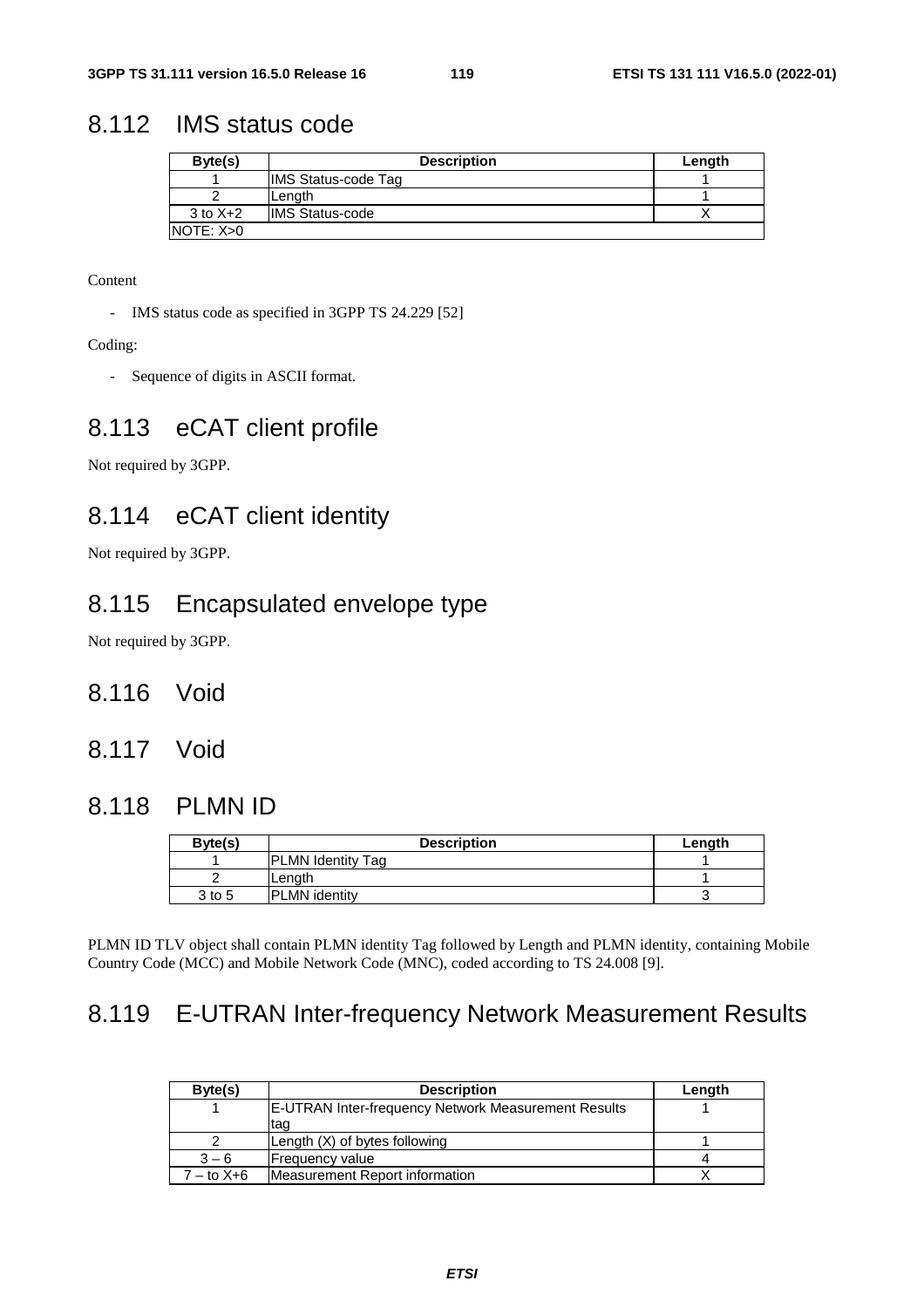## 8.112 IMS status code

| Byte(s) | Description | Length |
|---|---|---|
| 1 | IMS Status-code Tag | 1 |
| 2 | Length | 1 |
| 3 to X+2 | IMS Status-code | X |
| NOTE: X>0 | | |

Content

- IMS status code as specified in 3GPP TS 24.229 [52]

Coding:

- Sequence of digits in ASCII format.

## 8.113 eCAT client profile

Not required by 3GPP.

## 8.114 eCAT client identity

Not required by 3GPP.

## 8.115 Encapsulated envelope type

Not required by 3GPP.

## 8.116 Void

## 8.117 Void

## 8.118 PLMN ID

| Byte(s) | Description | Length |
|---|---|---|
| 1 | PLMN Identity Tag | 1 |
| 2 | Length | 1 |
| 3 to 5 | PLMN identity | 3 |

PLMN ID TLV object shall contain PLMN identity Tag followed by Length and PLMN identity, containing Mobile Country Code (MCC) and Mobile Network Code (MNC), coded according to TS 24.008 [9].

## 8.119 E-UTRAN Inter-frequency Network Measurement Results

| Byte(s) | Description | Length |
|---|---|---|
| 1 | E-UTRAN Inter-frequency Network Measurement Results tag | 1 |
| 2 | Length (X) of bytes following | 1 |
| 3 – 6 | Frequency value | 4 |
| 7 – to X+6 | Measurement Report information | X |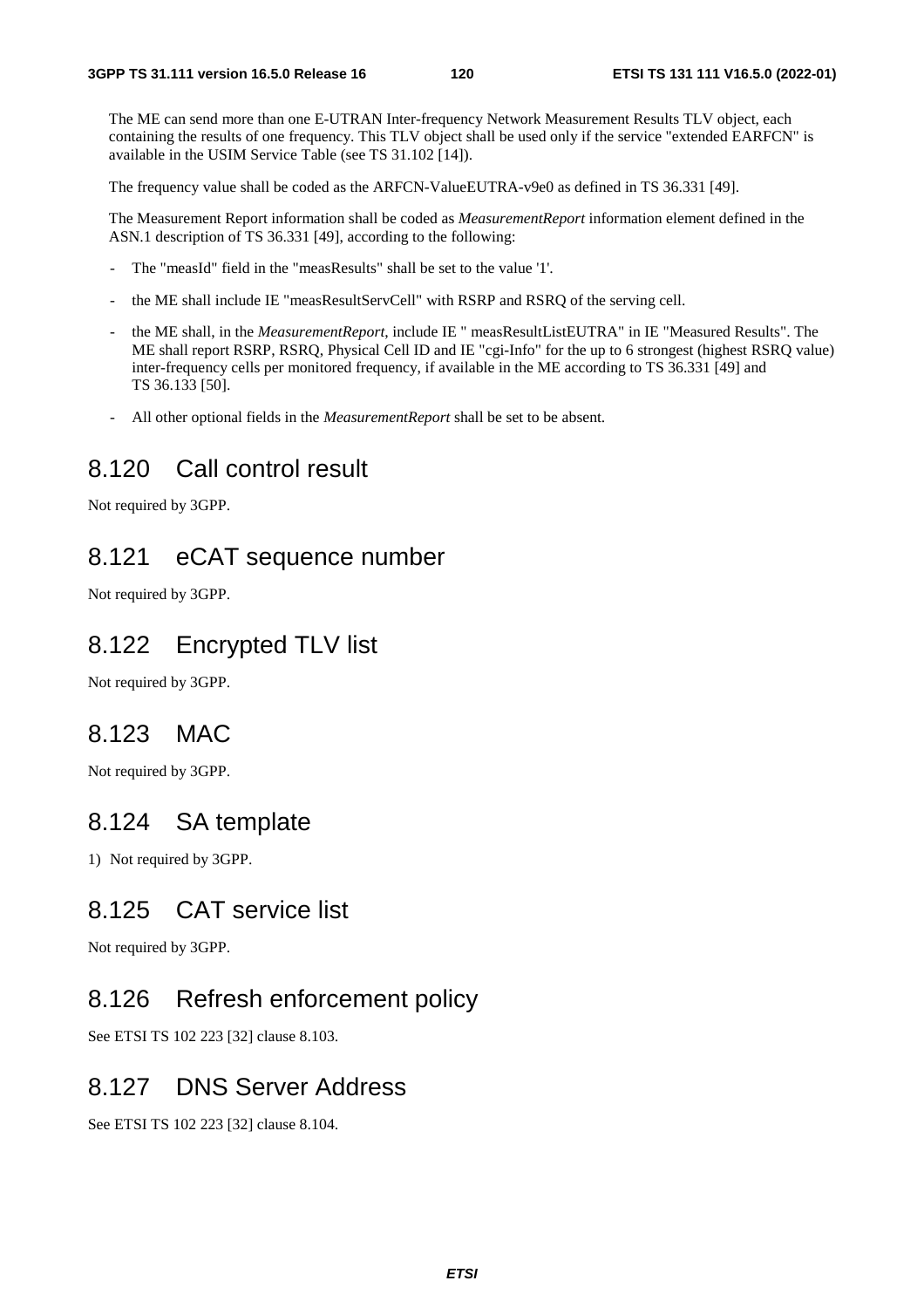The ME can send more than one E-UTRAN Inter-frequency Network Measurement Results TLV object, each containing the results of one frequency. This TLV object shall be used only if the service "extended EARFCN" is available in the USIM Service Table (see TS 31.102 [14]).

The frequency value shall be coded as the ARFCN-ValueEUTRA-v9e0 as defined in TS 36.331 [49].

The Measurement Report information shall be coded as *MeasurementReport* information element defined in the ASN.1 description of TS 36.331 [49], according to the following:

- The "measId" field in the "measResults" shall be set to the value '1'.
- the ME shall include IE "measResultServCell" with RSRP and RSRQ of the serving cell.
- the ME shall, in the *MeasurementReport*, include IE " measResultListEUTRA" in IE "Measured Results". The ME shall report RSRP, RSRQ, Physical Cell ID and IE "cgi-Info" for the up to 6 strongest (highest RSRQ value) inter-frequency cells per monitored frequency, if available in the ME according to TS 36.331 [49] and TS 36.133 [50].
- All other optional fields in the *MeasurementReport* shall be set to be absent.

## 8.120 Call control result

Not required by 3GPP.

## 8.121 eCAT sequence number

Not required by 3GPP.

## 8.122 Encrypted TLV list

Not required by 3GPP.

## 8.123 MAC

Not required by 3GPP.

## 8.124 SA template

1) Not required by 3GPP.

## 8.125 CAT service list

Not required by 3GPP.

## 8.126 Refresh enforcement policy

See ETSI TS 102 223 [32] clause 8.103.

## 8.127 DNS Server Address

See ETSI TS 102 223 [32] clause 8.104.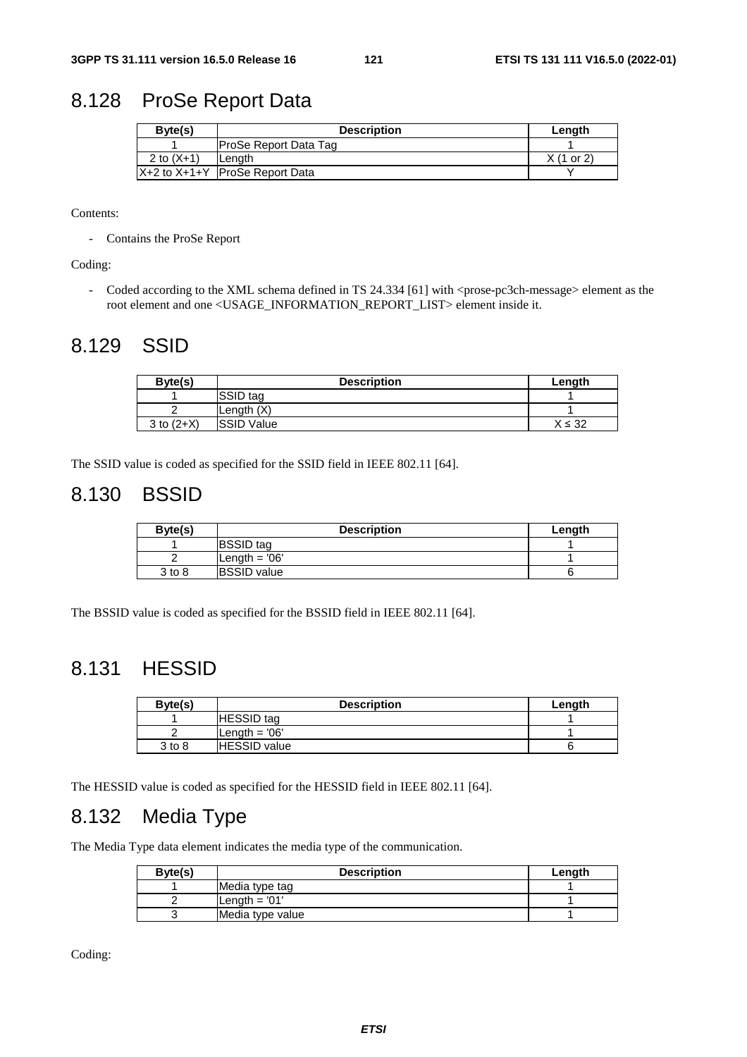## 8.128 ProSe Report Data

| Byte(s) | Description | Length |
|---|---|---|
| 1 | ProSe Report Data Tag | 1 |
| 2 to (X+1) | Length | X (1 or 2) |
| X+2 to X+1+Y | ProSe Report Data | Y |

Contents:

- Contains the ProSe Report

Coding:

- Coded according to the XML schema defined in TS 24.334 [61] with <prose-pc3ch-message> element as the root element and one <USAGE_INFORMATION_REPORT_LIST> element inside it.

## 8.129 SSID

| Byte(s) | Description | Length |
|---|---|---|
| 1 | SSID tag | 1 |
| 2 | Length (X) | 1 |
| 3 to (2+X) | SSID Value | X ≤ 32 |

The SSID value is coded as specified for the SSID field in IEEE 802.11 [64].

## 8.130 BSSID

| Byte(s) | Description | Length |
|---|---|---|
| 1 | BSSID tag | 1 |
| 2 | Length = '06' | 1 |
| 3 to 8 | BSSID value | 6 |

The BSSID value is coded as specified for the BSSID field in IEEE 802.11 [64].

## 8.131 HESSID

| Byte(s) | Description | Length |
|---|---|---|
| 1 | HESSID tag | 1 |
| 2 | Length = '06' | 1 |
| 3 to 8 | HESSID value | 6 |

The HESSID value is coded as specified for the HESSID field in IEEE 802.11 [64].

## 8.132 Media Type

The Media Type data element indicates the media type of the communication.

| Byte(s) | Description | Length |
|---|---|---|
| 1 | Media type tag | 1 |
| 2 | Length = '01' | 1 |
| 3 | Media type value | 1 |

Coding: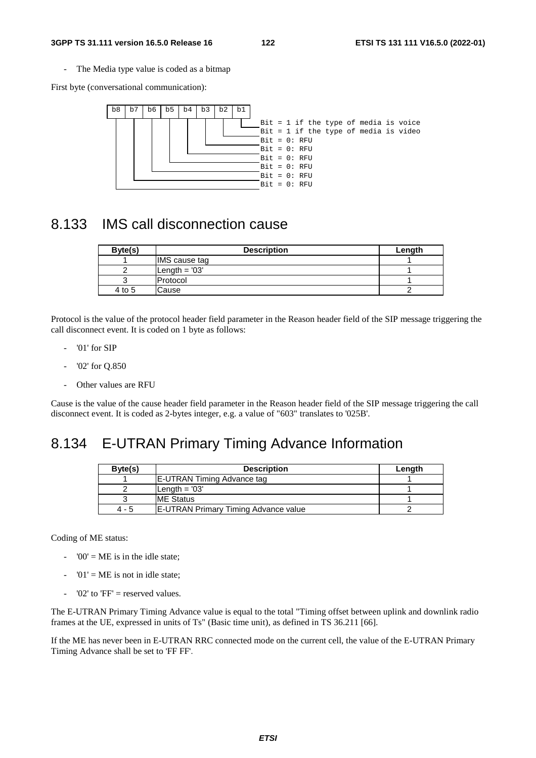- The Media type value is coded as a bitmap

First byte (conversational communication):

```
b8 | b7 | b6 | b5 | b4 | b3 | b2 | b1
                                     Bit = 1 if the type of media is voice   (b1)
                                     Bit = 1 if the type of media is video   (b2)
                                     Bit = 0: RFU                            (b3)
                                     Bit = 0: RFU                            (b4)
                                     Bit = 0: RFU                            (b5)
                                     Bit = 0: RFU                            (b6)
                                     Bit = 0: RFU                            (b7)
                                     Bit = 0: RFU                            (b8)
```

## 8.133 IMS call disconnection cause

| Byte(s) | Description | Length |
|---|---|---|
| 1 | IMS cause tag | 1 |
| 2 | Length = '03' | 1 |
| 3 | Protocol | 1 |
| 4 to 5 | Cause | 2 |

Protocol is the value of the protocol header field parameter in the Reason header field of the SIP message triggering the call disconnect event. It is coded on 1 byte as follows:

- '01' for SIP
- '02' for Q.850
- Other values are RFU

Cause is the value of the cause header field parameter in the Reason header field of the SIP message triggering the call disconnect event. It is coded as 2-bytes integer, e.g. a value of "603" translates to '025B'.

## 8.134 E-UTRAN Primary Timing Advance Information

| Byte(s) | Description | Length |
|---|---|---|
| 1 | E-UTRAN Timing Advance tag | 1 |
| 2 | Length = '03' | 1 |
| 3 | ME Status | 1 |
| 4 - 5 | E-UTRAN Primary Timing Advance value | 2 |

Coding of ME status:

- '00' = ME is in the idle state;
- '01' = ME is not in idle state;
- '02' to 'FF' = reserved values.

The E-UTRAN Primary Timing Advance value is equal to the total "Timing offset between uplink and downlink radio frames at the UE, expressed in units of Ts" (Basic time unit), as defined in TS 36.211 [66].

If the ME has never been in E-UTRAN RRC connected mode on the current cell, the value of the E-UTRAN Primary Timing Advance shall be set to 'FF FF'.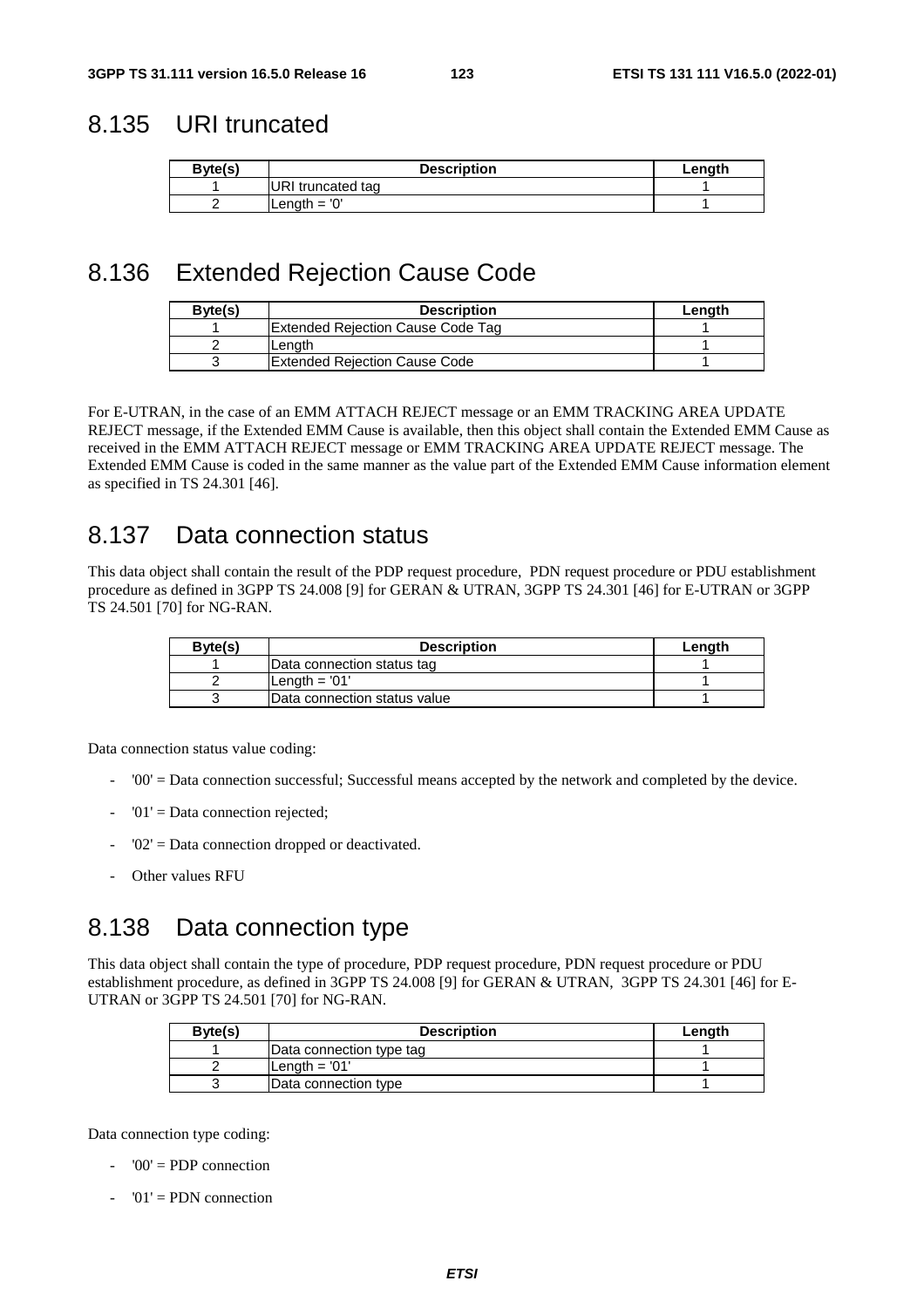## 8.135 URI truncated

| Byte(s) | Description | Length |
|---|---|---|
| 1 | URI truncated tag | 1 |
| 2 | Length = '0' | 1 |

## 8.136 Extended Rejection Cause Code

| Byte(s) | Description | Length |
|---|---|---|
| 1 | Extended Rejection Cause Code Tag | 1 |
| 2 | Length | 1 |
| 3 | Extended Rejection Cause Code | 1 |

For E-UTRAN, in the case of an EMM ATTACH REJECT message or an EMM TRACKING AREA UPDATE REJECT message, if the Extended EMM Cause is available, then this object shall contain the Extended EMM Cause as received in the EMM ATTACH REJECT message or EMM TRACKING AREA UPDATE REJECT message. The Extended EMM Cause is coded in the same manner as the value part of the Extended EMM Cause information element as specified in TS 24.301 [46].

## 8.137 Data connection status

This data object shall contain the result of the PDP request procedure, PDN request procedure or PDU establishment procedure as defined in 3GPP TS 24.008 [9] for GERAN & UTRAN, 3GPP TS 24.301 [46] for E-UTRAN or 3GPP TS 24.501 [70] for NG-RAN.

| Byte(s) | Description | Length |
|---|---|---|
| 1 | Data connection status tag | 1 |
| 2 | Length = '01' | 1 |
| 3 | Data connection status value | 1 |

Data connection status value coding:

- '00' = Data connection successful; Successful means accepted by the network and completed by the device.
- '01' = Data connection rejected;
- '02' = Data connection dropped or deactivated.
- Other values RFU

## 8.138 Data connection type

This data object shall contain the type of procedure, PDP request procedure, PDN request procedure or PDU establishment procedure, as defined in 3GPP TS 24.008 [9] for GERAN & UTRAN, 3GPP TS 24.301 [46] for E-UTRAN or 3GPP TS 24.501 [70] for NG-RAN.

| Byte(s) | Description | Length |
|---|---|---|
| 1 | Data connection type tag | 1 |
| 2 | Length = '01' | 1 |
| 3 | Data connection type | 1 |

Data connection type coding:

- '00' = PDP connection
- '01' = PDN connection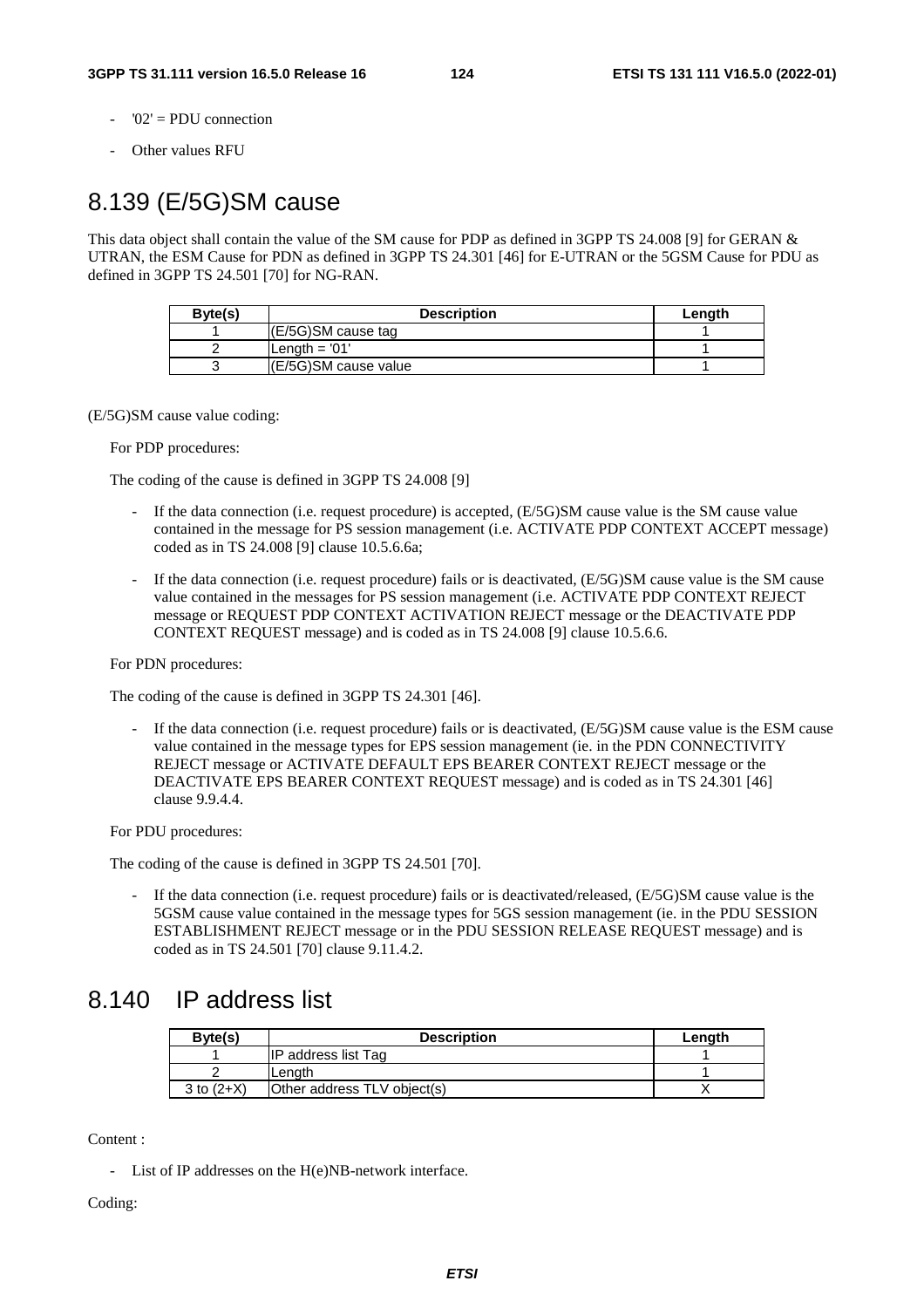- '02' = PDU connection
- Other values RFU

# 8.139 (E/5G)SM cause

This data object shall contain the value of the SM cause for PDP as defined in 3GPP TS 24.008 [9] for GERAN & UTRAN, the ESM Cause for PDN as defined in 3GPP TS 24.301 [46] for E-UTRAN or the 5GSM Cause for PDU as defined in 3GPP TS 24.501 [70] for NG-RAN.

| Byte(s) | Description | Length |
|---|---|---|
| 1 | (E/5G)SM cause tag | 1 |
| 2 | Length = '01' | 1 |
| 3 | (E/5G)SM cause value | 1 |

(E/5G)SM cause value coding:

For PDP procedures:

The coding of the cause is defined in 3GPP TS 24.008 [9]

- If the data connection (i.e. request procedure) is accepted, (E/5G)SM cause value is the SM cause value contained in the message for PS session management (i.e. ACTIVATE PDP CONTEXT ACCEPT message) coded as in TS 24.008 [9] clause 10.5.6.6a;
- If the data connection (i.e. request procedure) fails or is deactivated, (E/5G)SM cause value is the SM cause value contained in the messages for PS session management (i.e. ACTIVATE PDP CONTEXT REJECT message or REQUEST PDP CONTEXT ACTIVATION REJECT message or the DEACTIVATE PDP CONTEXT REQUEST message) and is coded as in TS 24.008 [9] clause 10.5.6.6.

For PDN procedures:

The coding of the cause is defined in 3GPP TS 24.301 [46].

- If the data connection (i.e. request procedure) fails or is deactivated, (E/5G)SM cause value is the ESM cause value contained in the message types for EPS session management (ie. in the PDN CONNECTIVITY REJECT message or ACTIVATE DEFAULT EPS BEARER CONTEXT REJECT message or the DEACTIVATE EPS BEARER CONTEXT REQUEST message) and is coded as in TS 24.301 [46] clause 9.9.4.4.

For PDU procedures:

The coding of the cause is defined in 3GPP TS 24.501 [70].

- If the data connection (i.e. request procedure) fails or is deactivated/released, (E/5G)SM cause value is the 5GSM cause value contained in the message types for 5GS session management (ie. in the PDU SESSION ESTABLISHMENT REJECT message or in the PDU SESSION RELEASE REQUEST message) and is coded as in TS 24.501 [70] clause 9.11.4.2.

# 8.140 IP address list

| Byte(s) | Description | Length |
|---|---|---|
| 1 | IP address list Tag | 1 |
| 2 | Length | 1 |
| 3 to (2+X) | Other address TLV object(s) | X |

Content :

- List of IP addresses on the H(e)NB-network interface.

Coding: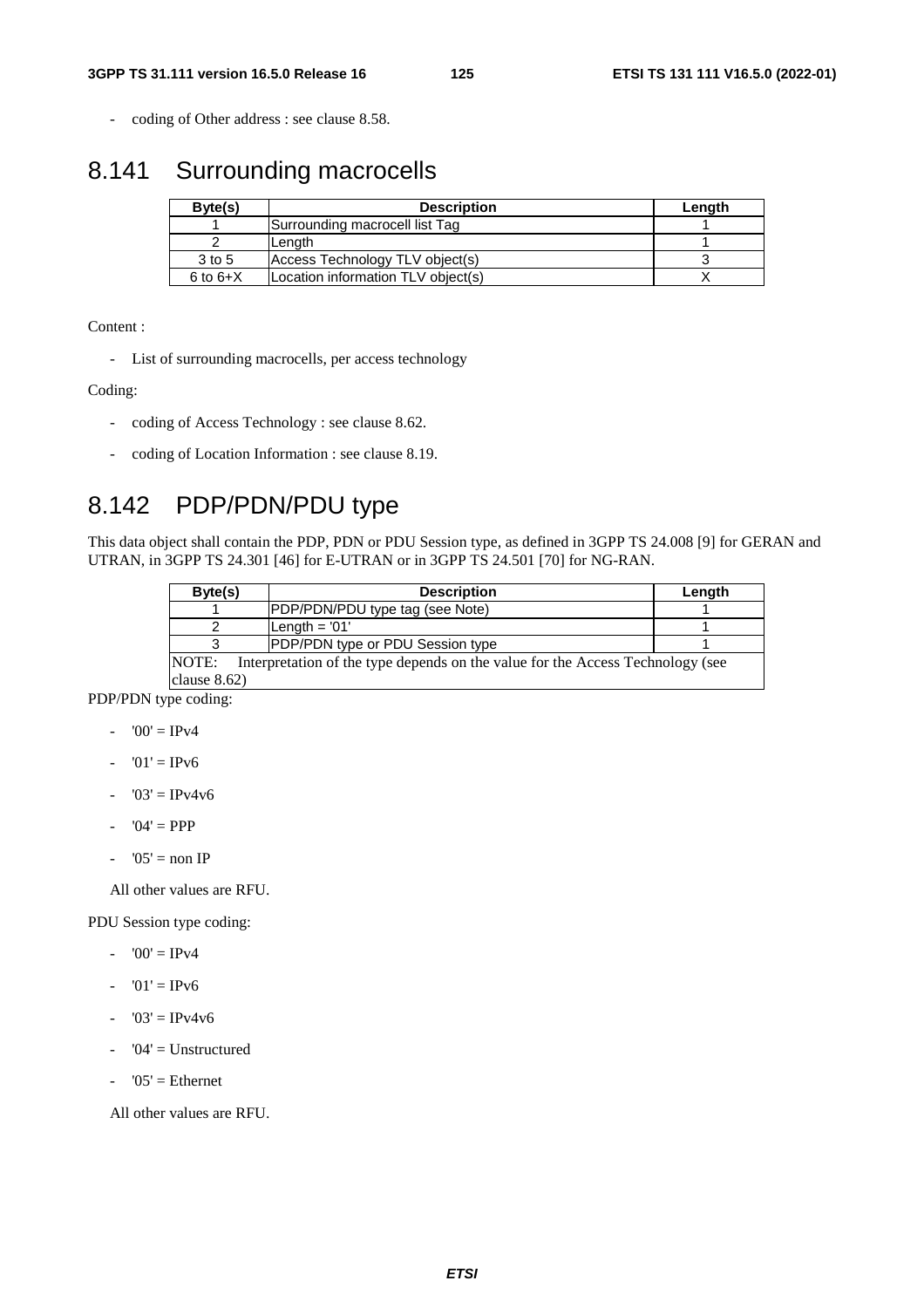- coding of Other address : see clause 8.58.

## 8.141 Surrounding macrocells

| Byte(s) | Description | Length |
|---|---|---|
| 1 | Surrounding macrocell list Tag | 1 |
| 2 | Length | 1 |
| 3 to 5 | Access Technology TLV object(s) | 3 |
| 6 to 6+X | Location information TLV object(s) | X |

Content :

- List of surrounding macrocells, per access technology

Coding:

- coding of Access Technology : see clause 8.62.
- coding of Location Information : see clause 8.19.

## 8.142 PDP/PDN/PDU type

This data object shall contain the PDP, PDN or PDU Session type, as defined in 3GPP TS 24.008 [9] for GERAN and UTRAN, in 3GPP TS 24.301 [46] for E-UTRAN or in 3GPP TS 24.501 [70] for NG-RAN.

| Byte(s) | Description | Length |
|---|---|---|
| 1 | PDP/PDN/PDU type tag (see Note) | 1 |
| 2 | Length = '01' | 1 |
| 3 | PDP/PDN type or PDU Session type | 1 |
| NOTE: Interpretation of the type depends on the value for the Access Technology (see clause 8.62) | | |

PDP/PDN type coding:

- '00' = IPv4
- '01' = IPv6
- '03' = IPv4v6
- '04' = PPP
- '05' = non IP

All other values are RFU.

PDU Session type coding:

- '00' = IPv4
- '01' = IPv6
- '03' = IPv4v6
- '04' = Unstructured
- '05' = Ethernet

All other values are RFU.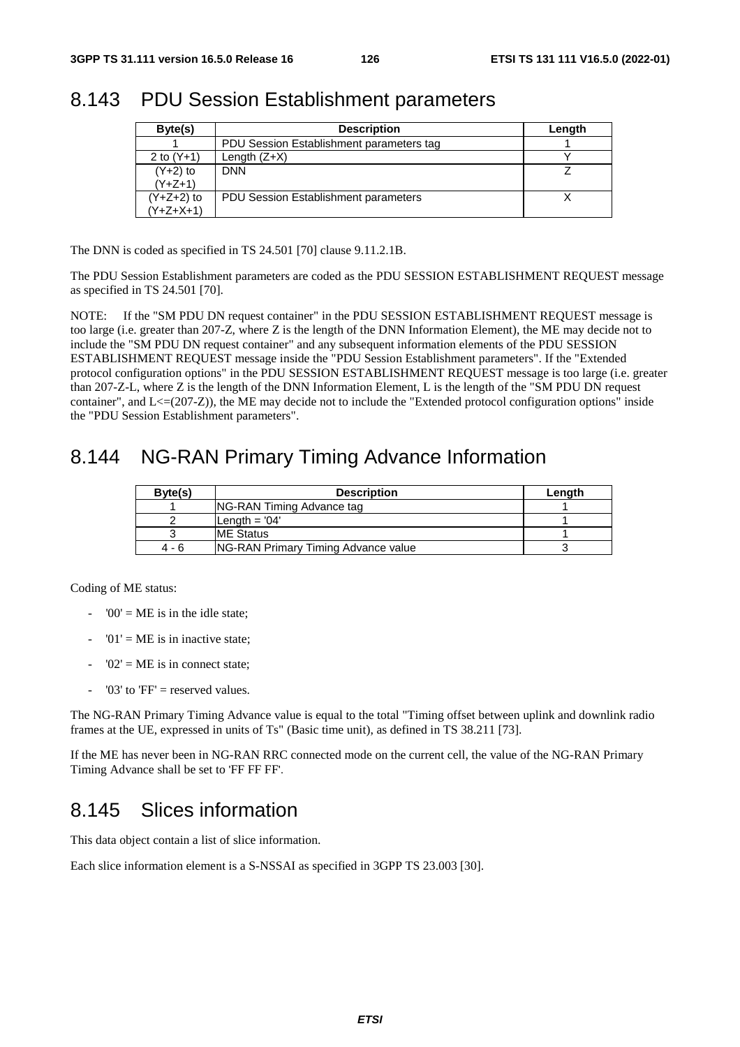## 8.143 PDU Session Establishment parameters

| Byte(s) | Description | Length |
|---|---|---|
| 1 | PDU Session Establishment parameters tag | 1 |
| 2 to (Y+1) | Length (Z+X) | Y |
| (Y+2) to (Y+Z+1) | DNN | Z |
| (Y+Z+2) to (Y+Z+X+1) | PDU Session Establishment parameters | X |

The DNN is coded as specified in TS 24.501 [70] clause 9.11.2.1B.

The PDU Session Establishment parameters are coded as the PDU SESSION ESTABLISHMENT REQUEST message as specified in TS 24.501 [70].

NOTE: If the "SM PDU DN request container" in the PDU SESSION ESTABLISHMENT REQUEST message is too large (i.e. greater than 207-Z, where Z is the length of the DNN Information Element), the ME may decide not to include the "SM PDU DN request container" and any subsequent information elements of the PDU SESSION ESTABLISHMENT REQUEST message inside the "PDU Session Establishment parameters". If the "Extended protocol configuration options" in the PDU SESSION ESTABLISHMENT REQUEST message is too large (i.e. greater than 207-Z-L, where Z is the length of the DNN Information Element, L is the length of the "SM PDU DN request container", and L<=(207-Z)), the ME may decide not to include the "Extended protocol configuration options" inside the "PDU Session Establishment parameters".

## 8.144 NG-RAN Primary Timing Advance Information

| Byte(s) | Description | Length |
|---|---|---|
| 1 | NG-RAN Timing Advance tag | 1 |
| 2 | Length = '04' | 1 |
| 3 | ME Status | 1 |
| 4 - 6 | NG-RAN Primary Timing Advance value | 3 |

Coding of ME status:

- '00' = ME is in the idle state;
- '01' = ME is in inactive state;
- '02' = ME is in connect state;
- '03' to 'FF' = reserved values.

The NG-RAN Primary Timing Advance value is equal to the total "Timing offset between uplink and downlink radio frames at the UE, expressed in units of Ts" (Basic time unit), as defined in TS 38.211 [73].

If the ME has never been in NG-RAN RRC connected mode on the current cell, the value of the NG-RAN Primary Timing Advance shall be set to 'FF FF FF'.

## 8.145 Slices information

This data object contain a list of slice information.

Each slice information element is a S-NSSAI as specified in 3GPP TS 23.003 [30].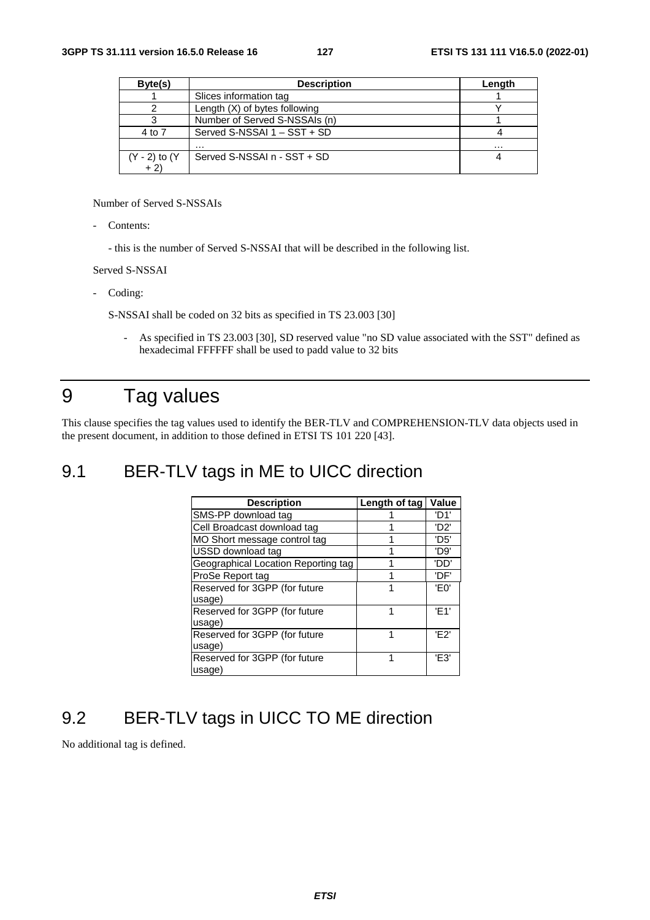| Byte(s) | Description | Length |
| --- | --- | --- |
| 1 | Slices information tag | 1 |
| 2 | Length (X) of bytes following | Y |
| 3 | Number of Served S-NSSAIs (n) | 1 |
| 4 to 7 | Served S-NSSAI 1 – SST + SD | 4 |
|  | … | … |
| (Y - 2) to (Y + 2) | Served S-NSSAI n - SST + SD | 4 |

Number of Served S-NSSAIs

- Contents:

  - this is the number of Served S-NSSAI that will be described in the following list.

Served S-NSSAI

- Coding:

  S-NSSAI shall be coded on 32 bits as specified in TS 23.003 [30]

  - As specified in TS 23.003 [30], SD reserved value "no SD value associated with the SST" defined as hexadecimal FFFFFF shall be used to padd value to 32 bits

# 9 Tag values

This clause specifies the tag values used to identify the BER-TLV and COMPREHENSION-TLV data objects used in the present document, in addition to those defined in ETSI TS 101 220 [43].

## 9.1 BER-TLV tags in ME to UICC direction

| Description | Length of tag | Value |
| --- | --- | --- |
| SMS-PP download tag | 1 | 'D1' |
| Cell Broadcast download tag | 1 | 'D2' |
| MO Short message control tag | 1 | 'D5' |
| USSD download tag | 1 | 'D9' |
| Geographical Location Reporting tag | 1 | 'DD' |
| ProSe Report tag | 1 | 'DF' |
| Reserved for 3GPP (for future usage) | 1 | 'E0' |
| Reserved for 3GPP (for future usage) | 1 | 'E1' |
| Reserved for 3GPP (for future usage) | 1 | 'E2' |
| Reserved for 3GPP (for future usage) | 1 | 'E3' |

## 9.2 BER-TLV tags in UICC TO ME direction

No additional tag is defined.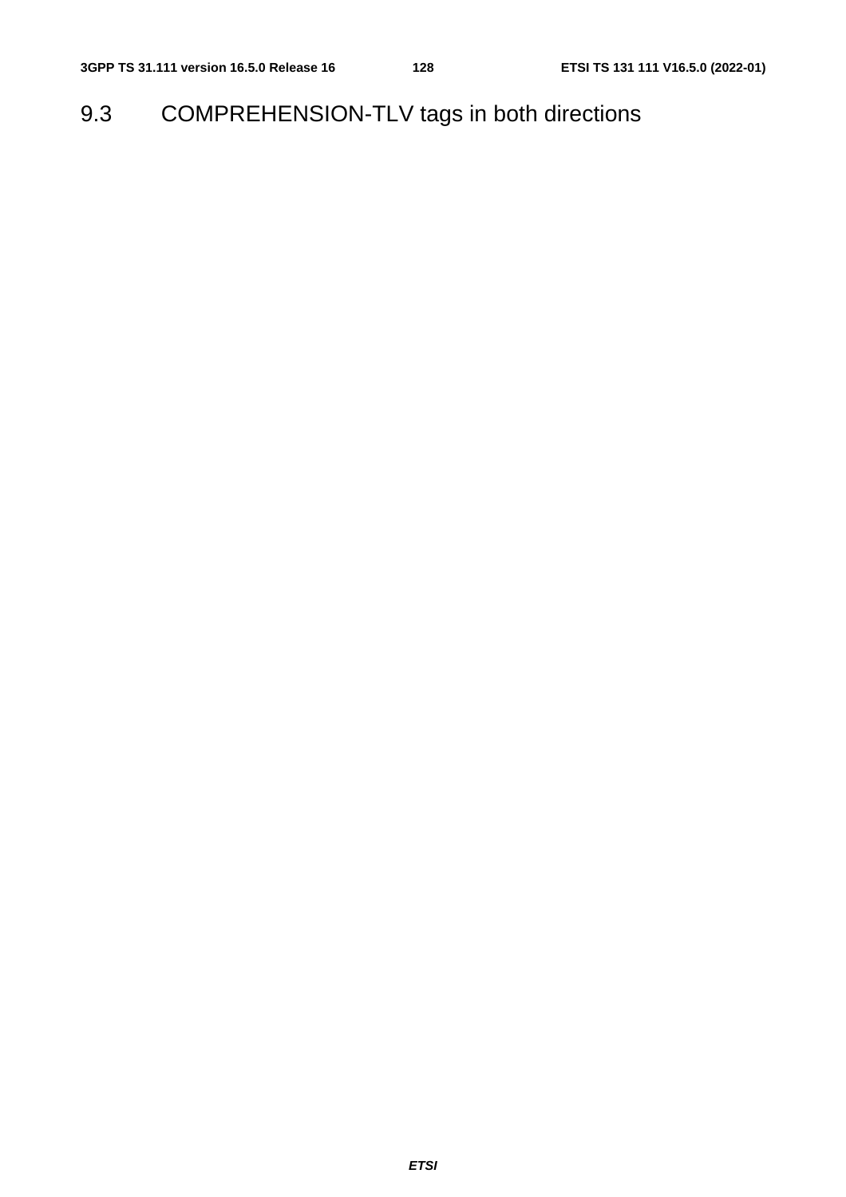## 9.3 COMPREHENSION-TLV tags in both directions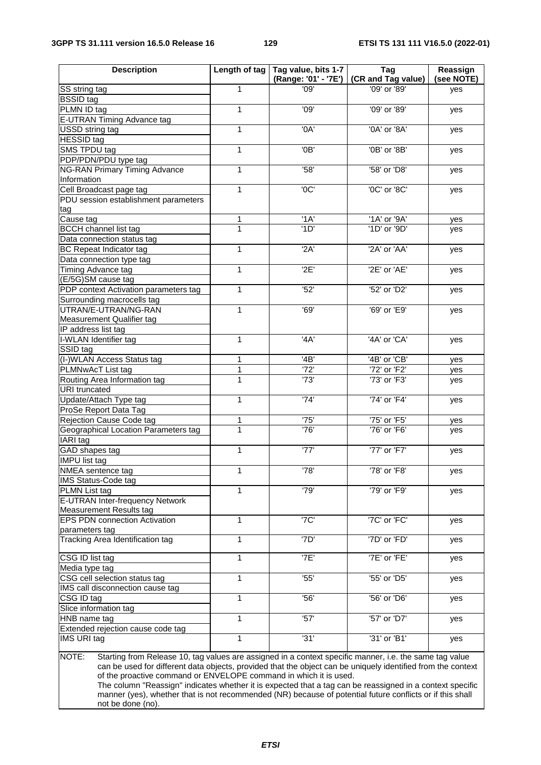| Description | Length of tag | Tag value, bits 1-7 (Range: '01' - '7E') | Tag (CR and Tag value) | Reassign (see NOTE) |
|---|---|---|---|---|
| SS string tag<br>BSSID tag | 1 | '09' | '09' or '89' | yes |
| PLMN ID tag<br>E-UTRAN Timing Advance tag | 1 | '09' | '09' or '89' | yes |
| USSD string tag<br>HESSID tag | 1 | '0A' | '0A' or '8A' | yes |
| SMS TPDU tag<br>PDP/PDN/PDU type tag | 1 | '0B' | '0B' or '8B' | yes |
| NG-RAN Primary Timing Advance Information | 1 | '58' | '58' or 'D8' | yes |
| Cell Broadcast page tag<br>PDU session establishment parameters tag | 1 | '0C' | '0C' or '8C' | yes |
| Cause tag | 1 | '1A' | '1A' or '9A' | yes |
| BCCH channel list tag<br>Data connection status tag | 1 | '1D' | '1D' or '9D' | yes |
| BC Repeat Indicator tag<br>Data connection type tag | 1 | '2A' | '2A' or 'AA' | yes |
| Timing Advance tag<br>(E/5G)SM cause tag | 1 | '2E' | '2E' or 'AE' | yes |
| PDP context Activation parameters tag<br>Surrounding macrocells tag | 1 | '52' | '52' or 'D2' | yes |
| UTRAN/E-UTRAN/NG-RAN Measurement Qualifier tag<br>IP address list tag | 1 | '69' | '69' or 'E9' | yes |
| I-WLAN Identifier tag<br>SSID tag | 1 | '4A' | '4A' or 'CA' | yes |
| (I-)WLAN Access Status tag | 1 | '4B' | '4B' or 'CB' | yes |
| PLMNwAcT List tag | 1 | '72' | '72' or 'F2' | yes |
| Routing Area Information tag<br>URI truncated | 1 | '73' | '73' or 'F3' | yes |
| Update/Attach Type tag<br>ProSe Report Data Tag | 1 | '74' | '74' or 'F4' | yes |
| Rejection Cause Code tag | 1 | '75' | '75' or 'F5' | yes |
| Geographical Location Parameters tag<br>IARI tag | 1 | '76' | '76' or 'F6' | yes |
| GAD shapes tag<br>IMPU list tag | 1 | '77' | '77' or 'F7' | yes |
| NMEA sentence tag<br>IMS Status-Code tag | 1 | '78' | '78' or 'F8' | yes |
| PLMN List tag<br>E-UTRAN Inter-frequency Network Measurement Results tag | 1 | '79' | '79' or 'F9' | yes |
| EPS PDN connection Activation parameters tag | 1 | '7C' | '7C' or 'FC' | yes |
| Tracking Area Identification tag | 1 | '7D' | '7D' or 'FD' | yes |
| CSG ID list tag<br>Media type tag | 1 | '7E' | '7E' or 'FE' | yes |
| CSG cell selection status tag<br>IMS call disconnection cause tag | 1 | '55' | '55' or 'D5' | yes |
| CSG ID tag<br>Slice information tag | 1 | '56' | '56' or 'D6' | yes |
| HNB name tag<br>Extended rejection cause code tag | 1 | '57' | '57' or 'D7' | yes |
| IMS URI tag | 1 | '31' | '31' or 'B1' | yes |

NOTE: Starting from Release 10, tag values are assigned in a context specific manner, i.e. the same tag value can be used for different data objects, provided that the object can be uniquely identified from the context of the proactive command or ENVELOPE command in which it is used.
The column "Reassign" indicates whether it is expected that a tag can be reassigned in a context specific manner (yes), whether that is not recommended (NR) because of potential future conflicts or if this shall not be done (no).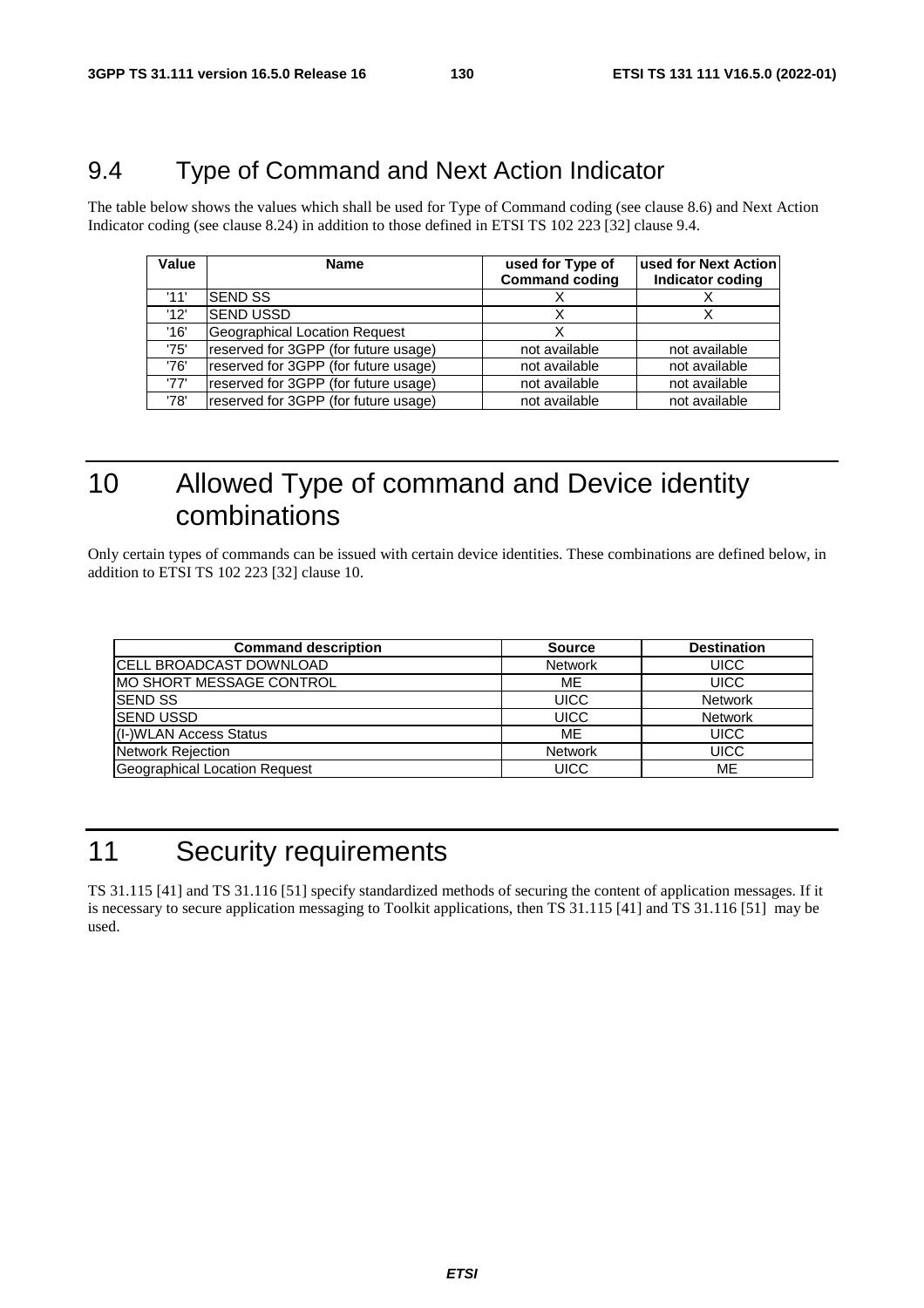## 9.4 Type of Command and Next Action Indicator

The table below shows the values which shall be used for Type of Command coding (see clause 8.6) and Next Action Indicator coding (see clause 8.24) in addition to those defined in ETSI TS 102 223 [32] clause 9.4.

| Value | Name | used for Type of Command coding | used for Next Action Indicator coding |
|---|---|---|---|
| '11' | SEND SS | X | X |
| '12' | SEND USSD | X | X |
| '16' | Geographical Location Request | X | |
| '75' | reserved for 3GPP (for future usage) | not available | not available |
| '76' | reserved for 3GPP (for future usage) | not available | not available |
| '77' | reserved for 3GPP (for future usage) | not available | not available |
| '78' | reserved for 3GPP (for future usage) | not available | not available |

# 10 Allowed Type of command and Device identity combinations

Only certain types of commands can be issued with certain device identities. These combinations are defined below, in addition to ETSI TS 102 223 [32] clause 10.

| Command description | Source | Destination |
|---|---|---|
| CELL BROADCAST DOWNLOAD | Network | UICC |
| MO SHORT MESSAGE CONTROL | ME | UICC |
| SEND SS | UICC | Network |
| SEND USSD | UICC | Network |
| (I-)WLAN Access Status | ME | UICC |
| Network Rejection | Network | UICC |
| Geographical Location Request | UICC | ME |

# 11 Security requirements

TS 31.115 [41] and TS 31.116 [51] specify standardized methods of securing the content of application messages. If it is necessary to secure application messaging to Toolkit applications, then TS 31.115 [41] and TS 31.116 [51] may be used.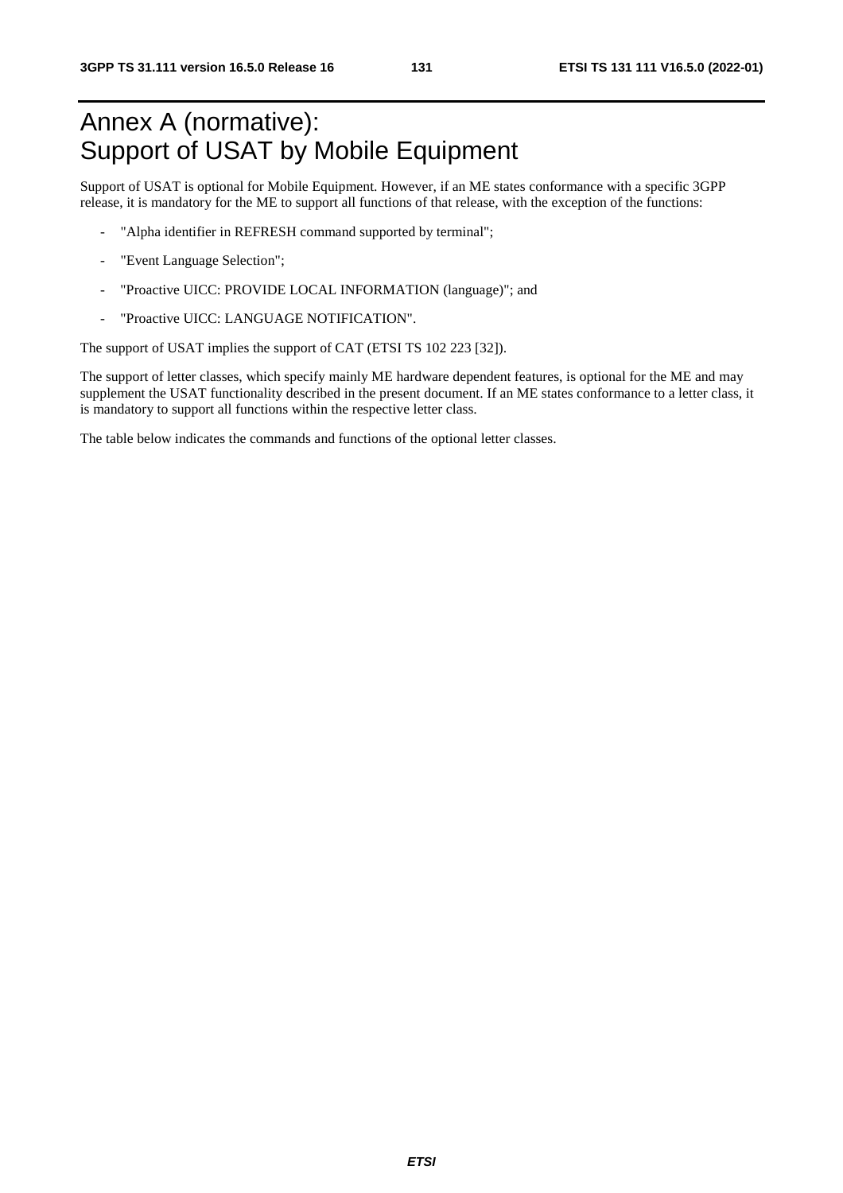# Annex A (normative): Support of USAT by Mobile Equipment

Support of USAT is optional for Mobile Equipment. However, if an ME states conformance with a specific 3GPP release, it is mandatory for the ME to support all functions of that release, with the exception of the functions:

- "Alpha identifier in REFRESH command supported by terminal";
- "Event Language Selection";
- "Proactive UICC: PROVIDE LOCAL INFORMATION (language)"; and
- "Proactive UICC: LANGUAGE NOTIFICATION".

The support of USAT implies the support of CAT (ETSI TS 102 223 [32]).

The support of letter classes, which specify mainly ME hardware dependent features, is optional for the ME and may supplement the USAT functionality described in the present document. If an ME states conformance to a letter class, it is mandatory to support all functions within the respective letter class.

The table below indicates the commands and functions of the optional letter classes.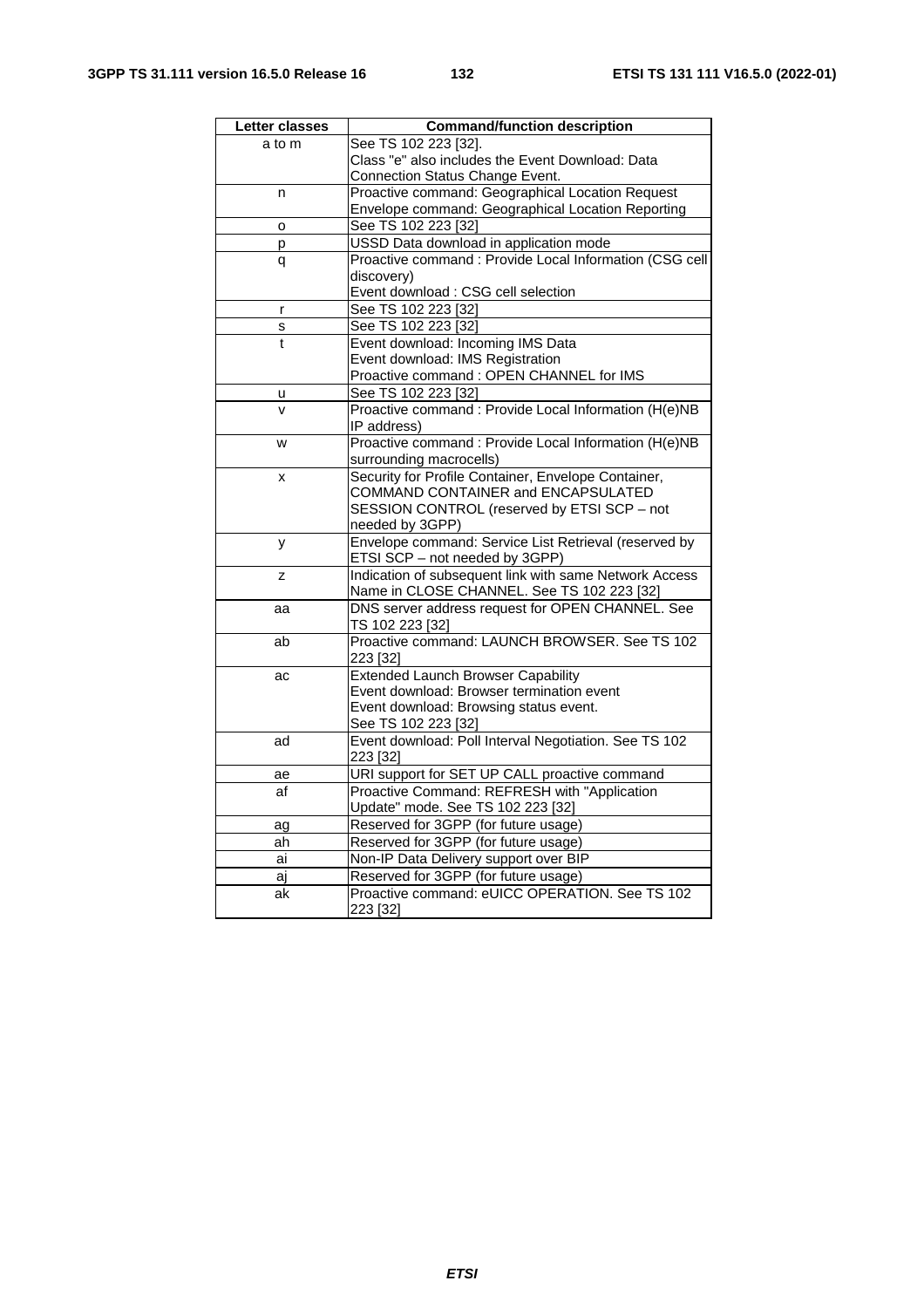| Letter classes | Command/function description |
| --- | --- |
| a to m | See TS 102 223 [32].<br>Class "e" also includes the Event Download: Data Connection Status Change Event. |
| n | Proactive command: Geographical Location Request<br>Envelope command: Geographical Location Reporting |
| o | See TS 102 223 [32] |
| p | USSD Data download in application mode |
| q | Proactive command : Provide Local Information (CSG cell discovery)<br>Event download : CSG cell selection |
| r | See TS 102 223 [32] |
| s | See TS 102 223 [32] |
| t | Event download: Incoming IMS Data<br>Event download: IMS Registration<br>Proactive command : OPEN CHANNEL for IMS |
| u | See TS 102 223 [32] |
| v | Proactive command : Provide Local Information (H(e)NB IP address) |
| w | Proactive command : Provide Local Information (H(e)NB surrounding macrocells) |
| x | Security for Profile Container, Envelope Container, COMMAND CONTAINER and ENCAPSULATED SESSION CONTROL (reserved by ETSI SCP – not needed by 3GPP) |
| y | Envelope command: Service List Retrieval (reserved by ETSI SCP – not needed by 3GPP) |
| z | Indication of subsequent link with same Network Access Name in CLOSE CHANNEL. See TS 102 223 [32] |
| aa | DNS server address request for OPEN CHANNEL. See TS 102 223 [32] |
| ab | Proactive command: LAUNCH BROWSER. See TS 102 223 [32] |
| ac | Extended Launch Browser Capability<br>Event download: Browser termination event<br>Event download: Browsing status event.<br>See TS 102 223 [32] |
| ad | Event download: Poll Interval Negotiation. See TS 102 223 [32] |
| ae | URI support for SET UP CALL proactive command |
| af | Proactive Command: REFRESH with "Application Update" mode. See TS 102 223 [32] |
| ag | Reserved for 3GPP (for future usage) |
| ah | Reserved for 3GPP (for future usage) |
| ai | Non-IP Data Delivery support over BIP |
| aj | Reserved for 3GPP (for future usage) |
| ak | Proactive command: eUICC OPERATION. See TS 102 223 [32] |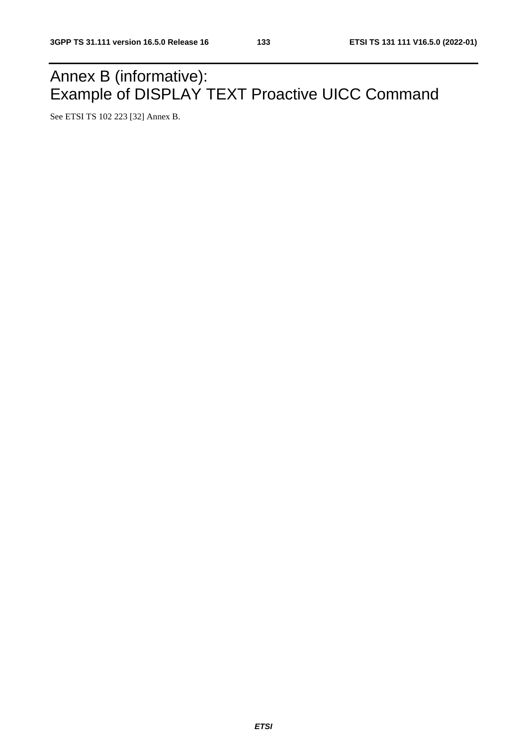# Annex B (informative): Example of DISPLAY TEXT Proactive UICC Command

See ETSI TS 102 223 [32] Annex B.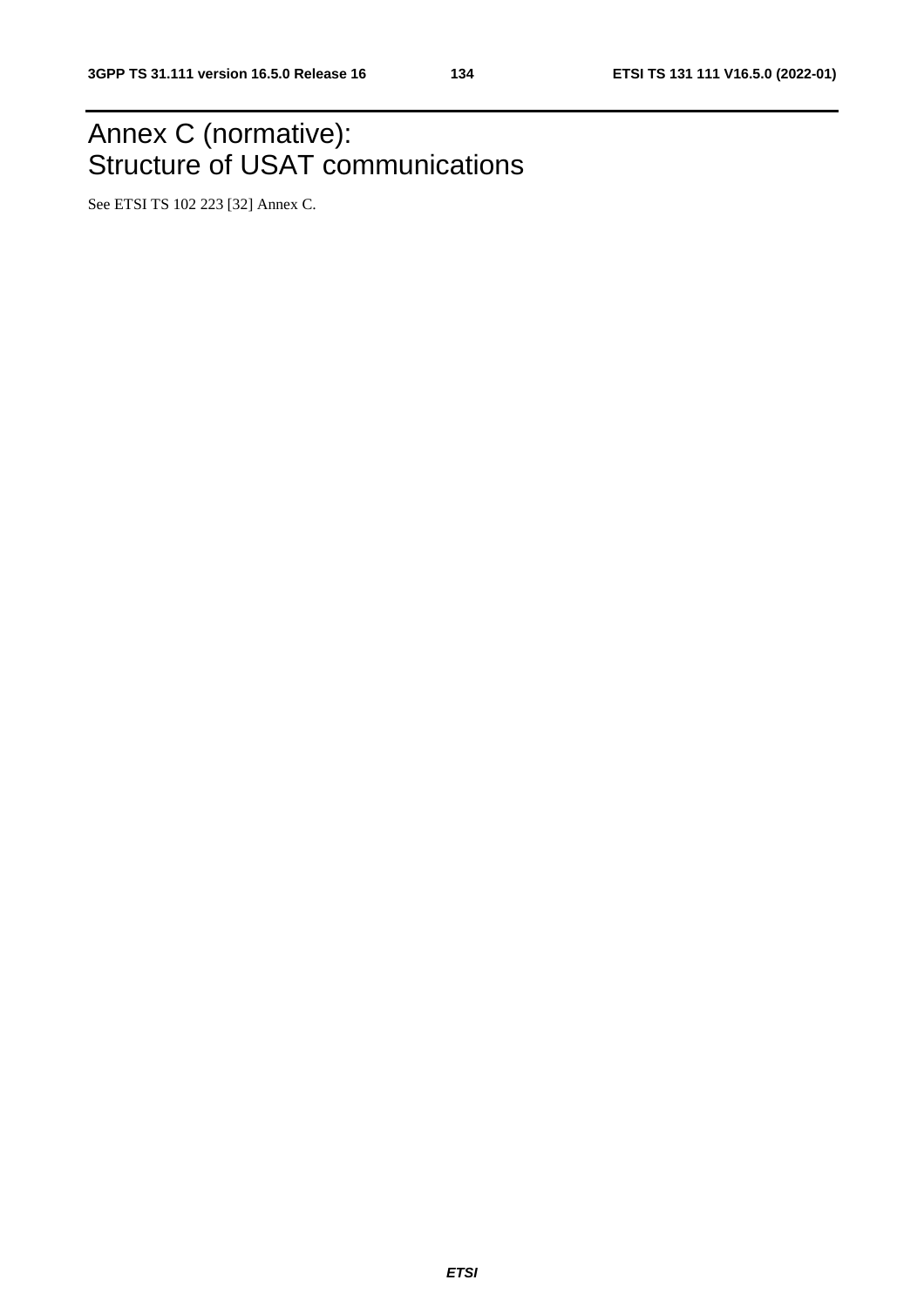# Annex C (normative): Structure of USAT communications

See ETSI TS 102 223 [32] Annex C.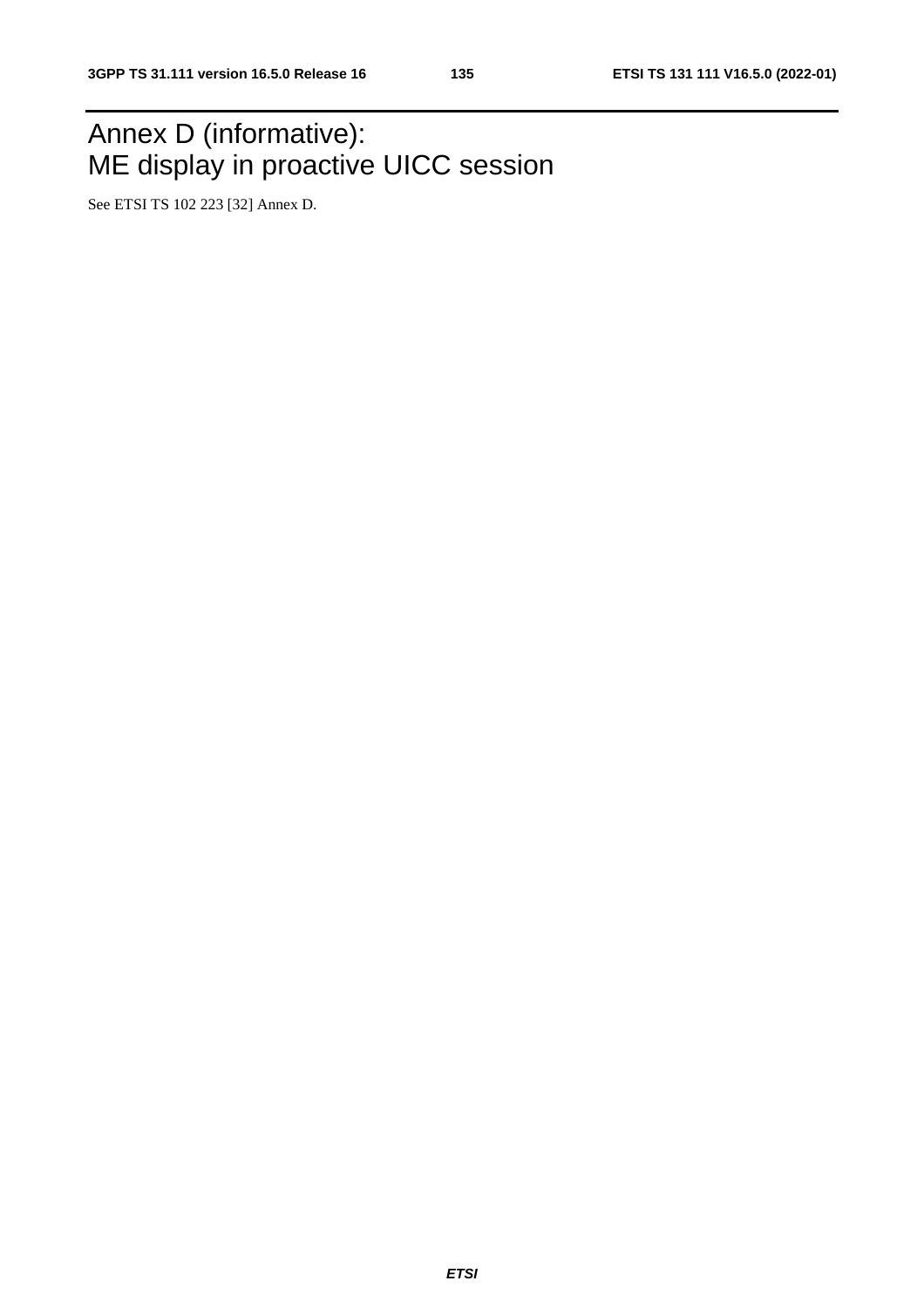# Annex D (informative):
ME display in proactive UICC session

See ETSI TS 102 223 [32] Annex D.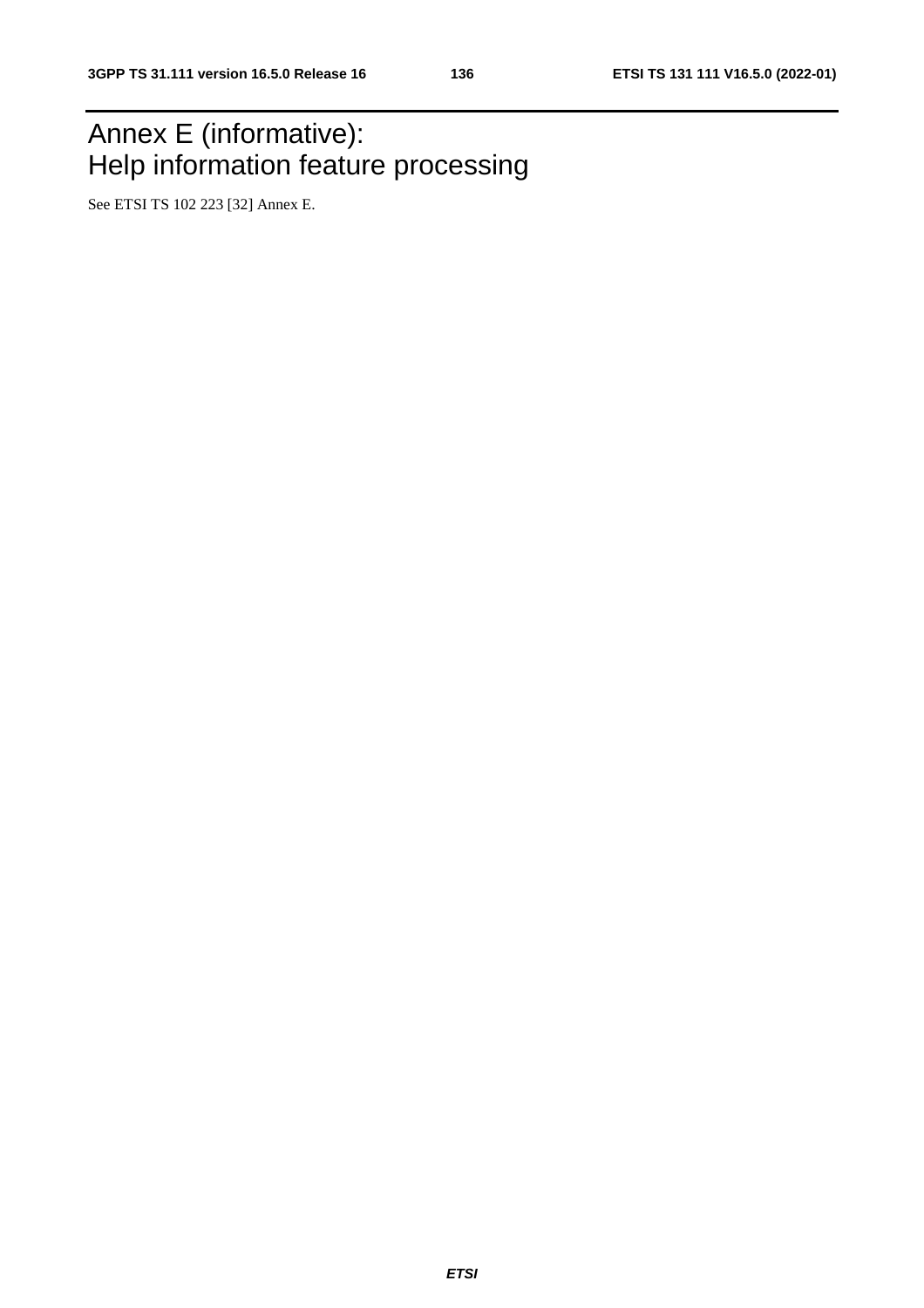# Annex E (informative): Help information feature processing

See ETSI TS 102 223 [32] Annex E.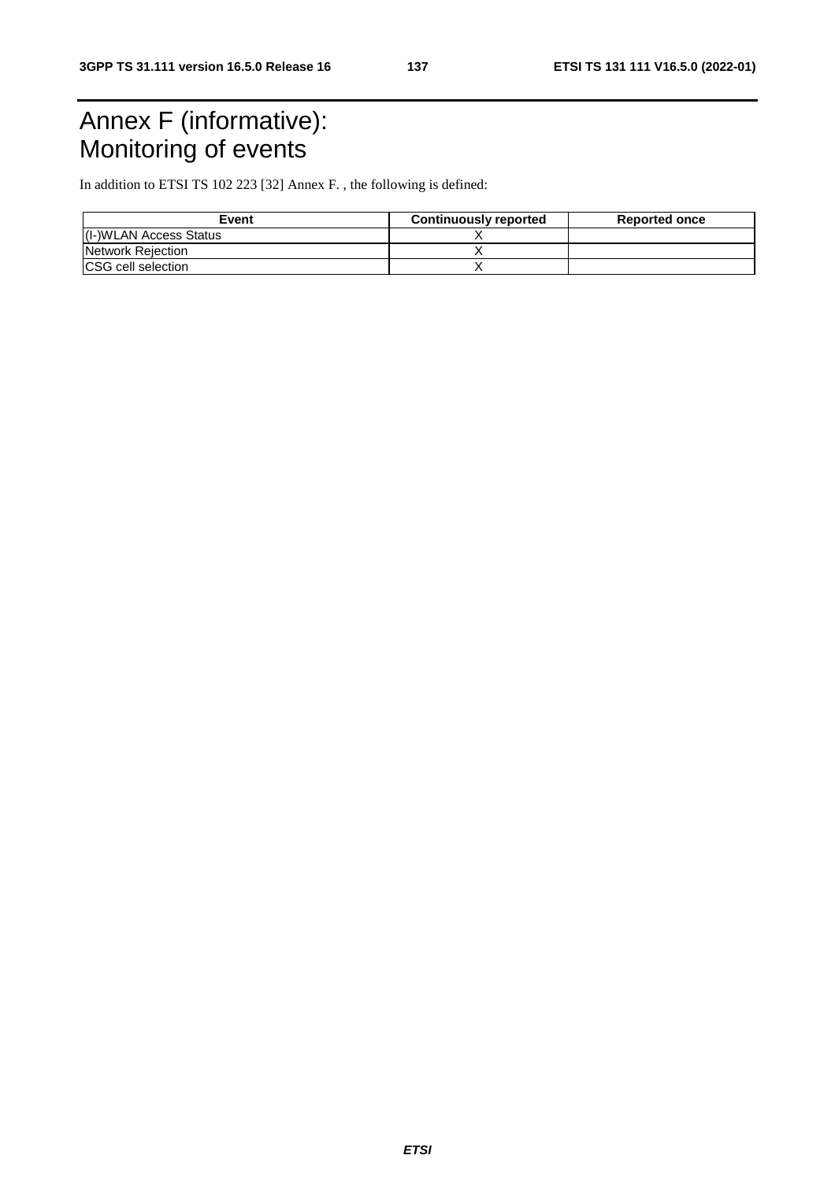# Annex F (informative): Monitoring of events

In addition to ETSI TS 102 223 [32] Annex F. , the following is defined:

| Event | Continuously reported | Reported once |
|---|---|---|
| (I-)WLAN Access Status | X | |
| Network Rejection | X | |
| CSG cell selection | X | |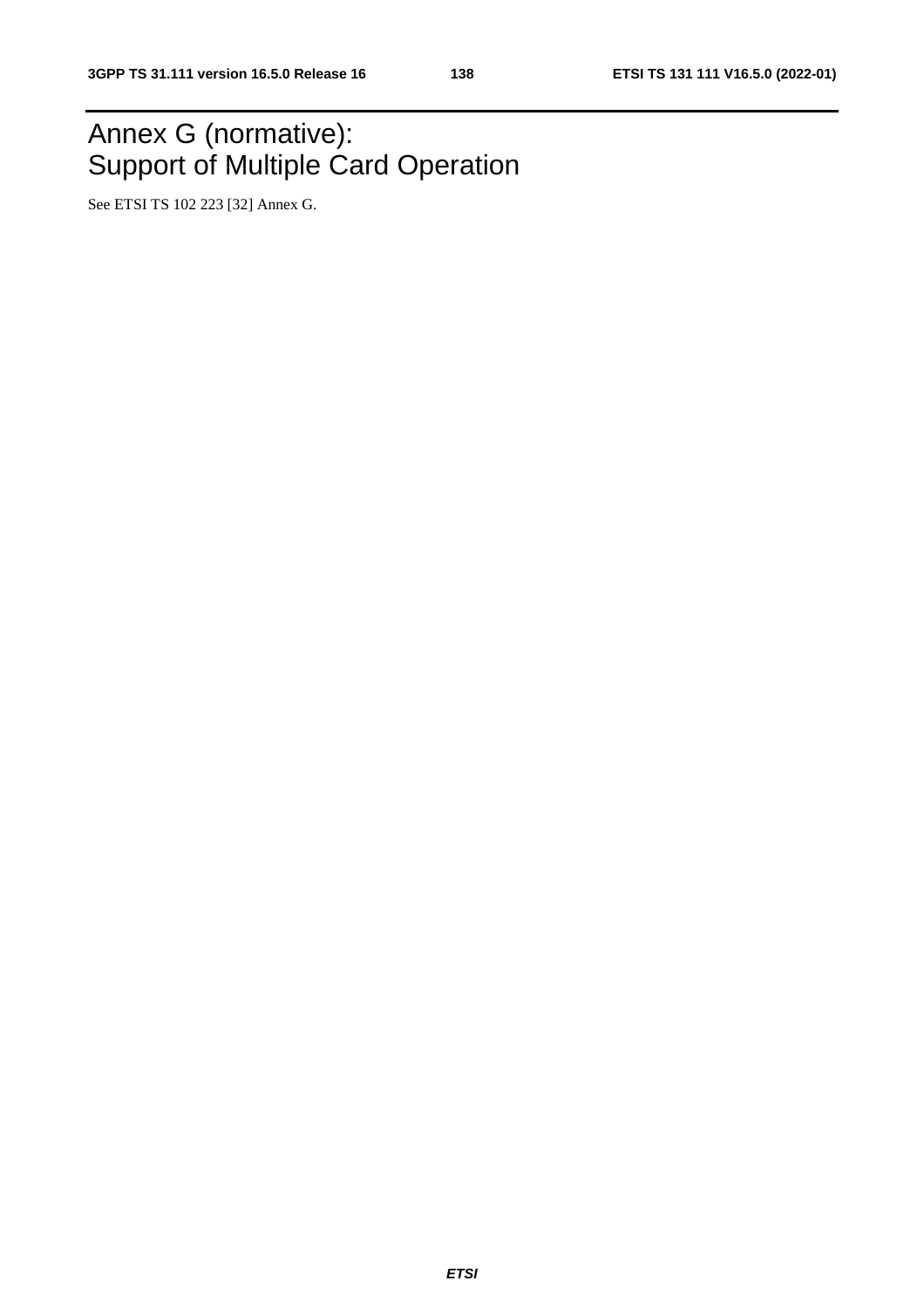# Annex G (normative): Support of Multiple Card Operation

See ETSI TS 102 223 [32] Annex G.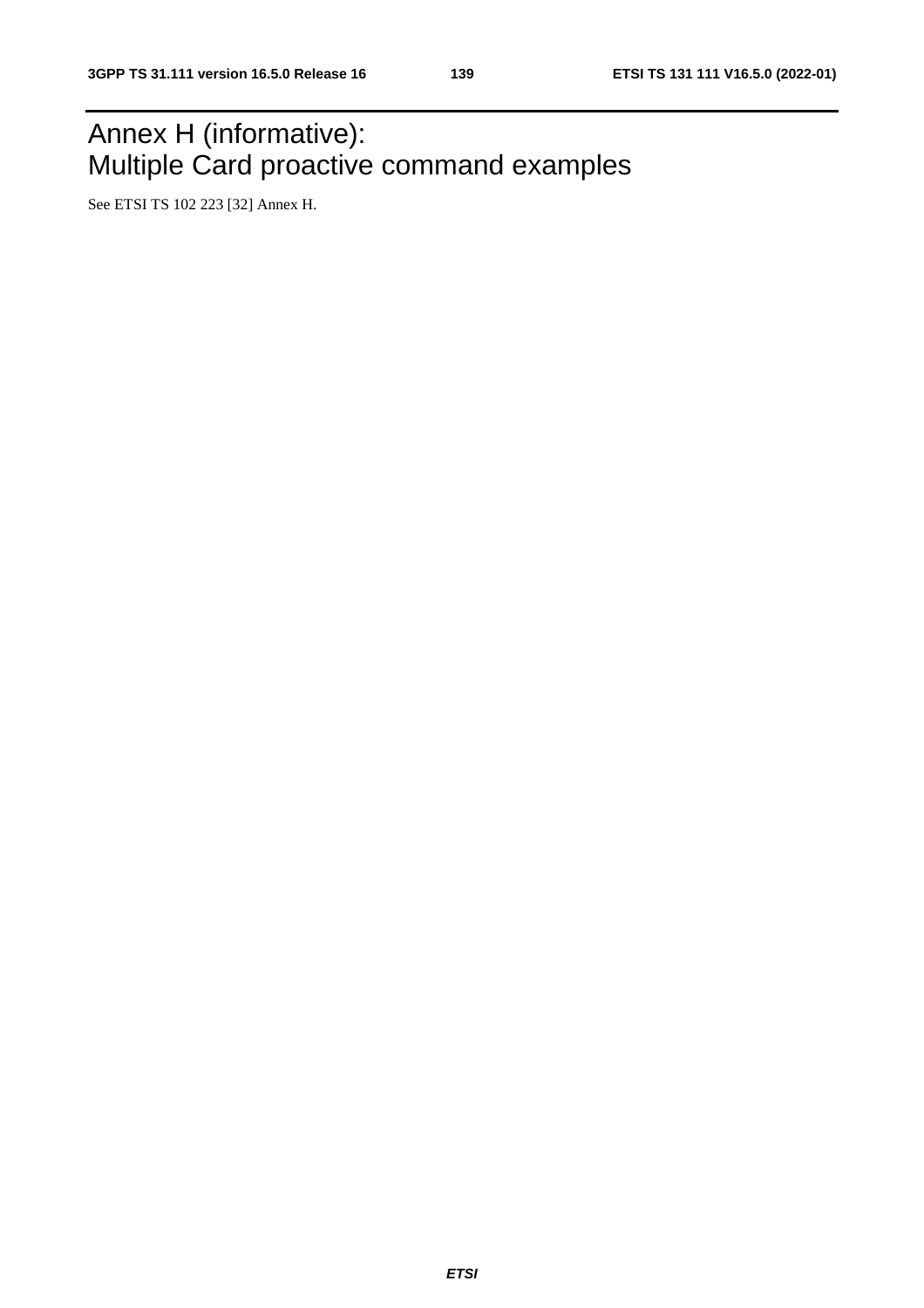# Annex H (informative): Multiple Card proactive command examples

See ETSI TS 102 223 [32] Annex H.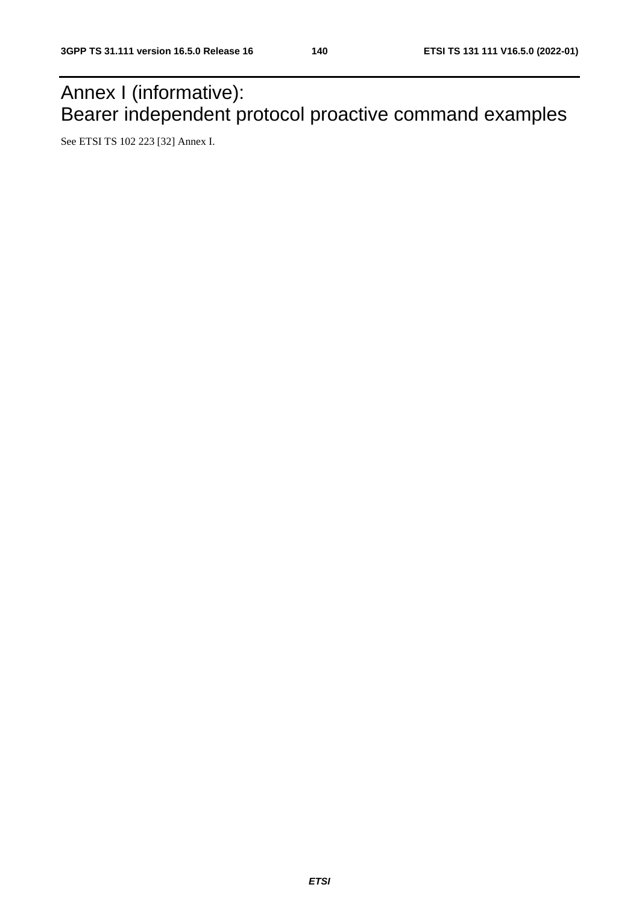# Annex I (informative): Bearer independent protocol proactive command examples

See ETSI TS 102 223 [32] Annex I.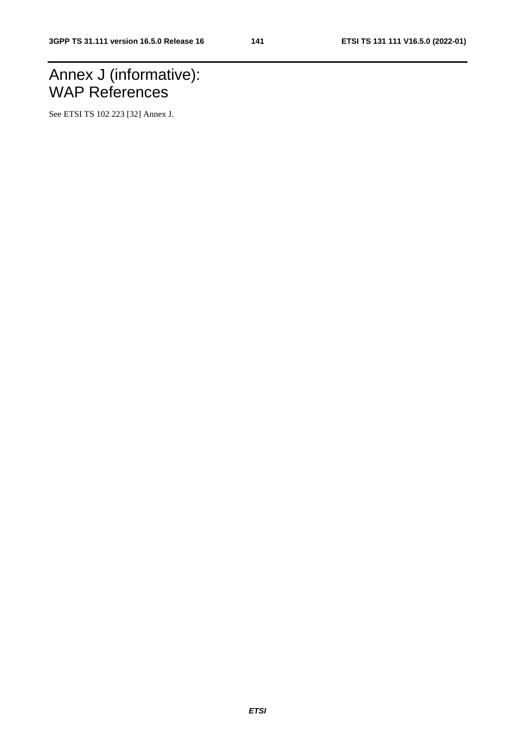# Annex J (informative): WAP References

See ETSI TS 102 223 [32] Annex J.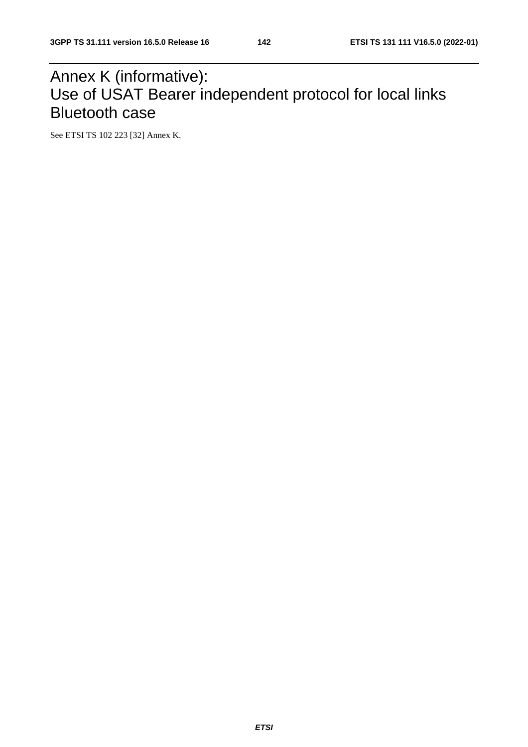# Annex K (informative): Use of USAT Bearer independent protocol for local links Bluetooth case

See ETSI TS 102 223 [32] Annex K.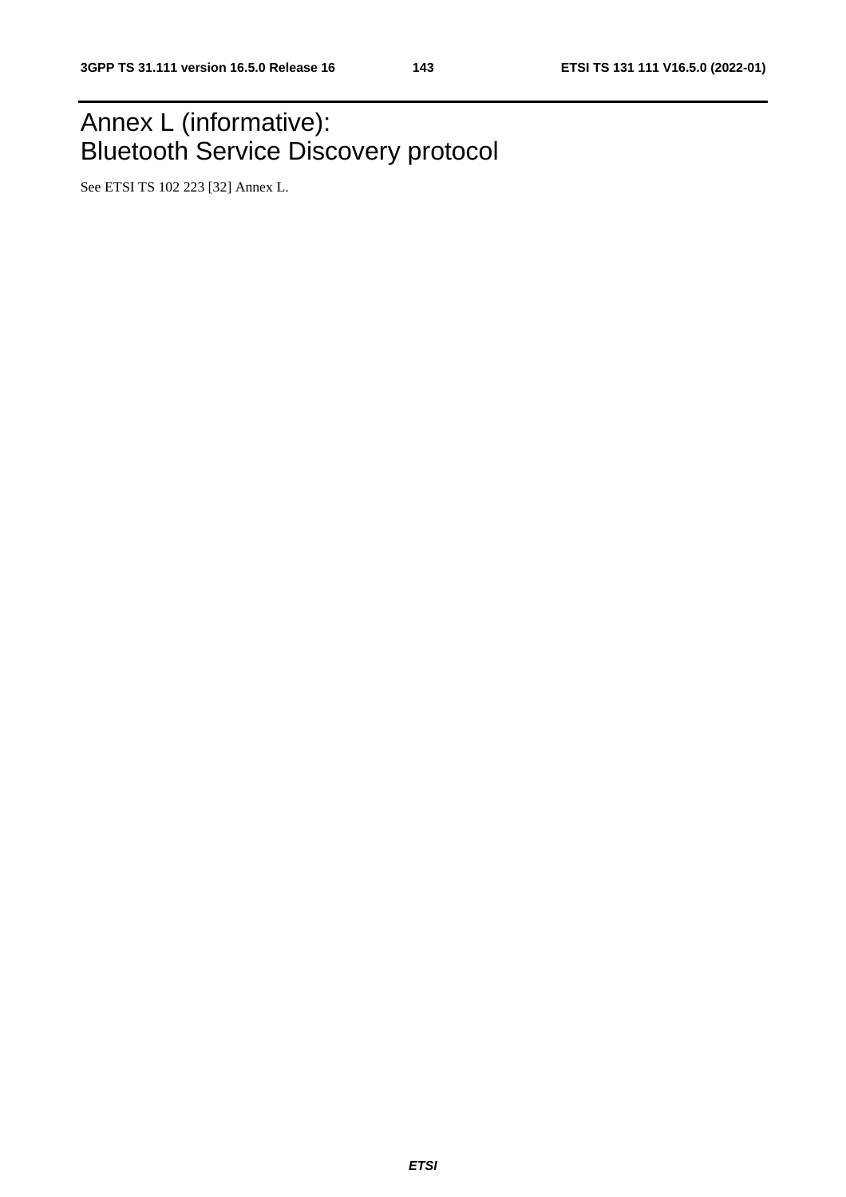# Annex L (informative): Bluetooth Service Discovery protocol

See ETSI TS 102 223 [32] Annex L.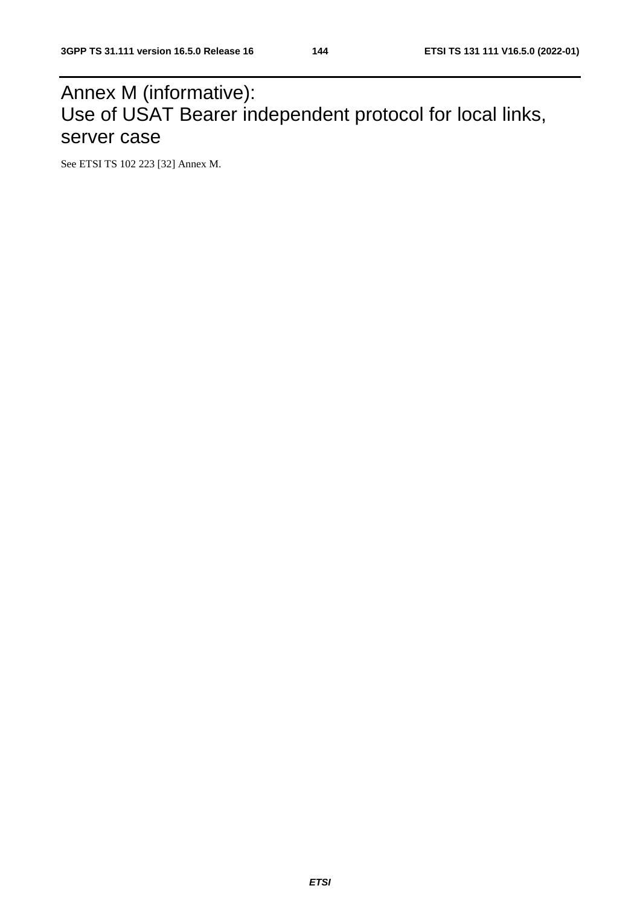# Annex M (informative): Use of USAT Bearer independent protocol for local links, server case

See ETSI TS 102 223 [32] Annex M.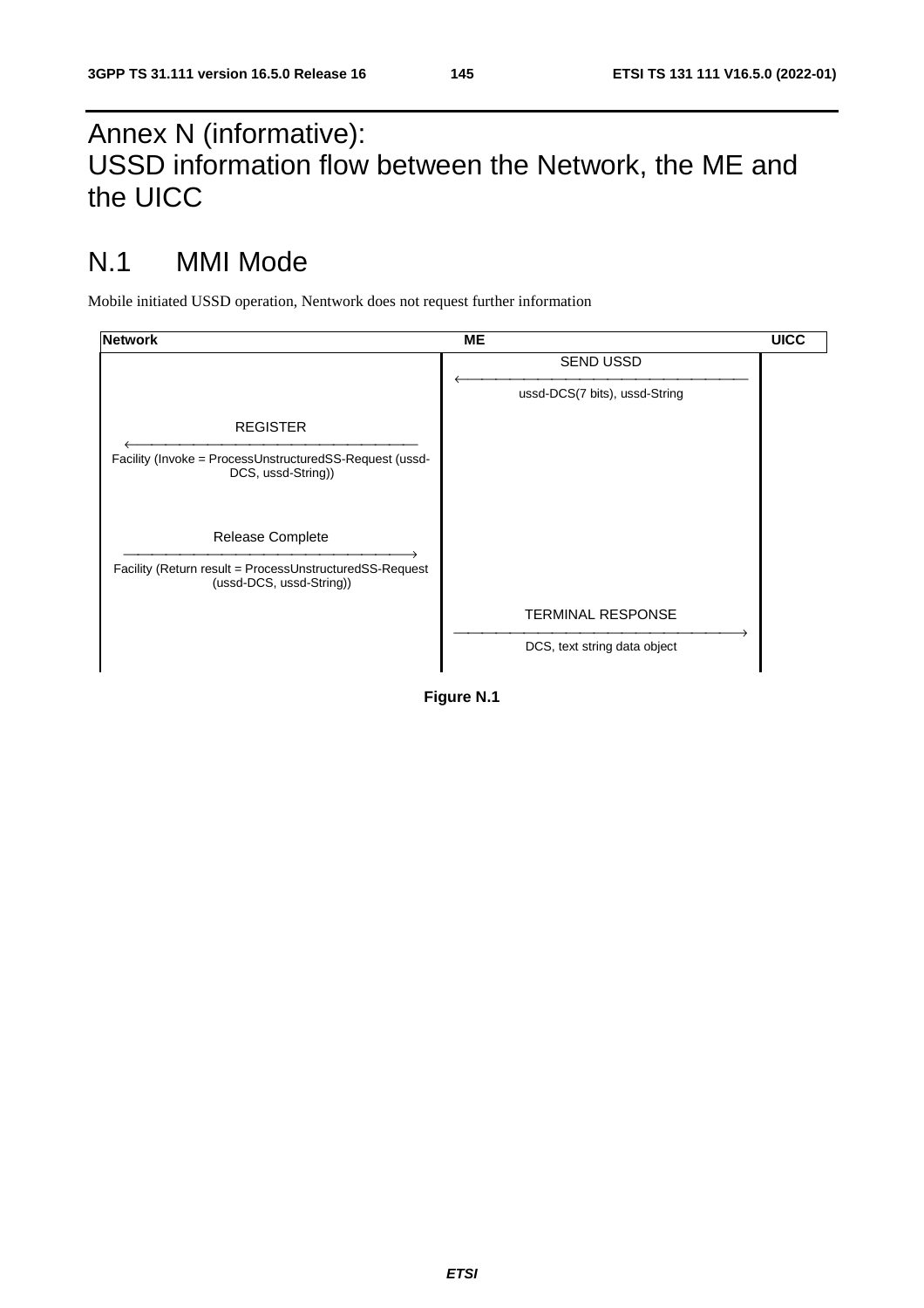# Annex N (informative): USSD information flow between the Network, the ME and the UICC

## N.1 MMI Mode

Mobile initiated USSD operation, Nentwork does not request further information

| Network | ME | UICC |
|---|---|---|
| | SEND USSD ← ussd-DCS(7 bits), ussd-String | |
| REGISTER ← Facility (Invoke = ProcessUnstructuredSS-Request (ussd-DCS, ussd-String)) | | |
| Release Complete → Facility (Return result = ProcessUnstructuredSS-Request (ussd-DCS, ussd-String)) | | |
| | TERMINAL RESPONSE → DCS, text string data object | |

**Figure N.1**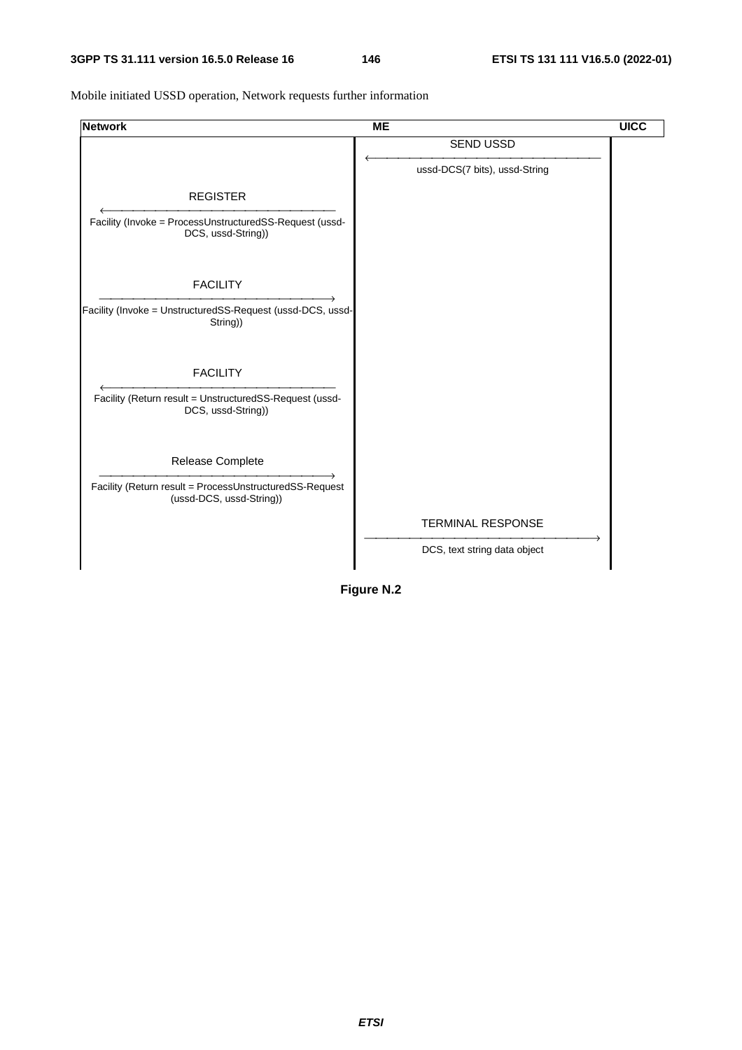Mobile initiated USSD operation, Network requests further information

| Network | ME | UICC |
|---|---|---|
| | SEND USSD ← ussd-DCS(7 bits), ussd-String | |
| REGISTER ← Facility (Invoke = ProcessUnstructuredSS-Request (ussd-DCS, ussd-String)) | | |
| FACILITY → Facility (Invoke = UnstructuredSS-Request (ussd-DCS, ussd-String)) | | |
| FACILITY ← Facility (Return result = UnstructuredSS-Request (ussd-DCS, ussd-String)) | | |
| Release Complete → Facility (Return result = ProcessUnstructuredSS-Request (ussd-DCS, ussd-String)) | | |
| | TERMINAL RESPONSE → DCS, text string data object | |

**Figure N.2**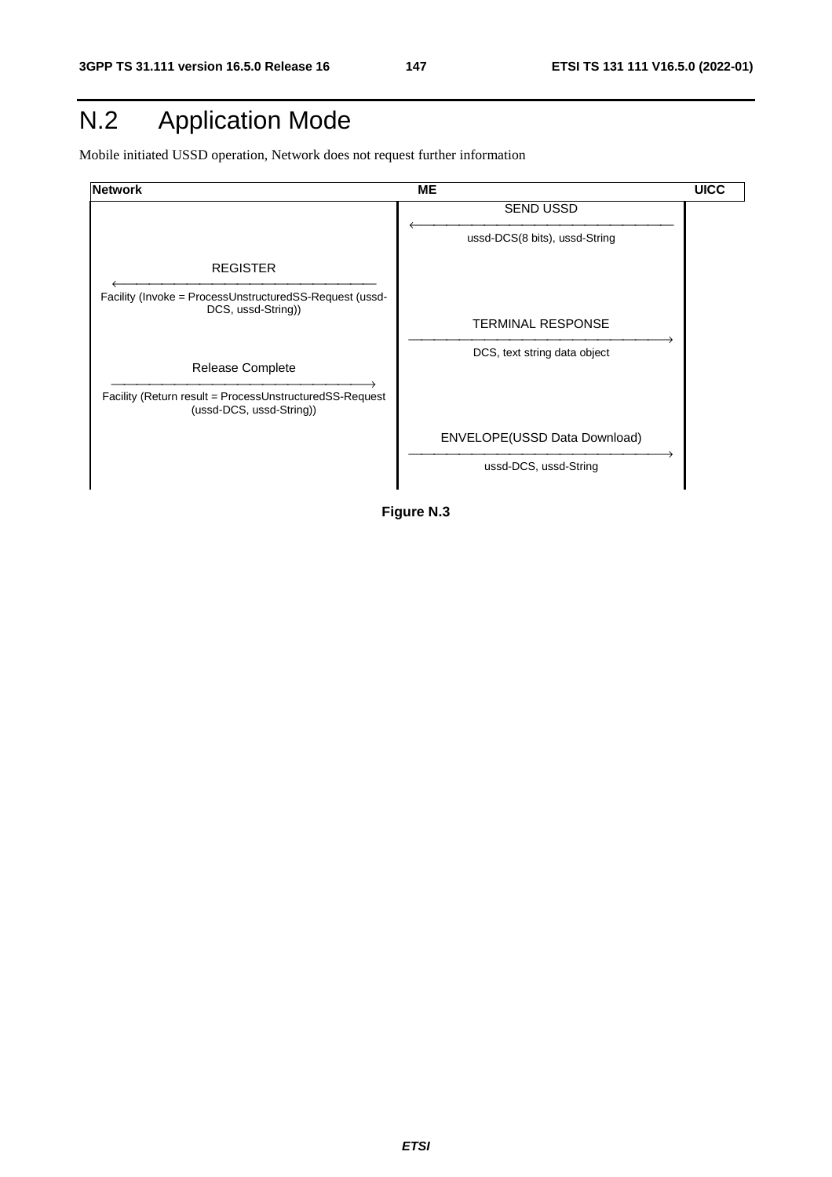# N.2 Application Mode

Mobile initiated USSD operation, Network does not request further information

| Network | ME | UICC |
| --- | --- | --- |
| | SEND USSD ← ussd-DCS(8 bits), ussd-String | |
| REGISTER ← Facility (Invoke = ProcessUnstructuredSS-Request (ussd-DCS, ussd-String)) | | |
| | TERMINAL RESPONSE → DCS, text string data object | |
| Release Complete → Facility (Return result = ProcessUnstructuredSS-Request (ussd-DCS, ussd-String)) | | |
| | ENVELOPE(USSD Data Download) → ussd-DCS, ussd-String | |

**Figure N.3**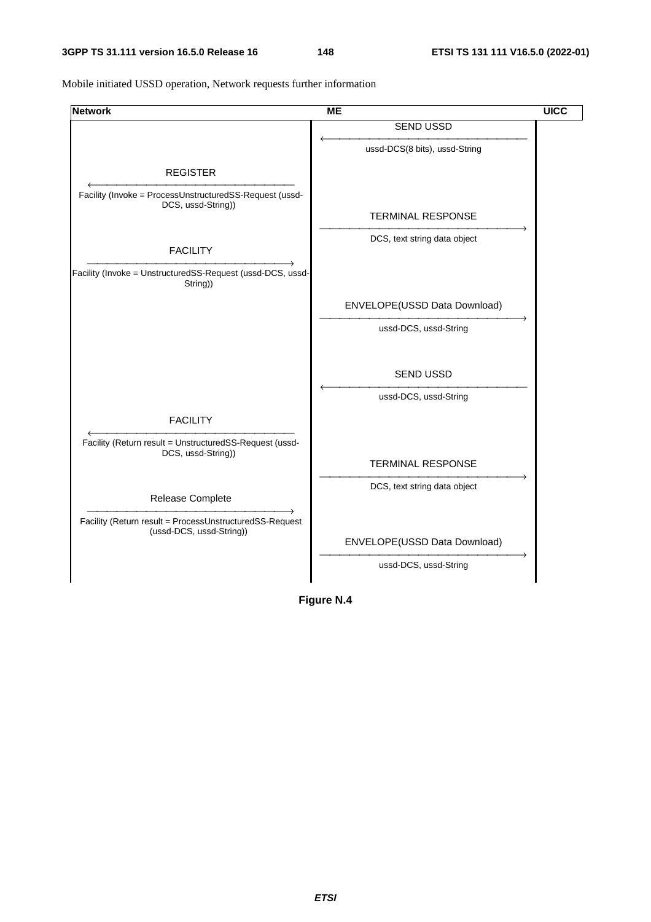Mobile initiated USSD operation, Network requests further information

| Network | ME | UICC |
| --- | --- | --- |
| | SEND USSD ← ussd-DCS(8 bits), ussd-String | |
| REGISTER ← Facility (Invoke = ProcessUnstructuredSS-Request (ussd-DCS, ussd-String)) | | |
| | TERMINAL RESPONSE → DCS, text string data object | |
| FACILITY → Facility (Invoke = UnstructuredSS-Request (ussd-DCS, ussd-String)) | | |
| | ENVELOPE(USSD Data Download) → ussd-DCS, ussd-String | |
| | SEND USSD ← ussd-DCS, ussd-String | |
| FACILITY ← Facility (Return result = UnstructuredSS-Request (ussd-DCS, ussd-String)) | | |
| | TERMINAL RESPONSE → DCS, text string data object | |
| Release Complete → Facility (Return result = ProcessUnstructuredSS-Request (ussd-DCS, ussd-String)) | | |
| | ENVELOPE(USSD Data Download) → ussd-DCS, ussd-String | |

**Figure N.4**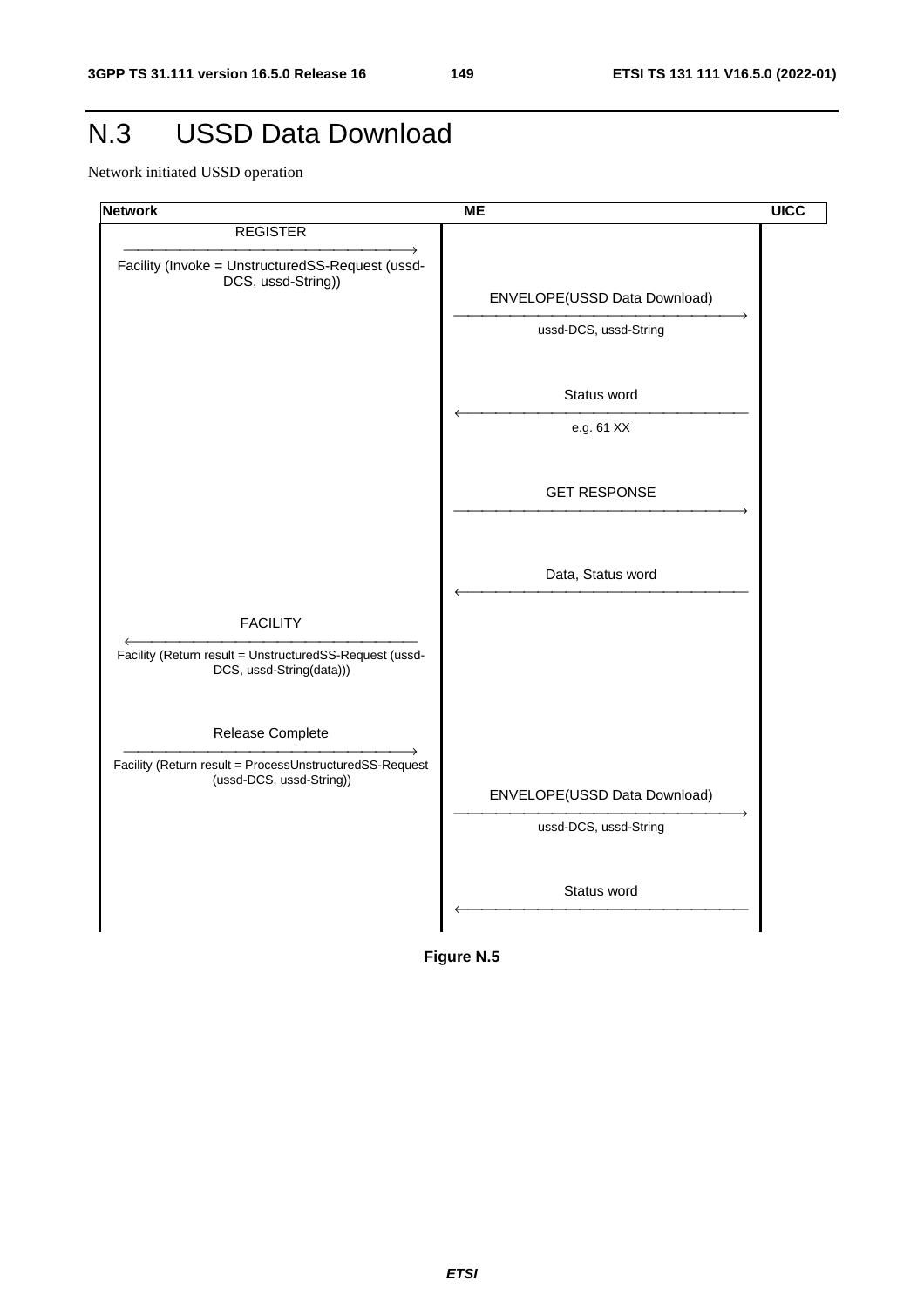# N.3 USSD Data Download

Network initiated USSD operation

| Network | ME | UICC |
|---|---|---|
| REGISTER → Facility (Invoke = UnstructuredSS-Request (ussd-DCS, ussd-String)) | | |
| | ENVELOPE(USSD Data Download) → ussd-DCS, ussd-String | |
| | Status word ← e.g. 61 XX | |
| | GET RESPONSE → | |
| | Data, Status word ← | |
| FACILITY ← Facility (Return result = UnstructuredSS-Request (ussd-DCS, ussd-String(data))) | | |
| Release Complete → Facility (Return result = ProcessUnstructuredSS-Request (ussd-DCS, ussd-String)) | | |
| | ENVELOPE(USSD Data Download) → ussd-DCS, ussd-String | |
| | Status word ← | |

**Figure N.5**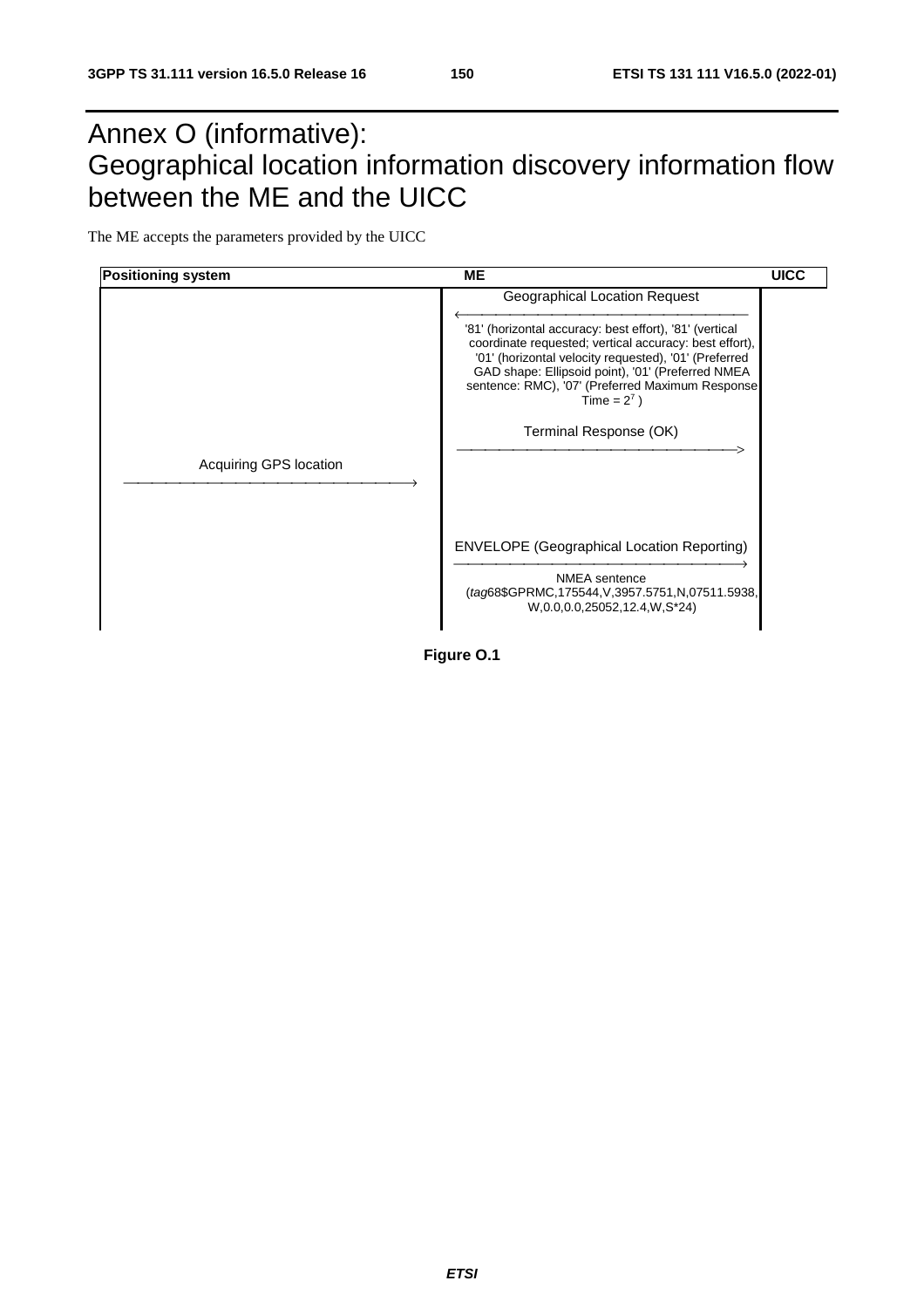# Annex O (informative): Geographical location information discovery information flow between the ME and the UICC

The ME accepts the parameters provided by the UICC

| Positioning system | ME | UICC |
| --- | --- | --- |
| | ← Geographical Location Request<br>'81' (horizontal accuracy: best effort), '81' (vertical coordinate requested; vertical accuracy: best effort), '01' (horizontal velocity requested), '01' (Preferred GAD shape: Ellipsoid point), '01' (Preferred NMEA sentence: RMC), '07' (Preferred Maximum Response Time = $2^7$ ) | |
| | Terminal Response (OK) → | |
| Acquiring GPS location → | | |
| | ENVELOPE (Geographical Location Reporting) →<br>NMEA sentence<br>(*tag*68$GPRMC,175544,V,3957.5751,N,07511.5938,W,0.0,0.0,25052,12.4,W,S*24) | |

**Figure O.1**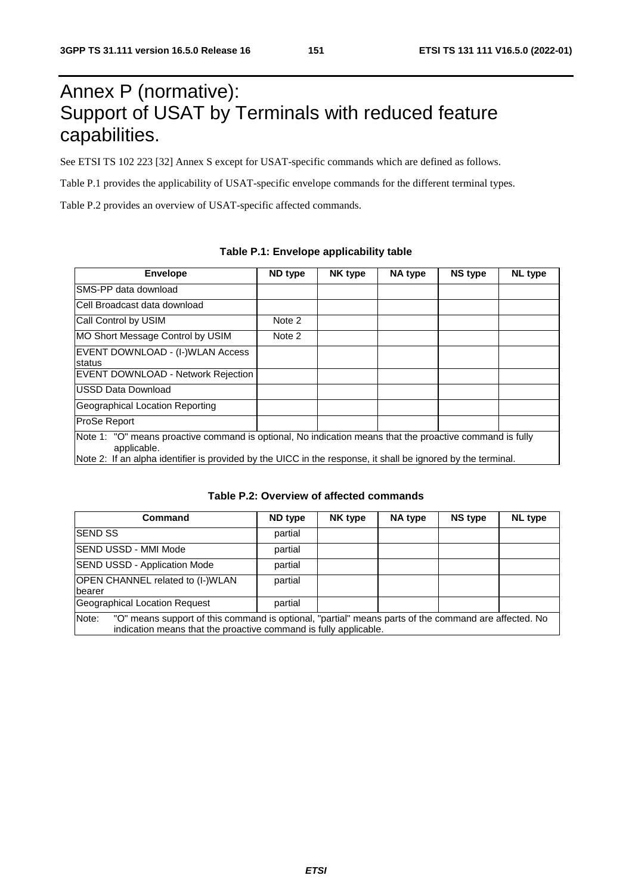# Annex P (normative): Support of USAT by Terminals with reduced feature capabilities.

See ETSI TS 102 223 [32] Annex S except for USAT-specific commands which are defined as follows.

Table P.1 provides the applicability of USAT-specific envelope commands for the different terminal types.

Table P.2 provides an overview of USAT-specific affected commands.

**Table P.1: Envelope applicability table**

| Envelope | ND type | NK type | NA type | NS type | NL type |
|---|---|---|---|---|---|
| SMS-PP data download | | | | | |
| Cell Broadcast data download | | | | | |
| Call Control by USIM | Note 2 | | | | |
| MO Short Message Control by USIM | Note 2 | | | | |
| EVENT DOWNLOAD - (I-)WLAN Access status | | | | | |
| EVENT DOWNLOAD - Network Rejection | | | | | |
| USSD Data Download | | | | | |
| Geographical Location Reporting | | | | | |
| ProSe Report | | | | | |
| Note 1: "O" means proactive command is optional, No indication means that the proactive command is fully applicable.<br>Note 2: If an alpha identifier is provided by the UICC in the response, it shall be ignored by the terminal. | | | | | |

**Table P.2: Overview of affected commands**

| Command | ND type | NK type | NA type | NS type | NL type |
|---|---|---|---|---|---|
| SEND SS | partial | | | | |
| SEND USSD - MMI Mode | partial | | | | |
| SEND USSD - Application Mode | partial | | | | |
| OPEN CHANNEL related to (I-)WLAN bearer | partial | | | | |
| Geographical Location Request | partial | | | | |
| Note: "O" means support of this command is optional, "partial" means parts of the command are affected. No indication means that the proactive command is fully applicable. | | | | | |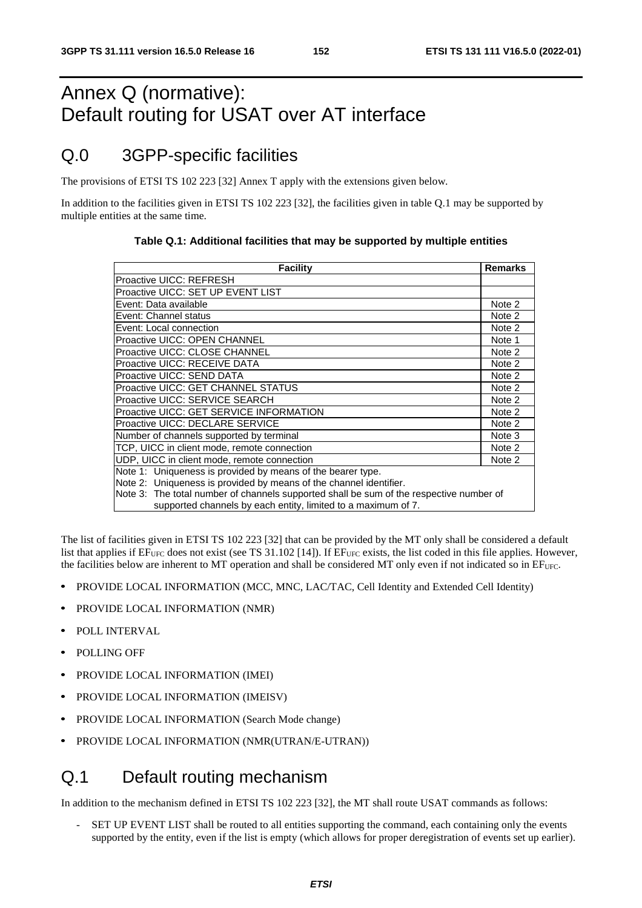# Annex Q (normative): Default routing for USAT over AT interface

## Q.0 3GPP-specific facilities

The provisions of ETSI TS 102 223 [32] Annex T apply with the extensions given below.

In addition to the facilities given in ETSI TS 102 223 [32], the facilities given in table Q.1 may be supported by multiple entities at the same time.

**Table Q.1: Additional facilities that may be supported by multiple entities**

| Facility | Remarks |
|---|---|
| Proactive UICC: REFRESH | |
| Proactive UICC: SET UP EVENT LIST | |
| Event: Data available | Note 2 |
| Event: Channel status | Note 2 |
| Event: Local connection | Note 2 |
| Proactive UICC: OPEN CHANNEL | Note 1 |
| Proactive UICC: CLOSE CHANNEL | Note 2 |
| Proactive UICC: RECEIVE DATA | Note 2 |
| Proactive UICC: SEND DATA | Note 2 |
| Proactive UICC: GET CHANNEL STATUS | Note 2 |
| Proactive UICC: SERVICE SEARCH | Note 2 |
| Proactive UICC: GET SERVICE INFORMATION | Note 2 |
| Proactive UICC: DECLARE SERVICE | Note 2 |
| Number of channels supported by terminal | Note 3 |
| TCP, UICC in client mode, remote connection | Note 2 |
| UDP, UICC in client mode, remote connection | Note 2 |
| Note 1: Uniqueness is provided by means of the bearer type.<br>Note 2: Uniqueness is provided by means of the channel identifier.<br>Note 3: The total number of channels supported shall be sum of the respective number of supported channels by each entity, limited to a maximum of 7. | |

The list of facilities given in ETSI TS 102 223 [32] that can be provided by the MT only shall be considered a default list that applies if $EF_{UFC}$ does not exist (see TS 31.102 [14]). If $EF_{UFC}$ exists, the list coded in this file applies. However, the facilities below are inherent to MT operation and shall be considered MT only even if not indicated so in $EF_{UFC}$.

- PROVIDE LOCAL INFORMATION (MCC, MNC, LAC/TAC, Cell Identity and Extended Cell Identity)
- PROVIDE LOCAL INFORMATION (NMR)
- POLL INTERVAL
- POLLING OFF
- PROVIDE LOCAL INFORMATION (IMEI)
- PROVIDE LOCAL INFORMATION (IMEISV)
- PROVIDE LOCAL INFORMATION (Search Mode change)
- PROVIDE LOCAL INFORMATION (NMR(UTRAN/E-UTRAN))

## Q.1 Default routing mechanism

In addition to the mechanism defined in ETSI TS 102 223 [32], the MT shall route USAT commands as follows:

- SET UP EVENT LIST shall be routed to all entities supporting the command, each containing only the events supported by the entity, even if the list is empty (which allows for proper deregistration of events set up earlier).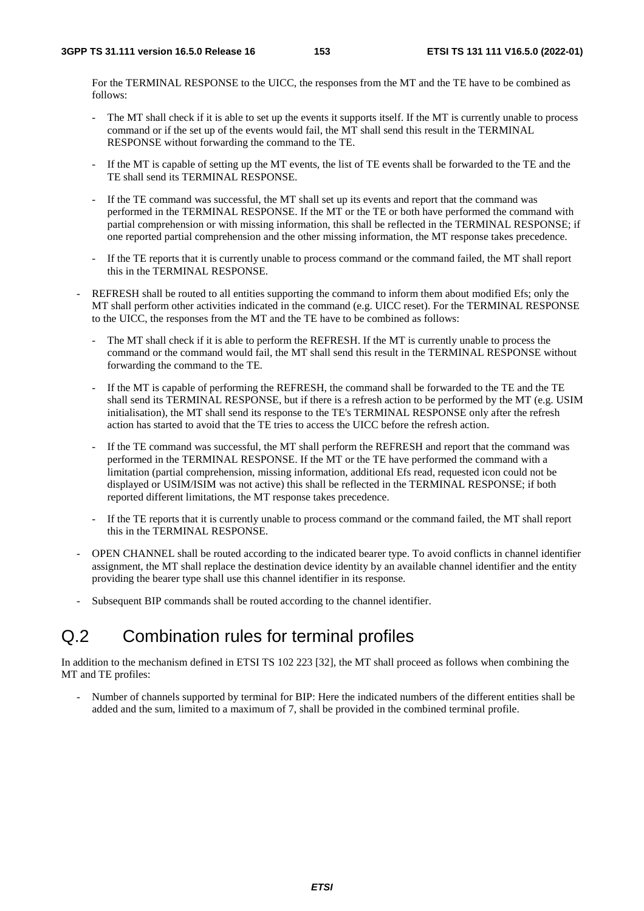For the TERMINAL RESPONSE to the UICC, the responses from the MT and the TE have to be combined as follows:

- The MT shall check if it is able to set up the events it supports itself. If the MT is currently unable to process command or if the set up of the events would fail, the MT shall send this result in the TERMINAL RESPONSE without forwarding the command to the TE.
- If the MT is capable of setting up the MT events, the list of TE events shall be forwarded to the TE and the TE shall send its TERMINAL RESPONSE.
- If the TE command was successful, the MT shall set up its events and report that the command was performed in the TERMINAL RESPONSE. If the MT or the TE or both have performed the command with partial comprehension or with missing information, this shall be reflected in the TERMINAL RESPONSE; if one reported partial comprehension and the other missing information, the MT response takes precedence.
- If the TE reports that it is currently unable to process command or the command failed, the MT shall report this in the TERMINAL RESPONSE.

- REFRESH shall be routed to all entities supporting the command to inform them about modified Efs; only the MT shall perform other activities indicated in the command (e.g. UICC reset). For the TERMINAL RESPONSE to the UICC, the responses from the MT and the TE have to be combined as follows:
  - The MT shall check if it is able to perform the REFRESH. If the MT is currently unable to process the command or the command would fail, the MT shall send this result in the TERMINAL RESPONSE without forwarding the command to the TE.
  - If the MT is capable of performing the REFRESH, the command shall be forwarded to the TE and the TE shall send its TERMINAL RESPONSE, but if there is a refresh action to be performed by the MT (e.g. USIM initialisation), the MT shall send its response to the TE's TERMINAL RESPONSE only after the refresh action has started to avoid that the TE tries to access the UICC before the refresh action.
  - If the TE command was successful, the MT shall perform the REFRESH and report that the command was performed in the TERMINAL RESPONSE. If the MT or the TE have performed the command with a limitation (partial comprehension, missing information, additional Efs read, requested icon could not be displayed or USIM/ISIM was not active) this shall be reflected in the TERMINAL RESPONSE; if both reported different limitations, the MT response takes precedence.
  - If the TE reports that it is currently unable to process command or the command failed, the MT shall report this in the TERMINAL RESPONSE.
- OPEN CHANNEL shall be routed according to the indicated bearer type. To avoid conflicts in channel identifier assignment, the MT shall replace the destination device identity by an available channel identifier and the entity providing the bearer type shall use this channel identifier in its response.
- Subsequent BIP commands shall be routed according to the channel identifier.

# Q.2 Combination rules for terminal profiles

In addition to the mechanism defined in ETSI TS 102 223 [32], the MT shall proceed as follows when combining the MT and TE profiles:

- Number of channels supported by terminal for BIP: Here the indicated numbers of the different entities shall be added and the sum, limited to a maximum of 7, shall be provided in the combined terminal profile.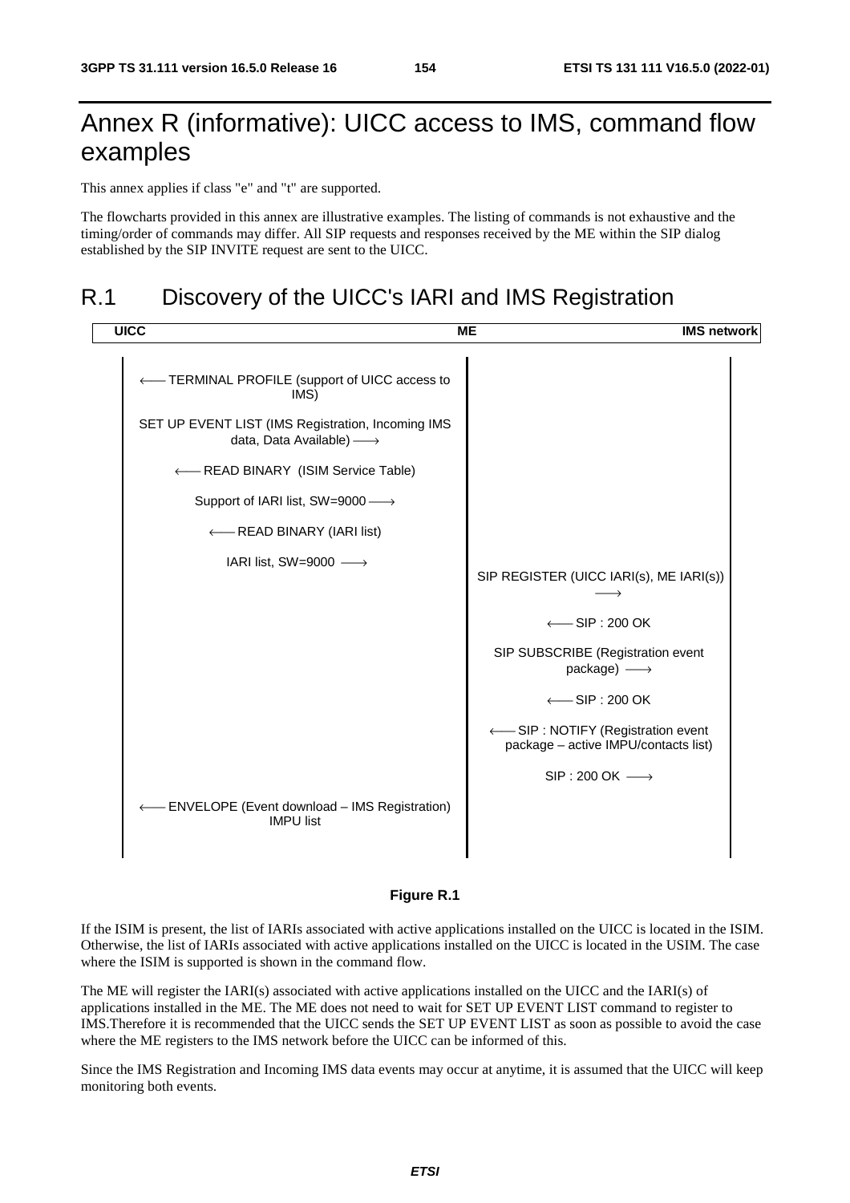# Annex R (informative): UICC access to IMS, command flow examples

This annex applies if class "e" and "t" are supported.

The flowcharts provided in this annex are illustrative examples. The listing of commands is not exhaustive and the timing/order of commands may differ. All SIP requests and responses received by the ME within the SIP dialog established by the SIP INVITE request are sent to the UICC.

## R.1 Discovery of the UICC's IARI and IMS Registration

| UICC | ME | IMS network |
|---|---|---|
| ⟵ TERMINAL PROFILE (support of UICC access to IMS) | | |
| SET UP EVENT LIST (IMS Registration, Incoming IMS data, Data Available) ⟶ | | |
| ⟵ READ BINARY (ISIM Service Table) | | |
| Support of IARI list, SW=9000 ⟶ | | |
| ⟵ READ BINARY (IARI list) | | |
| IARI list, SW=9000 ⟶ | | |
| | SIP REGISTER (UICC IARI(s), ME IARI(s)) ⟶ | |
| | ⟵ SIP : 200 OK | |
| | SIP SUBSCRIBE (Registration event package) ⟶ | |
| | ⟵ SIP : 200 OK | |
| | ⟵ SIP : NOTIFY (Registration event package – active IMPU/contacts list) | |
| | SIP : 200 OK ⟶ | |
| ⟵ ENVELOPE (Event download – IMS Registration) IMPU list | | |

**Figure R.1**

If the ISIM is present, the list of IARIs associated with active applications installed on the UICC is located in the ISIM. Otherwise, the list of IARIs associated with active applications installed on the UICC is located in the USIM. The case where the ISIM is supported is shown in the command flow.

The ME will register the IARI(s) associated with active applications installed on the UICC and the IARI(s) of applications installed in the ME. The ME does not need to wait for SET UP EVENT LIST command to register to IMS.Therefore it is recommended that the UICC sends the SET UP EVENT LIST as soon as possible to avoid the case where the ME registers to the IMS network before the UICC can be informed of this.

Since the IMS Registration and Incoming IMS data events may occur at anytime, it is assumed that the UICC will keep monitoring both events.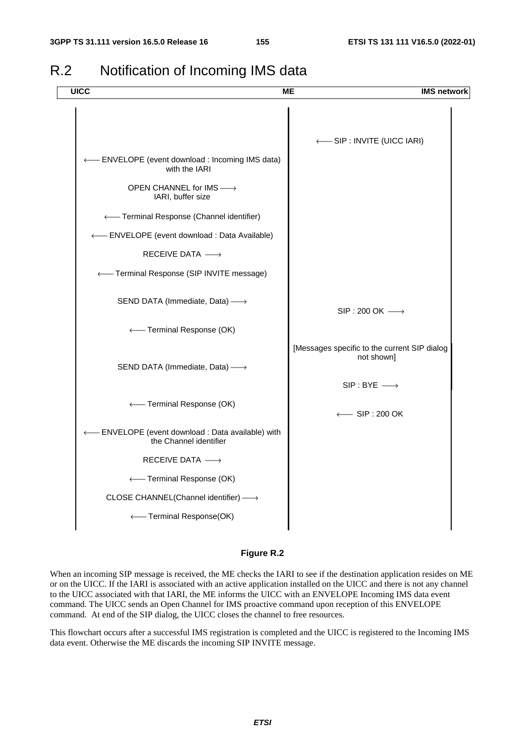# R.2 Notification of Incoming IMS data

| UICC | ME | IMS network |
|---|---|---|
| | | ⟵ SIP : INVITE (UICC IARI) |
| ⟵ ENVELOPE (event download : Incoming IMS data) with the IARI | | |
| OPEN CHANNEL for IMS ⟶ IARI, buffer size | | |
| ⟵ Terminal Response (Channel identifier) | | |
| ⟵ ENVELOPE (event download : Data Available) | | |
| RECEIVE DATA ⟶ | | |
| ⟵ Terminal Response (SIP INVITE message) | | |
| SEND DATA (Immediate, Data) ⟶ | | SIP : 200 OK ⟶ |
| ⟵ Terminal Response (OK) | | |
| | | [Messages specific to the current SIP dialog not shown] |
| SEND DATA (Immediate, Data) ⟶ | | SIP : BYE ⟶ |
| ⟵ Terminal Response (OK) | | ⟵ SIP : 200 OK |
| ⟵ ENVELOPE (event download : Data available) with the Channel identifier | | |
| RECEIVE DATA ⟶ | | |
| ⟵ Terminal Response (OK) | | |
| CLOSE CHANNEL(Channel identifier) ⟶ | | |
| ⟵ Terminal Response(OK) | | |

**Figure R.2**

When an incoming SIP message is received, the ME checks the IARI to see if the destination application resides on ME or on the UICC. If the IARI is associated with an active application installed on the UICC and there is not any channel to the UICC associated with that IARI, the ME informs the UICC with an ENVELOPE Incoming IMS data event command. The UICC sends an Open Channel for IMS proactive command upon reception of this ENVELOPE command. At end of the SIP dialog, the UICC closes the channel to free resources.

This flowchart occurs after a successful IMS registration is completed and the UICC is registered to the Incoming IMS data event. Otherwise the ME discards the incoming SIP INVITE message.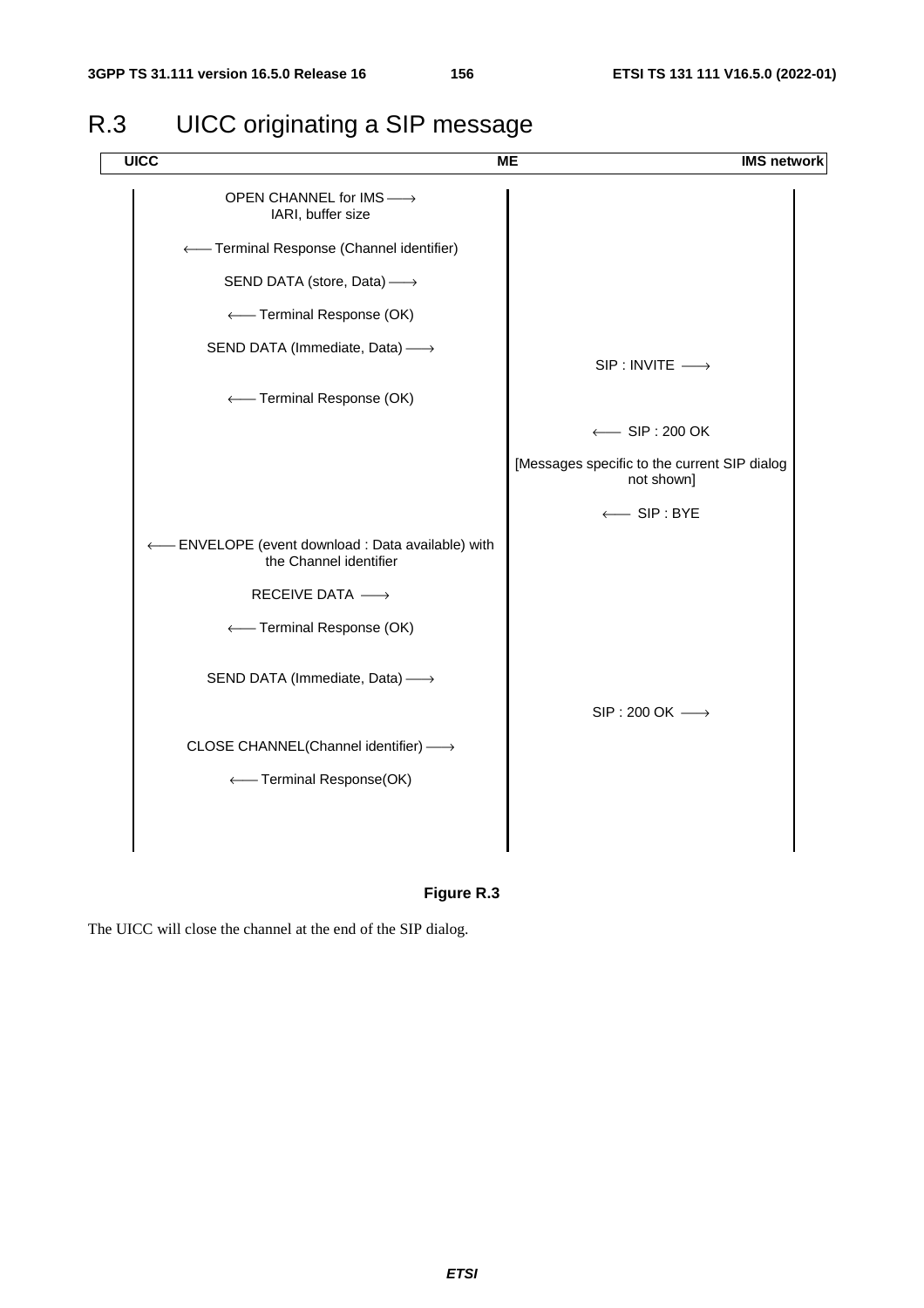# R.3 UICC originating a SIP message

| UICC | ME | IMS network |
|---|---|---|
| OPEN CHANNEL for IMS ⟶ IARI, buffer size | | |
| ⟵ Terminal Response (Channel identifier) | | |
| SEND DATA (store, Data) ⟶ | | |
| ⟵ Terminal Response (OK) | | |
| SEND DATA (Immediate, Data) ⟶ | | |
| | SIP : INVITE ⟶ | |
| ⟵ Terminal Response (OK) | | |
| | ⟵ SIP : 200 OK | |
| | [Messages specific to the current SIP dialog not shown] | |
| | ⟵ SIP : BYE | |
| ⟵ ENVELOPE (event download : Data available) with the Channel identifier | | |
| RECEIVE DATA ⟶ | | |
| ⟵ Terminal Response (OK) | | |
| SEND DATA (Immediate, Data) ⟶ | | |
| | SIP : 200 OK ⟶ | |
| CLOSE CHANNEL(Channel identifier) ⟶ | | |
| ⟵ Terminal Response(OK) | | |

**Figure R.3**

The UICC will close the channel at the end of the SIP dialog.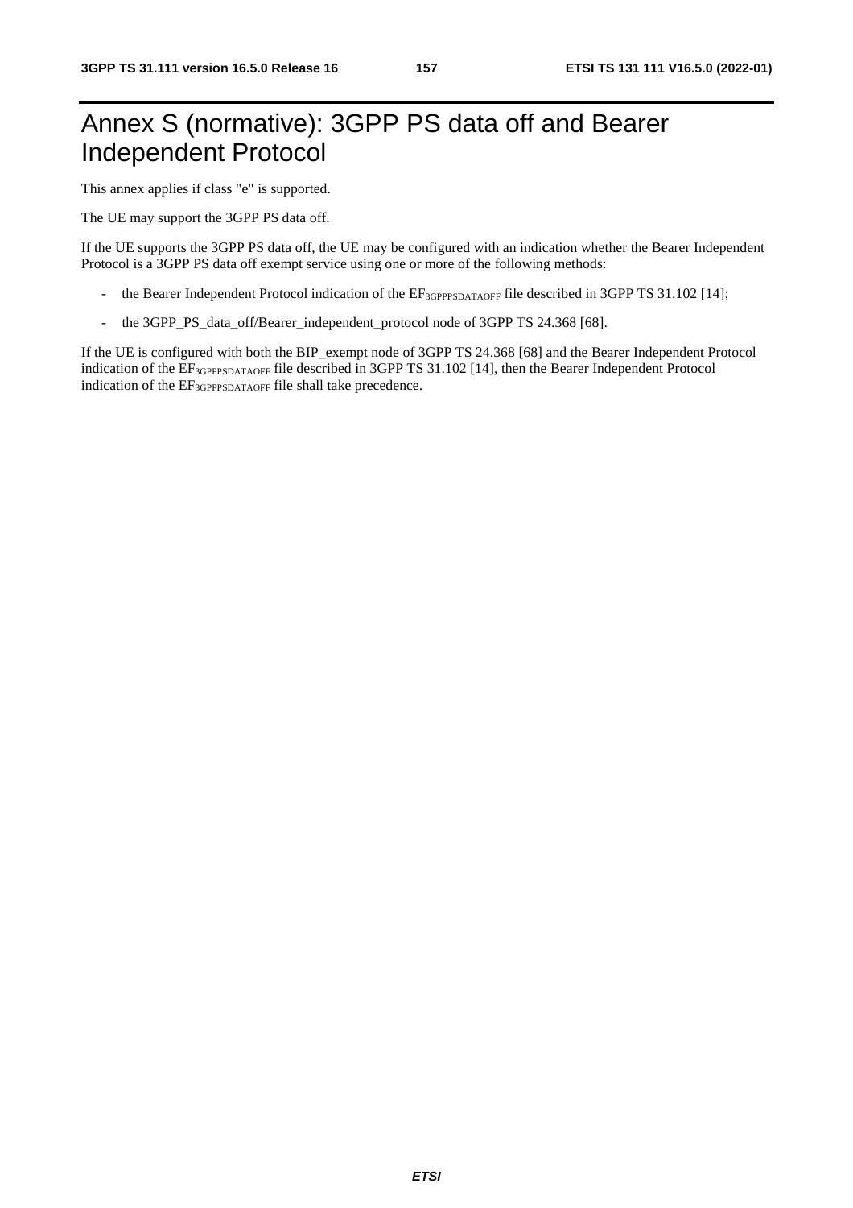# Annex S (normative): 3GPP PS data off and Bearer Independent Protocol

This annex applies if class "e" is supported.

The UE may support the 3GPP PS data off.

If the UE supports the 3GPP PS data off, the UE may be configured with an indication whether the Bearer Independent Protocol is a 3GPP PS data off exempt service using one or more of the following methods:

- the Bearer Independent Protocol indication of the $EF_{3GPPPSDATAOFF}$ file described in 3GPP TS 31.102 [14];
- the 3GPP_PS_data_off/Bearer_independent_protocol node of 3GPP TS 24.368 [68].

If the UE is configured with both the BIP_exempt node of 3GPP TS 24.368 [68] and the Bearer Independent Protocol indication of the $EF_{3GPPPSDATAOFF}$ file described in 3GPP TS 31.102 [14], then the Bearer Independent Protocol indication of the $EF_{3GPPPSDATAOFF}$ file shall take precedence.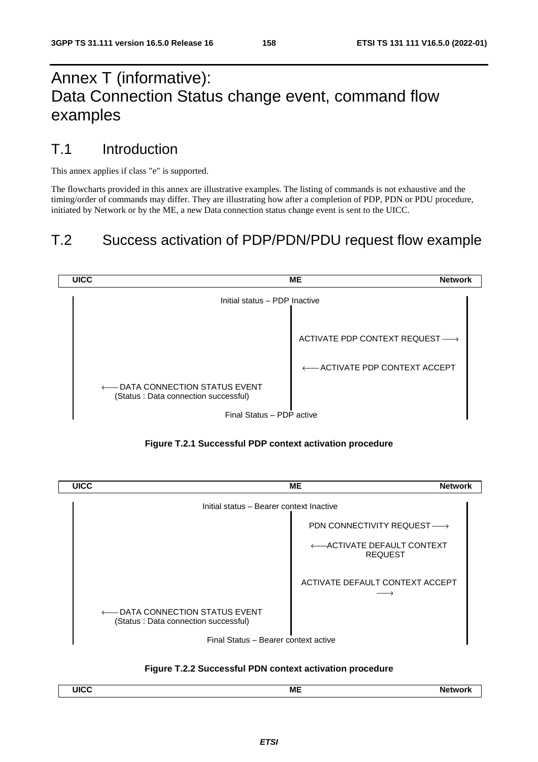# Annex T (informative): Data Connection Status change event, command flow examples

## T.1 Introduction

This annex applies if class "e" is supported.

The flowcharts provided in this annex are illustrative examples. The listing of commands is not exhaustive and the timing/order of commands may differ. They are illustrating how after a completion of PDP, PDN or PDU procedure, initiated by Network or by the ME, a new Data connection status change event is sent to the UICC.

## T.2 Success activation of PDP/PDN/PDU request flow example

| UICC | ME | Network |
| --- | --- | --- |
| | Initial status – PDP Inactive | |
| | ACTIVATE PDP CONTEXT REQUEST ⟶ | |
| | ⟵ ACTIVATE PDP CONTEXT ACCEPT | |
| ⟵ DATA CONNECTION STATUS EVENT (Status : Data connection successful) | | |
| | Final Status – PDP active | |

**Figure T.2.1 Successful PDP context activation procedure**

| UICC | ME | Network |
| --- | --- | --- |
| | Initial status – Bearer context Inactive | |
| | PDN CONNECTIVITY REQUEST ⟶ | |
| | ⟵ ACTIVATE DEFAULT CONTEXT REQUEST | |
| | ACTIVATE DEFAULT CONTEXT ACCEPT ⟶ | |
| ⟵ DATA CONNECTION STATUS EVENT (Status : Data connection successful) | | |
| | Final Status – Bearer context active | |

**Figure T.2.2 Successful PDN context activation procedure**

| UICC | ME | Network |
| --- | --- | --- |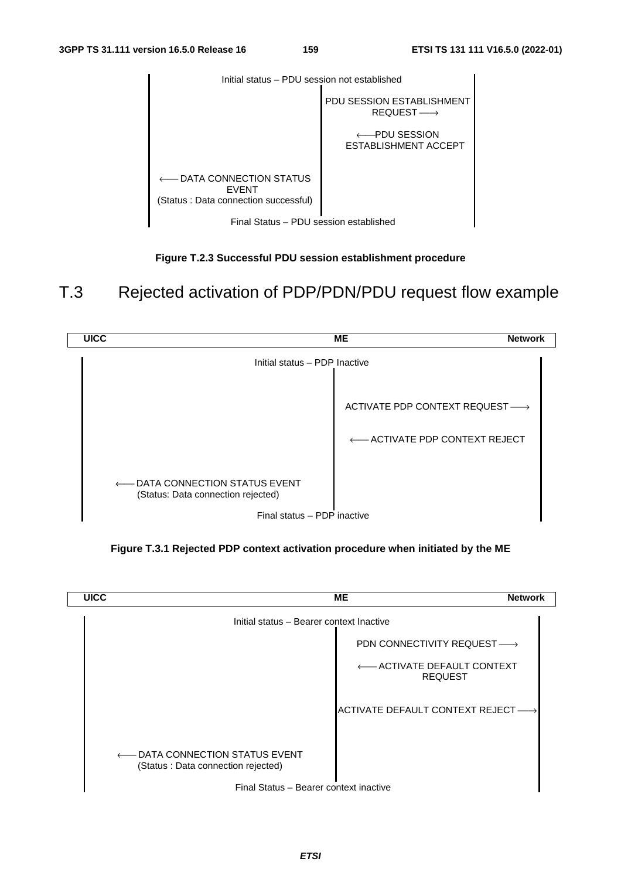Initial status – PDU session not established

PDU SESSION ESTABLISHMENT REQUEST ⟶

⟵ PDU SESSION ESTABLISHMENT ACCEPT

⟵ DATA CONNECTION STATUS EVENT
(Status : Data connection successful)

Final Status – PDU session established

**Figure T.2.3 Successful PDU session establishment procedure**

# T.3 Rejected activation of PDP/PDN/PDU request flow example

| UICC | ME | Network |
|---|---|---|

Initial status – PDP Inactive

ACTIVATE PDP CONTEXT REQUEST ⟶

⟵ ACTIVATE PDP CONTEXT REJECT

⟵ DATA CONNECTION STATUS EVENT
(Status: Data connection rejected)

Final status – PDP inactive

**Figure T.3.1 Rejected PDP context activation procedure when initiated by the ME**

| UICC | ME | Network |
|---|---|---|

Initial status – Bearer context Inactive

PDN CONNECTIVITY REQUEST ⟶

⟵ ACTIVATE DEFAULT CONTEXT REQUEST

ACTIVATE DEFAULT CONTEXT REJECT ⟶

⟵ DATA CONNECTION STATUS EVENT
(Status : Data connection rejected)

Final Status – Bearer context inactive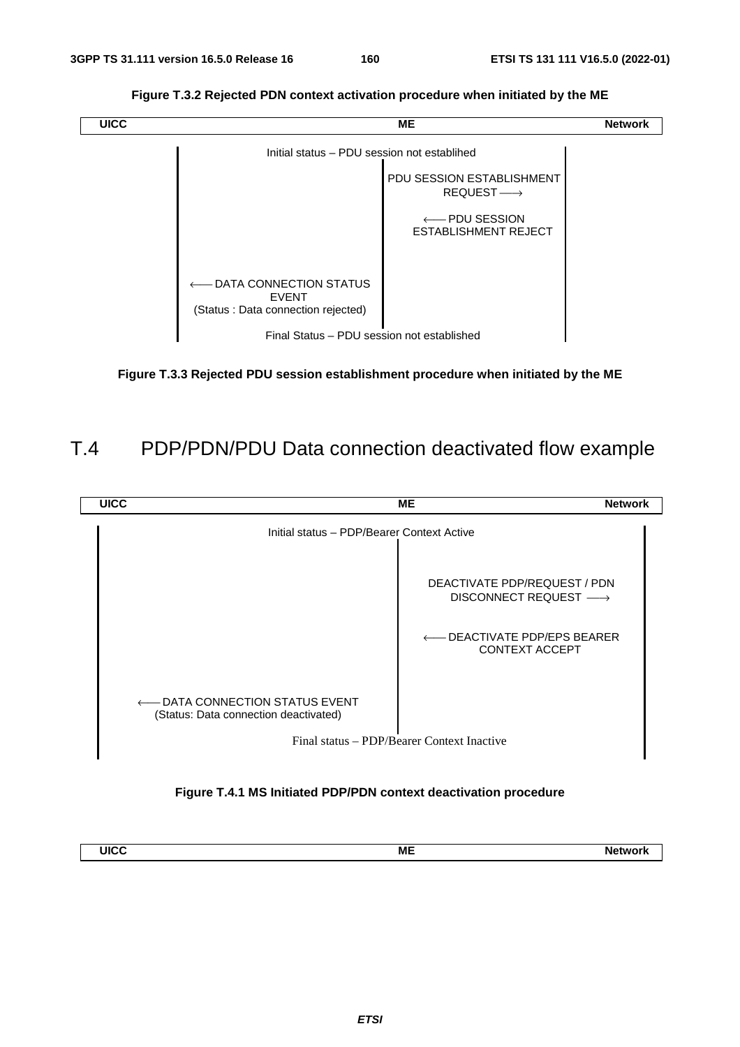**Figure T.3.2 Rejected PDN context activation procedure when initiated by the ME**

| UICC | ME | Network |
|---|---|---|

Initial status – PDU session not establihed

PDU SESSION ESTABLISHMENT REQUEST ⟶

⟵ PDU SESSION ESTABLISHMENT REJECT

⟵ DATA CONNECTION STATUS EVENT
(Status : Data connection rejected)

Final Status – PDU session not established

**Figure T.3.3 Rejected PDU session establishment procedure when initiated by the ME**

# T.4 PDP/PDN/PDU Data connection deactivated flow example

| UICC | ME | Network |
|---|---|---|

Initial status – PDP/Bearer Context Active

DEACTIVATE PDP/REQUEST / PDN DISCONNECT REQUEST ⟶

⟵ DEACTIVATE PDP/EPS BEARER CONTEXT ACCEPT

⟵ DATA CONNECTION STATUS EVENT
(Status: Data connection deactivated)

Final status – PDP/Bearer Context Inactive

**Figure T.4.1 MS Initiated PDP/PDN context deactivation procedure**

| UICC | ME | Network |
|---|---|---|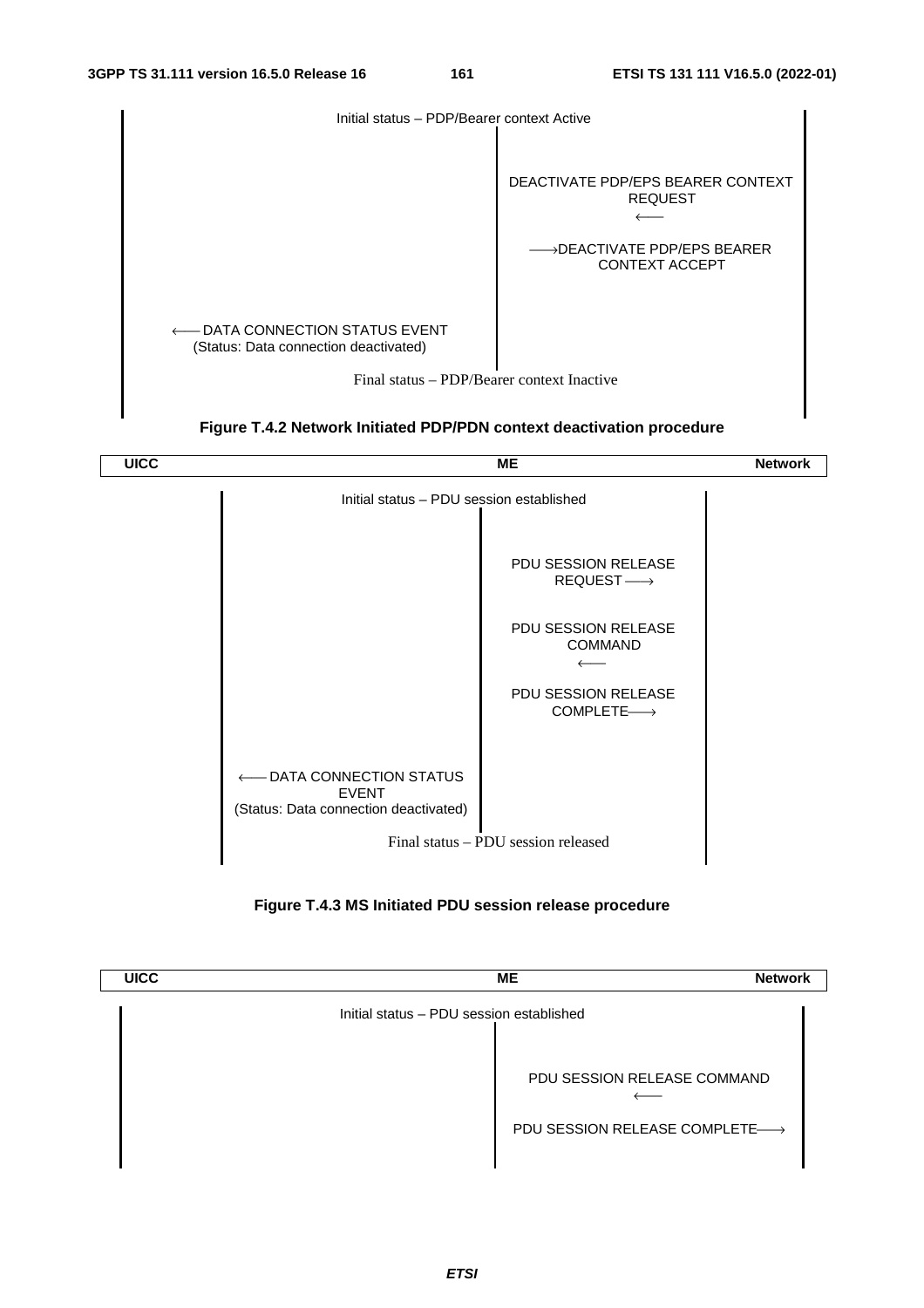Initial status – PDP/Bearer context Active

DEACTIVATE PDP/EPS BEARER CONTEXT REQUEST ⟵

⟶DEACTIVATE PDP/EPS BEARER CONTEXT ACCEPT

⟵ DATA CONNECTION STATUS EVENT (Status: Data connection deactivated)

Final status – PDP/Bearer context Inactive

**Figure T.4.2 Network Initiated PDP/PDN context deactivation procedure**

| UICC | ME | Network |
|---|---|---|

Initial status – PDU session established

PDU SESSION RELEASE REQUEST ⟶

PDU SESSION RELEASE COMMAND ⟵

PDU SESSION RELEASE COMPLETE⟶

⟵ DATA CONNECTION STATUS EVENT (Status: Data connection deactivated)

Final status – PDU session released

**Figure T.4.3 MS Initiated PDU session release procedure**

| UICC | ME | Network |
|---|---|---|

Initial status – PDU session established

PDU SESSION RELEASE COMMAND ⟵

PDU SESSION RELEASE COMPLETE⟶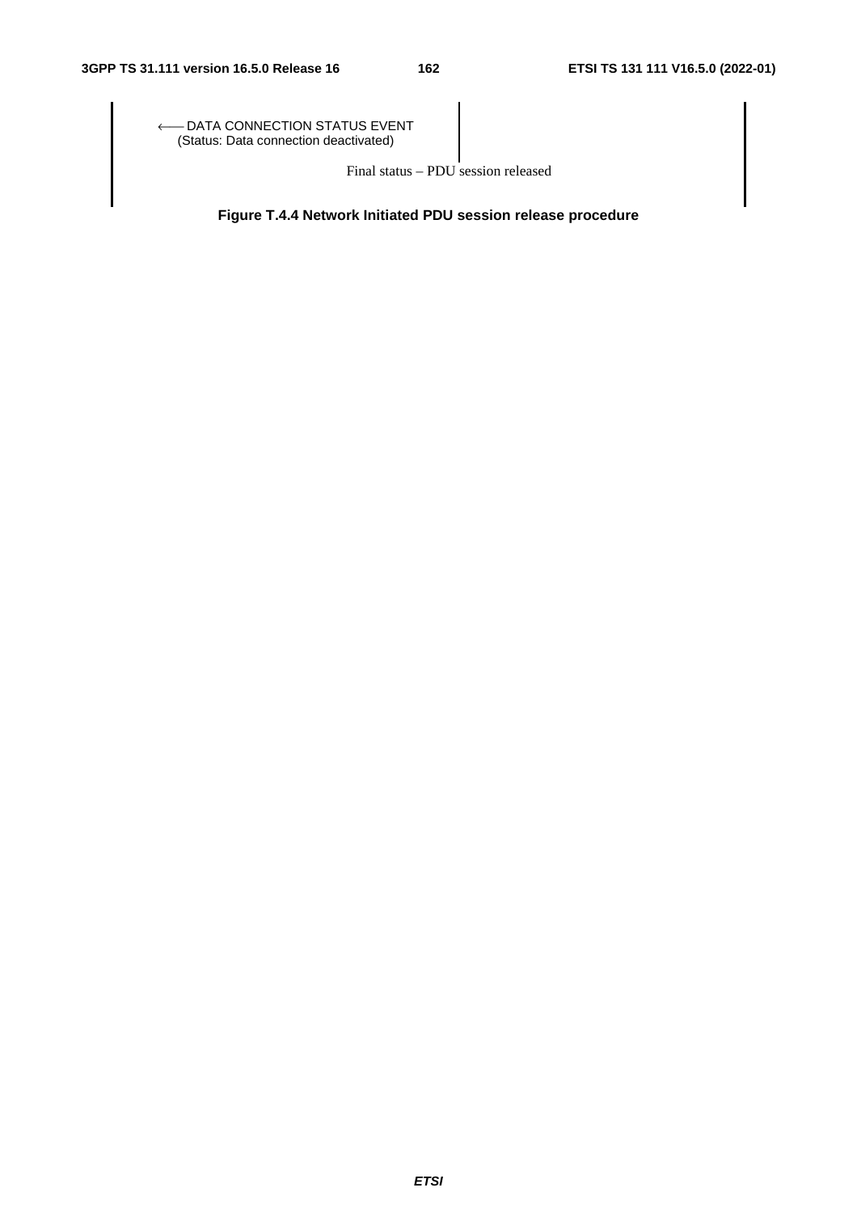⟵ DATA CONNECTION STATUS EVENT
(Status: Data connection deactivated)

Final status – PDU session released

**Figure T.4.4 Network Initiated PDU session release procedure**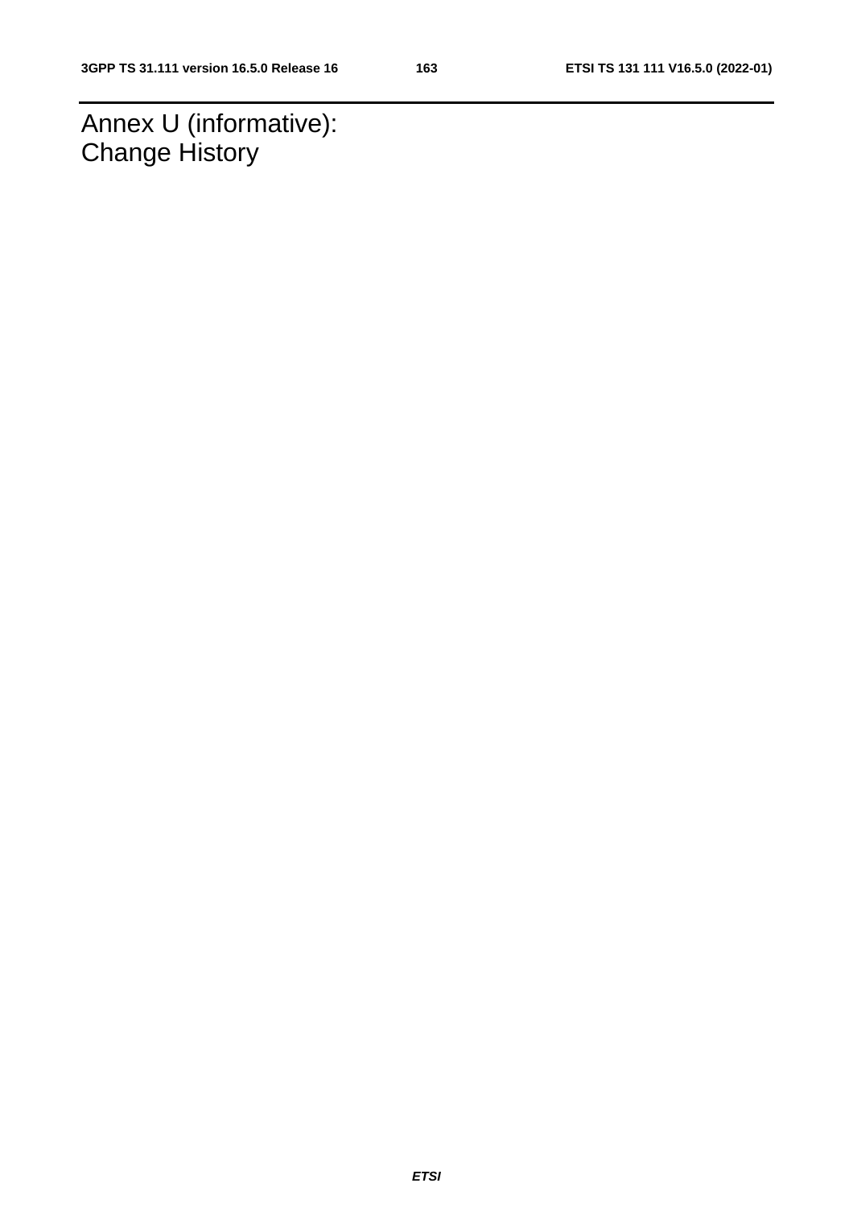# Annex U (informative): Change History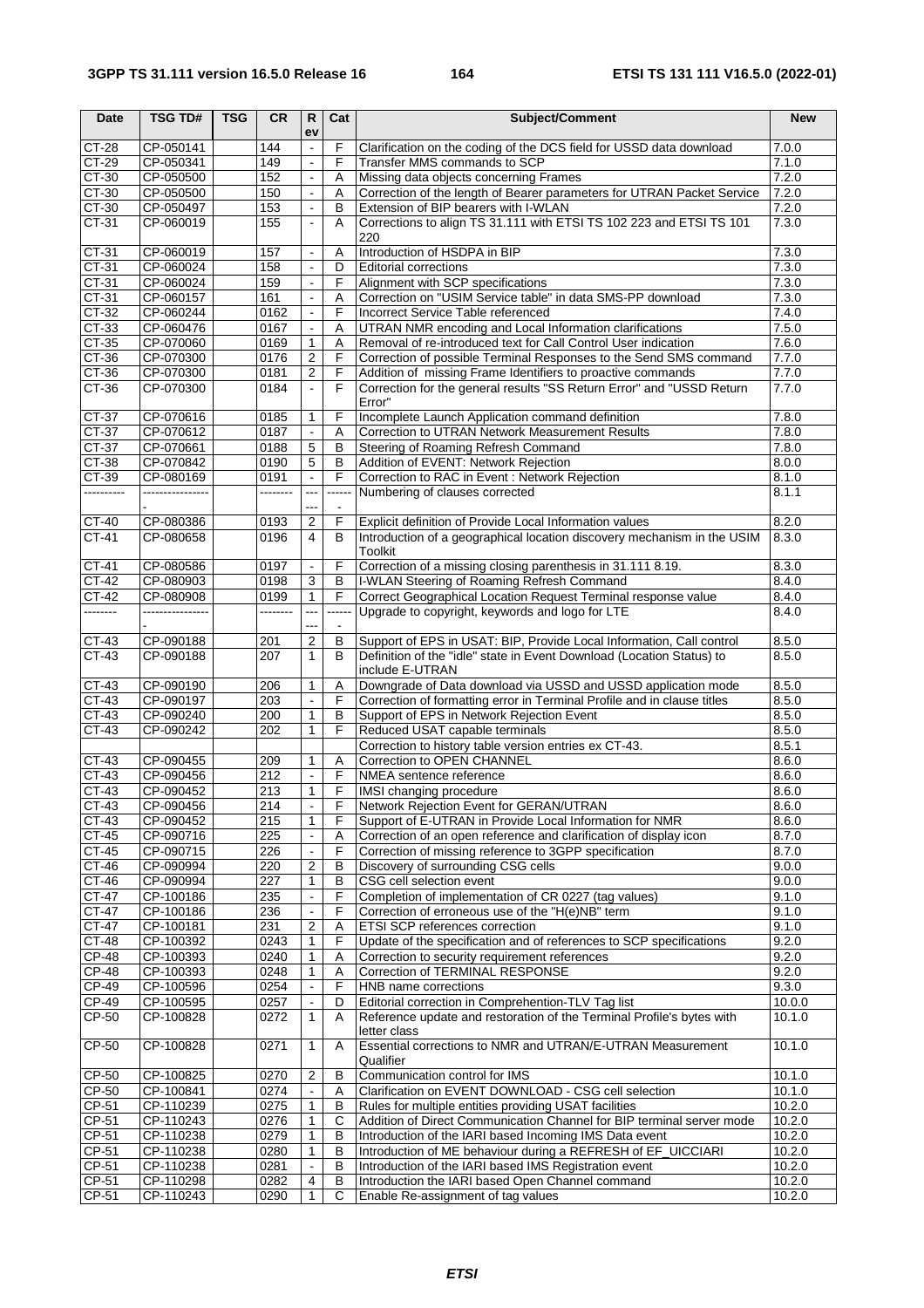| Date | TSG TD# | TSG | CR | Rev | Cat | Subject/Comment | New |
|---|---|---|---|---|---|---|---|
| CT-28 | CP-050141 | | 144 | - | F | Clarification on the coding of the DCS field for USSD data download | 7.0.0 |
| CT-29 | CP-050341 | | 149 | - | F | Transfer MMS commands to SCP | 7.1.0 |
| CT-30 | CP-050500 | | 152 | - | A | Missing data objects concerning Frames | 7.2.0 |
| CT-30 | CP-050500 | | 150 | - | A | Correction of the length of Bearer parameters for UTRAN Packet Service | 7.2.0 |
| CT-30 | CP-050497 | | 153 | - | B | Extension of BIP bearers with I-WLAN | 7.2.0 |
| CT-31 | CP-060019 | | 155 | - | A | Corrections to align TS 31.111 with ETSI TS 102 223 and ETSI TS 101 220 | 7.3.0 |
| CT-31 | CP-060019 | | 157 | - | A | Introduction of HSDPA in BIP | 7.3.0 |
| CT-31 | CP-060024 | | 158 | - | D | Editorial corrections | 7.3.0 |
| CT-31 | CP-060024 | | 159 | - | F | Alignment with SCP specifications | 7.3.0 |
| CT-31 | CP-060157 | | 161 | - | A | Correction on "USIM Service table" in data SMS-PP download | 7.3.0 |
| CT-32 | CP-060244 | | 0162 | - | F | Incorrect Service Table referenced | 7.4.0 |
| CT-33 | CP-060476 | | 0167 | - | A | UTRAN NMR encoding and Local Information clarifications | 7.5.0 |
| CT-35 | CP-070060 | | 0169 | 1 | A | Removal of re-introduced text for Call Control User indication | 7.6.0 |
| CT-36 | CP-070300 | | 0176 | 2 | F | Correction of possible Terminal Responses to the Send SMS command | 7.7.0 |
| CT-36 | CP-070300 | | 0181 | 2 | F | Addition of missing Frame Identifiers to proactive commands | 7.7.0 |
| CT-36 | CP-070300 | | 0184 | - | F | Correction for the general results "SS Return Error" and "USSD Return Error" | 7.7.0 |
| CT-37 | CP-070616 | | 0185 | 1 | F | Incomplete Launch Application command definition | 7.8.0 |
| CT-37 | CP-070612 | | 0187 | - | A | Correction to UTRAN Network Measurement Results | 7.8.0 |
| CT-37 | CP-070661 | | 0188 | 5 | B | Steering of Roaming Refresh Command | 7.8.0 |
| CT-38 | CP-070842 | | 0190 | 5 | B | Addition of EVENT: Network Rejection | 8.0.0 |
| CT-39 | CP-080169 | | 0191 | - | F | Correction to RAC in Event : Network Rejection | 8.1.0 |
| ---------- | ----------------- | | -------- | ------ | ------ - | Numbering of clauses corrected | 8.1.1 |
| CT-40 | CP-080386 | | 0193 | 2 | F | Explicit definition of Provide Local Information values | 8.2.0 |
| CT-41 | CP-080658 | | 0196 | 4 | B | Introduction of a geographical location discovery mechanism in the USIM Toolkit | 8.3.0 |
| CT-41 | CP-080586 | | 0197 | - | F | Correction of a missing closing parenthesis in 31.111 8.19. | 8.3.0 |
| CT-42 | CP-080903 | | 0198 | 3 | B | I-WLAN Steering of Roaming Refresh Command | 8.4.0 |
| CT-42 | CP-080908 | | 0199 | 1 | F | Correct Geographical Location Request Terminal response value | 8.4.0 |
| -------- | ----------------- | | -------- | ------ | ------ - | Upgrade to copyright, keywords and logo for LTE | 8.4.0 |
| CT-43 | CP-090188 | | 201 | 2 | B | Support of EPS in USAT: BIP, Provide Local Information, Call control | 8.5.0 |
| CT-43 | CP-090188 | | 207 | 1 | B | Definition of the "idle" state in Event Download (Location Status) to include E-UTRAN | 8.5.0 |
| CT-43 | CP-090190 | | 206 | 1 | A | Downgrade of Data download via USSD and USSD application mode | 8.5.0 |
| CT-43 | CP-090197 | | 203 | - | F | Correction of formatting error in Terminal Profile and in clause titles | 8.5.0 |
| CT-43 | CP-090240 | | 200 | 1 | B | Support of EPS in Network Rejection Event | 8.5.0 |
| CT-43 | CP-090242 | | 202 | 1 | F | Reduced USAT capable terminals | 8.5.0 |
| | | | | | | Correction to history table version entries ex CT-43. | 8.5.1 |
| CT-43 | CP-090455 | | 209 | 1 | A | Correction to OPEN CHANNEL | 8.6.0 |
| CT-43 | CP-090456 | | 212 | - | F | NMEA sentence reference | 8.6.0 |
| CT-43 | CP-090452 | | 213 | 1 | F | IMSI changing procedure | 8.6.0 |
| CT-43 | CP-090456 | | 214 | - | F | Network Rejection Event for GERAN/UTRAN | 8.6.0 |
| CT-43 | CP-090452 | | 215 | 1 | F | Support of E-UTRAN in Provide Local Information for NMR | 8.6.0 |
| CT-45 | CP-090716 | | 225 | - | A | Correction of an open reference and clarification of display icon | 8.7.0 |
| CT-45 | CP-090715 | | 226 | - | F | Correction of missing reference to 3GPP specification | 8.7.0 |
| CT-46 | CP-090994 | | 220 | 2 | B | Discovery of surrounding CSG cells | 9.0.0 |
| CT-46 | CP-090994 | | 227 | 1 | B | CSG cell selection event | 9.0.0 |
| CT-47 | CP-100186 | | 235 | - | F | Completion of implementation of CR 0227 (tag values) | 9.1.0 |
| CT-47 | CP-100186 | | 236 | - | F | Correction of erroneous use of the "H(e)NB" term | 9.1.0 |
| CT-47 | CP-100181 | | 231 | 2 | A | ETSI SCP references correction | 9.1.0 |
| CT-48 | CP-100392 | | 0243 | 1 | F | Update of the specification and of references to SCP specifications | 9.2.0 |
| CP-48 | CP-100393 | | 0240 | 1 | A | Correction to security requirement references | 9.2.0 |
| CP-48 | CP-100393 | | 0248 | 1 | A | Correction of TERMINAL RESPONSE | 9.2.0 |
| CP-49 | CP-100596 | | 0254 | - | F | HNB name corrections | 9.3.0 |
| CP-49 | CP-100595 | | 0257 | - | D | Editorial correction in Comprehention-TLV Tag list | 10.0.0 |
| CP-50 | CP-100828 | | 0272 | 1 | A | Reference update and restoration of the Terminal Profile's bytes with letter class | 10.1.0 |
| CP-50 | CP-100828 | | 0271 | 1 | A | Essential corrections to NMR and UTRAN/E-UTRAN Measurement Qualifier | 10.1.0 |
| CP-50 | CP-100825 | | 0270 | 2 | B | Communication control for IMS | 10.1.0 |
| CP-50 | CP-100841 | | 0274 | - | A | Clarification on EVENT DOWNLOAD - CSG cell selection | 10.1.0 |
| CP-51 | CP-110239 | | 0275 | 1 | B | Rules for multiple entities providing USAT facilities | 10.2.0 |
| CP-51 | CP-110243 | | 0276 | 1 | C | Addition of Direct Communication Channel for BIP terminal server mode | 10.2.0 |
| CP-51 | CP-110238 | | 0279 | 1 | B | Introduction of the IARI based Incoming IMS Data event | 10.2.0 |
| CP-51 | CP-110238 | | 0280 | 1 | B | Introduction of ME behaviour during a REFRESH of EF_UICCIARI | 10.2.0 |
| CP-51 | CP-110238 | | 0281 | - | B | Introduction of the IARI based IMS Registration event | 10.2.0 |
| CP-51 | CP-110298 | | 0282 | 4 | B | Introduction the IARI based Open Channel command | 10.2.0 |
| CP-51 | CP-110243 | | 0290 | 1 | C | Enable Re-assignment of tag values | 10.2.0 |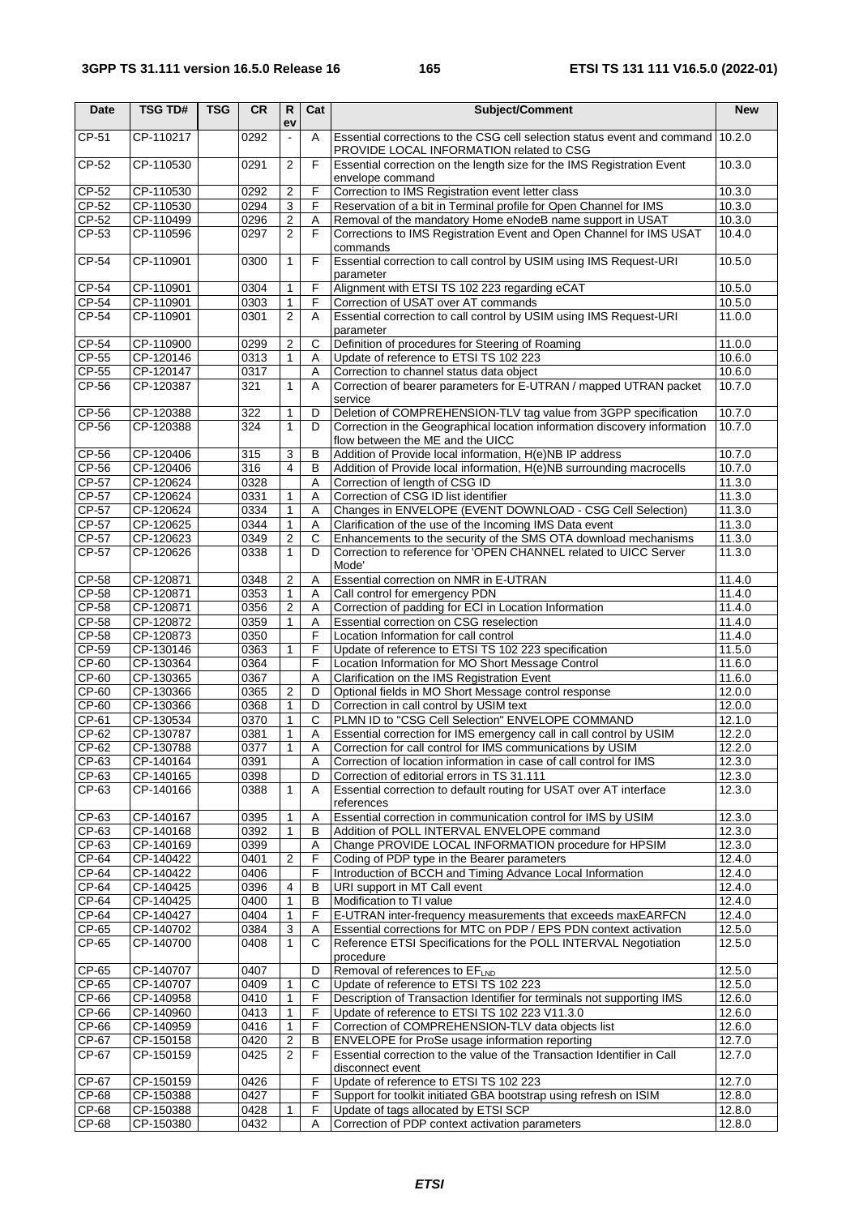| Date | TSG TD# | TSG | CR | Rev | Cat | Subject/Comment | New |
| --- | --- | --- | --- | --- | --- | --- | --- |
| CP-51 | CP-110217 | | 0292 | - | A | Essential corrections to the CSG cell selection status event and command PROVIDE LOCAL INFORMATION related to CSG | 10.2.0 |
| CP-52 | CP-110530 | | 0291 | 2 | F | Essential correction on the length size for the IMS Registration Event envelope command | 10.3.0 |
| CP-52 | CP-110530 | | 0292 | 2 | F | Correction to IMS Registration event letter class | 10.3.0 |
| CP-52 | CP-110530 | | 0294 | 3 | F | Reservation of a bit in Terminal profile for Open Channel for IMS | 10.3.0 |
| CP-52 | CP-110499 | | 0296 | 2 | A | Removal of the mandatory Home eNodeB name support in USAT | 10.3.0 |
| CP-53 | CP-110596 | | 0297 | 2 | F | Corrections to IMS Registration Event and Open Channel for IMS USAT commands | 10.4.0 |
| CP-54 | CP-110901 | | 0300 | 1 | F | Essential correction to call control by USIM using IMS Request-URI parameter | 10.5.0 |
| CP-54 | CP-110901 | | 0304 | 1 | F | Alignment with ETSI TS 102 223 regarding eCAT | 10.5.0 |
| CP-54 | CP-110901 | | 0303 | 1 | F | Correction of USAT over AT commands | 10.5.0 |
| CP-54 | CP-110901 | | 0301 | 2 | A | Essential correction to call control by USIM using IMS Request-URI parameter | 11.0.0 |
| CP-54 | CP-110900 | | 0299 | 2 | C | Definition of procedures for Steering of Roaming | 11.0.0 |
| CP-55 | CP-120146 | | 0313 | 1 | A | Update of reference to ETSI TS 102 223 | 10.6.0 |
| CP-55 | CP-120147 | | 0317 | | A | Correction to channel status data object | 10.6.0 |
| CP-56 | CP-120387 | | 321 | 1 | A | Correction of bearer parameters for E-UTRAN / mapped UTRAN packet service | 10.7.0 |
| CP-56 | CP-120388 | | 322 | 1 | D | Deletion of COMPREHENSION-TLV tag value from 3GPP specification | 10.7.0 |
| CP-56 | CP-120388 | | 324 | 1 | D | Correction in the Geographical location information discovery information flow between the ME and the UICC | 10.7.0 |
| CP-56 | CP-120406 | | 315 | 3 | B | Addition of Provide local information, H(e)NB IP address | 10.7.0 |
| CP-56 | CP-120406 | | 316 | 4 | B | Addition of Provide local information, H(e)NB surrounding macrocells | 10.7.0 |
| CP-57 | CP-120624 | | 0328 | | A | Correction of length of CSG ID | 11.3.0 |
| CP-57 | CP-120624 | | 0331 | 1 | A | Correction of CSG ID list identifier | 11.3.0 |
| CP-57 | CP-120624 | | 0334 | 1 | A | Changes in ENVELOPE (EVENT DOWNLOAD - CSG Cell Selection) | 11.3.0 |
| CP-57 | CP-120625 | | 0344 | 1 | A | Clarification of the use of the Incoming IMS Data event | 11.3.0 |
| CP-57 | CP-120623 | | 0349 | 2 | C | Enhancements to the security of the SMS OTA download mechanisms | 11.3.0 |
| CP-57 | CP-120626 | | 0338 | 1 | D | Correction to reference for 'OPEN CHANNEL related to UICC Server Mode' | 11.3.0 |
| CP-58 | CP-120871 | | 0348 | 2 | A | Essential correction on NMR in E-UTRAN | 11.4.0 |
| CP-58 | CP-120871 | | 0353 | 1 | A | Call control for emergency PDN | 11.4.0 |
| CP-58 | CP-120871 | | 0356 | 2 | A | Correction of padding for ECI in Location Information | 11.4.0 |
| CP-58 | CP-120872 | | 0359 | 1 | A | Essential correction on CSG reselection | 11.4.0 |
| CP-58 | CP-120873 | | 0350 | | F | Location Information for call control | 11.4.0 |
| CP-59 | CP-130146 | | 0363 | 1 | F | Update of reference to ETSI TS 102 223 specification | 11.5.0 |
| CP-60 | CP-130364 | | 0364 | | F | Location Information for MO Short Message Control | 11.6.0 |
| CP-60 | CP-130365 | | 0367 | | A | Clarification on the IMS Registration Event | 11.6.0 |
| CP-60 | CP-130366 | | 0365 | 2 | D | Optional fields in MO Short Message control response | 12.0.0 |
| CP-60 | CP-130366 | | 0368 | 1 | D | Correction in call control by USIM text | 12.0.0 |
| CP-61 | CP-130534 | | 0370 | 1 | C | PLMN ID to "CSG Cell Selection" ENVELOPE COMMAND | 12.1.0 |
| CP-62 | CP-130787 | | 0381 | 1 | A | Essential correction for IMS emergency call in call control by USIM | 12.2.0 |
| CP-62 | CP-130788 | | 0377 | 1 | A | Correction for call control for IMS communications by USIM | 12.2.0 |
| CP-63 | CP-140164 | | 0391 | | A | Correction of location information in case of call control for IMS | 12.3.0 |
| CP-63 | CP-140165 | | 0398 | | D | Correction of editorial errors in TS 31.111 | 12.3.0 |
| CP-63 | CP-140166 | | 0388 | 1 | A | Essential correction to default routing for USAT over AT interface references | 12.3.0 |
| CP-63 | CP-140167 | | 0395 | 1 | A | Essential correction in communication control for IMS by USIM | 12.3.0 |
| CP-63 | CP-140168 | | 0392 | 1 | B | Addition of POLL INTERVAL ENVELOPE command | 12.3.0 |
| CP-63 | CP-140169 | | 0399 | | A | Change PROVIDE LOCAL INFORMATION procedure for HPSIM | 12.3.0 |
| CP-64 | CP-140422 | | 0401 | 2 | F | Coding of PDP type in the Bearer parameters | 12.4.0 |
| CP-64 | CP-140422 | | 0406 | | F | Introduction of BCCH and Timing Advance Local Information | 12.4.0 |
| CP-64 | CP-140425 | | 0396 | 4 | B | URI support in MT Call event | 12.4.0 |
| CP-64 | CP-140425 | | 0400 | 1 | B | Modification to TI value | 12.4.0 |
| CP-64 | CP-140427 | | 0404 | 1 | F | E-UTRAN inter-frequency measurements that exceeds maxEARFCN | 12.4.0 |
| CP-65 | CP-140702 | | 0384 | 3 | A | Essential corrections for MTC on PDP / EPS PDN context activation | 12.5.0 |
| CP-65 | CP-140700 | | 0408 | 1 | C | Reference ETSI Specifications for the POLL INTERVAL Negotiation procedure | 12.5.0 |
| CP-65 | CP-140707 | | 0407 | | D | Removal of references to $EF_{LND}$ | 12.5.0 |
| CP-65 | CP-140707 | | 0409 | 1 | C | Update of reference to ETSI TS 102 223 | 12.5.0 |
| CP-66 | CP-140958 | | 0410 | 1 | F | Description of Transaction Identifier for terminals not supporting IMS | 12.6.0 |
| CP-66 | CP-140960 | | 0413 | 1 | F | Update of reference to ETSI TS 102 223 V11.3.0 | 12.6.0 |
| CP-66 | CP-140959 | | 0416 | 1 | F | Correction of COMPREHENSION-TLV data objects list | 12.6.0 |
| CP-67 | CP-150158 | | 0420 | 2 | B | ENVELOPE for ProSe usage information reporting | 12.7.0 |
| CP-67 | CP-150159 | | 0425 | 2 | F | Essential correction to the value of the Transaction Identifier in Call disconnect event | 12.7.0 |
| CP-67 | CP-150159 | | 0426 | | F | Update of reference to ETSI TS 102 223 | 12.7.0 |
| CP-68 | CP-150388 | | 0427 | | F | Support for toolkit initiated GBA bootstrap using refresh on ISIM | 12.8.0 |
| CP-68 | CP-150388 | | 0428 | 1 | F | Update of tags allocated by ETSI SCP | 12.8.0 |
| CP-68 | CP-150380 | | 0432 | | A | Correction of PDP context activation parameters | 12.8.0 |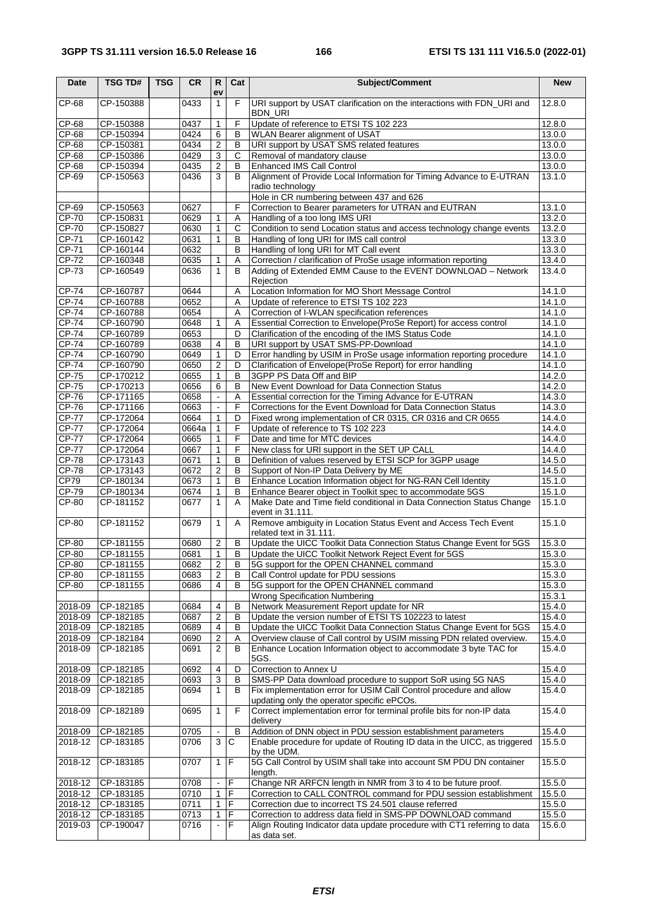| Date | TSG TD# | TSG | CR | Rev | Cat | Subject/Comment | New |
|---|---|---|---|---|---|---|---|
| CP-68 | CP-150388 | | 0433 | 1 | F | URI support by USAT clarification on the interactions with FDN_URI and BDN_URI | 12.8.0 |
| CP-68 | CP-150388 | | 0437 | 1 | F | Update of reference to ETSI TS 102 223 | 12.8.0 |
| CP-68 | CP-150394 | | 0424 | 6 | B | WLAN Bearer alignment of USAT | 13.0.0 |
| CP-68 | CP-150381 | | 0434 | 2 | B | URI support by USAT SMS related features | 13.0.0 |
| CP-68 | CP-150386 | | 0429 | 3 | C | Removal of mandatory clause | 13.0.0 |
| CP-68 | CP-150394 | | 0435 | 2 | B | Enhanced IMS Call Control | 13.0.0 |
| CP-69 | CP-150563 | | 0436 | 3 | B | Alignment of Provide Local Information for Timing Advance to E-UTRAN radio technology | 13.1.0 |
| | | | | | | Hole in CR numbering between 437 and 626 | |
| CP-69 | CP-150563 | | 0627 | | F | Correction to Bearer parameters for UTRAN and EUTRAN | 13.1.0 |
| CP-70 | CP-150831 | | 0629 | 1 | A | Handling of a too long IMS URI | 13.2.0 |
| CP-70 | CP-150827 | | 0630 | 1 | C | Condition to send Location status and access technology change events | 13.2.0 |
| CP-71 | CP-160142 | | 0631 | 1 | B | Handling of long URI for IMS call control | 13.3.0 |
| CP-71 | CP-160144 | | 0632 | | B | Handling of long URI for MT Call event | 13.3.0 |
| CP-72 | CP-160348 | | 0635 | 1 | A | Correction / clarification of ProSe usage information reporting | 13.4.0 |
| CP-73 | CP-160549 | | 0636 | 1 | B | Adding of Extended EMM Cause to the EVENT DOWNLOAD – Network Rejection | 13.4.0 |
| CP-74 | CP-160787 | | 0644 | | A | Location Information for MO Short Message Control | 14.1.0 |
| CP-74 | CP-160788 | | 0652 | | A | Update of reference to ETSI TS 102 223 | 14.1.0 |
| CP-74 | CP-160788 | | 0654 | | A | Correction of I-WLAN specification references | 14.1.0 |
| CP-74 | CP-160790 | | 0648 | 1 | A | Essential Correction to Envelope(ProSe Report) for access control | 14.1.0 |
| CP-74 | CP-160789 | | 0653 | | D | Clarification of the encoding of the IMS Status Code | 14.1.0 |
| CP-74 | CP-160789 | | 0638 | 4 | B | URI support by USAT SMS-PP-Download | 14.1.0 |
| CP-74 | CP-160790 | | 0649 | 1 | D | Error handling by USIM in ProSe usage information reporting procedure | 14.1.0 |
| CP-74 | CP-160790 | | 0650 | 2 | D | Clarification of Envelope(ProSe Report) for error handling | 14.1.0 |
| CP-75 | CP-170212 | | 0655 | 1 | B | 3GPP PS Data Off and BIP | 14.2.0 |
| CP-75 | CP-170213 | | 0656 | 6 | B | New Event Download for Data Connection Status | 14.2.0 |
| CP-76 | CP-171165 | | 0658 | - | A | Essential correction for the Timing Advance for E-UTRAN | 14.3.0 |
| CP-76 | CP-171166 | | 0663 | - | F | Corrections for the Event Download for Data Connection Status | 14.3.0 |
| CP-77 | CP-172064 | | 0664 | 1 | D | Fixed wrong implementation of CR 0315, CR 0316 and CR 0655 | 14.4.0 |
| CP-77 | CP-172064 | | 0664a | 1 | F | Update of reference to TS 102 223 | 14.4.0 |
| CP-77 | CP-172064 | | 0665 | 1 | F | Date and time for MTC devices | 14.4.0 |
| CP-77 | CP-172064 | | 0667 | 1 | F | New class for URI support in the SET UP CALL | 14.4.0 |
| CP-78 | CP-173143 | | 0671 | 1 | B | Definition of values reserved by ETSI SCP for 3GPP usage | 14.5.0 |
| CP-78 | CP-173143 | | 0672 | 2 | B | Support of Non-IP Data Delivery by ME | 14.5.0 |
| CP79 | CP-180134 | | 0673 | 1 | B | Enhance Location Information object for NG-RAN Cell Identity | 15.1.0 |
| CP-79 | CP-180134 | | 0674 | 1 | B | Enhance Bearer object in Toolkit spec to accommodate 5GS | 15.1.0 |
| CP-80 | CP-181152 | | 0677 | 1 | A | Make Date and Time field conditional in Data Connection Status Change event in 31.111. | 15.1.0 |
| CP-80 | CP-181152 | | 0679 | 1 | A | Remove ambiguity in Location Status Event and Access Tech Event related text in 31.111. | 15.1.0 |
| CP-80 | CP-181155 | | 0680 | 2 | B | Update the UICC Toolkit Data Connection Status Change Event for 5GS | 15.3.0 |
| CP-80 | CP-181155 | | 0681 | 1 | B | Update the UICC Toolkit Network Reject Event for 5GS | 15.3.0 |
| CP-80 | CP-181155 | | 0682 | 2 | B | 5G support for the OPEN CHANNEL command | 15.3.0 |
| CP-80 | CP-181155 | | 0683 | 2 | B | Call Control update for PDU sessions | 15.3.0 |
| CP-80 | CP-181155 | | 0686 | 4 | B | 5G support for the OPEN CHANNEL command | 15.3.0 |
| | | | | | | Wrong Specification Numbering | 15.3.1 |
| 2018-09 | CP-182185 | | 0684 | 4 | B | Network Measurement Report update for NR | 15.4.0 |
| 2018-09 | CP-182185 | | 0687 | 2 | B | Update the version number of ETSI TS 102223 to latest | 15.4.0 |
| 2018-09 | CP-182185 | | 0689 | 4 | B | Update the UICC Toolkit Data Connection Status Change Event for 5GS | 15.4.0 |
| 2018-09 | CP-182184 | | 0690 | 2 | A | Overview clause of Call control by USIM missing PDN related overview. | 15.4.0 |
| 2018-09 | CP-182185 | | 0691 | 2 | B | Enhance Location Information object to accommodate 3 byte TAC for 5GS. | 15.4.0 |
| 2018-09 | CP-182185 | | 0692 | 4 | D | Correction to Annex U | 15.4.0 |
| 2018-09 | CP-182185 | | 0693 | 3 | B | SMS-PP Data download procedure to support SoR using 5G NAS | 15.4.0 |
| 2018-09 | CP-182185 | | 0694 | 1 | B | Fix implementation error for USIM Call Control procedure and allow updating only the operator specific ePCOs. | 15.4.0 |
| 2018-09 | CP-182189 | | 0695 | 1 | F | Correct implementation error for terminal profile bits for non-IP data delivery | 15.4.0 |
| 2018-09 | CP-182185 | | 0705 | - | B | Addition of DNN object in PDU session establishment parameters | 15.4.0 |
| 2018-12 | CP-183185 | | 0706 | 3 | C | Enable procedure for update of Routing ID data in the UICC, as triggered by the UDM. | 15.5.0 |
| 2018-12 | CP-183185 | | 0707 | 1 | F | 5G Call Control by USIM shall take into account SM PDU DN container length. | 15.5.0 |
| 2018-12 | CP-183185 | | 0708 | - | F | Change NR ARFCN length in NMR from 3 to 4 to be future proof. | 15.5.0 |
| 2018-12 | CP-183185 | | 0710 | 1 | F | Correction to CALL CONTROL command for PDU session establishment | 15.5.0 |
| 2018-12 | CP-183185 | | 0711 | 1 | F | Correction due to incorrect TS 24.501 clause referred | 15.5.0 |
| 2018-12 | CP-183185 | | 0713 | 1 | F | Correction to address data field in SMS-PP DOWNLOAD command | 15.5.0 |
| 2019-03 | CP-190047 | | 0716 | - | F | Align Routing Indicator data update procedure with CT1 referring to data as data set. | 15.6.0 |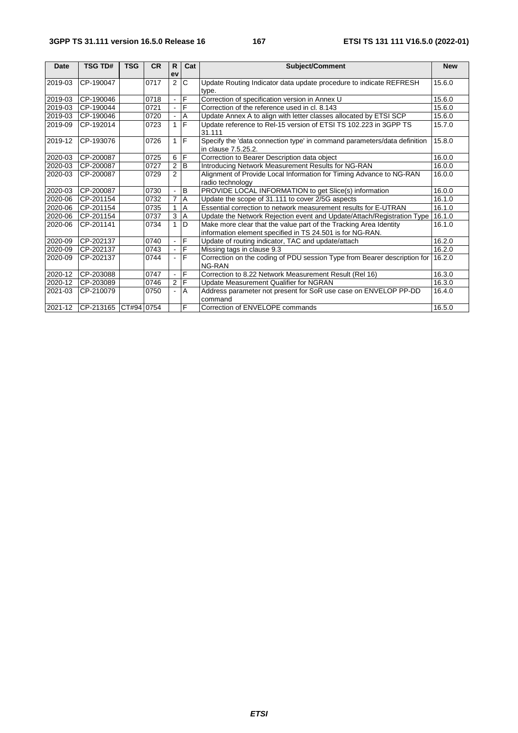| Date | TSG TD# | TSG | CR | Rev | Cat | Subject/Comment | New |
|---|---|---|---|---|---|---|---|
| 2019-03 | CP-190047 | | 0717 | 2 | C | Update Routing Indicator data update procedure to indicate REFRESH type. | 15.6.0 |
| 2019-03 | CP-190046 | | 0718 | - | F | Correction of specification version in Annex U | 15.6.0 |
| 2019-03 | CP-190044 | | 0721 | - | F | Correction of the reference used in cl. 8.143 | 15.6.0 |
| 2019-03 | CP-190046 | | 0720 | - | A | Update Annex A to align with letter classes allocated by ETSI SCP | 15.6.0 |
| 2019-09 | CP-192014 | | 0723 | 1 | F | Update reference to Rel-15 version of ETSI TS 102.223 in 3GPP TS 31.111 | 15.7.0 |
| 2019-12 | CP-193076 | | 0726 | 1 | F | Specify the 'data connection type' in command parameters/data definition in clause 7.5.25.2. | 15.8.0 |
| 2020-03 | CP-200087 | | 0725 | 6 | F | Correction to Bearer Description data object | 16.0.0 |
| 2020-03 | CP-200087 | | 0727 | 2 | B | Introducing Network Measurement Results for NG-RAN | 16.0.0 |
| 2020-03 | CP-200087 | | 0729 | 2 | | Alignment of Provide Local Information for Timing Advance to NG-RAN radio technology | 16.0.0 |
| 2020-03 | CP-200087 | | 0730 | - | B | PROVIDE LOCAL INFORMATION to get Slice(s) information | 16.0.0 |
| 2020-06 | CP-201154 | | 0732 | 7 | A | Update the scope of 31.111 to cover 2/5G aspects | 16.1.0 |
| 2020-06 | CP-201154 | | 0735 | 1 | A | Essential correction to network measurement results for E-UTRAN | 16.1.0 |
| 2020-06 | CP-201154 | | 0737 | 3 | A | Update the Network Rejection event and Update/Attach/Registration Type | 16.1.0 |
| 2020-06 | CP-201141 | | 0734 | 1 | D | Make more clear that the value part of the Tracking Area Identity information element specified in TS 24.501 is for NG-RAN. | 16.1.0 |
| 2020-09 | CP-202137 | | 0740 | - | F | Update of routing indicator, TAC and update/attach | 16.2.0 |
| 2020-09 | CP-202137 | | 0743 | - | F | Missing tags in clause 9.3 | 16.2.0 |
| 2020-09 | CP-202137 | | 0744 | - | F | Correction on the coding of PDU session Type from Bearer description for NG-RAN | 16.2.0 |
| 2020-12 | CP-203088 | | 0747 | - | F | Correction to 8.22 Network Measurement Result (Rel 16) | 16.3.0 |
| 2020-12 | CP-203089 | | 0746 | 2 | F | Update Measurement Qualifier for NGRAN | 16.3.0 |
| 2021-03 | CP-210079 | | 0750 | - | A | Address parameter not present for SoR use case on ENVELOP PP-DD command | 16.4.0 |
| 2021-12 | CP-213165 | CT#94 | 0754 | | F | Correction of ENVELOPE commands | 16.5.0 |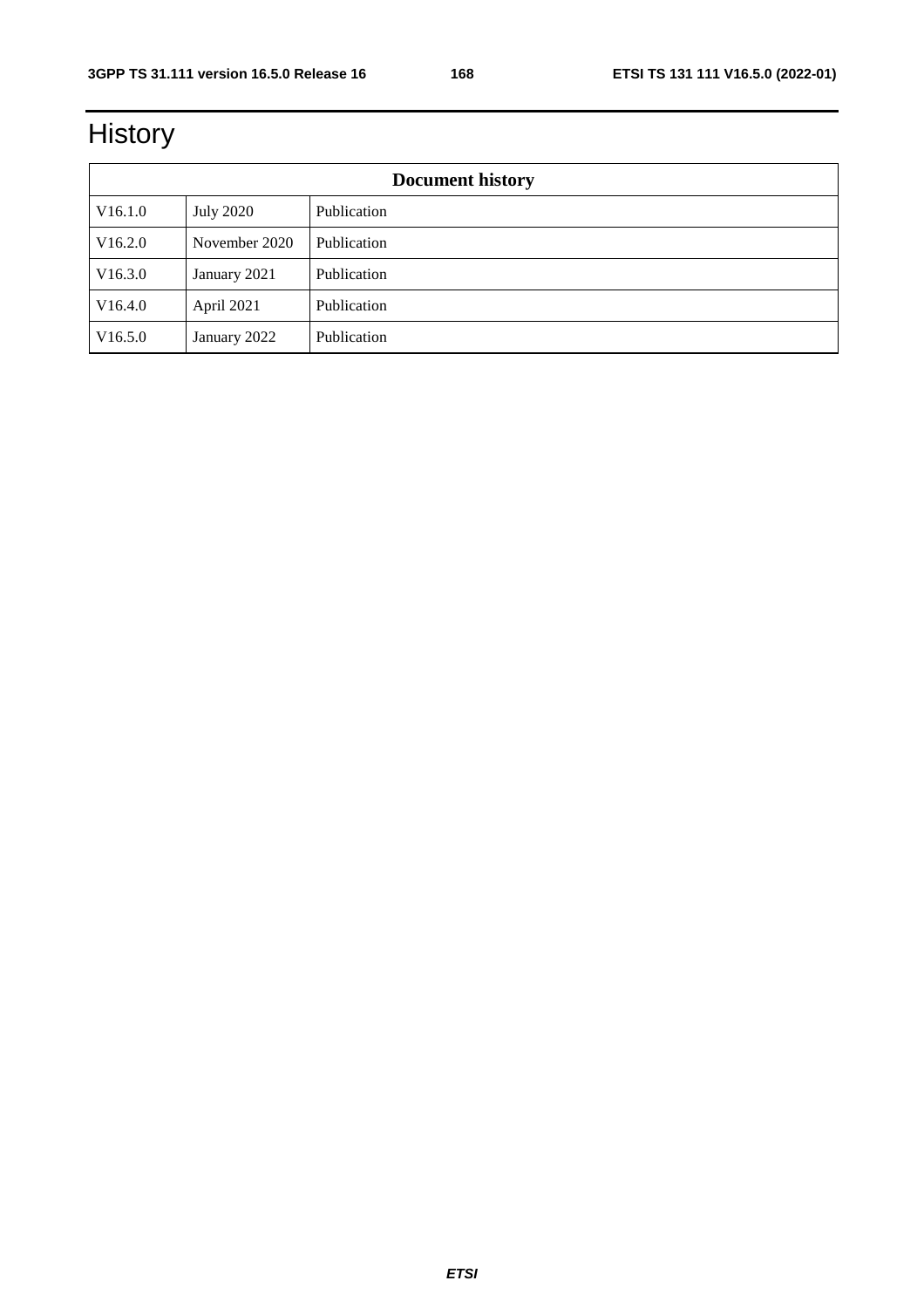# History

| Document history | | |
|---|---|---|
| V16.1.0 | July 2020 | Publication |
| V16.2.0 | November 2020 | Publication |
| V16.3.0 | January 2021 | Publication |
| V16.4.0 | April 2021 | Publication |
| V16.5.0 | January 2022 | Publication |